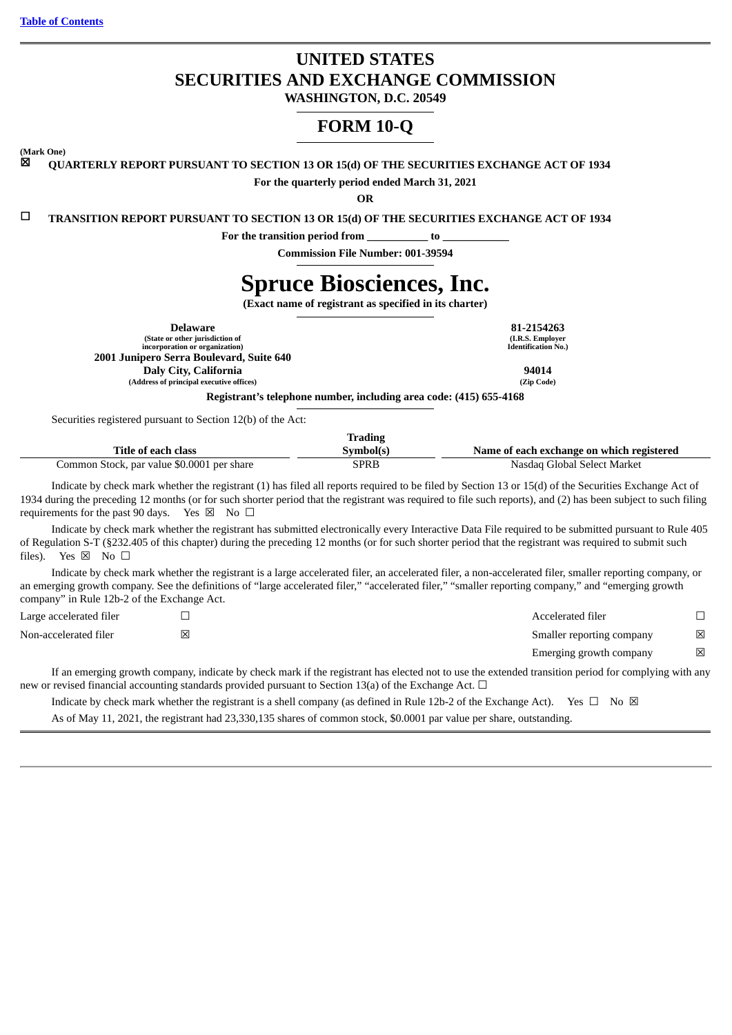[Table of Contents](#)

# UNITED STATES
# SECURITIES AND EXCHANGE COMMISSION

**WASHINGTON, D.C. 20549**

# FORM 10-Q

**(Mark One)**

☒ **QUARTERLY REPORT PURSUANT TO SECTION 13 OR 15(d) OF THE SECURITIES EXCHANGE ACT OF 1934**

**For the quarterly period ended March 31, 2021**

**OR**

☐ **TRANSITION REPORT PURSUANT TO SECTION 13 OR 15(d) OF THE SECURITIES EXCHANGE ACT OF 1934**

**For the transition period from \_\_\_\_\_\_\_\_\_\_ to \_\_\_\_\_\_\_\_\_\_\_**

**Commission File Number: 001-39594**

# Spruce Biosciences, Inc.

**(Exact name of registrant as specified in its charter)**

| | |
|---|---|
| **Delaware**<br>**(State or other jurisdiction of incorporation or organization)** | **81-2154263**<br>**(I.R.S. Employer Identification No.)** |
| **2001 Junipero Serra Boulevard, Suite 640**<br>**Daly City, California**<br>**(Address of principal executive offices)** | **94014**<br>**(Zip Code)** |

**Registrant's telephone number, including area code: (415) 655-4168**

Securities registered pursuant to Section 12(b) of the Act:

| Title of each class | Trading Symbol(s) | Name of each exchange on which registered |
|---|---|---|
| Common Stock, par value $0.0001 per share | SPRB | Nasdaq Global Select Market |

Indicate by check mark whether the registrant (1) has filed all reports required to be filed by Section 13 or 15(d) of the Securities Exchange Act of 1934 during the preceding 12 months (or for such shorter period that the registrant was required to file such reports), and (2) has been subject to such filing requirements for the past 90 days. Yes ☒ No ☐

Indicate by check mark whether the registrant has submitted electronically every Interactive Data File required to be submitted pursuant to Rule 405 of Regulation S-T (§232.405 of this chapter) during the preceding 12 months (or for such shorter period that the registrant was required to submit such files). Yes ☒ No ☐

Indicate by check mark whether the registrant is a large accelerated filer, an accelerated filer, a non-accelerated filer, smaller reporting company, or an emerging growth company. See the definitions of "large accelerated filer," "accelerated filer," "smaller reporting company," and "emerging growth company" in Rule 12b-2 of the Exchange Act.

| | | | |
|---|---|---|---|
| Large accelerated filer | ☐ | Accelerated filer | ☐ |
| Non-accelerated filer | ☒ | Smaller reporting company | ☒ |
| | | Emerging growth company | ☒ |

If an emerging growth company, indicate by check mark if the registrant has elected not to use the extended transition period for complying with any new or revised financial accounting standards provided pursuant to Section 13(a) of the Exchange Act. ☐

Indicate by check mark whether the registrant is a shell company (as defined in Rule 12b-2 of the Exchange Act). Yes ☐ No ☒

As of May 11, 2021, the registrant had 23,330,135 shares of common stock, $0.0001 par value per share, outstanding.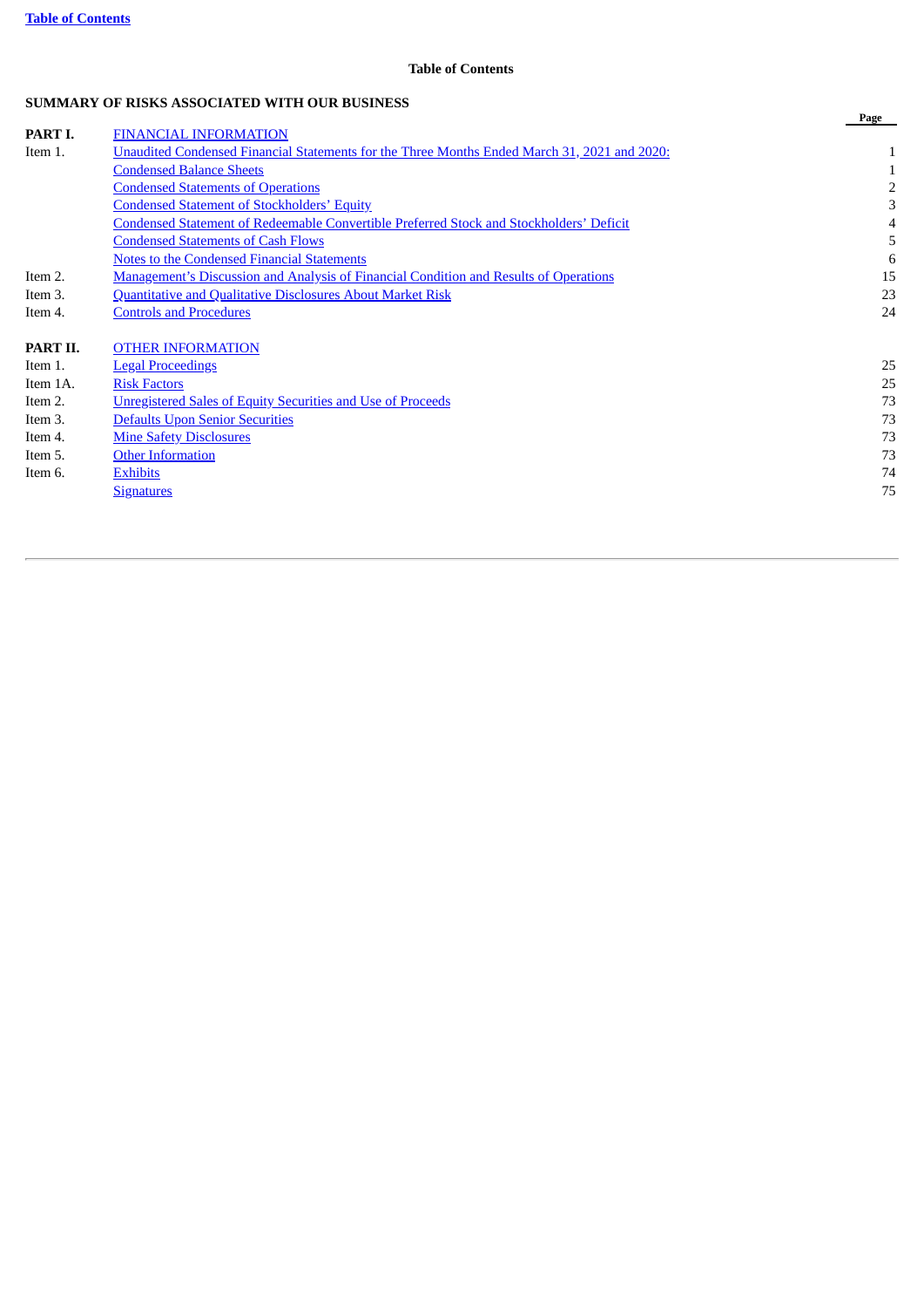**Table of Contents**

## Table of Contents

**SUMMARY OF RISKS ASSOCIATED WITH OUR BUSINESS**

| | | Page |
|---|---|---|
| **PART I.** | FINANCIAL INFORMATION | |
| Item 1. | Unaudited Condensed Financial Statements for the Three Months Ended March 31, 2021 and 2020: | 1 |
| | Condensed Balance Sheets | 1 |
| | Condensed Statements of Operations | 2 |
| | Condensed Statement of Stockholders' Equity | 3 |
| | Condensed Statement of Redeemable Convertible Preferred Stock and Stockholders' Deficit | 4 |
| | Condensed Statements of Cash Flows | 5 |
| | Notes to the Condensed Financial Statements | 6 |
| Item 2. | Management's Discussion and Analysis of Financial Condition and Results of Operations | 15 |
| Item 3. | Quantitative and Qualitative Disclosures About Market Risk | 23 |
| Item 4. | Controls and Procedures | 24 |
| **PART II.** | OTHER INFORMATION | |
| Item 1. | Legal Proceedings | 25 |
| Item 1A. | Risk Factors | 25 |
| Item 2. | Unregistered Sales of Equity Securities and Use of Proceeds | 73 |
| Item 3. | Defaults Upon Senior Securities | 73 |
| Item 4. | Mine Safety Disclosures | 73 |
| Item 5. | Other Information | 73 |
| Item 6. | Exhibits | 74 |
| | Signatures | 75 |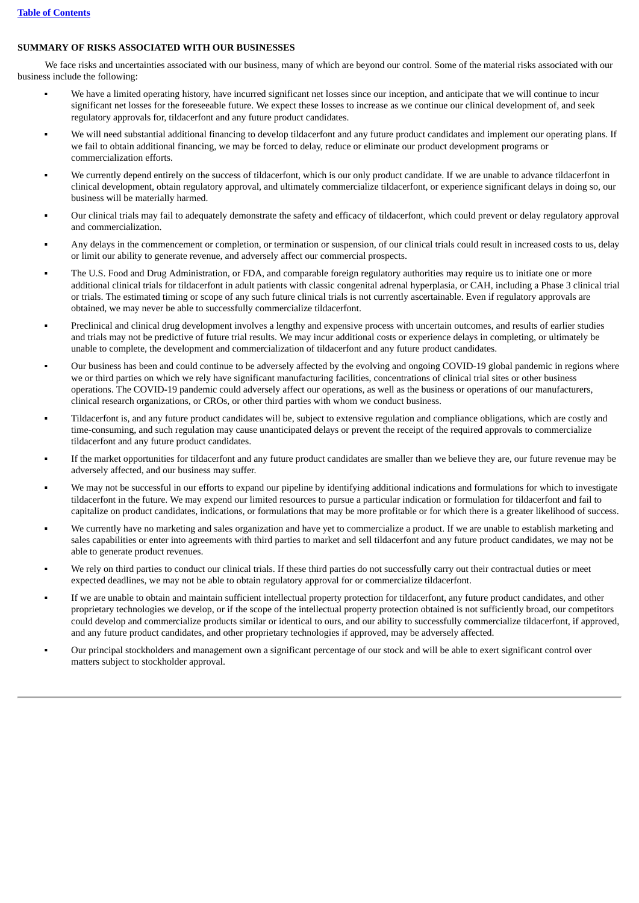## SUMMARY OF RISKS ASSOCIATED WITH OUR BUSINESSES

We face risks and uncertainties associated with our business, many of which are beyond our control. Some of the material risks associated with our business include the following:

- We have a limited operating history, have incurred significant net losses since our inception, and anticipate that we will continue to incur significant net losses for the foreseeable future. We expect these losses to increase as we continue our clinical development of, and seek regulatory approvals for, tildacerfont and any future product candidates.
- We will need substantial additional financing to develop tildacerfont and any future product candidates and implement our operating plans. If we fail to obtain additional financing, we may be forced to delay, reduce or eliminate our product development programs or commercialization efforts.
- We currently depend entirely on the success of tildacerfont, which is our only product candidate. If we are unable to advance tildacerfont in clinical development, obtain regulatory approval, and ultimately commercialize tildacerfont, or experience significant delays in doing so, our business will be materially harmed.
- Our clinical trials may fail to adequately demonstrate the safety and efficacy of tildacerfont, which could prevent or delay regulatory approval and commercialization.
- Any delays in the commencement or completion, or termination or suspension, of our clinical trials could result in increased costs to us, delay or limit our ability to generate revenue, and adversely affect our commercial prospects.
- The U.S. Food and Drug Administration, or FDA, and comparable foreign regulatory authorities may require us to initiate one or more additional clinical trials for tildacerfont in adult patients with classic congenital adrenal hyperplasia, or CAH, including a Phase 3 clinical trial or trials. The estimated timing or scope of any such future clinical trials is not currently ascertainable. Even if regulatory approvals are obtained, we may never be able to successfully commercialize tildacerfont.
- Preclinical and clinical drug development involves a lengthy and expensive process with uncertain outcomes, and results of earlier studies and trials may not be predictive of future trial results. We may incur additional costs or experience delays in completing, or ultimately be unable to complete, the development and commercialization of tildacerfont and any future product candidates.
- Our business has been and could continue to be adversely affected by the evolving and ongoing COVID-19 global pandemic in regions where we or third parties on which we rely have significant manufacturing facilities, concentrations of clinical trial sites or other business operations. The COVID-19 pandemic could adversely affect our operations, as well as the business or operations of our manufacturers, clinical research organizations, or CROs, or other third parties with whom we conduct business.
- Tildacerfont is, and any future product candidates will be, subject to extensive regulation and compliance obligations, which are costly and time-consuming, and such regulation may cause unanticipated delays or prevent the receipt of the required approvals to commercialize tildacerfont and any future product candidates.
- If the market opportunities for tildacerfont and any future product candidates are smaller than we believe they are, our future revenue may be adversely affected, and our business may suffer.
- We may not be successful in our efforts to expand our pipeline by identifying additional indications and formulations for which to investigate tildacerfont in the future. We may expend our limited resources to pursue a particular indication or formulation for tildacerfont and fail to capitalize on product candidates, indications, or formulations that may be more profitable or for which there is a greater likelihood of success.
- We currently have no marketing and sales organization and have yet to commercialize a product. If we are unable to establish marketing and sales capabilities or enter into agreements with third parties to market and sell tildacerfont and any future product candidates, we may not be able to generate product revenues.
- We rely on third parties to conduct our clinical trials. If these third parties do not successfully carry out their contractual duties or meet expected deadlines, we may not be able to obtain regulatory approval for or commercialize tildacerfont.
- If we are unable to obtain and maintain sufficient intellectual property protection for tildacerfont, any future product candidates, and other proprietary technologies we develop, or if the scope of the intellectual property protection obtained is not sufficiently broad, our competitors could develop and commercialize products similar or identical to ours, and our ability to successfully commercialize tildacerfont, if approved, and any future product candidates, and other proprietary technologies if approved, may be adversely affected.
- Our principal stockholders and management own a significant percentage of our stock and will be able to exert significant control over matters subject to stockholder approval.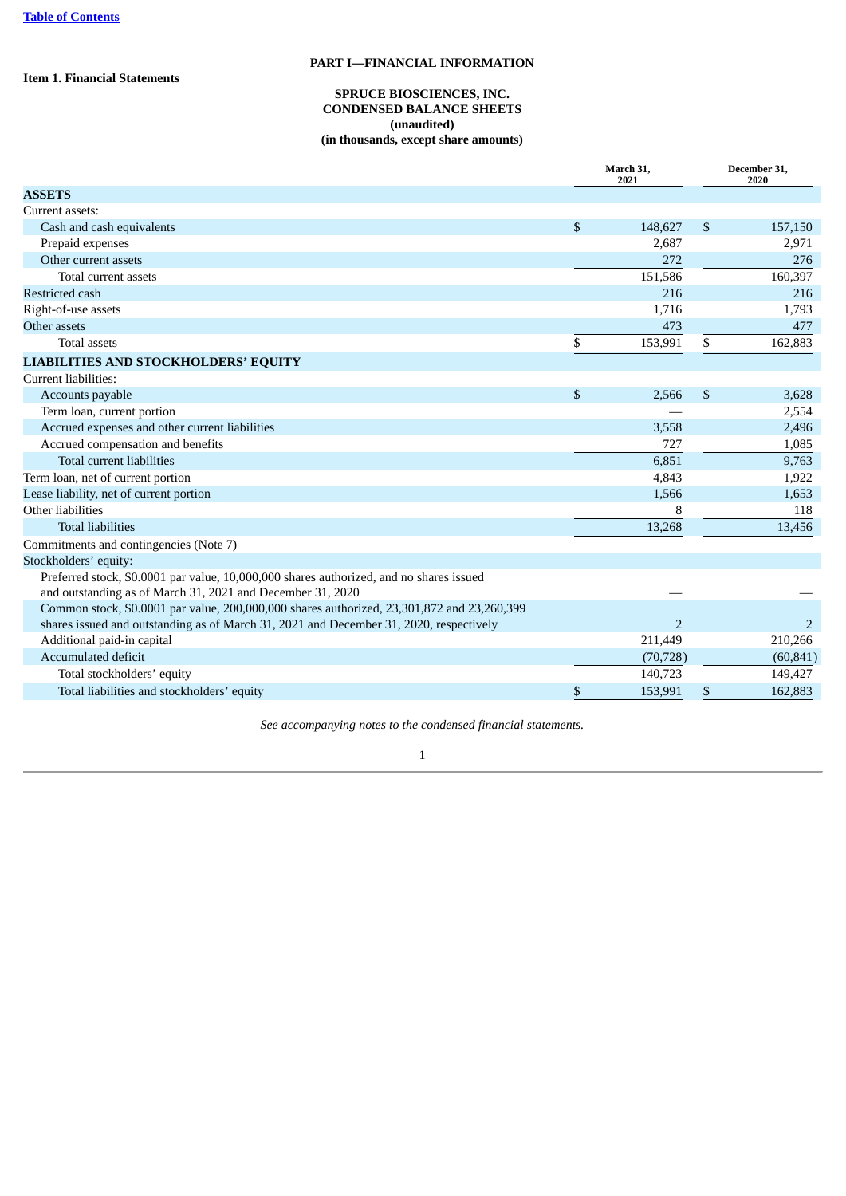# PART I—FINANCIAL INFORMATION

**Item 1. Financial Statements**

**SPRUCE BIOSCIENCES, INC.**
**CONDENSED BALANCE SHEETS**
**(unaudited)**
**(in thousands, except share amounts)**

| | March 31, 2021 | December 31, 2020 |
|---|---|---|
| **ASSETS** | | |
| Current assets: | | |
| Cash and cash equivalents | $ 148,627 | $ 157,150 |
| Prepaid expenses | 2,687 | 2,971 |
| Other current assets | 272 | 276 |
| Total current assets | 151,586 | 160,397 |
| Restricted cash | 216 | 216 |
| Right-of-use assets | 1,716 | 1,793 |
| Other assets | 473 | 477 |
| Total assets | $ 153,991 | $ 162,883 |
| **LIABILITIES AND STOCKHOLDERS' EQUITY** | | |
| Current liabilities: | | |
| Accounts payable | $ 2,566 | $ 3,628 |
| Term loan, current portion | — | 2,554 |
| Accrued expenses and other current liabilities | 3,558 | 2,496 |
| Accrued compensation and benefits | 727 | 1,085 |
| Total current liabilities | 6,851 | 9,763 |
| Term loan, net of current portion | 4,843 | 1,922 |
| Lease liability, net of current portion | 1,566 | 1,653 |
| Other liabilities | 8 | 118 |
| Total liabilities | 13,268 | 13,456 |
| Commitments and contingencies (Note 7) | | |
| Stockholders' equity: | | |
| Preferred stock, $0.0001 par value, 10,000,000 shares authorized, and no shares issued and outstanding as of March 31, 2021 and December 31, 2020 | — | — |
| Common stock, $0.0001 par value, 200,000,000 shares authorized, 23,301,872 and 23,260,399 shares issued and outstanding as of March 31, 2021 and December 31, 2020, respectively | 2 | 2 |
| Additional paid-in capital | 211,449 | 210,266 |
| Accumulated deficit | (70,728) | (60,841) |
| Total stockholders' equity | 140,723 | 149,427 |
| Total liabilities and stockholders' equity | $ 153,991 | $ 162,883 |

*See accompanying notes to the condensed financial statements.*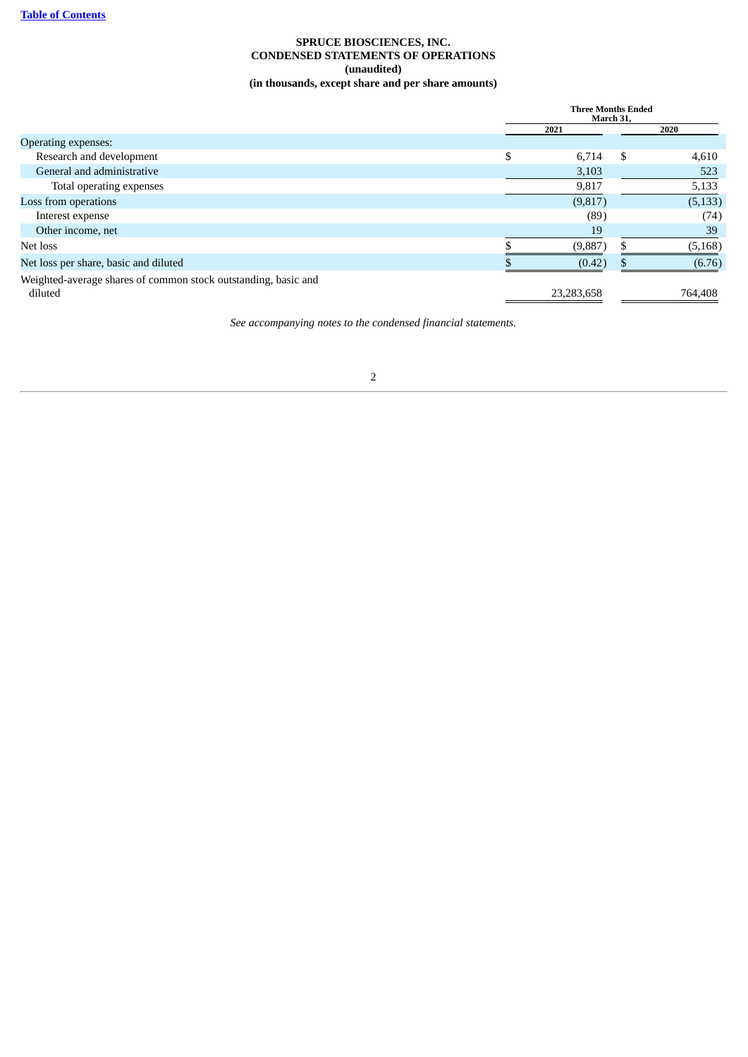**SPRUCE BIOSCIENCES, INC.**
**CONDENSED STATEMENTS OF OPERATIONS**
**(unaudited)**
**(in thousands, except share and per share amounts)**

| | Three Months Ended March 31, | |
|---|---|---|
| | 2021 | 2020 |
| Operating expenses: | | |
| Research and development | $ 6,714 | $ 4,610 |
| General and administrative | 3,103 | 523 |
| Total operating expenses | 9,817 | 5,133 |
| Loss from operations | (9,817) | (5,133) |
| Interest expense | (89) | (74) |
| Other income, net | 19 | 39 |
| Net loss | $ (9,887) | $ (5,168) |
| Net loss per share, basic and diluted | $ (0.42) | $ (6.76) |
| Weighted-average shares of common stock outstanding, basic and diluted | 23,283,658 | 764,408 |

*See accompanying notes to the condensed financial statements.*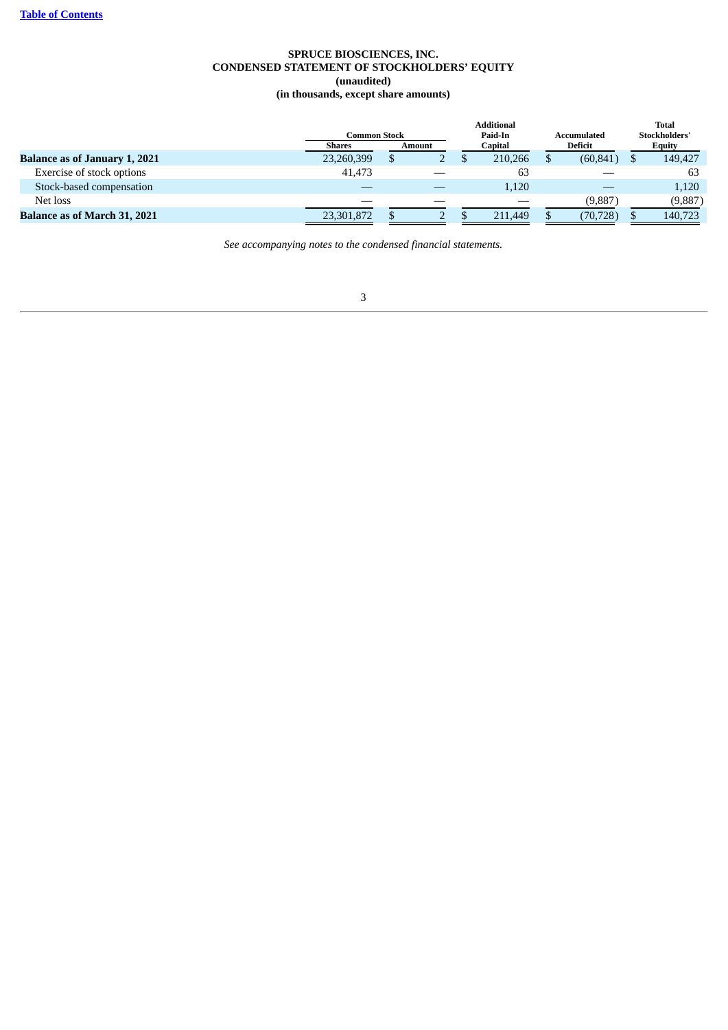**SPRUCE BIOSCIENCES, INC.**
**CONDENSED STATEMENT OF STOCKHOLDERS' EQUITY**
**(unaudited)**
**(in thousands, except share amounts)**

| | Common Stock | | Additional Paid-In Capital | Accumulated Deficit | Total Stockholders' Equity |
|---|---|---|---|---|---|
| | Shares | Amount | | | |
| **Balance as of January 1, 2021** | 23,260,399 | $ 2 | $ 210,266 | $ (60,841) | $ 149,427 |
| Exercise of stock options | 41,473 | — | 63 | — | 63 |
| Stock-based compensation | — | — | 1,120 | — | 1,120 |
| Net loss | — | — | — | (9,887) | (9,887) |
| **Balance as of March 31, 2021** | 23,301,872 | $ 2 | $ 211,449 | $ (70,728) | $ 140,723 |

*See accompanying notes to the condensed financial statements.*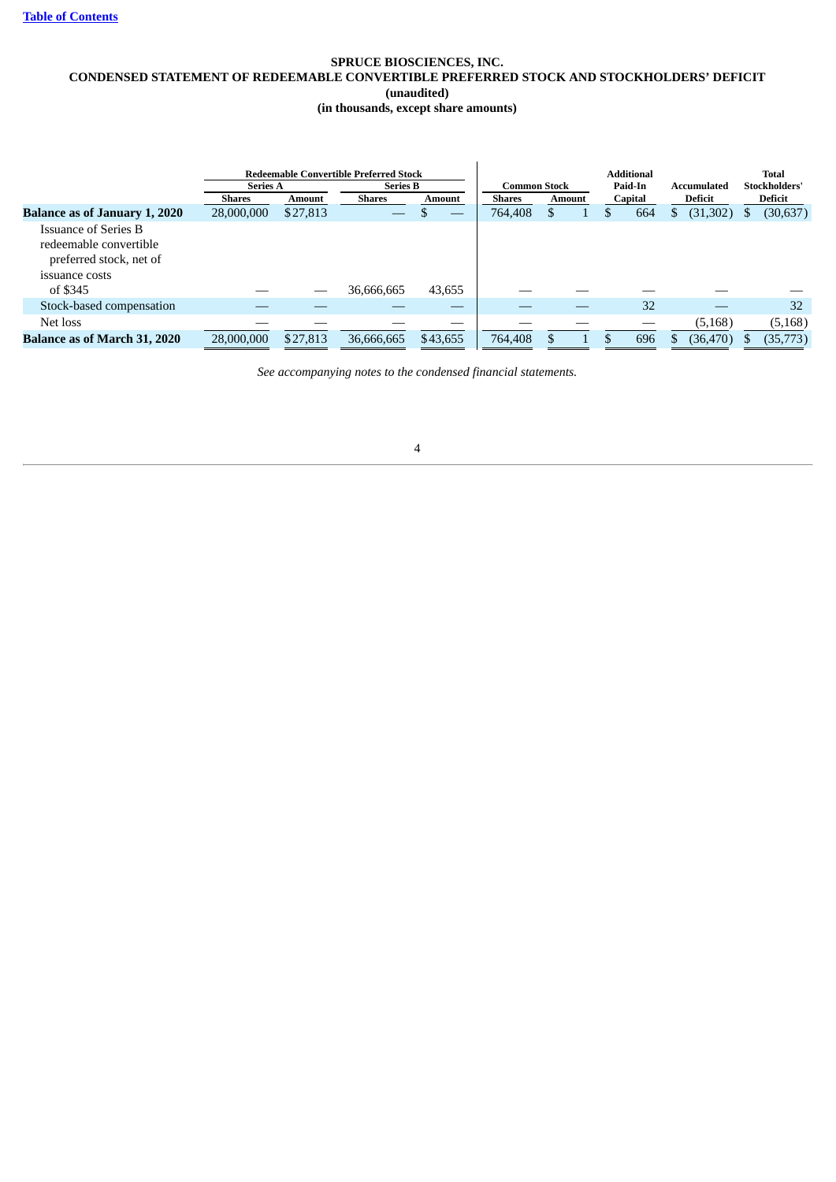**SPRUCE BIOSCIENCES, INC.**
**CONDENSED STATEMENT OF REDEEMABLE CONVERTIBLE PREFERRED STOCK AND STOCKHOLDERS' DEFICIT**
**(unaudited)**
**(in thousands, except share amounts)**

| | Redeemable Convertible Preferred Stock | | | | Common Stock | | Additional Paid-In Capital | Accumulated Deficit | Total Stockholders' Deficit |
|---|---|---|---|---|---|---|---|---|---|
| | Series A | | Series B | | | | | | |
| | Shares | Amount | Shares | Amount | Shares | Amount | | | |
| **Balance as of January 1, 2020** | 28,000,000 | $27,813 | — | $ — | 764,408 | $ 1 | $ 664 | $ (31,302) | $ (30,637) |
| Issuance of Series B redeemable convertible preferred stock, net of issuance costs of $345 | — | — | 36,666,665 | 43,655 | — | — | — | — | — |
| Stock-based compensation | — | — | — | — | — | — | 32 | — | 32 |
| Net loss | — | — | — | — | — | — | — | (5,168) | (5,168) |
| **Balance as of March 31, 2020** | 28,000,000 | $27,813 | 36,666,665 | $43,655 | 764,408 | $ 1 | $ 696 | $ (36,470) | $ (35,773) |

*See accompanying notes to the condensed financial statements.*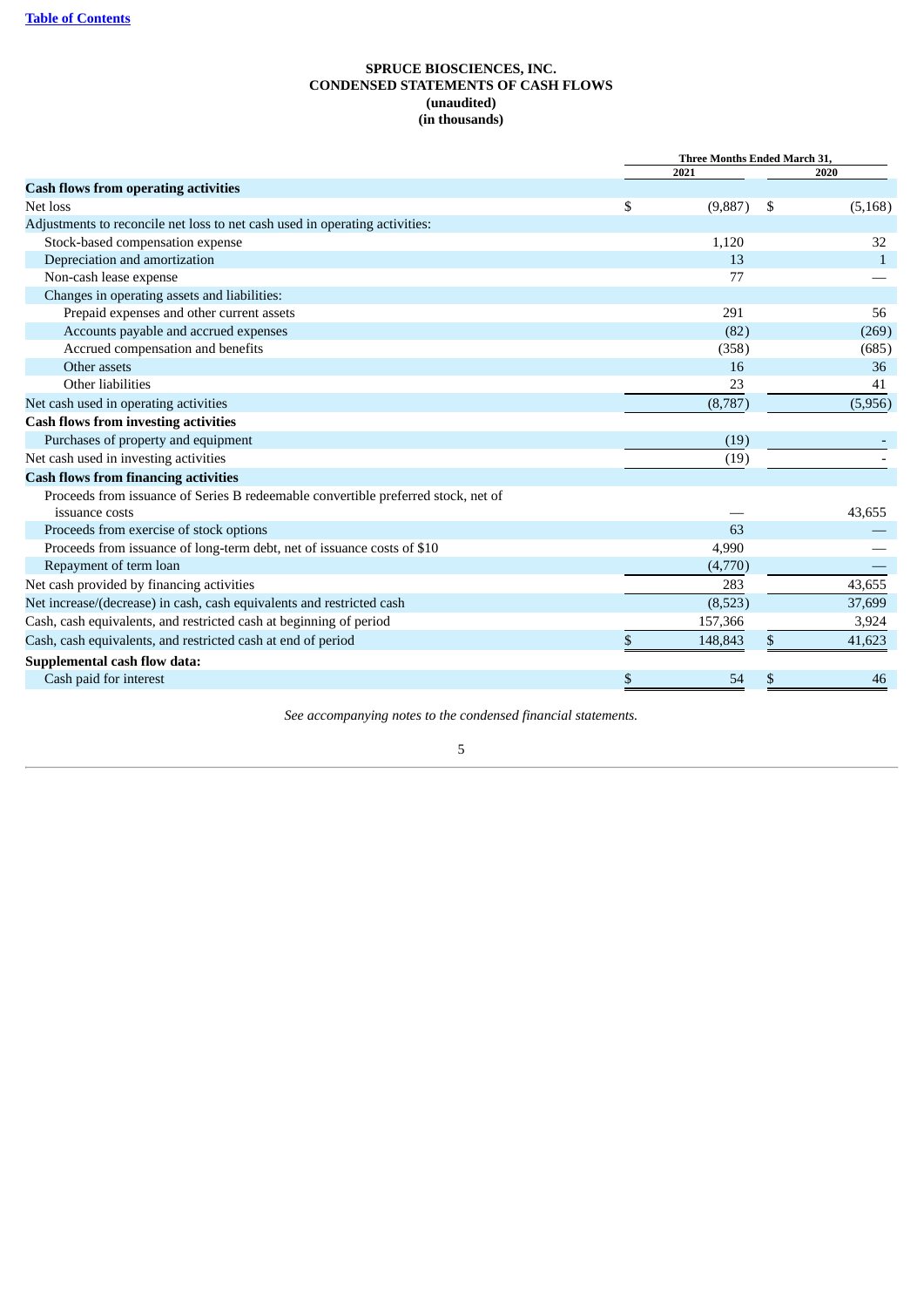**SPRUCE BIOSCIENCES, INC.**
**CONDENSED STATEMENTS OF CASH FLOWS**
**(unaudited)**
**(in thousands)**

| | Three Months Ended March 31, | |
|---|---|---|
| | 2021 | 2020 |
| **Cash flows from operating activities** | | |
| Net loss | $ (9,887) | $ (5,168) |
| Adjustments to reconcile net loss to net cash used in operating activities: | | |
| Stock-based compensation expense | 1,120 | 32 |
| Depreciation and amortization | 13 | 1 |
| Non-cash lease expense | 77 | — |
| Changes in operating assets and liabilities: | | |
| Prepaid expenses and other current assets | 291 | 56 |
| Accounts payable and accrued expenses | (82) | (269) |
| Accrued compensation and benefits | (358) | (685) |
| Other assets | 16 | 36 |
| Other liabilities | 23 | 41 |
| Net cash used in operating activities | (8,787) | (5,956) |
| **Cash flows from investing activities** | | |
| Purchases of property and equipment | (19) | - |
| Net cash used in investing activities | (19) | - |
| **Cash flows from financing activities** | | |
| Proceeds from issuance of Series B redeemable convertible preferred stock, net of issuance costs | — | 43,655 |
| Proceeds from exercise of stock options | 63 | — |
| Proceeds from issuance of long-term debt, net of issuance costs of $10 | 4,990 | — |
| Repayment of term loan | (4,770) | — |
| Net cash provided by financing activities | 283 | 43,655 |
| Net increase/(decrease) in cash, cash equivalents and restricted cash | (8,523) | 37,699 |
| Cash, cash equivalents, and restricted cash at beginning of period | 157,366 | 3,924 |
| Cash, cash equivalents, and restricted cash at end of period | $ 148,843 | $ 41,623 |
| **Supplemental cash flow data:** | | |
| Cash paid for interest | $ 54 | $ 46 |

*See accompanying notes to the condensed financial statements.*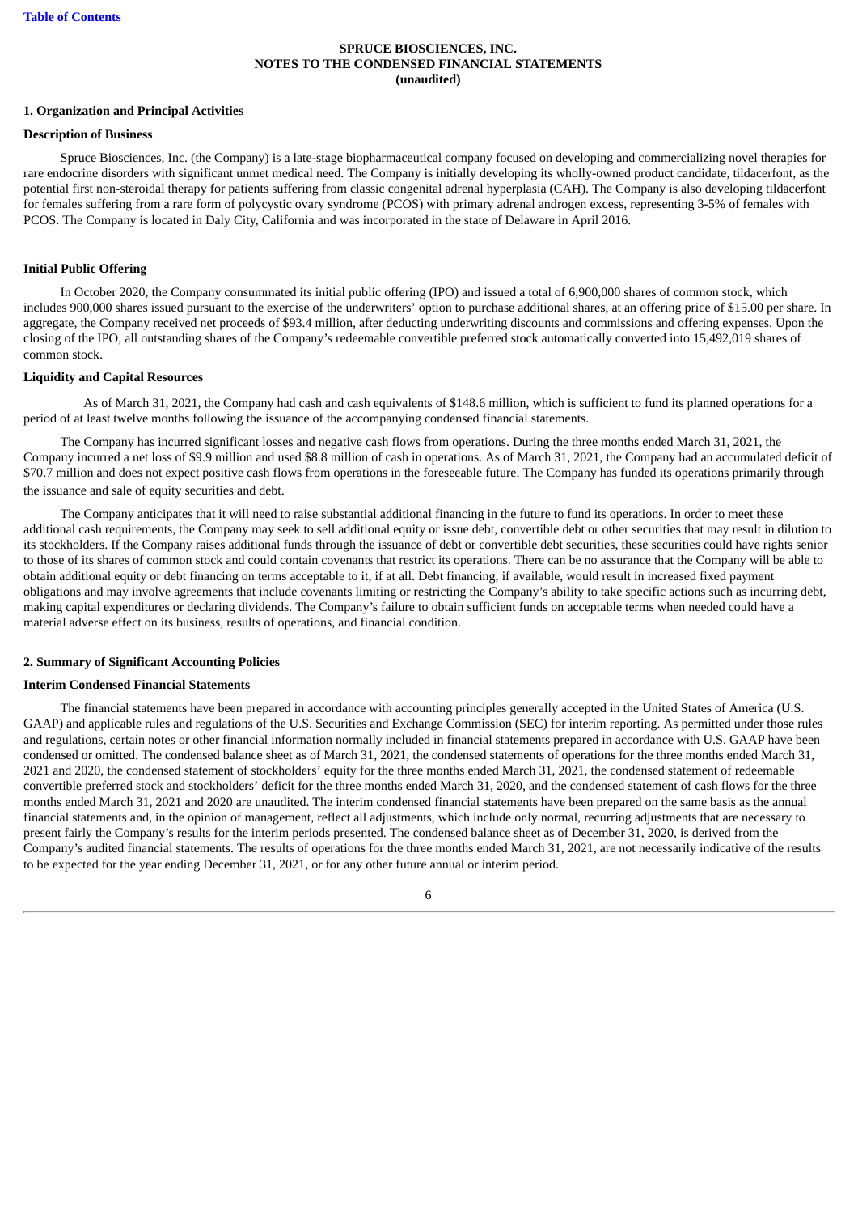**SPRUCE BIOSCIENCES, INC.**
**NOTES TO THE CONDENSED FINANCIAL STATEMENTS**
**(unaudited)**

## 1. Organization and Principal Activities

### Description of Business

Spruce Biosciences, Inc. (the Company) is a late-stage biopharmaceutical company focused on developing and commercializing novel therapies for rare endocrine disorders with significant unmet medical need. The Company is initially developing its wholly-owned product candidate, tildacerfont, as the potential first non-steroidal therapy for patients suffering from classic congenital adrenal hyperplasia (CAH). The Company is also developing tildacerfont for females suffering from a rare form of polycystic ovary syndrome (PCOS) with primary adrenal androgen excess, representing 3-5% of females with PCOS. The Company is located in Daly City, California and was incorporated in the state of Delaware in April 2016.

### Initial Public Offering

In October 2020, the Company consummated its initial public offering (IPO) and issued a total of 6,900,000 shares of common stock, which includes 900,000 shares issued pursuant to the exercise of the underwriters' option to purchase additional shares, at an offering price of $15.00 per share. In aggregate, the Company received net proceeds of $93.4 million, after deducting underwriting discounts and commissions and offering expenses. Upon the closing of the IPO, all outstanding shares of the Company's redeemable convertible preferred stock automatically converted into 15,492,019 shares of common stock.

### Liquidity and Capital Resources

As of March 31, 2021, the Company had cash and cash equivalents of $148.6 million, which is sufficient to fund its planned operations for a period of at least twelve months following the issuance of the accompanying condensed financial statements.

The Company has incurred significant losses and negative cash flows from operations. During the three months ended March 31, 2021, the Company incurred a net loss of $9.9 million and used $8.8 million of cash in operations. As of March 31, 2021, the Company had an accumulated deficit of $70.7 million and does not expect positive cash flows from operations in the foreseeable future. The Company has funded its operations primarily through the issuance and sale of equity securities and debt.

The Company anticipates that it will need to raise substantial additional financing in the future to fund its operations. In order to meet these additional cash requirements, the Company may seek to sell additional equity or issue debt, convertible debt or other securities that may result in dilution to its stockholders. If the Company raises additional funds through the issuance of debt or convertible debt securities, these securities could have rights senior to those of its shares of common stock and could contain covenants that restrict its operations. There can be no assurance that the Company will be able to obtain additional equity or debt financing on terms acceptable to it, if at all. Debt financing, if available, would result in increased fixed payment obligations and may involve agreements that include covenants limiting or restricting the Company's ability to take specific actions such as incurring debt, making capital expenditures or declaring dividends. The Company's failure to obtain sufficient funds on acceptable terms when needed could have a material adverse effect on its business, results of operations, and financial condition.

## 2. Summary of Significant Accounting Policies

### Interim Condensed Financial Statements

The financial statements have been prepared in accordance with accounting principles generally accepted in the United States of America (U.S. GAAP) and applicable rules and regulations of the U.S. Securities and Exchange Commission (SEC) for interim reporting. As permitted under those rules and regulations, certain notes or other financial information normally included in financial statements prepared in accordance with U.S. GAAP have been condensed or omitted. The condensed balance sheet as of March 31, 2021, the condensed statements of operations for the three months ended March 31, 2021 and 2020, the condensed statement of stockholders' equity for the three months ended March 31, 2021, the condensed statement of redeemable convertible preferred stock and stockholders' deficit for the three months ended March 31, 2020, and the condensed statement of cash flows for the three months ended March 31, 2021 and 2020 are unaudited. The interim condensed financial statements have been prepared on the same basis as the annual financial statements and, in the opinion of management, reflect all adjustments, which include only normal, recurring adjustments that are necessary to present fairly the Company's results for the interim periods presented. The condensed balance sheet as of December 31, 2020, is derived from the Company's audited financial statements. The results of operations for the three months ended March 31, 2021, are not necessarily indicative of the results to be expected for the year ending December 31, 2021, or for any other future annual or interim period.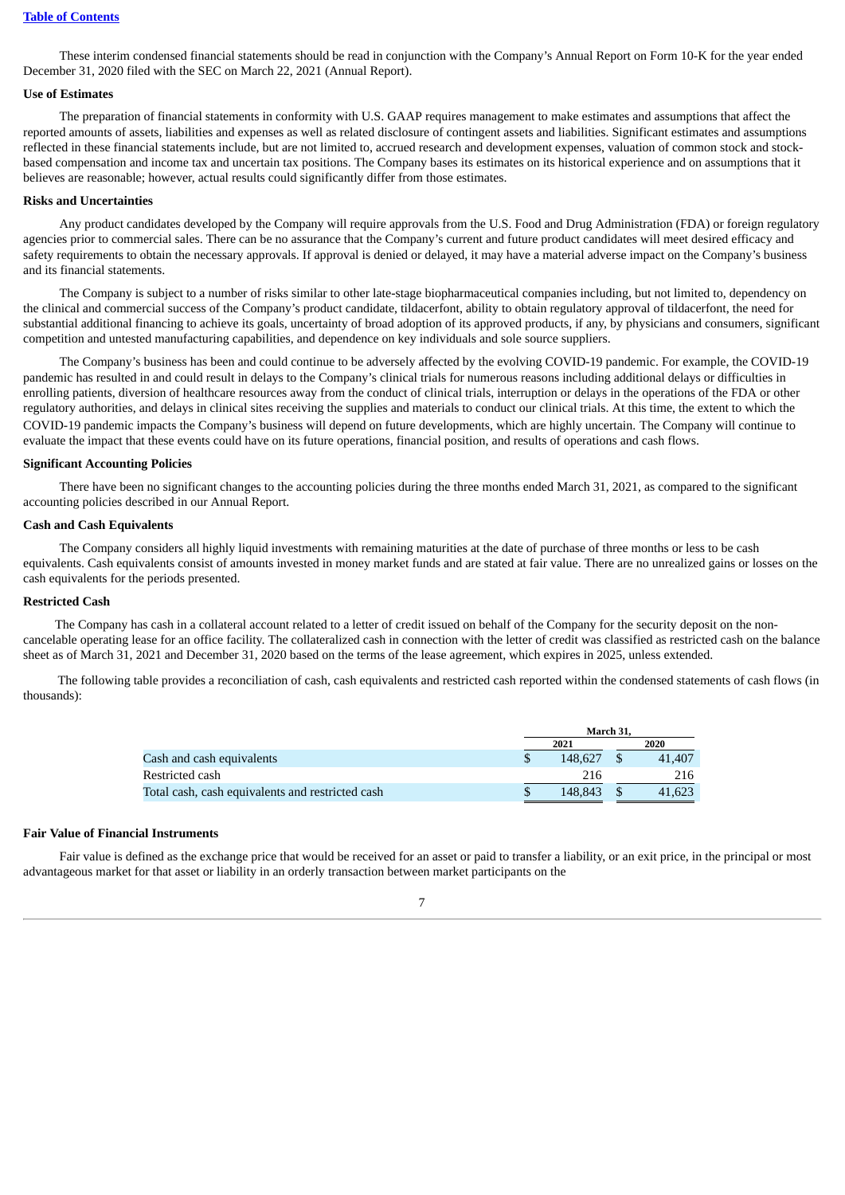These interim condensed financial statements should be read in conjunction with the Company's Annual Report on Form 10-K for the year ended December 31, 2020 filed with the SEC on March 22, 2021 (Annual Report).

**Use of Estimates**

The preparation of financial statements in conformity with U.S. GAAP requires management to make estimates and assumptions that affect the reported amounts of assets, liabilities and expenses as well as related disclosure of contingent assets and liabilities. Significant estimates and assumptions reflected in these financial statements include, but are not limited to, accrued research and development expenses, valuation of common stock and stock-based compensation and income tax and uncertain tax positions. The Company bases its estimates on its historical experience and on assumptions that it believes are reasonable; however, actual results could significantly differ from those estimates.

**Risks and Uncertainties**

Any product candidates developed by the Company will require approvals from the U.S. Food and Drug Administration (FDA) or foreign regulatory agencies prior to commercial sales. There can be no assurance that the Company's current and future product candidates will meet desired efficacy and safety requirements to obtain the necessary approvals. If approval is denied or delayed, it may have a material adverse impact on the Company's business and its financial statements.

The Company is subject to a number of risks similar to other late-stage biopharmaceutical companies including, but not limited to, dependency on the clinical and commercial success of the Company's product candidate, tildacerfont, ability to obtain regulatory approval of tildacerfont, the need for substantial additional financing to achieve its goals, uncertainty of broad adoption of its approved products, if any, by physicians and consumers, significant competition and untested manufacturing capabilities, and dependence on key individuals and sole source suppliers.

The Company's business has been and could continue to be adversely affected by the evolving COVID-19 pandemic. For example, the COVID-19 pandemic has resulted in and could result in delays to the Company's clinical trials for numerous reasons including additional delays or difficulties in enrolling patients, diversion of healthcare resources away from the conduct of clinical trials, interruption or delays in the operations of the FDA or other regulatory authorities, and delays in clinical sites receiving the supplies and materials to conduct our clinical trials. At this time, the extent to which the COVID-19 pandemic impacts the Company's business will depend on future developments, which are highly uncertain. The Company will continue to evaluate the impact that these events could have on its future operations, financial position, and results of operations and cash flows.

**Significant Accounting Policies**

There have been no significant changes to the accounting policies during the three months ended March 31, 2021, as compared to the significant accounting policies described in our Annual Report.

**Cash and Cash Equivalents**

The Company considers all highly liquid investments with remaining maturities at the date of purchase of three months or less to be cash equivalents. Cash equivalents consist of amounts invested in money market funds and are stated at fair value. There are no unrealized gains or losses on the cash equivalents for the periods presented.

**Restricted Cash**

The Company has cash in a collateral account related to a letter of credit issued on behalf of the Company for the security deposit on the non-cancelable operating lease for an office facility. The collateralized cash in connection with the letter of credit was classified as restricted cash on the balance sheet as of March 31, 2021 and December 31, 2020 based on the terms of the lease agreement, which expires in 2025, unless extended.

The following table provides a reconciliation of cash, cash equivalents and restricted cash reported within the condensed statements of cash flows (in thousands):

| | March 31, | |
|---|---|---|
| | 2021 | 2020 |
| Cash and cash equivalents | $ 148,627 | $ 41,407 |
| Restricted cash | 216 | 216 |
| Total cash, cash equivalents and restricted cash | $ 148,843 | $ 41,623 |

**Fair Value of Financial Instruments**

Fair value is defined as the exchange price that would be received for an asset or paid to transfer a liability, or an exit price, in the principal or most advantageous market for that asset or liability in an orderly transaction between market participants on the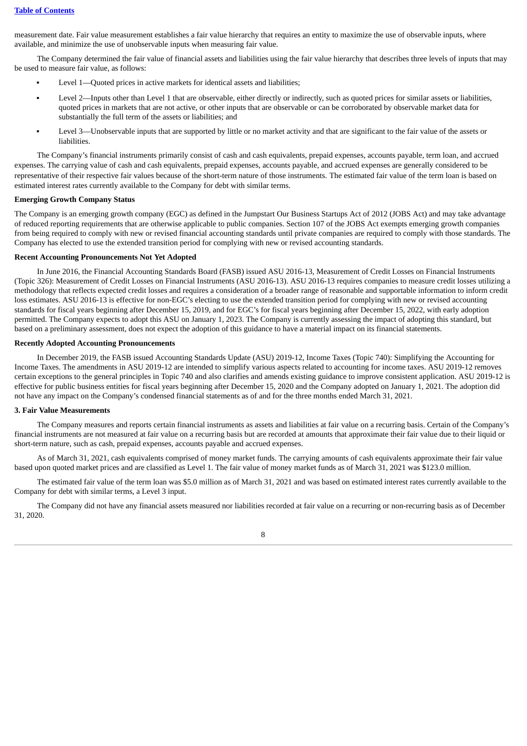measurement date. Fair value measurement establishes a fair value hierarchy that requires an entity to maximize the use of observable inputs, where available, and minimize the use of unobservable inputs when measuring fair value.

The Company determined the fair value of financial assets and liabilities using the fair value hierarchy that describes three levels of inputs that may be used to measure fair value, as follows:

- Level 1—Quoted prices in active markets for identical assets and liabilities;
- Level 2—Inputs other than Level 1 that are observable, either directly or indirectly, such as quoted prices for similar assets or liabilities, quoted prices in markets that are not active, or other inputs that are observable or can be corroborated by observable market data for substantially the full term of the assets or liabilities; and
- Level 3—Unobservable inputs that are supported by little or no market activity and that are significant to the fair value of the assets or liabilities.

The Company's financial instruments primarily consist of cash and cash equivalents, prepaid expenses, accounts payable, term loan, and accrued expenses. The carrying value of cash and cash equivalents, prepaid expenses, accounts payable, and accrued expenses are generally considered to be representative of their respective fair values because of the short-term nature of those instruments. The estimated fair value of the term loan is based on estimated interest rates currently available to the Company for debt with similar terms.

**Emerging Growth Company Status**

The Company is an emerging growth company (EGC) as defined in the Jumpstart Our Business Startups Act of 2012 (JOBS Act) and may take advantage of reduced reporting requirements that are otherwise applicable to public companies. Section 107 of the JOBS Act exempts emerging growth companies from being required to comply with new or revised financial accounting standards until private companies are required to comply with those standards. The Company has elected to use the extended transition period for complying with new or revised accounting standards.

**Recent Accounting Pronouncements Not Yet Adopted**

In June 2016, the Financial Accounting Standards Board (FASB) issued ASU 2016-13, Measurement of Credit Losses on Financial Instruments (Topic 326): Measurement of Credit Losses on Financial Instruments (ASU 2016-13). ASU 2016-13 requires companies to measure credit losses utilizing a methodology that reflects expected credit losses and requires a consideration of a broader range of reasonable and supportable information to inform credit loss estimates. ASU 2016-13 is effective for non-EGC's electing to use the extended transition period for complying with new or revised accounting standards for fiscal years beginning after December 15, 2019, and for EGC's for fiscal years beginning after December 15, 2022, with early adoption permitted. The Company expects to adopt this ASU on January 1, 2023. The Company is currently assessing the impact of adopting this standard, but based on a preliminary assessment, does not expect the adoption of this guidance to have a material impact on its financial statements.

**Recently Adopted Accounting Pronouncements**

In December 2019, the FASB issued Accounting Standards Update (ASU) 2019-12, Income Taxes (Topic 740): Simplifying the Accounting for Income Taxes. The amendments in ASU 2019-12 are intended to simplify various aspects related to accounting for income taxes. ASU 2019-12 removes certain exceptions to the general principles in Topic 740 and also clarifies and amends existing guidance to improve consistent application. ASU 2019-12 is effective for public business entities for fiscal years beginning after December 15, 2020 and the Company adopted on January 1, 2021. The adoption did not have any impact on the Company's condensed financial statements as of and for the three months ended March 31, 2021.

**3. Fair Value Measurements**

The Company measures and reports certain financial instruments as assets and liabilities at fair value on a recurring basis. Certain of the Company's financial instruments are not measured at fair value on a recurring basis but are recorded at amounts that approximate their fair value due to their liquid or short-term nature, such as cash, prepaid expenses, accounts payable and accrued expenses.

As of March 31, 2021, cash equivalents comprised of money market funds. The carrying amounts of cash equivalents approximate their fair value based upon quoted market prices and are classified as Level 1. The fair value of money market funds as of March 31, 2021 was $123.0 million.

The estimated fair value of the term loan was $5.0 million as of March 31, 2021 and was based on estimated interest rates currently available to the Company for debt with similar terms, a Level 3 input.

The Company did not have any financial assets measured nor liabilities recorded at fair value on a recurring or non-recurring basis as of December 31, 2020.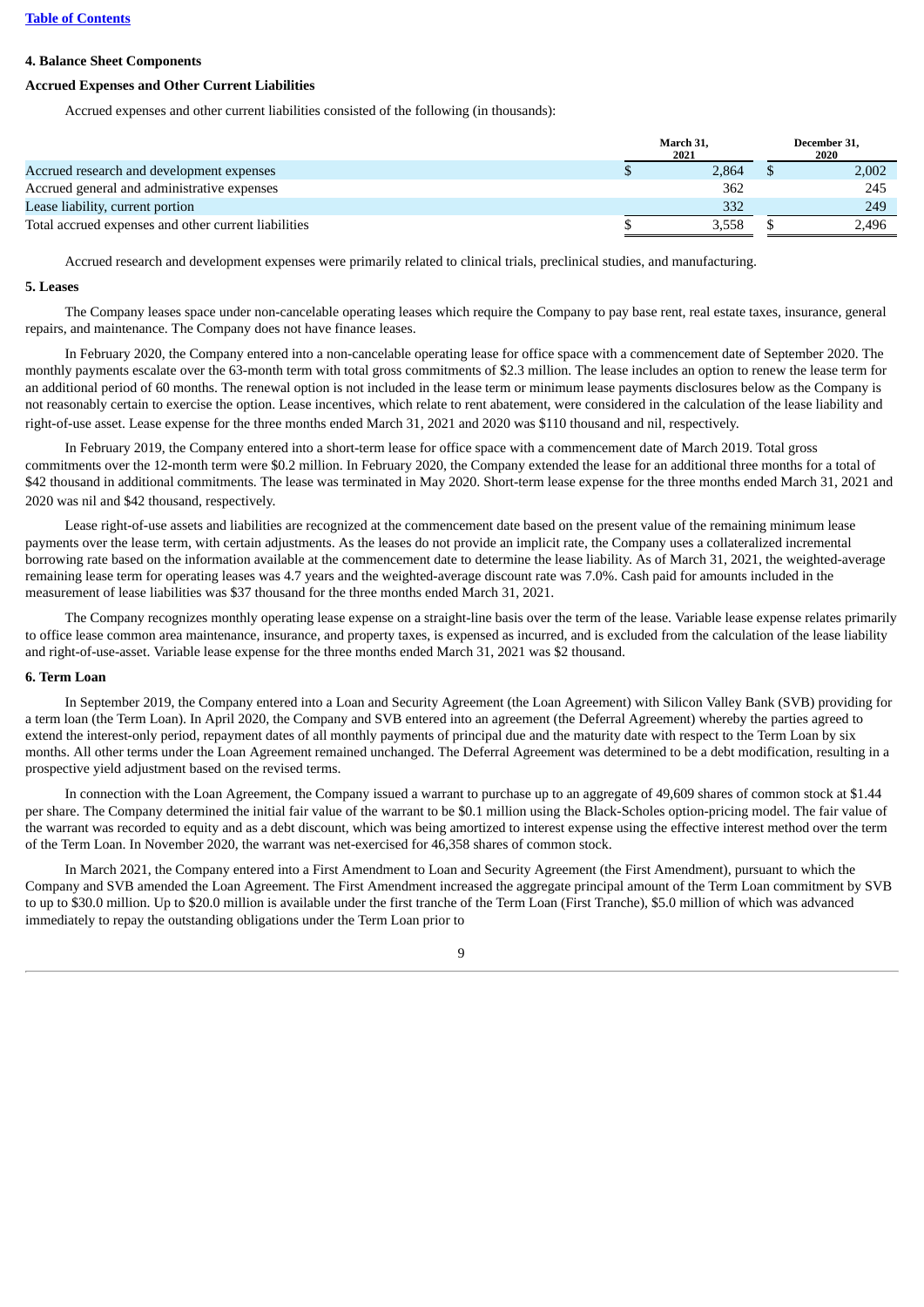### 4. Balance Sheet Components

#### Accrued Expenses and Other Current Liabilities

Accrued expenses and other current liabilities consisted of the following (in thousands):

| | March 31, 2021 | December 31, 2020 |
|---|---|---|
| Accrued research and development expenses | $ 2,864 | $ 2,002 |
| Accrued general and administrative expenses | 362 | 245 |
| Lease liability, current portion | 332 | 249 |
| Total accrued expenses and other current liabilities | $ 3,558 | $ 2,496 |

Accrued research and development expenses were primarily related to clinical trials, preclinical studies, and manufacturing.

### 5. Leases

The Company leases space under non-cancelable operating leases which require the Company to pay base rent, real estate taxes, insurance, general repairs, and maintenance. The Company does not have finance leases.

In February 2020, the Company entered into a non-cancelable operating lease for office space with a commencement date of September 2020. The monthly payments escalate over the 63-month term with total gross commitments of $2.3 million. The lease includes an option to renew the lease term for an additional period of 60 months. The renewal option is not included in the lease term or minimum lease payments disclosures below as the Company is not reasonably certain to exercise the option. Lease incentives, which relate to rent abatement, were considered in the calculation of the lease liability and right-of-use asset. Lease expense for the three months ended March 31, 2021 and 2020 was $110 thousand and nil, respectively.

In February 2019, the Company entered into a short-term lease for office space with a commencement date of March 2019. Total gross commitments over the 12-month term were $0.2 million. In February 2020, the Company extended the lease for an additional three months for a total of $42 thousand in additional commitments. The lease was terminated in May 2020. Short-term lease expense for the three months ended March 31, 2021 and 2020 was nil and $42 thousand, respectively.

Lease right-of-use assets and liabilities are recognized at the commencement date based on the present value of the remaining minimum lease payments over the lease term, with certain adjustments. As the leases do not provide an implicit rate, the Company uses a collateralized incremental borrowing rate based on the information available at the commencement date to determine the lease liability. As of March 31, 2021, the weighted-average remaining lease term for operating leases was 4.7 years and the weighted-average discount rate was 7.0%. Cash paid for amounts included in the measurement of lease liabilities was $37 thousand for the three months ended March 31, 2021.

The Company recognizes monthly operating lease expense on a straight-line basis over the term of the lease. Variable lease expense relates primarily to office lease common area maintenance, insurance, and property taxes, is expensed as incurred, and is excluded from the calculation of the lease liability and right-of-use-asset. Variable lease expense for the three months ended March 31, 2021 was $2 thousand.

### 6. Term Loan

In September 2019, the Company entered into a Loan and Security Agreement (the Loan Agreement) with Silicon Valley Bank (SVB) providing for a term loan (the Term Loan). In April 2020, the Company and SVB entered into an agreement (the Deferral Agreement) whereby the parties agreed to extend the interest-only period, repayment dates of all monthly payments of principal due and the maturity date with respect to the Term Loan by six months. All other terms under the Loan Agreement remained unchanged. The Deferral Agreement was determined to be a debt modification, resulting in a prospective yield adjustment based on the revised terms.

In connection with the Loan Agreement, the Company issued a warrant to purchase up to an aggregate of 49,609 shares of common stock at $1.44 per share. The Company determined the initial fair value of the warrant to be $0.1 million using the Black-Scholes option-pricing model. The fair value of the warrant was recorded to equity and as a debt discount, which was being amortized to interest expense using the effective interest method over the term of the Term Loan. In November 2020, the warrant was net-exercised for 46,358 shares of common stock.

In March 2021, the Company entered into a First Amendment to Loan and Security Agreement (the First Amendment), pursuant to which the Company and SVB amended the Loan Agreement. The First Amendment increased the aggregate principal amount of the Term Loan commitment by SVB to up to $30.0 million. Up to $20.0 million is available under the first tranche of the Term Loan (First Tranche), $5.0 million of which was advanced immediately to repay the outstanding obligations under the Term Loan prior to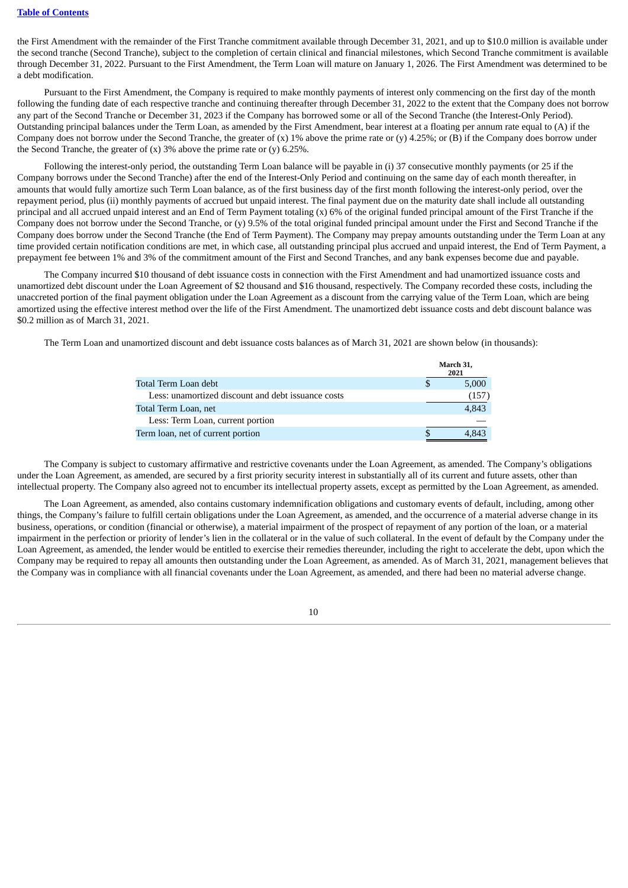the First Amendment with the remainder of the First Tranche commitment available through December 31, 2021, and up to $10.0 million is available under the second tranche (Second Tranche), subject to the completion of certain clinical and financial milestones, which Second Tranche commitment is available through December 31, 2022. Pursuant to the First Amendment, the Term Loan will mature on January 1, 2026. The First Amendment was determined to be a debt modification.

Pursuant to the First Amendment, the Company is required to make monthly payments of interest only commencing on the first day of the month following the funding date of each respective tranche and continuing thereafter through December 31, 2022 to the extent that the Company does not borrow any part of the Second Tranche or December 31, 2023 if the Company has borrowed some or all of the Second Tranche (the Interest-Only Period). Outstanding principal balances under the Term Loan, as amended by the First Amendment, bear interest at a floating per annum rate equal to (A) if the Company does not borrow under the Second Tranche, the greater of (x) 1% above the prime rate or (y) 4.25%; or (B) if the Company does borrow under the Second Tranche, the greater of (x) 3% above the prime rate or (y) 6.25%.

Following the interest-only period, the outstanding Term Loan balance will be payable in (i) 37 consecutive monthly payments (or 25 if the Company borrows under the Second Tranche) after the end of the Interest-Only Period and continuing on the same day of each month thereafter, in amounts that would fully amortize such Term Loan balance, as of the first business day of the first month following the interest-only period, over the repayment period, plus (ii) monthly payments of accrued but unpaid interest. The final payment due on the maturity date shall include all outstanding principal and all accrued unpaid interest and an End of Term Payment totaling (x) 6% of the original funded principal amount of the First Tranche if the Company does not borrow under the Second Tranche, or (y) 9.5% of the total original funded principal amount under the First and Second Tranche if the Company does borrow under the Second Tranche (the End of Term Payment). The Company may prepay amounts outstanding under the Term Loan at any time provided certain notification conditions are met, in which case, all outstanding principal plus accrued and unpaid interest, the End of Term Payment, a prepayment fee between 1% and 3% of the commitment amount of the First and Second Tranches, and any bank expenses become due and payable.

The Company incurred $10 thousand of debt issuance costs in connection with the First Amendment and had unamortized issuance costs and unamortized debt discount under the Loan Agreement of $2 thousand and $16 thousand, respectively. The Company recorded these costs, including the unaccreted portion of the final payment obligation under the Loan Agreement as a discount from the carrying value of the Term Loan, which are being amortized using the effective interest method over the life of the First Amendment. The unamortized debt issuance costs and debt discount balance was $0.2 million as of March 31, 2021.

The Term Loan and unamortized discount and debt issuance costs balances as of March 31, 2021 are shown below (in thousands):

| | March 31, 2021 |
|---|---|
| Total Term Loan debt | $ 5,000 |
| Less: unamortized discount and debt issuance costs | (157) |
| Total Term Loan, net | 4,843 |
| Less: Term Loan, current portion | — |
| Term loan, net of current portion | $ 4,843 |

The Company is subject to customary affirmative and restrictive covenants under the Loan Agreement, as amended. The Company's obligations under the Loan Agreement, as amended, are secured by a first priority security interest in substantially all of its current and future assets, other than intellectual property. The Company also agreed not to encumber its intellectual property assets, except as permitted by the Loan Agreement, as amended.

The Loan Agreement, as amended, also contains customary indemnification obligations and customary events of default, including, among other things, the Company's failure to fulfill certain obligations under the Loan Agreement, as amended, and the occurrence of a material adverse change in its business, operations, or condition (financial or otherwise), a material impairment of the prospect of repayment of any portion of the loan, or a material impairment in the perfection or priority of lender's lien in the collateral or in the value of such collateral. In the event of default by the Company under the Loan Agreement, as amended, the lender would be entitled to exercise their remedies thereunder, including the right to accelerate the debt, upon which the Company may be required to repay all amounts then outstanding under the Loan Agreement, as amended. As of March 31, 2021, management believes that the Company was in compliance with all financial covenants under the Loan Agreement, as amended, and there had been no material adverse change.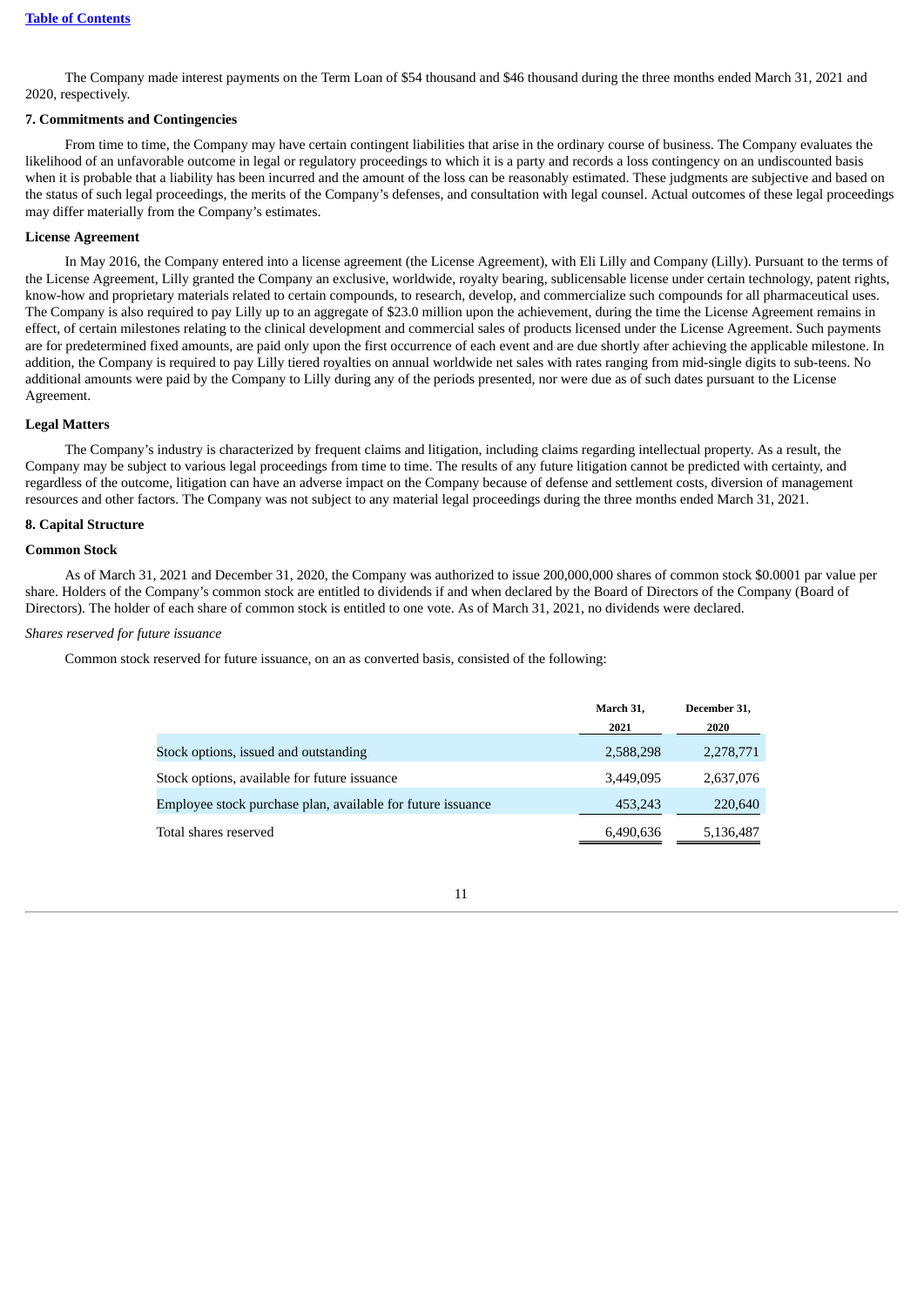The Company made interest payments on the Term Loan of $54 thousand and $46 thousand during the three months ended March 31, 2021 and 2020, respectively.

## 7. Commitments and Contingencies

From time to time, the Company may have certain contingent liabilities that arise in the ordinary course of business. The Company evaluates the likelihood of an unfavorable outcome in legal or regulatory proceedings to which it is a party and records a loss contingency on an undiscounted basis when it is probable that a liability has been incurred and the amount of the loss can be reasonably estimated. These judgments are subjective and based on the status of such legal proceedings, the merits of the Company's defenses, and consultation with legal counsel. Actual outcomes of these legal proceedings may differ materially from the Company's estimates.

### License Agreement

In May 2016, the Company entered into a license agreement (the License Agreement), with Eli Lilly and Company (Lilly). Pursuant to the terms of the License Agreement, Lilly granted the Company an exclusive, worldwide, royalty bearing, sublicensable license under certain technology, patent rights, know-how and proprietary materials related to certain compounds, to research, develop, and commercialize such compounds for all pharmaceutical uses. The Company is also required to pay Lilly up to an aggregate of $23.0 million upon the achievement, during the time the License Agreement remains in effect, of certain milestones relating to the clinical development and commercial sales of products licensed under the License Agreement. Such payments are for predetermined fixed amounts, are paid only upon the first occurrence of each event and are due shortly after achieving the applicable milestone. In addition, the Company is required to pay Lilly tiered royalties on annual worldwide net sales with rates ranging from mid-single digits to sub-teens. No additional amounts were paid by the Company to Lilly during any of the periods presented, nor were due as of such dates pursuant to the License Agreement.

### Legal Matters

The Company's industry is characterized by frequent claims and litigation, including claims regarding intellectual property. As a result, the Company may be subject to various legal proceedings from time to time. The results of any future litigation cannot be predicted with certainty, and regardless of the outcome, litigation can have an adverse impact on the Company because of defense and settlement costs, diversion of management resources and other factors. The Company was not subject to any material legal proceedings during the three months ended March 31, 2021.

## 8. Capital Structure

### Common Stock

As of March 31, 2021 and December 31, 2020, the Company was authorized to issue 200,000,000 shares of common stock $0.0001 par value per share. Holders of the Company's common stock are entitled to dividends if and when declared by the Board of Directors of the Company (Board of Directors). The holder of each share of common stock is entitled to one vote. As of March 31, 2021, no dividends were declared.

*Shares reserved for future issuance*

Common stock reserved for future issuance, on an as converted basis, consisted of the following:

| | March 31, 2021 | December 31, 2020 |
|---|---|---|
| Stock options, issued and outstanding | 2,588,298 | 2,278,771 |
| Stock options, available for future issuance | 3,449,095 | 2,637,076 |
| Employee stock purchase plan, available for future issuance | 453,243 | 220,640 |
| Total shares reserved | 6,490,636 | 5,136,487 |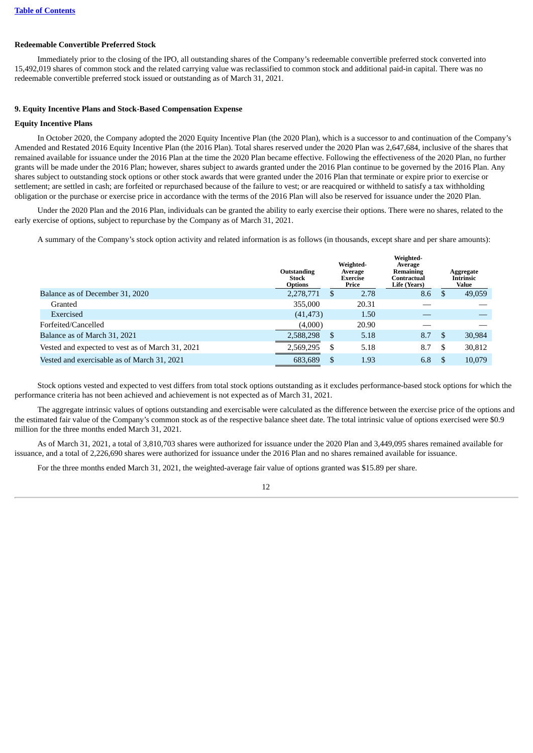**Redeemable Convertible Preferred Stock**

Immediately prior to the closing of the IPO, all outstanding shares of the Company's redeemable convertible preferred stock converted into 15,492,019 shares of common stock and the related carrying value was reclassified to common stock and additional paid-in capital. There was no redeemable convertible preferred stock issued or outstanding as of March 31, 2021.

**9. Equity Incentive Plans and Stock-Based Compensation Expense**

**Equity Incentive Plans**

In October 2020, the Company adopted the 2020 Equity Incentive Plan (the 2020 Plan), which is a successor to and continuation of the Company's Amended and Restated 2016 Equity Incentive Plan (the 2016 Plan). Total shares reserved under the 2020 Plan was 2,647,684, inclusive of the shares that remained available for issuance under the 2016 Plan at the time the 2020 Plan became effective. Following the effectiveness of the 2020 Plan, no further grants will be made under the 2016 Plan; however, shares subject to awards granted under the 2016 Plan continue to be governed by the 2016 Plan. Any shares subject to outstanding stock options or other stock awards that were granted under the 2016 Plan that terminate or expire prior to exercise or settlement; are settled in cash; are forfeited or repurchased because of the failure to vest; or are reacquired or withheld to satisfy a tax withholding obligation or the purchase or exercise price in accordance with the terms of the 2016 Plan will also be reserved for issuance under the 2020 Plan.

Under the 2020 Plan and the 2016 Plan, individuals can be granted the ability to early exercise their options. There were no shares, related to the early exercise of options, subject to repurchase by the Company as of March 31, 2021.

A summary of the Company's stock option activity and related information is as follows (in thousands, except share and per share amounts):

| | Outstanding Stock Options | Weighted-Average Exercise Price | Weighted-Average Remaining Contractual Life (Years) | Aggregate Intrinsic Value |
|---|---|---|---|---|
| Balance as of December 31, 2020 | 2,278,771 | $ 2.78 | 8.6 | $ 49,059 |
| Granted | 355,000 | 20.31 | — | — |
| Exercised | (41,473) | 1.50 | — | — |
| Forfeited/Cancelled | (4,000) | 20.90 | — | — |
| Balance as of March 31, 2021 | 2,588,298 | $ 5.18 | 8.7 | $ 30,984 |
| Vested and expected to vest as of March 31, 2021 | 2,569,295 | $ 5.18 | 8.7 | $ 30,812 |
| Vested and exercisable as of March 31, 2021 | 683,689 | $ 1.93 | 6.8 | $ 10,079 |

Stock options vested and expected to vest differs from total stock options outstanding as it excludes performance-based stock options for which the performance criteria has not been achieved and achievement is not expected as of March 31, 2021.

The aggregate intrinsic values of options outstanding and exercisable were calculated as the difference between the exercise price of the options and the estimated fair value of the Company's common stock as of the respective balance sheet date. The total intrinsic value of options exercised were $0.9 million for the three months ended March 31, 2021.

As of March 31, 2021, a total of 3,810,703 shares were authorized for issuance under the 2020 Plan and 3,449,095 shares remained available for issuance, and a total of 2,226,690 shares were authorized for issuance under the 2016 Plan and no shares remained available for issuance.

For the three months ended March 31, 2021, the weighted-average fair value of options granted was $15.89 per share.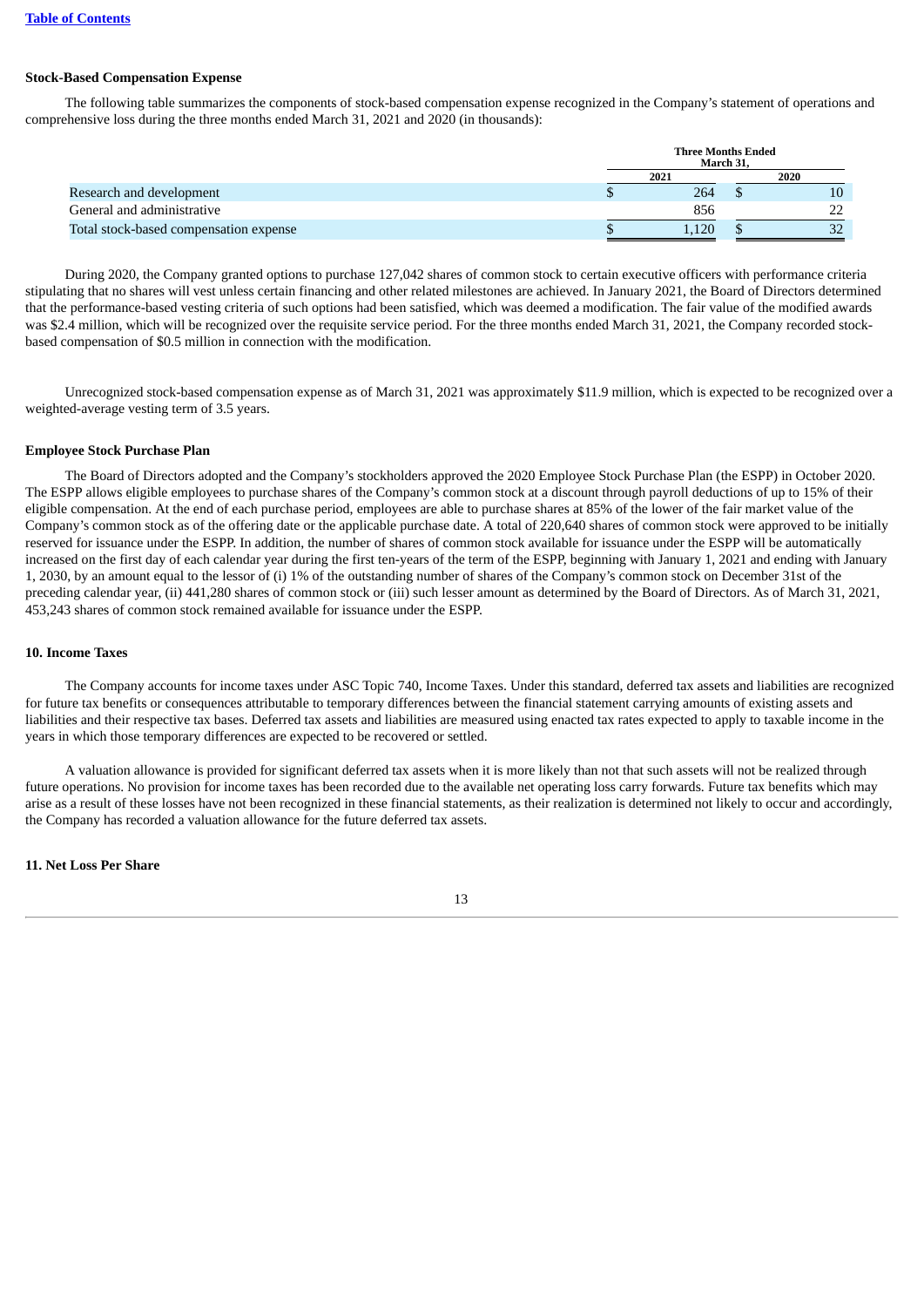**Stock-Based Compensation Expense**

The following table summarizes the components of stock-based compensation expense recognized in the Company's statement of operations and comprehensive loss during the three months ended March 31, 2021 and 2020 (in thousands):

| | Three Months Ended March 31, | |
|---|---|---|
| | 2021 | 2020 |
| Research and development | $ 264 | $ 10 |
| General and administrative | 856 | 22 |
| Total stock-based compensation expense | $ 1,120 | $ 32 |

During 2020, the Company granted options to purchase 127,042 shares of common stock to certain executive officers with performance criteria stipulating that no shares will vest unless certain financing and other related milestones are achieved. In January 2021, the Board of Directors determined that the performance-based vesting criteria of such options had been satisfied, which was deemed a modification. The fair value of the modified awards was $2.4 million, which will be recognized over the requisite service period. For the three months ended March 31, 2021, the Company recorded stock-based compensation of $0.5 million in connection with the modification.

Unrecognized stock-based compensation expense as of March 31, 2021 was approximately $11.9 million, which is expected to be recognized over a weighted-average vesting term of 3.5 years.

**Employee Stock Purchase Plan**

The Board of Directors adopted and the Company's stockholders approved the 2020 Employee Stock Purchase Plan (the ESPP) in October 2020. The ESPP allows eligible employees to purchase shares of the Company's common stock at a discount through payroll deductions of up to 15% of their eligible compensation. At the end of each purchase period, employees are able to purchase shares at 85% of the lower of the fair market value of the Company's common stock as of the offering date or the applicable purchase date. A total of 220,640 shares of common stock were approved to be initially reserved for issuance under the ESPP. In addition, the number of shares of common stock available for issuance under the ESPP will be automatically increased on the first day of each calendar year during the first ten-years of the term of the ESPP, beginning with January 1, 2021 and ending with January 1, 2030, by an amount equal to the lessor of (i) 1% of the outstanding number of shares of the Company's common stock on December 31st of the preceding calendar year, (ii) 441,280 shares of common stock or (iii) such lesser amount as determined by the Board of Directors. As of March 31, 2021, 453,243 shares of common stock remained available for issuance under the ESPP.

## 10. Income Taxes

The Company accounts for income taxes under ASC Topic 740, Income Taxes. Under this standard, deferred tax assets and liabilities are recognized for future tax benefits or consequences attributable to temporary differences between the financial statement carrying amounts of existing assets and liabilities and their respective tax bases. Deferred tax assets and liabilities are measured using enacted tax rates expected to apply to taxable income in the years in which those temporary differences are expected to be recovered or settled.

A valuation allowance is provided for significant deferred tax assets when it is more likely than not that such assets will not be realized through future operations. No provision for income taxes has been recorded due to the available net operating loss carry forwards. Future tax benefits which may arise as a result of these losses have not been recognized in these financial statements, as their realization is determined not likely to occur and accordingly, the Company has recorded a valuation allowance for the future deferred tax assets.

## 11. Net Loss Per Share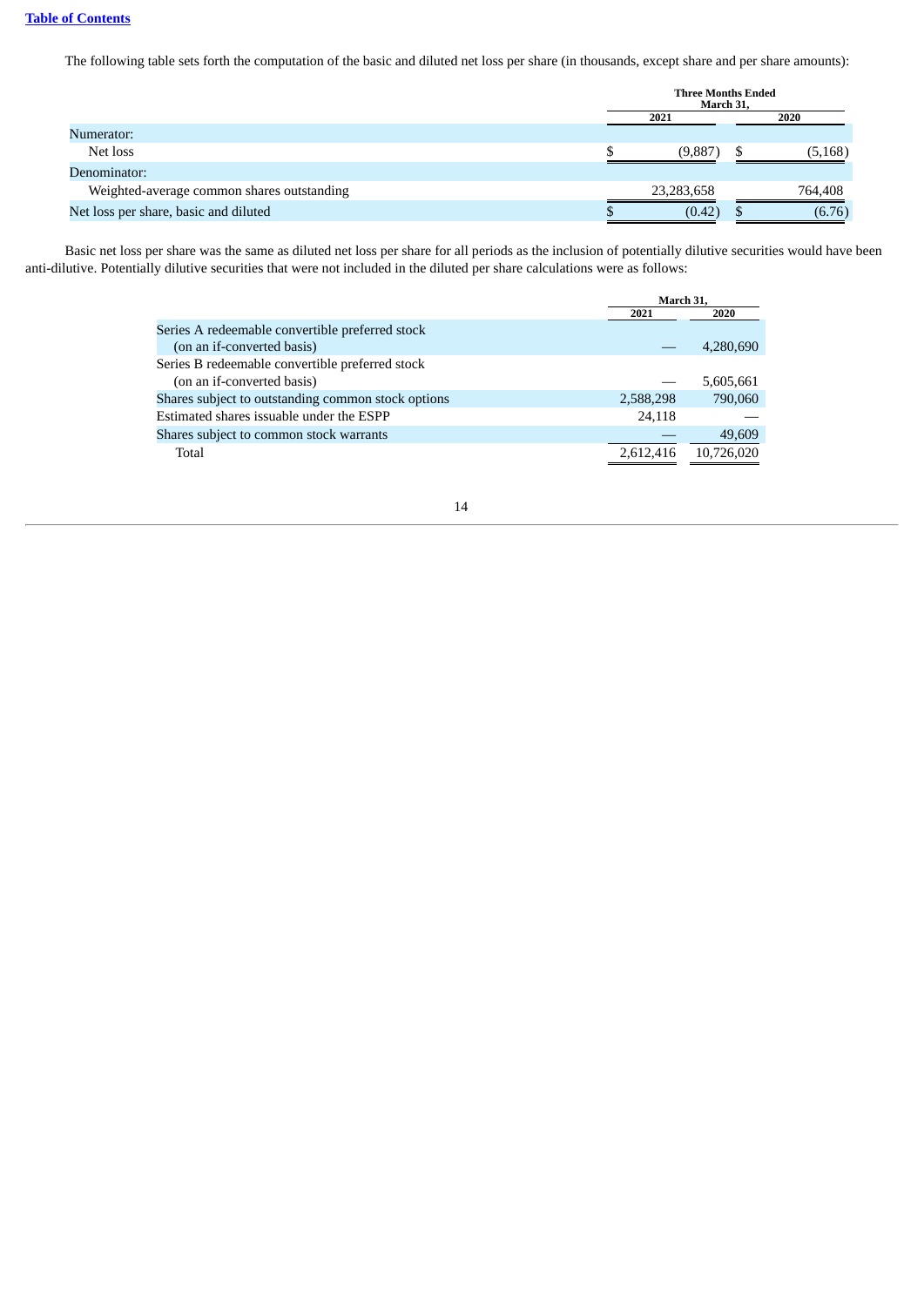The following table sets forth the computation of the basic and diluted net loss per share (in thousands, except share and per share amounts):

| | Three Months Ended March 31, | |
|---|---|---|
| | 2021 | 2020 |
| Numerator: | | |
| Net loss | $ (9,887) | $ (5,168) |
| Denominator: | | |
| Weighted-average common shares outstanding | 23,283,658 | 764,408 |
| Net loss per share, basic and diluted | $ (0.42) | $ (6.76) |

Basic net loss per share was the same as diluted net loss per share for all periods as the inclusion of potentially dilutive securities would have been anti-dilutive. Potentially dilutive securities that were not included in the diluted per share calculations were as follows:

| | March 31, | |
|---|---|---|
| | 2021 | 2020 |
| Series A redeemable convertible preferred stock (on an if-converted basis) | — | 4,280,690 |
| Series B redeemable convertible preferred stock (on an if-converted basis) | — | 5,605,661 |
| Shares subject to outstanding common stock options | 2,588,298 | 790,060 |
| Estimated shares issuable under the ESPP | 24,118 | — |
| Shares subject to common stock warrants | — | 49,609 |
| Total | 2,612,416 | 10,726,020 |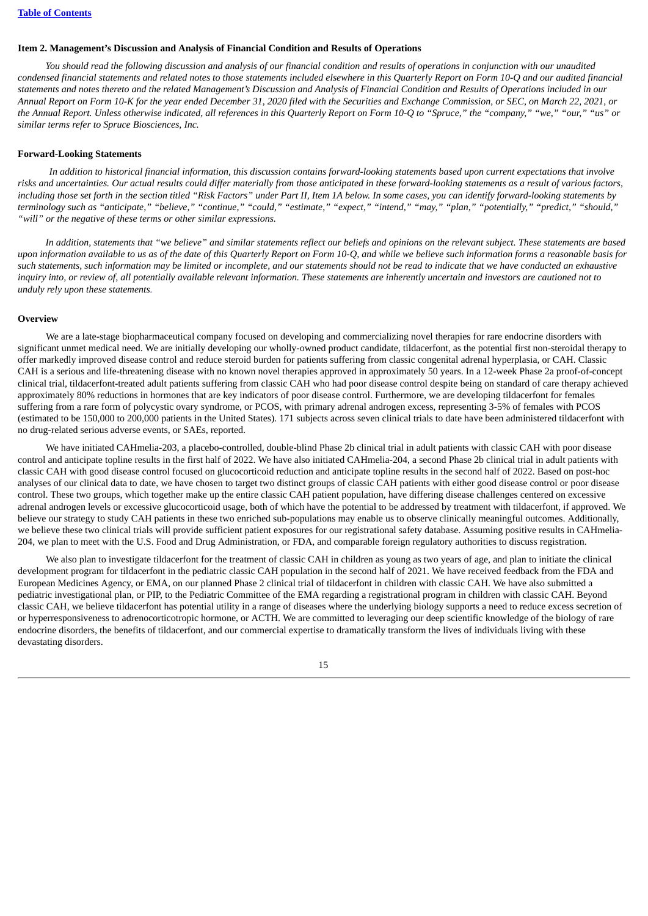### Item 2. Management's Discussion and Analysis of Financial Condition and Results of Operations

*You should read the following discussion and analysis of our financial condition and results of operations in conjunction with our unaudited condensed financial statements and related notes to those statements included elsewhere in this Quarterly Report on Form 10-Q and our audited financial statements and notes thereto and the related Management's Discussion and Analysis of Financial Condition and Results of Operations included in our Annual Report on Form 10-K for the year ended December 31, 2020 filed with the Securities and Exchange Commission, or SEC, on March 22, 2021, or the Annual Report. Unless otherwise indicated, all references in this Quarterly Report on Form 10-Q to "Spruce," the "company," "we," "our," "us" or similar terms refer to Spruce Biosciences, Inc.*

### Forward-Looking Statements

*In addition to historical financial information, this discussion contains forward-looking statements based upon current expectations that involve risks and uncertainties. Our actual results could differ materially from those anticipated in these forward-looking statements as a result of various factors, including those set forth in the section titled "Risk Factors" under Part II, Item 1A below. In some cases, you can identify forward-looking statements by terminology such as "anticipate," "believe," "continue," "could," "estimate," "expect," "intend," "may," "plan," "potentially," "predict," "should," "will" or the negative of these terms or other similar expressions.*

*In addition, statements that "we believe" and similar statements reflect our beliefs and opinions on the relevant subject. These statements are based upon information available to us as of the date of this Quarterly Report on Form 10-Q, and while we believe such information forms a reasonable basis for such statements, such information may be limited or incomplete, and our statements should not be read to indicate that we have conducted an exhaustive inquiry into, or review of, all potentially available relevant information. These statements are inherently uncertain and investors are cautioned not to unduly rely upon these statements.*

### Overview

We are a late-stage biopharmaceutical company focused on developing and commercializing novel therapies for rare endocrine disorders with significant unmet medical need. We are initially developing our wholly-owned product candidate, tildacerfont, as the potential first non-steroidal therapy to offer markedly improved disease control and reduce steroid burden for patients suffering from classic congenital adrenal hyperplasia, or CAH. Classic CAH is a serious and life-threatening disease with no known novel therapies approved in approximately 50 years. In a 12-week Phase 2a proof-of-concept clinical trial, tildacerfont-treated adult patients suffering from classic CAH who had poor disease control despite being on standard of care therapy achieved approximately 80% reductions in hormones that are key indicators of poor disease control. Furthermore, we are developing tildacerfont for females suffering from a rare form of polycystic ovary syndrome, or PCOS, with primary adrenal androgen excess, representing 3-5% of females with PCOS (estimated to be 150,000 to 200,000 patients in the United States). 171 subjects across seven clinical trials to date have been administered tildacerfont with no drug-related serious adverse events, or SAEs, reported.

We have initiated CAHmelia-203, a placebo-controlled, double-blind Phase 2b clinical trial in adult patients with classic CAH with poor disease control and anticipate topline results in the first half of 2022. We have also initiated CAHmelia-204, a second Phase 2b clinical trial in adult patients with classic CAH with good disease control focused on glucocorticoid reduction and anticipate topline results in the second half of 2022. Based on post-hoc analyses of our clinical data to date, we have chosen to target two distinct groups of classic CAH patients with either good disease control or poor disease control. These two groups, which together make up the entire classic CAH patient population, have differing disease challenges centered on excessive adrenal androgen levels or excessive glucocorticoid usage, both of which have the potential to be addressed by treatment with tildacerfont, if approved. We believe our strategy to study CAH patients in these two enriched sub-populations may enable us to observe clinically meaningful outcomes. Additionally, we believe these two clinical trials will provide sufficient patient exposures for our registrational safety database. Assuming positive results in CAHmelia-204, we plan to meet with the U.S. Food and Drug Administration, or FDA, and comparable foreign regulatory authorities to discuss registration.

We also plan to investigate tildacerfont for the treatment of classic CAH in children as young as two years of age, and plan to initiate the clinical development program for tildacerfont in the pediatric classic CAH population in the second half of 2021. We have received feedback from the FDA and European Medicines Agency, or EMA, on our planned Phase 2 clinical trial of tildacerfont in children with classic CAH. We have also submitted a pediatric investigational plan, or PIP, to the Pediatric Committee of the EMA regarding a registrational program in children with classic CAH. Beyond classic CAH, we believe tildacerfont has potential utility in a range of diseases where the underlying biology supports a need to reduce excess secretion of or hyperresponsiveness to adrenocorticotropic hormone, or ACTH. We are committed to leveraging our deep scientific knowledge of the biology of rare endocrine disorders, the benefits of tildacerfont, and our commercial expertise to dramatically transform the lives of individuals living with these devastating disorders.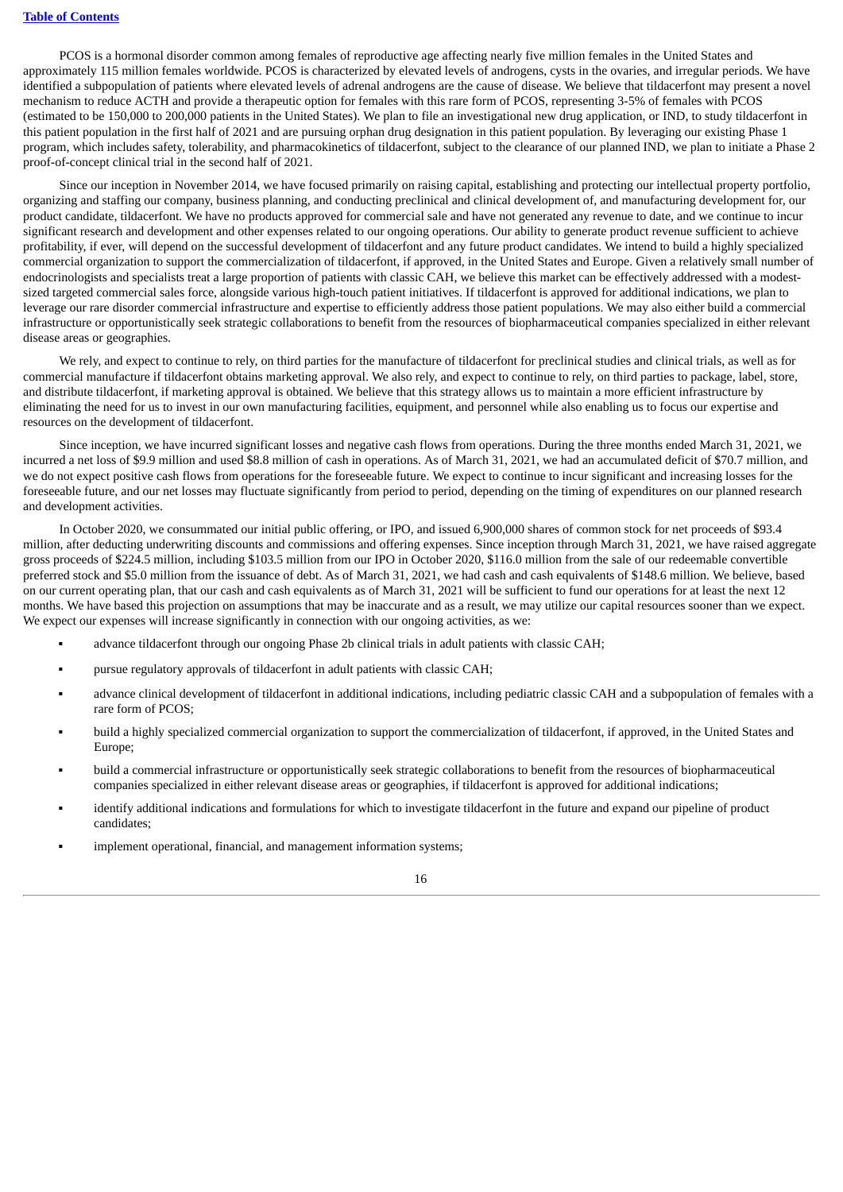PCOS is a hormonal disorder common among females of reproductive age affecting nearly five million females in the United States and approximately 115 million females worldwide. PCOS is characterized by elevated levels of androgens, cysts in the ovaries, and irregular periods. We have identified a subpopulation of patients where elevated levels of adrenal androgens are the cause of disease. We believe that tildacerfont may present a novel mechanism to reduce ACTH and provide a therapeutic option for females with this rare form of PCOS, representing 3-5% of females with PCOS (estimated to be 150,000 to 200,000 patients in the United States). We plan to file an investigational new drug application, or IND, to study tildacerfont in this patient population in the first half of 2021 and are pursuing orphan drug designation in this patient population. By leveraging our existing Phase 1 program, which includes safety, tolerability, and pharmacokinetics of tildacerfont, subject to the clearance of our planned IND, we plan to initiate a Phase 2 proof-of-concept clinical trial in the second half of 2021.

Since our inception in November 2014, we have focused primarily on raising capital, establishing and protecting our intellectual property portfolio, organizing and staffing our company, business planning, and conducting preclinical and clinical development of, and manufacturing development for, our product candidate, tildacerfont. We have no products approved for commercial sale and have not generated any revenue to date, and we continue to incur significant research and development and other expenses related to our ongoing operations. Our ability to generate product revenue sufficient to achieve profitability, if ever, will depend on the successful development of tildacerfont and any future product candidates. We intend to build a highly specialized commercial organization to support the commercialization of tildacerfont, if approved, in the United States and Europe. Given a relatively small number of endocrinologists and specialists treat a large proportion of patients with classic CAH, we believe this market can be effectively addressed with a modest-sized targeted commercial sales force, alongside various high-touch patient initiatives. If tildacerfont is approved for additional indications, we plan to leverage our rare disorder commercial infrastructure and expertise to efficiently address those patient populations. We may also either build a commercial infrastructure or opportunistically seek strategic collaborations to benefit from the resources of biopharmaceutical companies specialized in either relevant disease areas or geographies.

We rely, and expect to continue to rely, on third parties for the manufacture of tildacerfont for preclinical studies and clinical trials, as well as for commercial manufacture if tildacerfont obtains marketing approval. We also rely, and expect to continue to rely, on third parties to package, label, store, and distribute tildacerfont, if marketing approval is obtained. We believe that this strategy allows us to maintain a more efficient infrastructure by eliminating the need for us to invest in our own manufacturing facilities, equipment, and personnel while also enabling us to focus our expertise and resources on the development of tildacerfont.

Since inception, we have incurred significant losses and negative cash flows from operations. During the three months ended March 31, 2021, we incurred a net loss of $9.9 million and used $8.8 million of cash in operations. As of March 31, 2021, we had an accumulated deficit of $70.7 million, and we do not expect positive cash flows from operations for the foreseeable future. We expect to continue to incur significant and increasing losses for the foreseeable future, and our net losses may fluctuate significantly from period to period, depending on the timing of expenditures on our planned research and development activities.

In October 2020, we consummated our initial public offering, or IPO, and issued 6,900,000 shares of common stock for net proceeds of $93.4 million, after deducting underwriting discounts and commissions and offering expenses. Since inception through March 31, 2021, we have raised aggregate gross proceeds of $224.5 million, including $103.5 million from our IPO in October 2020, $116.0 million from the sale of our redeemable convertible preferred stock and $5.0 million from the issuance of debt. As of March 31, 2021, we had cash and cash equivalents of $148.6 million. We believe, based on our current operating plan, that our cash and cash equivalents as of March 31, 2021 will be sufficient to fund our operations for at least the next 12 months. We have based this projection on assumptions that may be inaccurate and as a result, we may utilize our capital resources sooner than we expect. We expect our expenses will increase significantly in connection with our ongoing activities, as we:

- advance tildacerfont through our ongoing Phase 2b clinical trials in adult patients with classic CAH;
- pursue regulatory approvals of tildacerfont in adult patients with classic CAH;
- advance clinical development of tildacerfont in additional indications, including pediatric classic CAH and a subpopulation of females with a rare form of PCOS;
- build a highly specialized commercial organization to support the commercialization of tildacerfont, if approved, in the United States and Europe;
- build a commercial infrastructure or opportunistically seek strategic collaborations to benefit from the resources of biopharmaceutical companies specialized in either relevant disease areas or geographies, if tildacerfont is approved for additional indications;
- identify additional indications and formulations for which to investigate tildacerfont in the future and expand our pipeline of product candidates;
- implement operational, financial, and management information systems;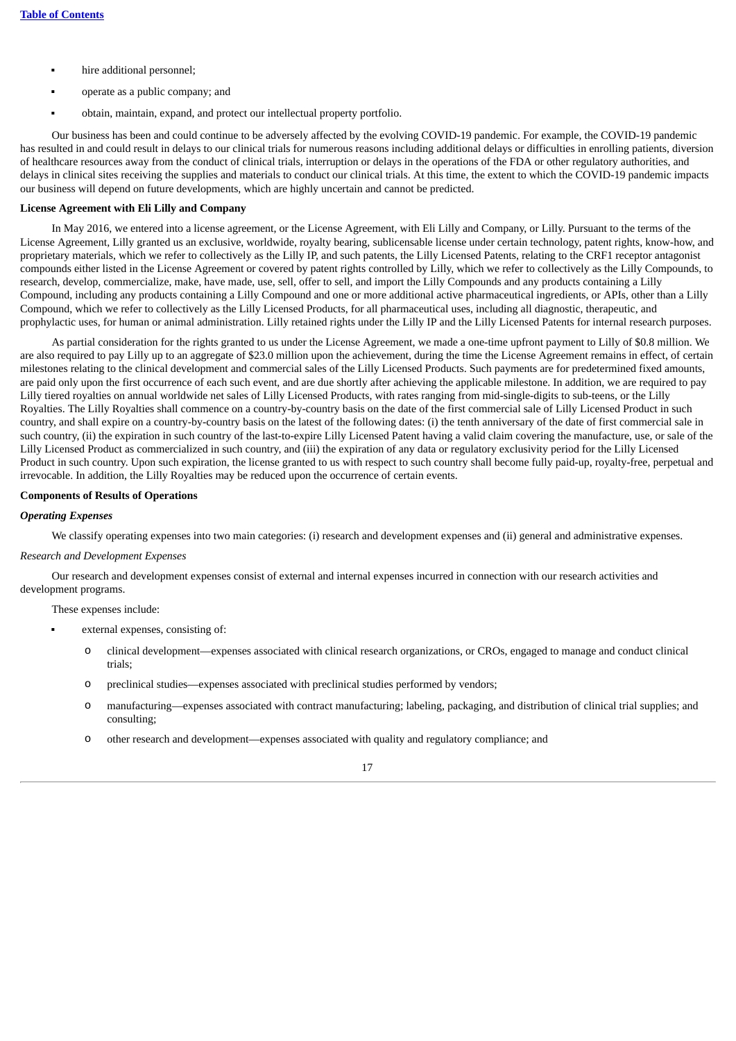- hire additional personnel;
- operate as a public company; and
- obtain, maintain, expand, and protect our intellectual property portfolio.

Our business has been and could continue to be adversely affected by the evolving COVID-19 pandemic. For example, the COVID-19 pandemic has resulted in and could result in delays to our clinical trials for numerous reasons including additional delays or difficulties in enrolling patients, diversion of healthcare resources away from the conduct of clinical trials, interruption or delays in the operations of the FDA or other regulatory authorities, and delays in clinical sites receiving the supplies and materials to conduct our clinical trials. At this time, the extent to which the COVID-19 pandemic impacts our business will depend on future developments, which are highly uncertain and cannot be predicted.

**License Agreement with Eli Lilly and Company**

In May 2016, we entered into a license agreement, or the License Agreement, with Eli Lilly and Company, or Lilly. Pursuant to the terms of the License Agreement, Lilly granted us an exclusive, worldwide, royalty bearing, sublicensable license under certain technology, patent rights, know-how, and proprietary materials, which we refer to collectively as the Lilly IP, and such patents, the Lilly Licensed Patents, relating to the CRF1 receptor antagonist compounds either listed in the License Agreement or covered by patent rights controlled by Lilly, which we refer to collectively as the Lilly Compounds, to research, develop, commercialize, make, have made, use, sell, offer to sell, and import the Lilly Compounds and any products containing a Lilly Compound, including any products containing a Lilly Compound and one or more additional active pharmaceutical ingredients, or APIs, other than a Lilly Compound, which we refer to collectively as the Lilly Licensed Products, for all pharmaceutical uses, including all diagnostic, therapeutic, and prophylactic uses, for human or animal administration. Lilly retained rights under the Lilly IP and the Lilly Licensed Patents for internal research purposes.

As partial consideration for the rights granted to us under the License Agreement, we made a one-time upfront payment to Lilly of $0.8 million. We are also required to pay Lilly up to an aggregate of $23.0 million upon the achievement, during the time the License Agreement remains in effect, of certain milestones relating to the clinical development and commercial sales of the Lilly Licensed Products. Such payments are for predetermined fixed amounts, are paid only upon the first occurrence of each such event, and are due shortly after achieving the applicable milestone. In addition, we are required to pay Lilly tiered royalties on annual worldwide net sales of Lilly Licensed Products, with rates ranging from mid-single-digits to sub-teens, or the Lilly Royalties. The Lilly Royalties shall commence on a country-by-country basis on the date of the first commercial sale of Lilly Licensed Product in such country, and shall expire on a country-by-country basis on the latest of the following dates: (i) the tenth anniversary of the date of first commercial sale in such country, (ii) the expiration in such country of the last-to-expire Lilly Licensed Patent having a valid claim covering the manufacture, use, or sale of the Lilly Licensed Product as commercialized in such country, and (iii) the expiration of any data or regulatory exclusivity period for the Lilly Licensed Product in such country. Upon such expiration, the license granted to us with respect to such country shall become fully paid-up, royalty-free, perpetual and irrevocable. In addition, the Lilly Royalties may be reduced upon the occurrence of certain events.

**Components of Results of Operations**

***Operating Expenses***

We classify operating expenses into two main categories: (i) research and development expenses and (ii) general and administrative expenses.

*Research and Development Expenses*

Our research and development expenses consist of external and internal expenses incurred in connection with our research activities and development programs.

These expenses include:

- external expenses, consisting of:
  - clinical development—expenses associated with clinical research organizations, or CROs, engaged to manage and conduct clinical trials;
  - preclinical studies—expenses associated with preclinical studies performed by vendors;
  - manufacturing—expenses associated with contract manufacturing; labeling, packaging, and distribution of clinical trial supplies; and consulting;
  - other research and development—expenses associated with quality and regulatory compliance; and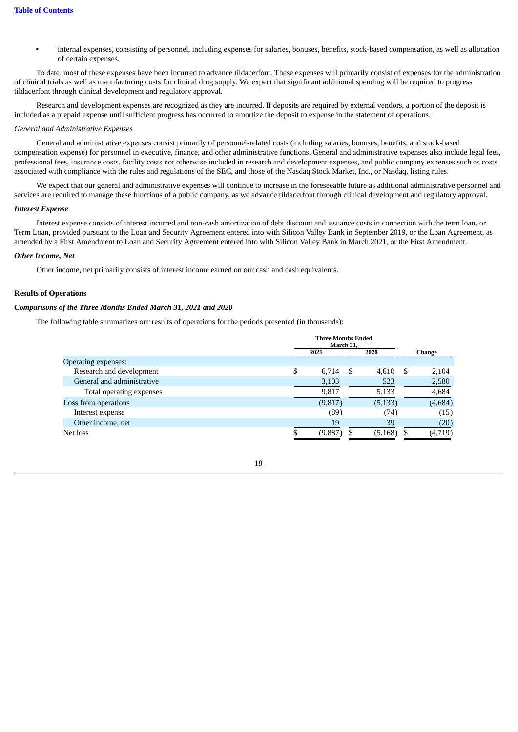- internal expenses, consisting of personnel, including expenses for salaries, bonuses, benefits, stock-based compensation, as well as allocation of certain expenses.

To date, most of these expenses have been incurred to advance tildacerfont. These expenses will primarily consist of expenses for the administration of clinical trials as well as manufacturing costs for clinical drug supply. We expect that significant additional spending will be required to progress tildacerfont through clinical development and regulatory approval.

Research and development expenses are recognized as they are incurred. If deposits are required by external vendors, a portion of the deposit is included as a prepaid expense until sufficient progress has occurred to amortize the deposit to expense in the statement of operations.

*General and Administrative Expenses*

General and administrative expenses consist primarily of personnel-related costs (including salaries, bonuses, benefits, and stock-based compensation expense) for personnel in executive, finance, and other administrative functions. General and administrative expenses also include legal fees, professional fees, insurance costs, facility costs not otherwise included in research and development expenses, and public company expenses such as costs associated with compliance with the rules and regulations of the SEC, and those of the Nasdaq Stock Market, Inc., or Nasdaq, listing rules.

We expect that our general and administrative expenses will continue to increase in the foreseeable future as additional administrative personnel and services are required to manage these functions of a public company, as we advance tildacerfont through clinical development and regulatory approval.

***Interest Expense***

Interest expense consists of interest incurred and non-cash amortization of debt discount and issuance costs in connection with the term loan, or Term Loan, provided pursuant to the Loan and Security Agreement entered into with Silicon Valley Bank in September 2019, or the Loan Agreement, as amended by a First Amendment to Loan and Security Agreement entered into with Silicon Valley Bank in March 2021, or the First Amendment.

***Other Income, Net***

Other income, net primarily consists of interest income earned on our cash and cash equivalents.

**Results of Operations**

***Comparisons of the Three Months Ended March 31, 2021 and 2020***

The following table summarizes our results of operations for the periods presented (in thousands):

| | Three Months Ended March 31, | | |
|---|---|---|---|
| | 2021 | 2020 | Change |
| Operating expenses: | | | |
| Research and development | $ 6,714 | $ 4,610 | $ 2,104 |
| General and administrative | 3,103 | 523 | 2,580 |
| Total operating expenses | 9,817 | 5,133 | 4,684 |
| Loss from operations | (9,817) | (5,133) | (4,684) |
| Interest expense | (89) | (74) | (15) |
| Other income, net | 19 | 39 | (20) |
| Net loss | $ (9,887) | $ (5,168) | $ (4,719) |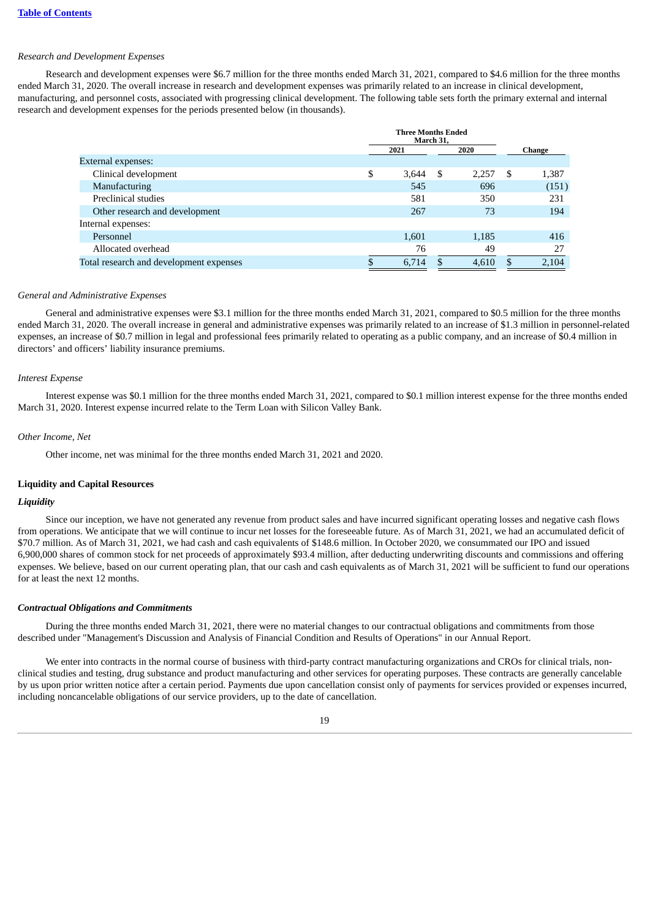*Research and Development Expenses*

Research and development expenses were $6.7 million for the three months ended March 31, 2021, compared to $4.6 million for the three months ended March 31, 2020. The overall increase in research and development expenses was primarily related to an increase in clinical development, manufacturing, and personnel costs, associated with progressing clinical development. The following table sets forth the primary external and internal research and development expenses for the periods presented below (in thousands).

| | Three Months Ended March 31, | | |
|---|---|---|---|
| | 2021 | 2020 | Change |
| External expenses: | | | |
| Clinical development | $ 3,644 | $ 2,257 | $ 1,387 |
| Manufacturing | 545 | 696 | (151) |
| Preclinical studies | 581 | 350 | 231 |
| Other research and development | 267 | 73 | 194 |
| Internal expenses: | | | |
| Personnel | 1,601 | 1,185 | 416 |
| Allocated overhead | 76 | 49 | 27 |
| Total research and development expenses | $ 6,714 | $ 4,610 | $ 2,104 |

*General and Administrative Expenses*

General and administrative expenses were $3.1 million for the three months ended March 31, 2021, compared to $0.5 million for the three months ended March 31, 2020. The overall increase in general and administrative expenses was primarily related to an increase of $1.3 million in personnel-related expenses, an increase of $0.7 million in legal and professional fees primarily related to operating as a public company, and an increase of $0.4 million in directors' and officers' liability insurance premiums.

*Interest Expense*

Interest expense was $0.1 million for the three months ended March 31, 2021, compared to $0.1 million interest expense for the three months ended March 31, 2020. Interest expense incurred relate to the Term Loan with Silicon Valley Bank.

*Other Income, Net*

Other income, net was minimal for the three months ended March 31, 2021 and 2020.

**Liquidity and Capital Resources**

***Liquidity***

Since our inception, we have not generated any revenue from product sales and have incurred significant operating losses and negative cash flows from operations. We anticipate that we will continue to incur net losses for the foreseeable future. As of March 31, 2021, we had an accumulated deficit of $70.7 million. As of March 31, 2021, we had cash and cash equivalents of $148.6 million. In October 2020, we consummated our IPO and issued 6,900,000 shares of common stock for net proceeds of approximately $93.4 million, after deducting underwriting discounts and commissions and offering expenses. We believe, based on our current operating plan, that our cash and cash equivalents as of March 31, 2021 will be sufficient to fund our operations for at least the next 12 months.

***Contractual Obligations and Commitments***

During the three months ended March 31, 2021, there were no material changes to our contractual obligations and commitments from those described under "Management's Discussion and Analysis of Financial Condition and Results of Operations" in our Annual Report.

We enter into contracts in the normal course of business with third-party contract manufacturing organizations and CROs for clinical trials, non-clinical studies and testing, drug substance and product manufacturing and other services for operating purposes. These contracts are generally cancelable by us upon prior written notice after a certain period. Payments due upon cancellation consist only of payments for services provided or expenses incurred, including noncancelable obligations of our service providers, up to the date of cancellation.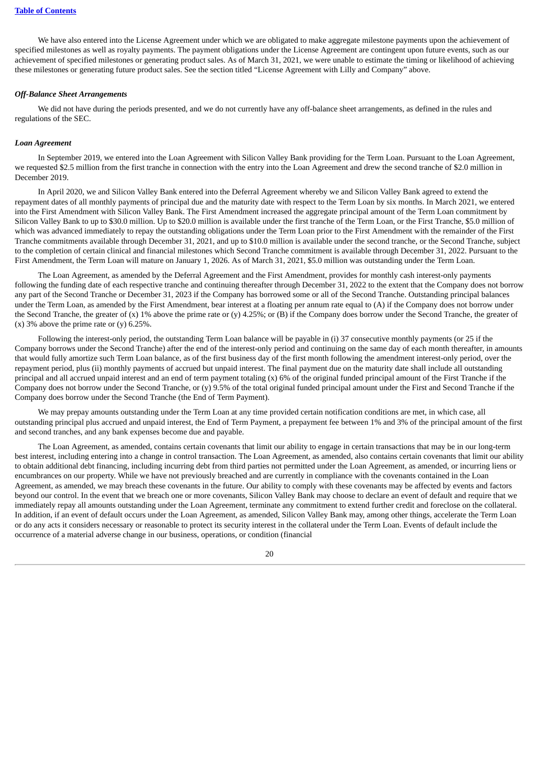We have also entered into the License Agreement under which we are obligated to make aggregate milestone payments upon the achievement of specified milestones as well as royalty payments. The payment obligations under the License Agreement are contingent upon future events, such as our achievement of specified milestones or generating product sales. As of March 31, 2021, we were unable to estimate the timing or likelihood of achieving these milestones or generating future product sales. See the section titled "License Agreement with Lilly and Company" above.

***Off-Balance Sheet Arrangements***

We did not have during the periods presented, and we do not currently have any off-balance sheet arrangements, as defined in the rules and regulations of the SEC.

***Loan Agreement***

In September 2019, we entered into the Loan Agreement with Silicon Valley Bank providing for the Term Loan. Pursuant to the Loan Agreement, we requested $2.5 million from the first tranche in connection with the entry into the Loan Agreement and drew the second tranche of $2.0 million in December 2019.

In April 2020, we and Silicon Valley Bank entered into the Deferral Agreement whereby we and Silicon Valley Bank agreed to extend the repayment dates of all monthly payments of principal due and the maturity date with respect to the Term Loan by six months. In March 2021, we entered into the First Amendment with Silicon Valley Bank. The First Amendment increased the aggregate principal amount of the Term Loan commitment by Silicon Valley Bank to up to $30.0 million. Up to $20.0 million is available under the first tranche of the Term Loan, or the First Tranche, $5.0 million of which was advanced immediately to repay the outstanding obligations under the Term Loan prior to the First Amendment with the remainder of the First Tranche commitments available through December 31, 2021, and up to $10.0 million is available under the second tranche, or the Second Tranche, subject to the completion of certain clinical and financial milestones which Second Tranche commitment is available through December 31, 2022. Pursuant to the First Amendment, the Term Loan will mature on January 1, 2026. As of March 31, 2021, $5.0 million was outstanding under the Term Loan.

The Loan Agreement, as amended by the Deferral Agreement and the First Amendment, provides for monthly cash interest-only payments following the funding date of each respective tranche and continuing thereafter through December 31, 2022 to the extent that the Company does not borrow any part of the Second Tranche or December 31, 2023 if the Company has borrowed some or all of the Second Tranche. Outstanding principal balances under the Term Loan, as amended by the First Amendment, bear interest at a floating per annum rate equal to (A) if the Company does not borrow under the Second Tranche, the greater of (x) 1% above the prime rate or (y) 4.25%; or (B) if the Company does borrow under the Second Tranche, the greater of (x) 3% above the prime rate or (y) 6.25%.

Following the interest-only period, the outstanding Term Loan balance will be payable in (i) 37 consecutive monthly payments (or 25 if the Company borrows under the Second Tranche) after the end of the interest-only period and continuing on the same day of each month thereafter, in amounts that would fully amortize such Term Loan balance, as of the first business day of the first month following the amendment interest-only period, over the repayment period, plus (ii) monthly payments of accrued but unpaid interest. The final payment due on the maturity date shall include all outstanding principal and all accrued unpaid interest and an end of term payment totaling (x) 6% of the original funded principal amount of the First Tranche if the Company does not borrow under the Second Tranche, or (y) 9.5% of the total original funded principal amount under the First and Second Tranche if the Company does borrow under the Second Tranche (the End of Term Payment).

We may prepay amounts outstanding under the Term Loan at any time provided certain notification conditions are met, in which case, all outstanding principal plus accrued and unpaid interest, the End of Term Payment, a prepayment fee between 1% and 3% of the principal amount of the first and second tranches, and any bank expenses become due and payable.

The Loan Agreement, as amended, contains certain covenants that limit our ability to engage in certain transactions that may be in our long-term best interest, including entering into a change in control transaction. The Loan Agreement, as amended, also contains certain covenants that limit our ability to obtain additional debt financing, including incurring debt from third parties not permitted under the Loan Agreement, as amended, or incurring liens or encumbrances on our property. While we have not previously breached and are currently in compliance with the covenants contained in the Loan Agreement, as amended, we may breach these covenants in the future. Our ability to comply with these covenants may be affected by events and factors beyond our control. In the event that we breach one or more covenants, Silicon Valley Bank may choose to declare an event of default and require that we immediately repay all amounts outstanding under the Loan Agreement, terminate any commitment to extend further credit and foreclose on the collateral. In addition, if an event of default occurs under the Loan Agreement, as amended, Silicon Valley Bank may, among other things, accelerate the Term Loan or do any acts it considers necessary or reasonable to protect its security interest in the collateral under the Term Loan. Events of default include the occurrence of a material adverse change in our business, operations, or condition (financial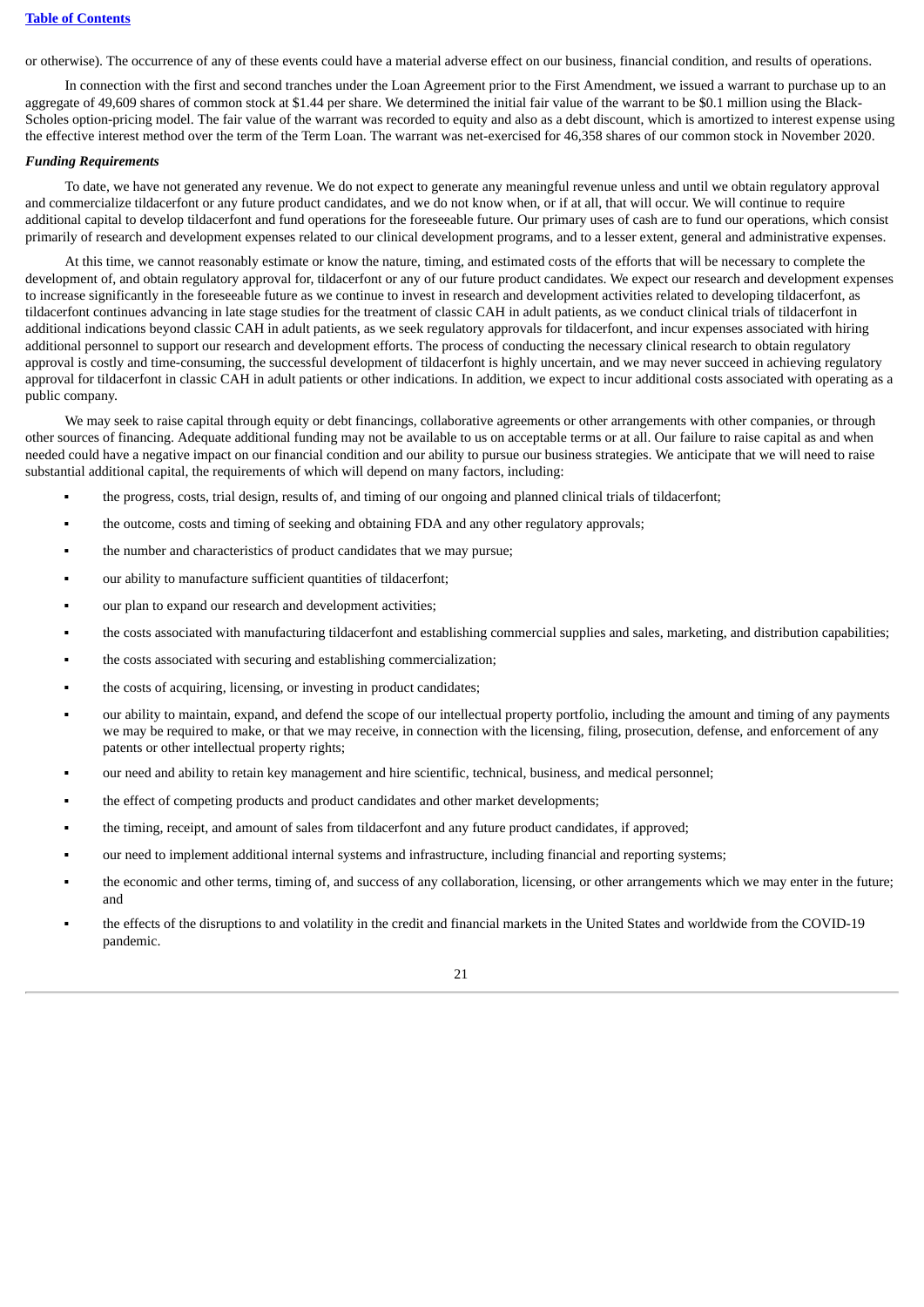or otherwise). The occurrence of any of these events could have a material adverse effect on our business, financial condition, and results of operations.

In connection with the first and second tranches under the Loan Agreement prior to the First Amendment, we issued a warrant to purchase up to an aggregate of 49,609 shares of common stock at $1.44 per share. We determined the initial fair value of the warrant to be $0.1 million using the Black-Scholes option-pricing model. The fair value of the warrant was recorded to equity and also as a debt discount, which is amortized to interest expense using the effective interest method over the term of the Term Loan. The warrant was net-exercised for 46,358 shares of our common stock in November 2020.

***Funding Requirements***

To date, we have not generated any revenue. We do not expect to generate any meaningful revenue unless and until we obtain regulatory approval and commercialize tildacerfont or any future product candidates, and we do not know when, or if at all, that will occur. We will continue to require additional capital to develop tildacerfont and fund operations for the foreseeable future. Our primary uses of cash are to fund our operations, which consist primarily of research and development expenses related to our clinical development programs, and to a lesser extent, general and administrative expenses.

At this time, we cannot reasonably estimate or know the nature, timing, and estimated costs of the efforts that will be necessary to complete the development of, and obtain regulatory approval for, tildacerfont or any of our future product candidates. We expect our research and development expenses to increase significantly in the foreseeable future as we continue to invest in research and development activities related to developing tildacerfont, as tildacerfont continues advancing in late stage studies for the treatment of classic CAH in adult patients, as we conduct clinical trials of tildacerfont in additional indications beyond classic CAH in adult patients, as we seek regulatory approvals for tildacerfont, and incur expenses associated with hiring additional personnel to support our research and development efforts. The process of conducting the necessary clinical research to obtain regulatory approval is costly and time-consuming, the successful development of tildacerfont is highly uncertain, and we may never succeed in achieving regulatory approval for tildacerfont in classic CAH in adult patients or other indications. In addition, we expect to incur additional costs associated with operating as a public company.

We may seek to raise capital through equity or debt financings, collaborative agreements or other arrangements with other companies, or through other sources of financing. Adequate additional funding may not be available to us on acceptable terms or at all. Our failure to raise capital as and when needed could have a negative impact on our financial condition and our ability to pursue our business strategies. We anticipate that we will need to raise substantial additional capital, the requirements of which will depend on many factors, including:

- the progress, costs, trial design, results of, and timing of our ongoing and planned clinical trials of tildacerfont;
- the outcome, costs and timing of seeking and obtaining FDA and any other regulatory approvals;
- the number and characteristics of product candidates that we may pursue;
- our ability to manufacture sufficient quantities of tildacerfont;
- our plan to expand our research and development activities;
- the costs associated with manufacturing tildacerfont and establishing commercial supplies and sales, marketing, and distribution capabilities;
- the costs associated with securing and establishing commercialization;
- the costs of acquiring, licensing, or investing in product candidates;
- our ability to maintain, expand, and defend the scope of our intellectual property portfolio, including the amount and timing of any payments we may be required to make, or that we may receive, in connection with the licensing, filing, prosecution, defense, and enforcement of any patents or other intellectual property rights;
- our need and ability to retain key management and hire scientific, technical, business, and medical personnel;
- the effect of competing products and product candidates and other market developments;
- the timing, receipt, and amount of sales from tildacerfont and any future product candidates, if approved;
- our need to implement additional internal systems and infrastructure, including financial and reporting systems;
- the economic and other terms, timing of, and success of any collaboration, licensing, or other arrangements which we may enter in the future; and
- the effects of the disruptions to and volatility in the credit and financial markets in the United States and worldwide from the COVID-19 pandemic.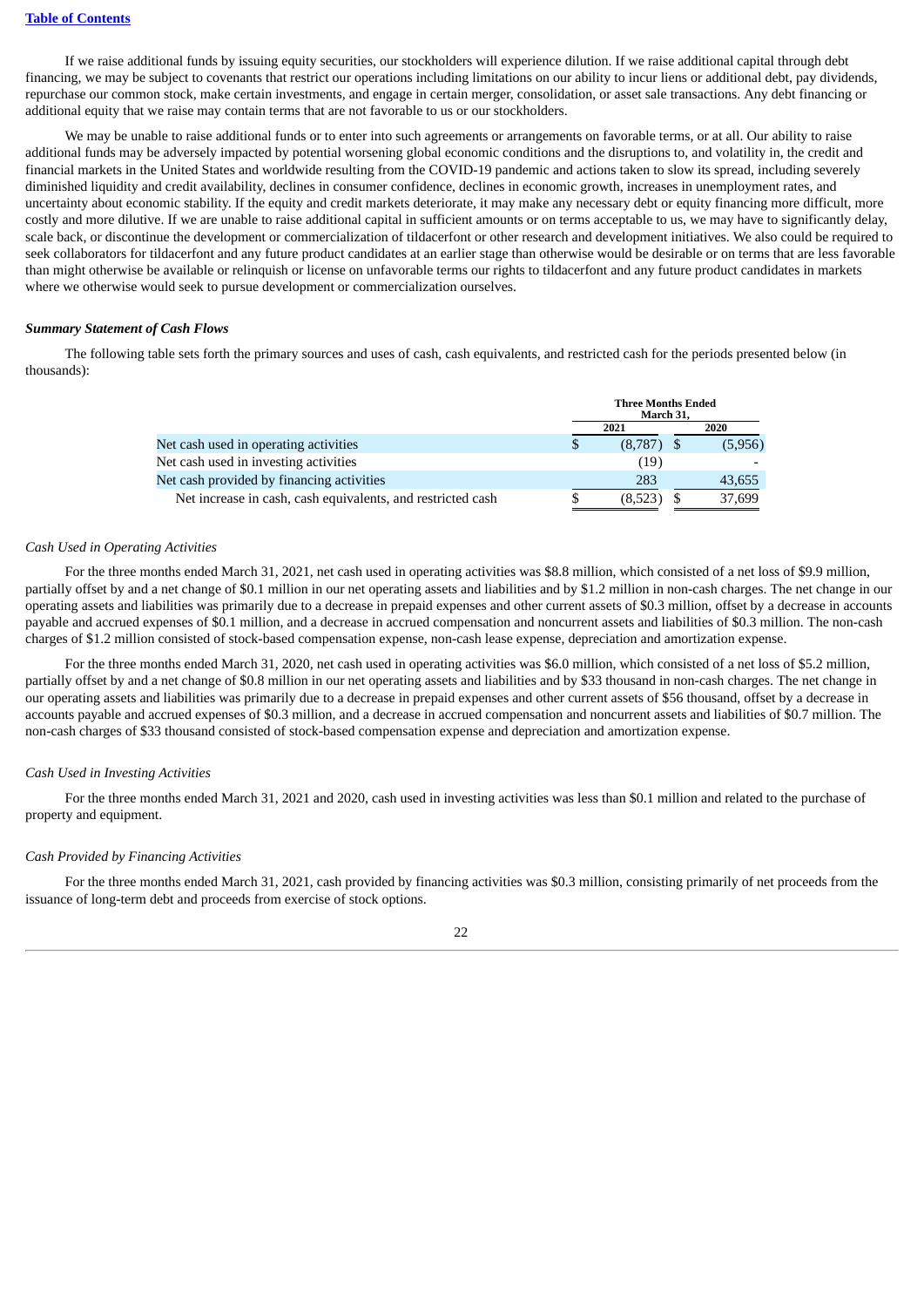If we raise additional funds by issuing equity securities, our stockholders will experience dilution. If we raise additional capital through debt financing, we may be subject to covenants that restrict our operations including limitations on our ability to incur liens or additional debt, pay dividends, repurchase our common stock, make certain investments, and engage in certain merger, consolidation, or asset sale transactions. Any debt financing or additional equity that we raise may contain terms that are not favorable to us or our stockholders.

We may be unable to raise additional funds or to enter into such agreements or arrangements on favorable terms, or at all. Our ability to raise additional funds may be adversely impacted by potential worsening global economic conditions and the disruptions to, and volatility in, the credit and financial markets in the United States and worldwide resulting from the COVID-19 pandemic and actions taken to slow its spread, including severely diminished liquidity and credit availability, declines in consumer confidence, declines in economic growth, increases in unemployment rates, and uncertainty about economic stability. If the equity and credit markets deteriorate, it may make any necessary debt or equity financing more difficult, more costly and more dilutive. If we are unable to raise additional capital in sufficient amounts or on terms acceptable to us, we may have to significantly delay, scale back, or discontinue the development or commercialization of tildacerfont or other research and development initiatives. We also could be required to seek collaborators for tildacerfont and any future product candidates at an earlier stage than otherwise would be desirable or on terms that are less favorable than might otherwise be available or relinquish or license on unfavorable terms our rights to tildacerfont and any future product candidates in markets where we otherwise would seek to pursue development or commercialization ourselves.

***Summary Statement of Cash Flows***

The following table sets forth the primary sources and uses of cash, cash equivalents, and restricted cash for the periods presented below (in thousands):

| | Three Months Ended March 31, | |
|---|---|---|
| | 2021 | 2020 |
| Net cash used in operating activities | $ (8,787) | $ (5,956) |
| Net cash used in investing activities | (19) | - |
| Net cash provided by financing activities | 283 | 43,655 |
| Net increase in cash, cash equivalents, and restricted cash | $ (8,523) | $ 37,699 |

*Cash Used in Operating Activities*

For the three months ended March 31, 2021, net cash used in operating activities was $8.8 million, which consisted of a net loss of $9.9 million, partially offset by and a net change of $0.1 million in our net operating assets and liabilities and by $1.2 million in non-cash charges. The net change in our operating assets and liabilities was primarily due to a decrease in prepaid expenses and other current assets of $0.3 million, offset by a decrease in accounts payable and accrued expenses of $0.1 million, and a decrease in accrued compensation and noncurrent assets and liabilities of $0.3 million. The non-cash charges of $1.2 million consisted of stock-based compensation expense, non-cash lease expense, depreciation and amortization expense.

For the three months ended March 31, 2020, net cash used in operating activities was $6.0 million, which consisted of a net loss of $5.2 million, partially offset by and a net change of $0.8 million in our net operating assets and liabilities and by $33 thousand in non-cash charges. The net change in our operating assets and liabilities was primarily due to a decrease in prepaid expenses and other current assets of $56 thousand, offset by a decrease in accounts payable and accrued expenses of $0.3 million, and a decrease in accrued compensation and noncurrent assets and liabilities of $0.7 million. The non-cash charges of $33 thousand consisted of stock-based compensation expense and depreciation and amortization expense.

*Cash Used in Investing Activities*

For the three months ended March 31, 2021 and 2020, cash used in investing activities was less than $0.1 million and related to the purchase of property and equipment.

*Cash Provided by Financing Activities*

For the three months ended March 31, 2021, cash provided by financing activities was $0.3 million, consisting primarily of net proceeds from the issuance of long-term debt and proceeds from exercise of stock options.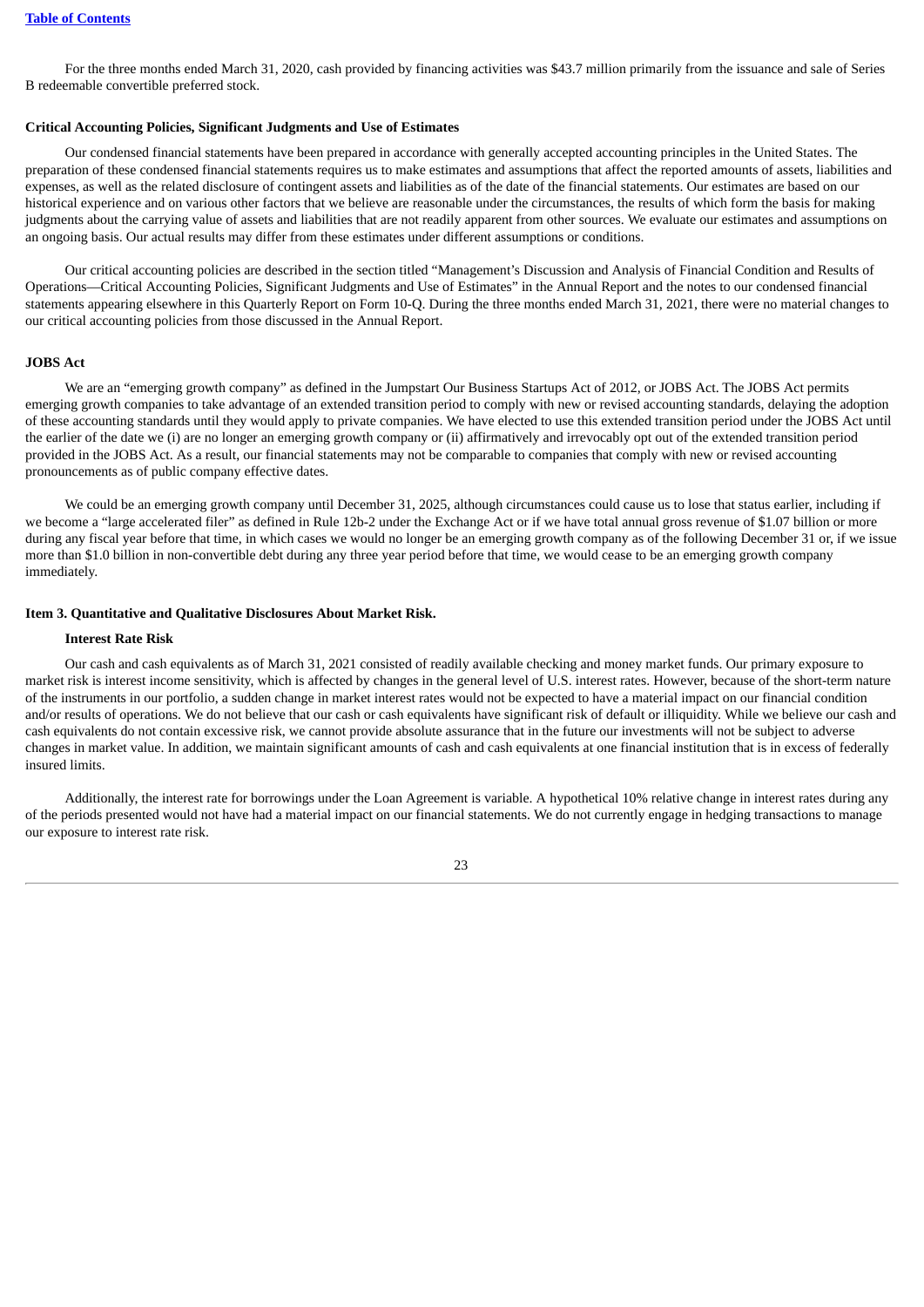For the three months ended March 31, 2020, cash provided by financing activities was $43.7 million primarily from the issuance and sale of Series B redeemable convertible preferred stock.

**Critical Accounting Policies, Significant Judgments and Use of Estimates**

Our condensed financial statements have been prepared in accordance with generally accepted accounting principles in the United States. The preparation of these condensed financial statements requires us to make estimates and assumptions that affect the reported amounts of assets, liabilities and expenses, as well as the related disclosure of contingent assets and liabilities as of the date of the financial statements. Our estimates are based on our historical experience and on various other factors that we believe are reasonable under the circumstances, the results of which form the basis for making judgments about the carrying value of assets and liabilities that are not readily apparent from other sources. We evaluate our estimates and assumptions on an ongoing basis. Our actual results may differ from these estimates under different assumptions or conditions.

Our critical accounting policies are described in the section titled "Management's Discussion and Analysis of Financial Condition and Results of Operations—Critical Accounting Policies, Significant Judgments and Use of Estimates" in the Annual Report and the notes to our condensed financial statements appearing elsewhere in this Quarterly Report on Form 10-Q. During the three months ended March 31, 2021, there were no material changes to our critical accounting policies from those discussed in the Annual Report.

**JOBS Act**

We are an "emerging growth company" as defined in the Jumpstart Our Business Startups Act of 2012, or JOBS Act. The JOBS Act permits emerging growth companies to take advantage of an extended transition period to comply with new or revised accounting standards, delaying the adoption of these accounting standards until they would apply to private companies. We have elected to use this extended transition period under the JOBS Act until the earlier of the date we (i) are no longer an emerging growth company or (ii) affirmatively and irrevocably opt out of the extended transition period provided in the JOBS Act. As a result, our financial statements may not be comparable to companies that comply with new or revised accounting pronouncements as of public company effective dates.

We could be an emerging growth company until December 31, 2025, although circumstances could cause us to lose that status earlier, including if we become a "large accelerated filer" as defined in Rule 12b-2 under the Exchange Act or if we have total annual gross revenue of $1.07 billion or more during any fiscal year before that time, in which cases we would no longer be an emerging growth company as of the following December 31 or, if we issue more than $1.0 billion in non-convertible debt during any three year period before that time, we would cease to be an emerging growth company immediately.

**Item 3. Quantitative and Qualitative Disclosures About Market Risk.**

**Interest Rate Risk**

Our cash and cash equivalents as of March 31, 2021 consisted of readily available checking and money market funds. Our primary exposure to market risk is interest income sensitivity, which is affected by changes in the general level of U.S. interest rates. However, because of the short-term nature of the instruments in our portfolio, a sudden change in market interest rates would not be expected to have a material impact on our financial condition and/or results of operations. We do not believe that our cash or cash equivalents have significant risk of default or illiquidity. While we believe our cash and cash equivalents do not contain excessive risk, we cannot provide absolute assurance that in the future our investments will not be subject to adverse changes in market value. In addition, we maintain significant amounts of cash and cash equivalents at one financial institution that is in excess of federally insured limits.

Additionally, the interest rate for borrowings under the Loan Agreement is variable. A hypothetical 10% relative change in interest rates during any of the periods presented would not have had a material impact on our financial statements. We do not currently engage in hedging transactions to manage our exposure to interest rate risk.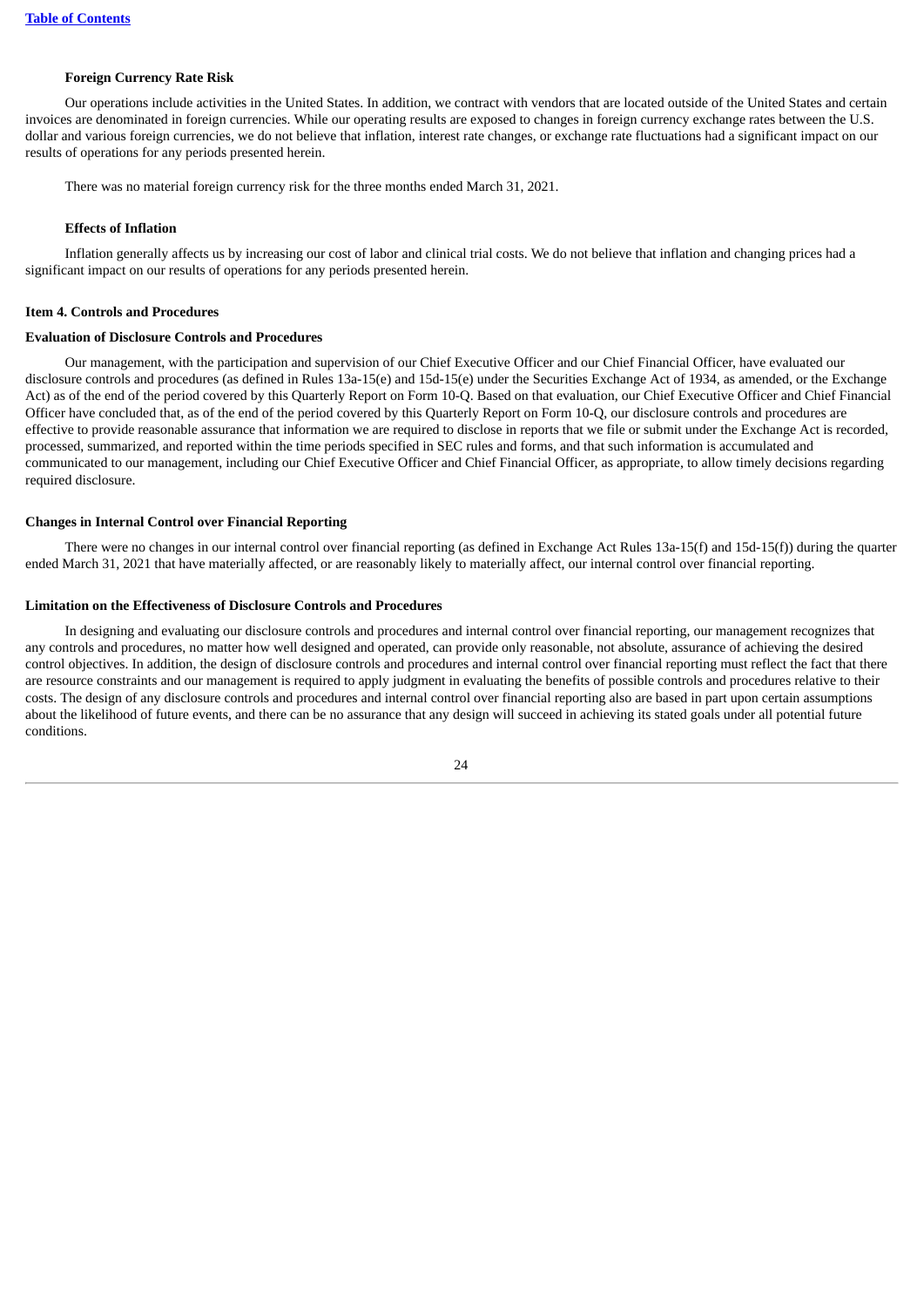### Foreign Currency Rate Risk

Our operations include activities in the United States. In addition, we contract with vendors that are located outside of the United States and certain invoices are denominated in foreign currencies. While our operating results are exposed to changes in foreign currency exchange rates between the U.S. dollar and various foreign currencies, we do not believe that inflation, interest rate changes, or exchange rate fluctuations had a significant impact on our results of operations for any periods presented herein.

There was no material foreign currency risk for the three months ended March 31, 2021.

### Effects of Inflation

Inflation generally affects us by increasing our cost of labor and clinical trial costs. We do not believe that inflation and changing prices had a significant impact on our results of operations for any periods presented herein.

## Item 4. Controls and Procedures

### Evaluation of Disclosure Controls and Procedures

Our management, with the participation and supervision of our Chief Executive Officer and our Chief Financial Officer, have evaluated our disclosure controls and procedures (as defined in Rules 13a-15(e) and 15d-15(e) under the Securities Exchange Act of 1934, as amended, or the Exchange Act) as of the end of the period covered by this Quarterly Report on Form 10-Q. Based on that evaluation, our Chief Executive Officer and Chief Financial Officer have concluded that, as of the end of the period covered by this Quarterly Report on Form 10-Q, our disclosure controls and procedures are effective to provide reasonable assurance that information we are required to disclose in reports that we file or submit under the Exchange Act is recorded, processed, summarized, and reported within the time periods specified in SEC rules and forms, and that such information is accumulated and communicated to our management, including our Chief Executive Officer and Chief Financial Officer, as appropriate, to allow timely decisions regarding required disclosure.

### Changes in Internal Control over Financial Reporting

There were no changes in our internal control over financial reporting (as defined in Exchange Act Rules 13a-15(f) and 15d-15(f)) during the quarter ended March 31, 2021 that have materially affected, or are reasonably likely to materially affect, our internal control over financial reporting.

### Limitation on the Effectiveness of Disclosure Controls and Procedures

In designing and evaluating our disclosure controls and procedures and internal control over financial reporting, our management recognizes that any controls and procedures, no matter how well designed and operated, can provide only reasonable, not absolute, assurance of achieving the desired control objectives. In addition, the design of disclosure controls and procedures and internal control over financial reporting must reflect the fact that there are resource constraints and our management is required to apply judgment in evaluating the benefits of possible controls and procedures relative to their costs. The design of any disclosure controls and procedures and internal control over financial reporting also are based in part upon certain assumptions about the likelihood of future events, and there can be no assurance that any design will succeed in achieving its stated goals under all potential future conditions.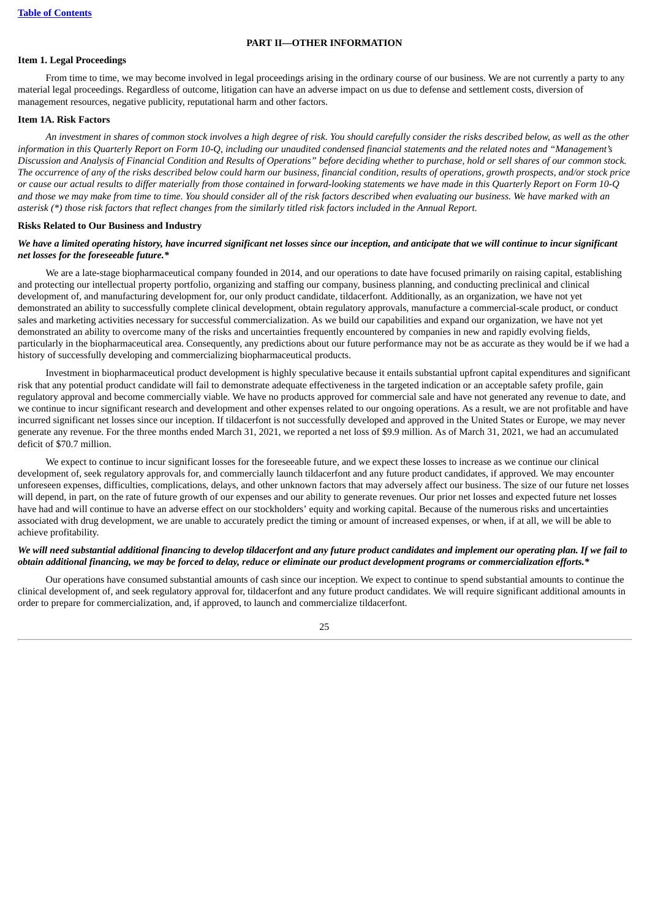## PART II—OTHER INFORMATION

### Item 1. Legal Proceedings

From time to time, we may become involved in legal proceedings arising in the ordinary course of our business. We are not currently a party to any material legal proceedings. Regardless of outcome, litigation can have an adverse impact on us due to defense and settlement costs, diversion of management resources, negative publicity, reputational harm and other factors.

### Item 1A. Risk Factors

*An investment in shares of common stock involves a high degree of risk. You should carefully consider the risks described below, as well as the other information in this Quarterly Report on Form 10-Q, including our unaudited condensed financial statements and the related notes and "Management's Discussion and Analysis of Financial Condition and Results of Operations" before deciding whether to purchase, hold or sell shares of our common stock. The occurrence of any of the risks described below could harm our business, financial condition, results of operations, growth prospects, and/or stock price or cause our actual results to differ materially from those contained in forward-looking statements we have made in this Quarterly Report on Form 10-Q and those we may make from time to time. You should consider all of the risk factors described when evaluating our business. We have marked with an asterisk (*) those risk factors that reflect changes from the similarly titled risk factors included in the Annual Report.*

#### Risks Related to Our Business and Industry

***We have a limited operating history, have incurred significant net losses since our inception, and anticipate that we will continue to incur significant net losses for the foreseeable future.****

We are a late-stage biopharmaceutical company founded in 2014, and our operations to date have focused primarily on raising capital, establishing and protecting our intellectual property portfolio, organizing and staffing our company, business planning, and conducting preclinical and clinical development of, and manufacturing development for, our only product candidate, tildacerfont. Additionally, as an organization, we have not yet demonstrated an ability to successfully complete clinical development, obtain regulatory approvals, manufacture a commercial-scale product, or conduct sales and marketing activities necessary for successful commercialization. As we build our capabilities and expand our organization, we have not yet demonstrated an ability to overcome many of the risks and uncertainties frequently encountered by companies in new and rapidly evolving fields, particularly in the biopharmaceutical area. Consequently, any predictions about our future performance may not be as accurate as they would be if we had a history of successfully developing and commercializing biopharmaceutical products.

Investment in biopharmaceutical product development is highly speculative because it entails substantial upfront capital expenditures and significant risk that any potential product candidate will fail to demonstrate adequate effectiveness in the targeted indication or an acceptable safety profile, gain regulatory approval and become commercially viable. We have no products approved for commercial sale and have not generated any revenue to date, and we continue to incur significant research and development and other expenses related to our ongoing operations. As a result, we are not profitable and have incurred significant net losses since our inception. If tildacerfont is not successfully developed and approved in the United States or Europe, we may never generate any revenue. For the three months ended March 31, 2021, we reported a net loss of $9.9 million. As of March 31, 2021, we had an accumulated deficit of $70.7 million.

We expect to continue to incur significant losses for the foreseeable future, and we expect these losses to increase as we continue our clinical development of, seek regulatory approvals for, and commercially launch tildacerfont and any future product candidates, if approved. We may encounter unforeseen expenses, difficulties, complications, delays, and other unknown factors that may adversely affect our business. The size of our future net losses will depend, in part, on the rate of future growth of our expenses and our ability to generate revenues. Our prior net losses and expected future net losses have had and will continue to have an adverse effect on our stockholders' equity and working capital. Because of the numerous risks and uncertainties associated with drug development, we are unable to accurately predict the timing or amount of increased expenses, or when, if at all, we will be able to achieve profitability.

***We will need substantial additional financing to develop tildacerfont and any future product candidates and implement our operating plan. If we fail to obtain additional financing, we may be forced to delay, reduce or eliminate our product development programs or commercialization efforts.****

Our operations have consumed substantial amounts of cash since our inception. We expect to continue to spend substantial amounts to continue the clinical development of, and seek regulatory approval for, tildacerfont and any future product candidates. We will require significant additional amounts in order to prepare for commercialization, and, if approved, to launch and commercialize tildacerfont.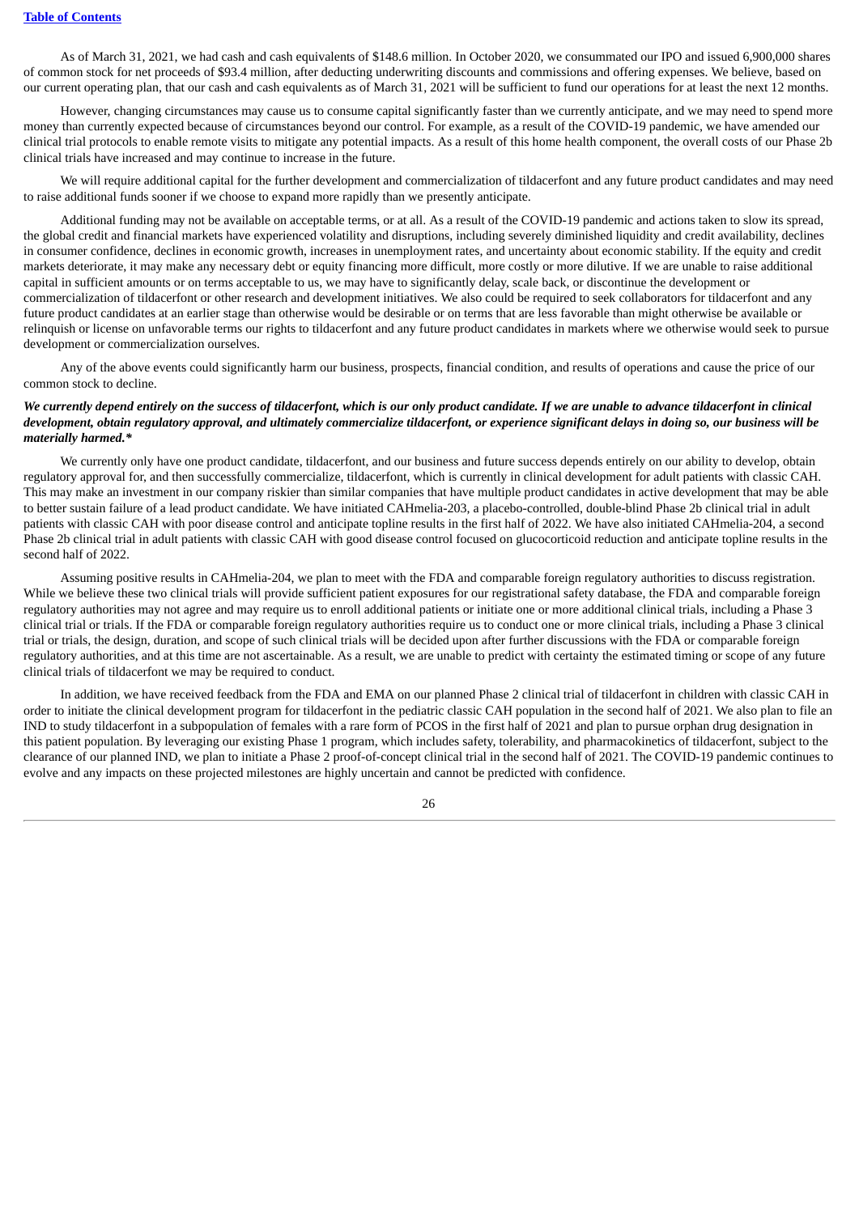As of March 31, 2021, we had cash and cash equivalents of $148.6 million. In October 2020, we consummated our IPO and issued 6,900,000 shares of common stock for net proceeds of $93.4 million, after deducting underwriting discounts and commissions and offering expenses. We believe, based on our current operating plan, that our cash and cash equivalents as of March 31, 2021 will be sufficient to fund our operations for at least the next 12 months.

However, changing circumstances may cause us to consume capital significantly faster than we currently anticipate, and we may need to spend more money than currently expected because of circumstances beyond our control. For example, as a result of the COVID-19 pandemic, we have amended our clinical trial protocols to enable remote visits to mitigate any potential impacts. As a result of this home health component, the overall costs of our Phase 2b clinical trials have increased and may continue to increase in the future.

We will require additional capital for the further development and commercialization of tildacerfont and any future product candidates and may need to raise additional funds sooner if we choose to expand more rapidly than we presently anticipate.

Additional funding may not be available on acceptable terms, or at all. As a result of the COVID-19 pandemic and actions taken to slow its spread, the global credit and financial markets have experienced volatility and disruptions, including severely diminished liquidity and credit availability, declines in consumer confidence, declines in economic growth, increases in unemployment rates, and uncertainty about economic stability. If the equity and credit markets deteriorate, it may make any necessary debt or equity financing more difficult, more costly or more dilutive. If we are unable to raise additional capital in sufficient amounts or on terms acceptable to us, we may have to significantly delay, scale back, or discontinue the development or commercialization of tildacerfont or other research and development initiatives. We also could be required to seek collaborators for tildacerfont and any future product candidates at an earlier stage than otherwise would be desirable or on terms that are less favorable than might otherwise be available or relinquish or license on unfavorable terms our rights to tildacerfont and any future product candidates in markets where we otherwise would seek to pursue development or commercialization ourselves.

Any of the above events could significantly harm our business, prospects, financial condition, and results of operations and cause the price of our common stock to decline.

***We currently depend entirely on the success of tildacerfont, which is our only product candidate. If we are unable to advance tildacerfont in clinical development, obtain regulatory approval, and ultimately commercialize tildacerfont, or experience significant delays in doing so, our business will be materially harmed.****

We currently only have one product candidate, tildacerfont, and our business and future success depends entirely on our ability to develop, obtain regulatory approval for, and then successfully commercialize, tildacerfont, which is currently in clinical development for adult patients with classic CAH. This may make an investment in our company riskier than similar companies that have multiple product candidates in active development that may be able to better sustain failure of a lead product candidate. We have initiated CAHmelia-203, a placebo-controlled, double-blind Phase 2b clinical trial in adult patients with classic CAH with poor disease control and anticipate topline results in the first half of 2022. We have also initiated CAHmelia-204, a second Phase 2b clinical trial in adult patients with classic CAH with good disease control focused on glucocorticoid reduction and anticipate topline results in the second half of 2022.

Assuming positive results in CAHmelia-204, we plan to meet with the FDA and comparable foreign regulatory authorities to discuss registration. While we believe these two clinical trials will provide sufficient patient exposures for our registrational safety database, the FDA and comparable foreign regulatory authorities may not agree and may require us to enroll additional patients or initiate one or more additional clinical trials, including a Phase 3 clinical trial or trials. If the FDA or comparable foreign regulatory authorities require us to conduct one or more clinical trials, including a Phase 3 clinical trial or trials, the design, duration, and scope of such clinical trials will be decided upon after further discussions with the FDA or comparable foreign regulatory authorities, and at this time are not ascertainable. As a result, we are unable to predict with certainty the estimated timing or scope of any future clinical trials of tildacerfont we may be required to conduct.

In addition, we have received feedback from the FDA and EMA on our planned Phase 2 clinical trial of tildacerfont in children with classic CAH in order to initiate the clinical development program for tildacerfont in the pediatric classic CAH population in the second half of 2021. We also plan to file an IND to study tildacerfont in a subpopulation of females with a rare form of PCOS in the first half of 2021 and plan to pursue orphan drug designation in this patient population. By leveraging our existing Phase 1 program, which includes safety, tolerability, and pharmacokinetics of tildacerfont, subject to the clearance of our planned IND, we plan to initiate a Phase 2 proof-of-concept clinical trial in the second half of 2021. The COVID-19 pandemic continues to evolve and any impacts on these projected milestones are highly uncertain and cannot be predicted with confidence.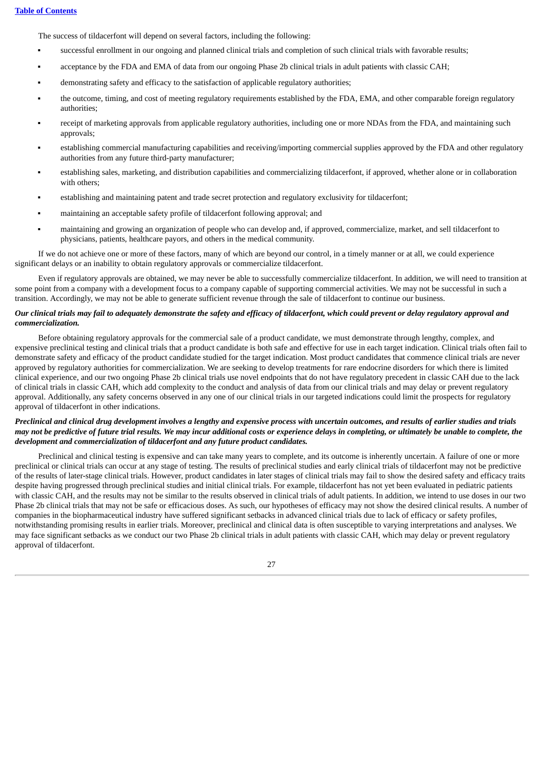The success of tildacerfont will depend on several factors, including the following:

- successful enrollment in our ongoing and planned clinical trials and completion of such clinical trials with favorable results;
- acceptance by the FDA and EMA of data from our ongoing Phase 2b clinical trials in adult patients with classic CAH;
- demonstrating safety and efficacy to the satisfaction of applicable regulatory authorities;
- the outcome, timing, and cost of meeting regulatory requirements established by the FDA, EMA, and other comparable foreign regulatory authorities;
- receipt of marketing approvals from applicable regulatory authorities, including one or more NDAs from the FDA, and maintaining such approvals;
- establishing commercial manufacturing capabilities and receiving/importing commercial supplies approved by the FDA and other regulatory authorities from any future third-party manufacturer;
- establishing sales, marketing, and distribution capabilities and commercializing tildacerfont, if approved, whether alone or in collaboration with others;
- establishing and maintaining patent and trade secret protection and regulatory exclusivity for tildacerfont;
- maintaining an acceptable safety profile of tildacerfont following approval; and
- maintaining and growing an organization of people who can develop and, if approved, commercialize, market, and sell tildacerfont to physicians, patients, healthcare payors, and others in the medical community.

If we do not achieve one or more of these factors, many of which are beyond our control, in a timely manner or at all, we could experience significant delays or an inability to obtain regulatory approvals or commercialize tildacerfont.

Even if regulatory approvals are obtained, we may never be able to successfully commercialize tildacerfont. In addition, we will need to transition at some point from a company with a development focus to a company capable of supporting commercial activities. We may not be successful in such a transition. Accordingly, we may not be able to generate sufficient revenue through the sale of tildacerfont to continue our business.

***Our clinical trials may fail to adequately demonstrate the safety and efficacy of tildacerfont, which could prevent or delay regulatory approval and commercialization.***

Before obtaining regulatory approvals for the commercial sale of a product candidate, we must demonstrate through lengthy, complex, and expensive preclinical testing and clinical trials that a product candidate is both safe and effective for use in each target indication. Clinical trials often fail to demonstrate safety and efficacy of the product candidate studied for the target indication. Most product candidates that commence clinical trials are never approved by regulatory authorities for commercialization. We are seeking to develop treatments for rare endocrine disorders for which there is limited clinical experience, and our two ongoing Phase 2b clinical trials use novel endpoints that do not have regulatory precedent in classic CAH due to the lack of clinical trials in classic CAH, which add complexity to the conduct and analysis of data from our clinical trials and may delay or prevent regulatory approval. Additionally, any safety concerns observed in any one of our clinical trials in our targeted indications could limit the prospects for regulatory approval of tildacerfont in other indications.

***Preclinical and clinical drug development involves a lengthy and expensive process with uncertain outcomes, and results of earlier studies and trials may not be predictive of future trial results. We may incur additional costs or experience delays in completing, or ultimately be unable to complete, the development and commercialization of tildacerfont and any future product candidates.***

Preclinical and clinical testing is expensive and can take many years to complete, and its outcome is inherently uncertain. A failure of one or more preclinical or clinical trials can occur at any stage of testing. The results of preclinical studies and early clinical trials of tildacerfont may not be predictive of the results of later-stage clinical trials. However, product candidates in later stages of clinical trials may fail to show the desired safety and efficacy traits despite having progressed through preclinical studies and initial clinical trials. For example, tildacerfont has not yet been evaluated in pediatric patients with classic CAH, and the results may not be similar to the results observed in clinical trials of adult patients. In addition, we intend to use doses in our two Phase 2b clinical trials that may not be safe or efficacious doses. As such, our hypotheses of efficacy may not show the desired clinical results. A number of companies in the biopharmaceutical industry have suffered significant setbacks in advanced clinical trials due to lack of efficacy or safety profiles, notwithstanding promising results in earlier trials. Moreover, preclinical and clinical data is often susceptible to varying interpretations and analyses. We may face significant setbacks as we conduct our two Phase 2b clinical trials in adult patients with classic CAH, which may delay or prevent regulatory approval of tildacerfont.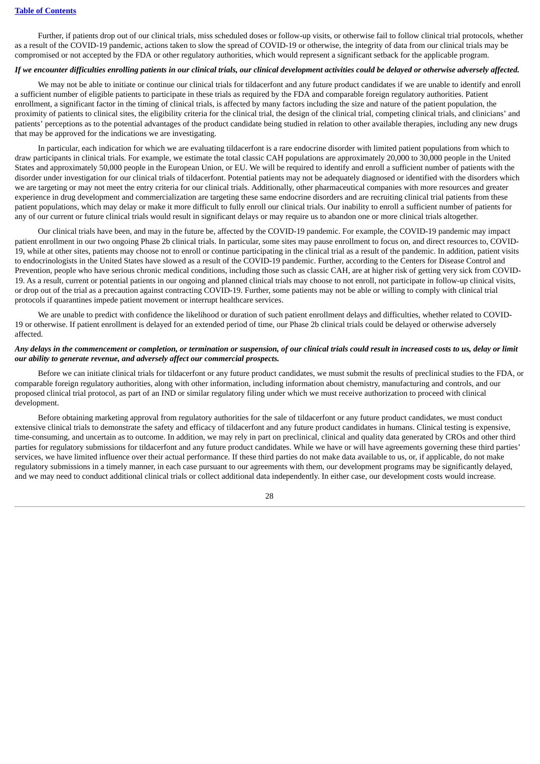Further, if patients drop out of our clinical trials, miss scheduled doses or follow-up visits, or otherwise fail to follow clinical trial protocols, whether as a result of the COVID-19 pandemic, actions taken to slow the spread of COVID-19 or otherwise, the integrity of data from our clinical trials may be compromised or not accepted by the FDA or other regulatory authorities, which would represent a significant setback for the applicable program.

***If we encounter difficulties enrolling patients in our clinical trials, our clinical development activities could be delayed or otherwise adversely affected.***

We may not be able to initiate or continue our clinical trials for tildacerfont and any future product candidates if we are unable to identify and enroll a sufficient number of eligible patients to participate in these trials as required by the FDA and comparable foreign regulatory authorities. Patient enrollment, a significant factor in the timing of clinical trials, is affected by many factors including the size and nature of the patient population, the proximity of patients to clinical sites, the eligibility criteria for the clinical trial, the design of the clinical trial, competing clinical trials, and clinicians' and patients' perceptions as to the potential advantages of the product candidate being studied in relation to other available therapies, including any new drugs that may be approved for the indications we are investigating.

In particular, each indication for which we are evaluating tildacerfont is a rare endocrine disorder with limited patient populations from which to draw participants in clinical trials. For example, we estimate the total classic CAH populations are approximately 20,000 to 30,000 people in the United States and approximately 50,000 people in the European Union, or EU. We will be required to identify and enroll a sufficient number of patients with the disorder under investigation for our clinical trials of tildacerfont. Potential patients may not be adequately diagnosed or identified with the disorders which we are targeting or may not meet the entry criteria for our clinical trials. Additionally, other pharmaceutical companies with more resources and greater experience in drug development and commercialization are targeting these same endocrine disorders and are recruiting clinical trial patients from these patient populations, which may delay or make it more difficult to fully enroll our clinical trials. Our inability to enroll a sufficient number of patients for any of our current or future clinical trials would result in significant delays or may require us to abandon one or more clinical trials altogether.

Our clinical trials have been, and may in the future be, affected by the COVID-19 pandemic. For example, the COVID-19 pandemic may impact patient enrollment in our two ongoing Phase 2b clinical trials. In particular, some sites may pause enrollment to focus on, and direct resources to, COVID-19, while at other sites, patients may choose not to enroll or continue participating in the clinical trial as a result of the pandemic. In addition, patient visits to endocrinologists in the United States have slowed as a result of the COVID-19 pandemic. Further, according to the Centers for Disease Control and Prevention, people who have serious chronic medical conditions, including those such as classic CAH, are at higher risk of getting very sick from COVID-19. As a result, current or potential patients in our ongoing and planned clinical trials may choose to not enroll, not participate in follow-up clinical visits, or drop out of the trial as a precaution against contracting COVID-19. Further, some patients may not be able or willing to comply with clinical trial protocols if quarantines impede patient movement or interrupt healthcare services.

We are unable to predict with confidence the likelihood or duration of such patient enrollment delays and difficulties, whether related to COVID-19 or otherwise. If patient enrollment is delayed for an extended period of time, our Phase 2b clinical trials could be delayed or otherwise adversely affected.

***Any delays in the commencement or completion, or termination or suspension, of our clinical trials could result in increased costs to us, delay or limit our ability to generate revenue, and adversely affect our commercial prospects.***

Before we can initiate clinical trials for tildacerfont or any future product candidates, we must submit the results of preclinical studies to the FDA, or comparable foreign regulatory authorities, along with other information, including information about chemistry, manufacturing and controls, and our proposed clinical trial protocol, as part of an IND or similar regulatory filing under which we must receive authorization to proceed with clinical development.

Before obtaining marketing approval from regulatory authorities for the sale of tildacerfont or any future product candidates, we must conduct extensive clinical trials to demonstrate the safety and efficacy of tildacerfont and any future product candidates in humans. Clinical testing is expensive, time-consuming, and uncertain as to outcome. In addition, we may rely in part on preclinical, clinical and quality data generated by CROs and other third parties for regulatory submissions for tildacerfont and any future product candidates. While we have or will have agreements governing these third parties' services, we have limited influence over their actual performance. If these third parties do not make data available to us, or, if applicable, do not make regulatory submissions in a timely manner, in each case pursuant to our agreements with them, our development programs may be significantly delayed, and we may need to conduct additional clinical trials or collect additional data independently. In either case, our development costs would increase.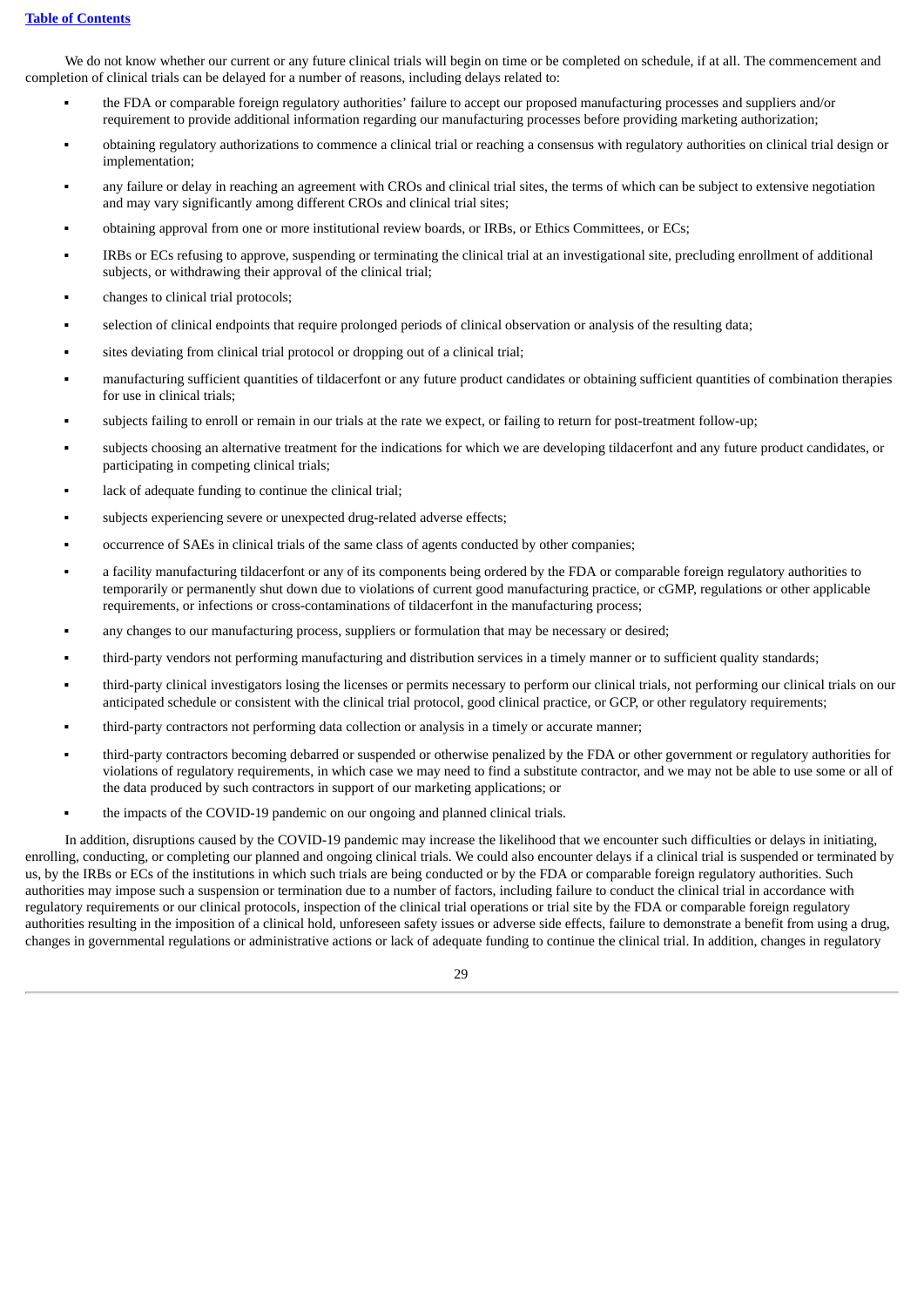We do not know whether our current or any future clinical trials will begin on time or be completed on schedule, if at all. The commencement and completion of clinical trials can be delayed for a number of reasons, including delays related to:

- the FDA or comparable foreign regulatory authorities' failure to accept our proposed manufacturing processes and suppliers and/or requirement to provide additional information regarding our manufacturing processes before providing marketing authorization;
- obtaining regulatory authorizations to commence a clinical trial or reaching a consensus with regulatory authorities on clinical trial design or implementation;
- any failure or delay in reaching an agreement with CROs and clinical trial sites, the terms of which can be subject to extensive negotiation and may vary significantly among different CROs and clinical trial sites;
- obtaining approval from one or more institutional review boards, or IRBs, or Ethics Committees, or ECs;
- IRBs or ECs refusing to approve, suspending or terminating the clinical trial at an investigational site, precluding enrollment of additional subjects, or withdrawing their approval of the clinical trial;
- changes to clinical trial protocols;
- selection of clinical endpoints that require prolonged periods of clinical observation or analysis of the resulting data;
- sites deviating from clinical trial protocol or dropping out of a clinical trial;
- manufacturing sufficient quantities of tildacerfont or any future product candidates or obtaining sufficient quantities of combination therapies for use in clinical trials;
- subjects failing to enroll or remain in our trials at the rate we expect, or failing to return for post-treatment follow-up;
- subjects choosing an alternative treatment for the indications for which we are developing tildacerfont and any future product candidates, or participating in competing clinical trials;
- lack of adequate funding to continue the clinical trial;
- subjects experiencing severe or unexpected drug-related adverse effects;
- occurrence of SAEs in clinical trials of the same class of agents conducted by other companies;
- a facility manufacturing tildacerfont or any of its components being ordered by the FDA or comparable foreign regulatory authorities to temporarily or permanently shut down due to violations of current good manufacturing practice, or cGMP, regulations or other applicable requirements, or infections or cross-contaminations of tildacerfont in the manufacturing process;
- any changes to our manufacturing process, suppliers or formulation that may be necessary or desired;
- third-party vendors not performing manufacturing and distribution services in a timely manner or to sufficient quality standards;
- third-party clinical investigators losing the licenses or permits necessary to perform our clinical trials, not performing our clinical trials on our anticipated schedule or consistent with the clinical trial protocol, good clinical practice, or GCP, or other regulatory requirements;
- third-party contractors not performing data collection or analysis in a timely or accurate manner;
- third-party contractors becoming debarred or suspended or otherwise penalized by the FDA or other government or regulatory authorities for violations of regulatory requirements, in which case we may need to find a substitute contractor, and we may not be able to use some or all of the data produced by such contractors in support of our marketing applications; or
- the impacts of the COVID-19 pandemic on our ongoing and planned clinical trials.

In addition, disruptions caused by the COVID-19 pandemic may increase the likelihood that we encounter such difficulties or delays in initiating, enrolling, conducting, or completing our planned and ongoing clinical trials. We could also encounter delays if a clinical trial is suspended or terminated by us, by the IRBs or ECs of the institutions in which such trials are being conducted or by the FDA or comparable foreign regulatory authorities. Such authorities may impose such a suspension or termination due to a number of factors, including failure to conduct the clinical trial in accordance with regulatory requirements or our clinical protocols, inspection of the clinical trial operations or trial site by the FDA or comparable foreign regulatory authorities resulting in the imposition of a clinical hold, unforeseen safety issues or adverse side effects, failure to demonstrate a benefit from using a drug, changes in governmental regulations or administrative actions or lack of adequate funding to continue the clinical trial. In addition, changes in regulatory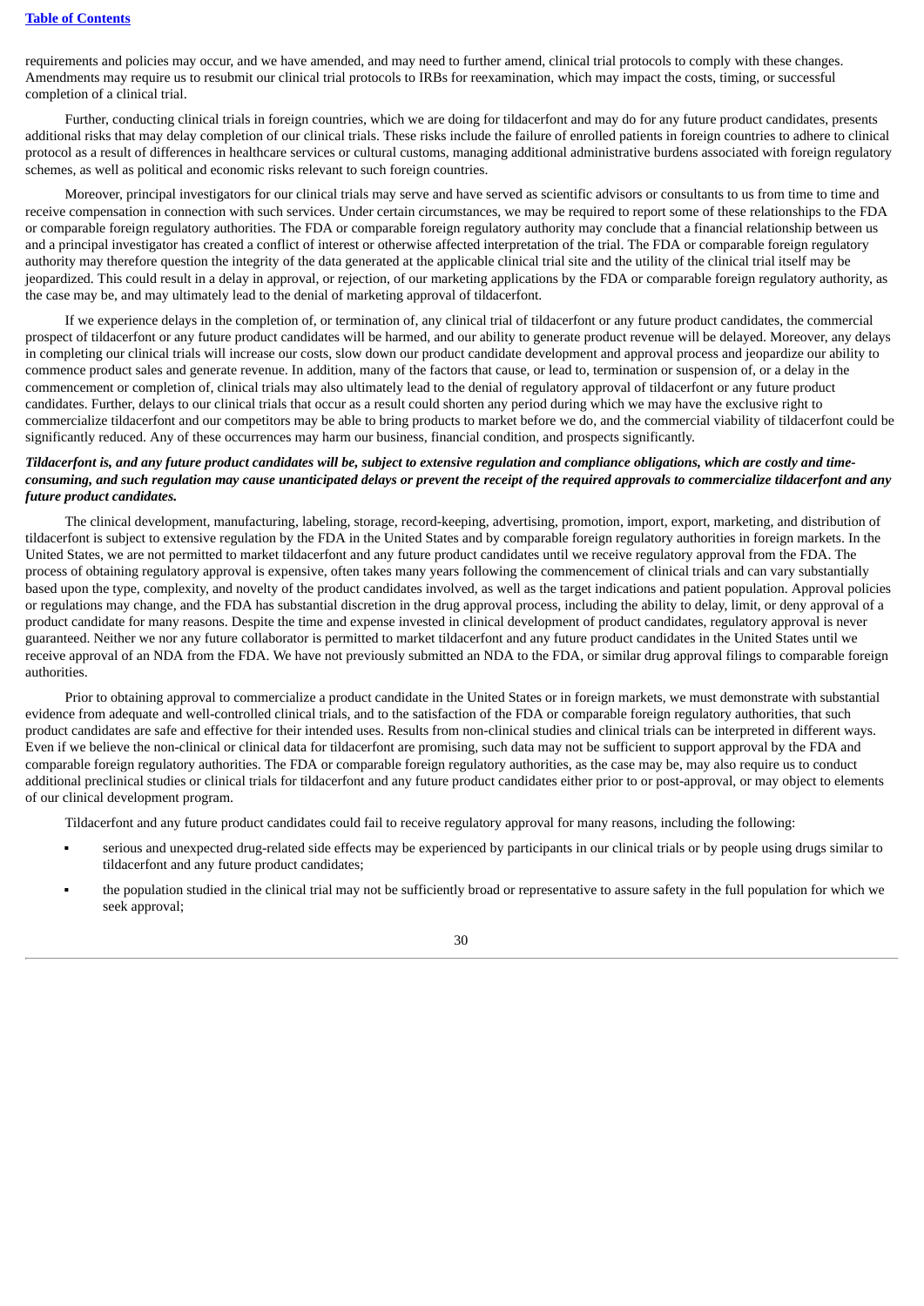requirements and policies may occur, and we have amended, and may need to further amend, clinical trial protocols to comply with these changes. Amendments may require us to resubmit our clinical trial protocols to IRBs for reexamination, which may impact the costs, timing, or successful completion of a clinical trial.

Further, conducting clinical trials in foreign countries, which we are doing for tildacerfont and may do for any future product candidates, presents additional risks that may delay completion of our clinical trials. These risks include the failure of enrolled patients in foreign countries to adhere to clinical protocol as a result of differences in healthcare services or cultural customs, managing additional administrative burdens associated with foreign regulatory schemes, as well as political and economic risks relevant to such foreign countries.

Moreover, principal investigators for our clinical trials may serve and have served as scientific advisors or consultants to us from time to time and receive compensation in connection with such services. Under certain circumstances, we may be required to report some of these relationships to the FDA or comparable foreign regulatory authorities. The FDA or comparable foreign regulatory authority may conclude that a financial relationship between us and a principal investigator has created a conflict of interest or otherwise affected interpretation of the trial. The FDA or comparable foreign regulatory authority may therefore question the integrity of the data generated at the applicable clinical trial site and the utility of the clinical trial itself may be jeopardized. This could result in a delay in approval, or rejection, of our marketing applications by the FDA or comparable foreign regulatory authority, as the case may be, and may ultimately lead to the denial of marketing approval of tildacerfont.

If we experience delays in the completion of, or termination of, any clinical trial of tildacerfont or any future product candidates, the commercial prospect of tildacerfont or any future product candidates will be harmed, and our ability to generate product revenue will be delayed. Moreover, any delays in completing our clinical trials will increase our costs, slow down our product candidate development and approval process and jeopardize our ability to commence product sales and generate revenue. In addition, many of the factors that cause, or lead to, termination or suspension of, or a delay in the commencement or completion of, clinical trials may also ultimately lead to the denial of regulatory approval of tildacerfont or any future product candidates. Further, delays to our clinical trials that occur as a result could shorten any period during which we may have the exclusive right to commercialize tildacerfont and our competitors may be able to bring products to market before we do, and the commercial viability of tildacerfont could be significantly reduced. Any of these occurrences may harm our business, financial condition, and prospects significantly.

***Tildacerfont is, and any future product candidates will be, subject to extensive regulation and compliance obligations, which are costly and time-consuming, and such regulation may cause unanticipated delays or prevent the receipt of the required approvals to commercialize tildacerfont and any future product candidates.***

The clinical development, manufacturing, labeling, storage, record-keeping, advertising, promotion, import, export, marketing, and distribution of tildacerfont is subject to extensive regulation by the FDA in the United States and by comparable foreign regulatory authorities in foreign markets. In the United States, we are not permitted to market tildacerfont and any future product candidates until we receive regulatory approval from the FDA. The process of obtaining regulatory approval is expensive, often takes many years following the commencement of clinical trials and can vary substantially based upon the type, complexity, and novelty of the product candidates involved, as well as the target indications and patient population. Approval policies or regulations may change, and the FDA has substantial discretion in the drug approval process, including the ability to delay, limit, or deny approval of a product candidate for many reasons. Despite the time and expense invested in clinical development of product candidates, regulatory approval is never guaranteed. Neither we nor any future collaborator is permitted to market tildacerfont and any future product candidates in the United States until we receive approval of an NDA from the FDA. We have not previously submitted an NDA to the FDA, or similar drug approval filings to comparable foreign authorities.

Prior to obtaining approval to commercialize a product candidate in the United States or in foreign markets, we must demonstrate with substantial evidence from adequate and well-controlled clinical trials, and to the satisfaction of the FDA or comparable foreign regulatory authorities, that such product candidates are safe and effective for their intended uses. Results from non-clinical studies and clinical trials can be interpreted in different ways. Even if we believe the non-clinical or clinical data for tildacerfont are promising, such data may not be sufficient to support approval by the FDA and comparable foreign regulatory authorities. The FDA or comparable foreign regulatory authorities, as the case may be, may also require us to conduct additional preclinical studies or clinical trials for tildacerfont and any future product candidates either prior to or post-approval, or may object to elements of our clinical development program.

Tildacerfont and any future product candidates could fail to receive regulatory approval for many reasons, including the following:

- serious and unexpected drug-related side effects may be experienced by participants in our clinical trials or by people using drugs similar to tildacerfont and any future product candidates;
- the population studied in the clinical trial may not be sufficiently broad or representative to assure safety in the full population for which we seek approval;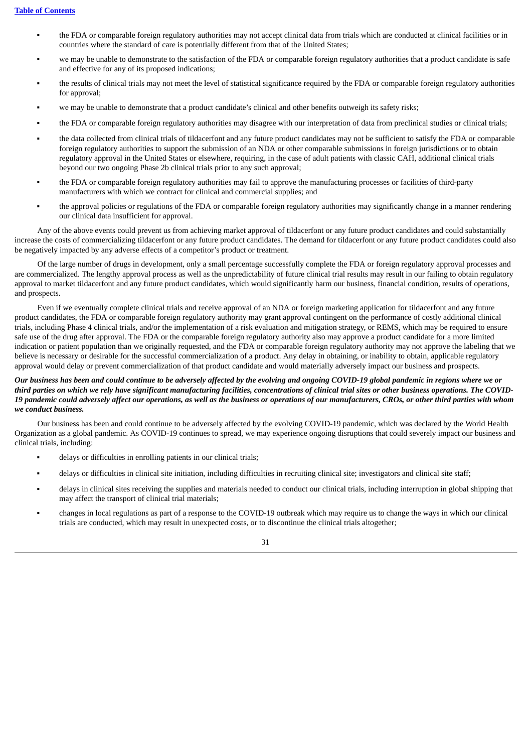- the FDA or comparable foreign regulatory authorities may not accept clinical data from trials which are conducted at clinical facilities or in countries where the standard of care is potentially different from that of the United States;
- we may be unable to demonstrate to the satisfaction of the FDA or comparable foreign regulatory authorities that a product candidate is safe and effective for any of its proposed indications;
- the results of clinical trials may not meet the level of statistical significance required by the FDA or comparable foreign regulatory authorities for approval;
- we may be unable to demonstrate that a product candidate's clinical and other benefits outweigh its safety risks;
- the FDA or comparable foreign regulatory authorities may disagree with our interpretation of data from preclinical studies or clinical trials;
- the data collected from clinical trials of tildacerfont and any future product candidates may not be sufficient to satisfy the FDA or comparable foreign regulatory authorities to support the submission of an NDA or other comparable submissions in foreign jurisdictions or to obtain regulatory approval in the United States or elsewhere, requiring, in the case of adult patients with classic CAH, additional clinical trials beyond our two ongoing Phase 2b clinical trials prior to any such approval;
- the FDA or comparable foreign regulatory authorities may fail to approve the manufacturing processes or facilities of third-party manufacturers with which we contract for clinical and commercial supplies; and
- the approval policies or regulations of the FDA or comparable foreign regulatory authorities may significantly change in a manner rendering our clinical data insufficient for approval.

Any of the above events could prevent us from achieving market approval of tildacerfont or any future product candidates and could substantially increase the costs of commercializing tildacerfont or any future product candidates. The demand for tildacerfont or any future product candidates could also be negatively impacted by any adverse effects of a competitor's product or treatment.

Of the large number of drugs in development, only a small percentage successfully complete the FDA or foreign regulatory approval processes and are commercialized. The lengthy approval process as well as the unpredictability of future clinical trial results may result in our failing to obtain regulatory approval to market tildacerfont and any future product candidates, which would significantly harm our business, financial condition, results of operations, and prospects.

Even if we eventually complete clinical trials and receive approval of an NDA or foreign marketing application for tildacerfont and any future product candidates, the FDA or comparable foreign regulatory authority may grant approval contingent on the performance of costly additional clinical trials, including Phase 4 clinical trials, and/or the implementation of a risk evaluation and mitigation strategy, or REMS, which may be required to ensure safe use of the drug after approval. The FDA or the comparable foreign regulatory authority also may approve a product candidate for a more limited indication or patient population than we originally requested, and the FDA or comparable foreign regulatory authority may not approve the labeling that we believe is necessary or desirable for the successful commercialization of a product. Any delay in obtaining, or inability to obtain, applicable regulatory approval would delay or prevent commercialization of that product candidate and would materially adversely impact our business and prospects.

***Our business has been and could continue to be adversely affected by the evolving and ongoing COVID-19 global pandemic in regions where we or third parties on which we rely have significant manufacturing facilities, concentrations of clinical trial sites or other business operations. The COVID-19 pandemic could adversely affect our operations, as well as the business or operations of our manufacturers, CROs, or other third parties with whom we conduct business.***

Our business has been and could continue to be adversely affected by the evolving COVID-19 pandemic, which was declared by the World Health Organization as a global pandemic. As COVID-19 continues to spread, we may experience ongoing disruptions that could severely impact our business and clinical trials, including:

- delays or difficulties in enrolling patients in our clinical trials;
- delays or difficulties in clinical site initiation, including difficulties in recruiting clinical site; investigators and clinical site staff;
- delays in clinical sites receiving the supplies and materials needed to conduct our clinical trials, including interruption in global shipping that may affect the transport of clinical trial materials;
- changes in local regulations as part of a response to the COVID-19 outbreak which may require us to change the ways in which our clinical trials are conducted, which may result in unexpected costs, or to discontinue the clinical trials altogether;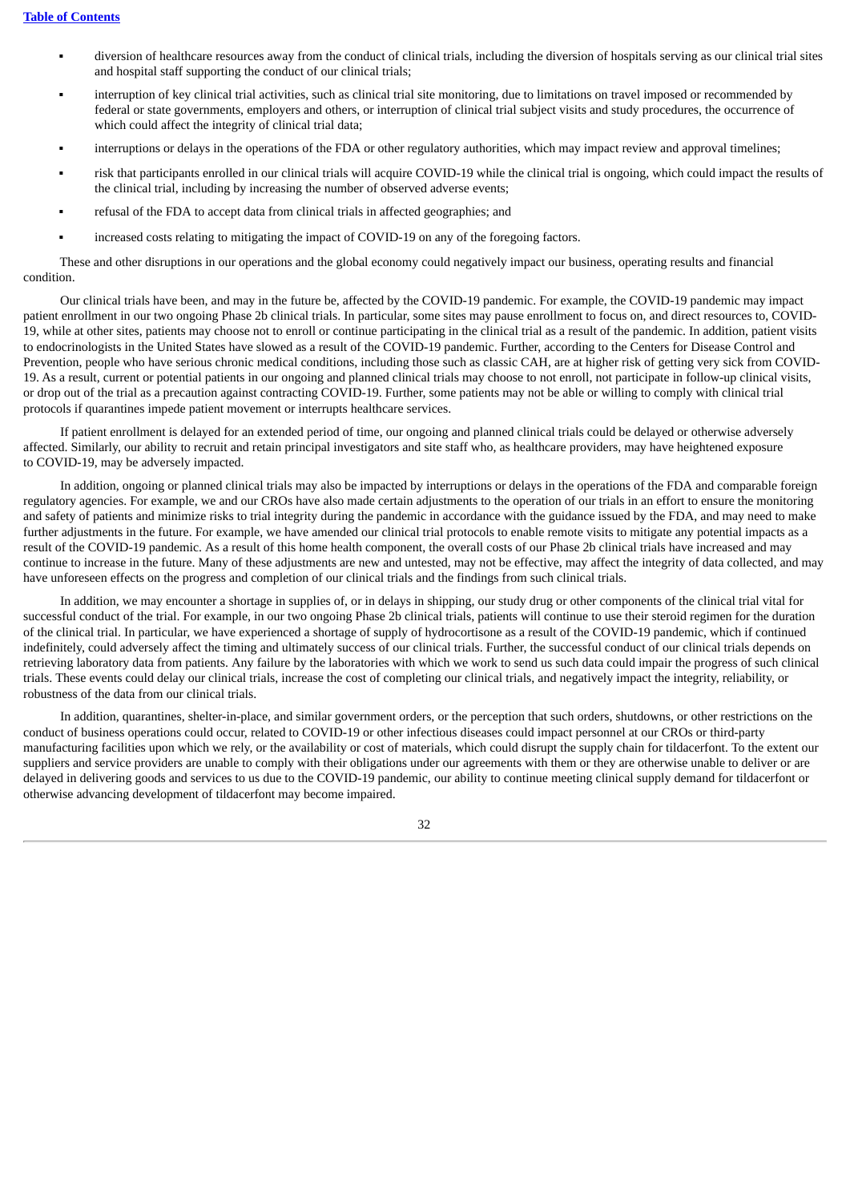- diversion of healthcare resources away from the conduct of clinical trials, including the diversion of hospitals serving as our clinical trial sites and hospital staff supporting the conduct of our clinical trials;
- interruption of key clinical trial activities, such as clinical trial site monitoring, due to limitations on travel imposed or recommended by federal or state governments, employers and others, or interruption of clinical trial subject visits and study procedures, the occurrence of which could affect the integrity of clinical trial data;
- interruptions or delays in the operations of the FDA or other regulatory authorities, which may impact review and approval timelines;
- risk that participants enrolled in our clinical trials will acquire COVID-19 while the clinical trial is ongoing, which could impact the results of the clinical trial, including by increasing the number of observed adverse events;
- refusal of the FDA to accept data from clinical trials in affected geographies; and
- increased costs relating to mitigating the impact of COVID-19 on any of the foregoing factors.

These and other disruptions in our operations and the global economy could negatively impact our business, operating results and financial condition.

Our clinical trials have been, and may in the future be, affected by the COVID-19 pandemic. For example, the COVID-19 pandemic may impact patient enrollment in our two ongoing Phase 2b clinical trials. In particular, some sites may pause enrollment to focus on, and direct resources to, COVID-19, while at other sites, patients may choose not to enroll or continue participating in the clinical trial as a result of the pandemic. In addition, patient visits to endocrinologists in the United States have slowed as a result of the COVID-19 pandemic. Further, according to the Centers for Disease Control and Prevention, people who have serious chronic medical conditions, including those such as classic CAH, are at higher risk of getting very sick from COVID-19. As a result, current or potential patients in our ongoing and planned clinical trials may choose to not enroll, not participate in follow-up clinical visits, or drop out of the trial as a precaution against contracting COVID-19. Further, some patients may not be able or willing to comply with clinical trial protocols if quarantines impede patient movement or interrupts healthcare services.

If patient enrollment is delayed for an extended period of time, our ongoing and planned clinical trials could be delayed or otherwise adversely affected. Similarly, our ability to recruit and retain principal investigators and site staff who, as healthcare providers, may have heightened exposure to COVID-19, may be adversely impacted.

In addition, ongoing or planned clinical trials may also be impacted by interruptions or delays in the operations of the FDA and comparable foreign regulatory agencies. For example, we and our CROs have also made certain adjustments to the operation of our trials in an effort to ensure the monitoring and safety of patients and minimize risks to trial integrity during the pandemic in accordance with the guidance issued by the FDA, and may need to make further adjustments in the future. For example, we have amended our clinical trial protocols to enable remote visits to mitigate any potential impacts as a result of the COVID-19 pandemic. As a result of this home health component, the overall costs of our Phase 2b clinical trials have increased and may continue to increase in the future. Many of these adjustments are new and untested, may not be effective, may affect the integrity of data collected, and may have unforeseen effects on the progress and completion of our clinical trials and the findings from such clinical trials.

In addition, we may encounter a shortage in supplies of, or in delays in shipping, our study drug or other components of the clinical trial vital for successful conduct of the trial. For example, in our two ongoing Phase 2b clinical trials, patients will continue to use their steroid regimen for the duration of the clinical trial. In particular, we have experienced a shortage of supply of hydrocortisone as a result of the COVID-19 pandemic, which if continued indefinitely, could adversely affect the timing and ultimately success of our clinical trials. Further, the successful conduct of our clinical trials depends on retrieving laboratory data from patients. Any failure by the laboratories with which we work to send us such data could impair the progress of such clinical trials. These events could delay our clinical trials, increase the cost of completing our clinical trials, and negatively impact the integrity, reliability, or robustness of the data from our clinical trials.

In addition, quarantines, shelter-in-place, and similar government orders, or the perception that such orders, shutdowns, or other restrictions on the conduct of business operations could occur, related to COVID-19 or other infectious diseases could impact personnel at our CROs or third-party manufacturing facilities upon which we rely, or the availability or cost of materials, which could disrupt the supply chain for tildacerfont. To the extent our suppliers and service providers are unable to comply with their obligations under our agreements with them or they are otherwise unable to deliver or are delayed in delivering goods and services to us due to the COVID-19 pandemic, our ability to continue meeting clinical supply demand for tildacerfont or otherwise advancing development of tildacerfont may become impaired.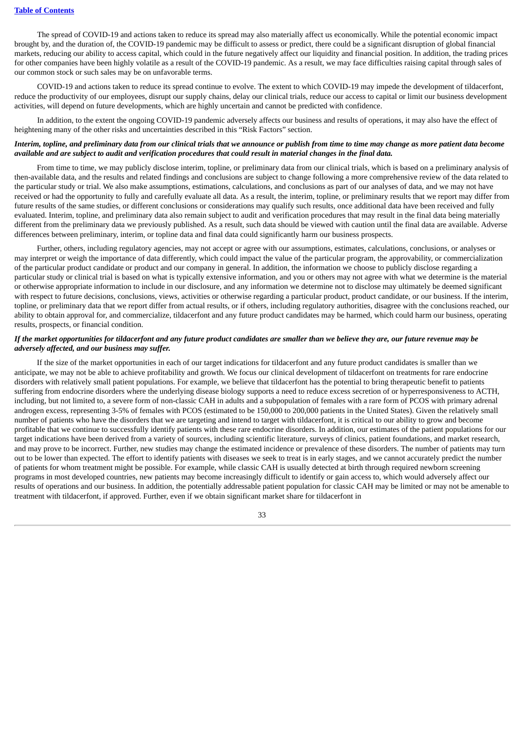The spread of COVID-19 and actions taken to reduce its spread may also materially affect us economically. While the potential economic impact brought by, and the duration of, the COVID-19 pandemic may be difficult to assess or predict, there could be a significant disruption of global financial markets, reducing our ability to access capital, which could in the future negatively affect our liquidity and financial position. In addition, the trading prices for other companies have been highly volatile as a result of the COVID-19 pandemic. As a result, we may face difficulties raising capital through sales of our common stock or such sales may be on unfavorable terms.

COVID-19 and actions taken to reduce its spread continue to evolve. The extent to which COVID-19 may impede the development of tildacerfont, reduce the productivity of our employees, disrupt our supply chains, delay our clinical trials, reduce our access to capital or limit our business development activities, will depend on future developments, which are highly uncertain and cannot be predicted with confidence.

In addition, to the extent the ongoing COVID-19 pandemic adversely affects our business and results of operations, it may also have the effect of heightening many of the other risks and uncertainties described in this "Risk Factors" section.

***Interim, topline, and preliminary data from our clinical trials that we announce or publish from time to time may change as more patient data become available and are subject to audit and verification procedures that could result in material changes in the final data.***

From time to time, we may publicly disclose interim, topline, or preliminary data from our clinical trials, which is based on a preliminary analysis of then-available data, and the results and related findings and conclusions are subject to change following a more comprehensive review of the data related to the particular study or trial. We also make assumptions, estimations, calculations, and conclusions as part of our analyses of data, and we may not have received or had the opportunity to fully and carefully evaluate all data. As a result, the interim, topline, or preliminary results that we report may differ from future results of the same studies, or different conclusions or considerations may qualify such results, once additional data have been received and fully evaluated. Interim, topline, and preliminary data also remain subject to audit and verification procedures that may result in the final data being materially different from the preliminary data we previously published. As a result, such data should be viewed with caution until the final data are available. Adverse differences between preliminary, interim, or topline data and final data could significantly harm our business prospects.

Further, others, including regulatory agencies, may not accept or agree with our assumptions, estimates, calculations, conclusions, or analyses or may interpret or weigh the importance of data differently, which could impact the value of the particular program, the approvability, or commercialization of the particular product candidate or product and our company in general. In addition, the information we choose to publicly disclose regarding a particular study or clinical trial is based on what is typically extensive information, and you or others may not agree with what we determine is the material or otherwise appropriate information to include in our disclosure, and any information we determine not to disclose may ultimately be deemed significant with respect to future decisions, conclusions, views, activities or otherwise regarding a particular product, product candidate, or our business. If the interim, topline, or preliminary data that we report differ from actual results, or if others, including regulatory authorities, disagree with the conclusions reached, our ability to obtain approval for, and commercialize, tildacerfont and any future product candidates may be harmed, which could harm our business, operating results, prospects, or financial condition.

***If the market opportunities for tildacerfont and any future product candidates are smaller than we believe they are, our future revenue may be adversely affected, and our business may suffer.***

If the size of the market opportunities in each of our target indications for tildacerfont and any future product candidates is smaller than we anticipate, we may not be able to achieve profitability and growth. We focus our clinical development of tildacerfont on treatments for rare endocrine disorders with relatively small patient populations. For example, we believe that tildacerfont has the potential to bring therapeutic benefit to patients suffering from endocrine disorders where the underlying disease biology supports a need to reduce excess secretion of or hyperresponsiveness to ACTH, including, but not limited to, a severe form of non-classic CAH in adults and a subpopulation of females with a rare form of PCOS with primary adrenal androgen excess, representing 3-5% of females with PCOS (estimated to be 150,000 to 200,000 patients in the United States). Given the relatively small number of patients who have the disorders that we are targeting and intend to target with tildacerfont, it is critical to our ability to grow and become profitable that we continue to successfully identify patients with these rare endocrine disorders. In addition, our estimates of the patient populations for our target indications have been derived from a variety of sources, including scientific literature, surveys of clinics, patient foundations, and market research, and may prove to be incorrect. Further, new studies may change the estimated incidence or prevalence of these disorders. The number of patients may turn out to be lower than expected. The effort to identify patients with diseases we seek to treat is in early stages, and we cannot accurately predict the number of patients for whom treatment might be possible. For example, while classic CAH is usually detected at birth through required newborn screening programs in most developed countries, new patients may become increasingly difficult to identify or gain access to, which would adversely affect our results of operations and our business. In addition, the potentially addressable patient population for classic CAH may be limited or may not be amenable to treatment with tildacerfont, if approved. Further, even if we obtain significant market share for tildacerfont in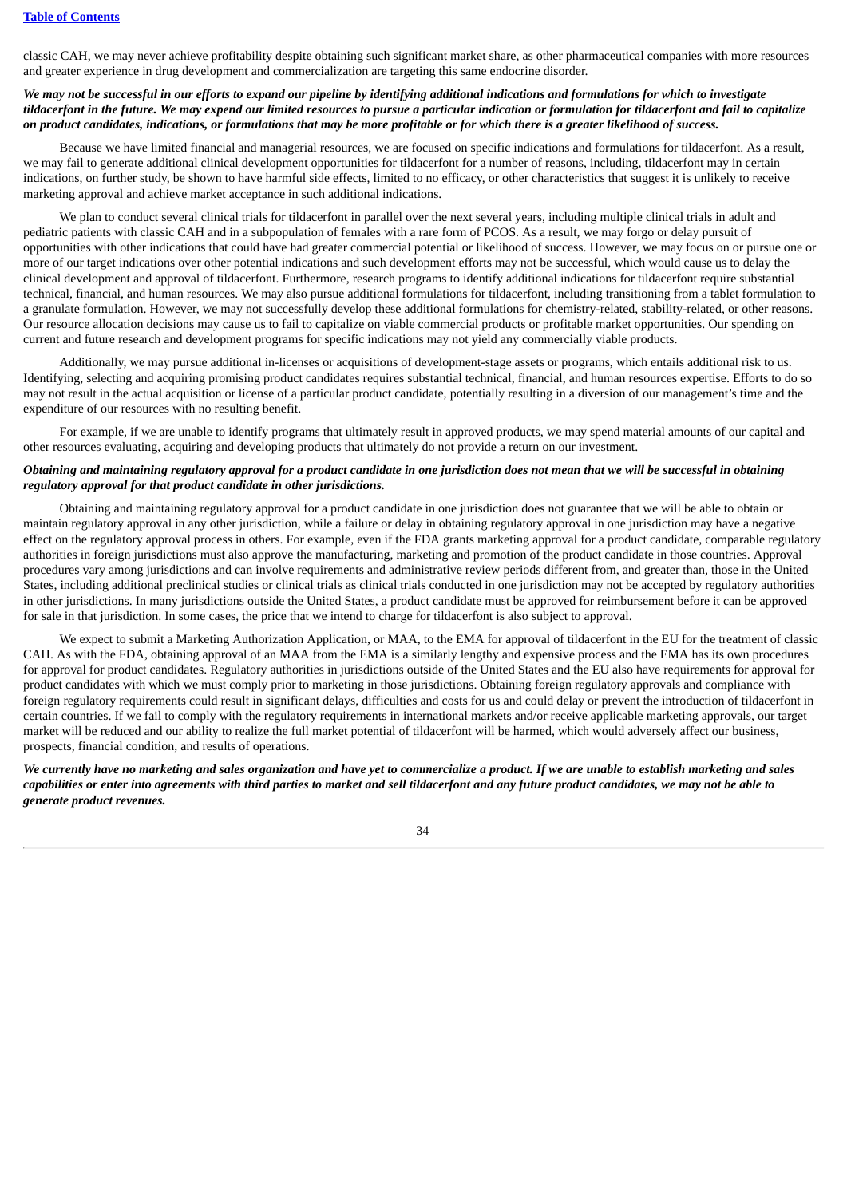classic CAH, we may never achieve profitability despite obtaining such significant market share, as other pharmaceutical companies with more resources and greater experience in drug development and commercialization are targeting this same endocrine disorder.

***We may not be successful in our efforts to expand our pipeline by identifying additional indications and formulations for which to investigate tildacerfont in the future. We may expend our limited resources to pursue a particular indication or formulation for tildacerfont and fail to capitalize on product candidates, indications, or formulations that may be more profitable or for which there is a greater likelihood of success.***

Because we have limited financial and managerial resources, we are focused on specific indications and formulations for tildacerfont. As a result, we may fail to generate additional clinical development opportunities for tildacerfont for a number of reasons, including, tildacerfont may in certain indications, on further study, be shown to have harmful side effects, limited to no efficacy, or other characteristics that suggest it is unlikely to receive marketing approval and achieve market acceptance in such additional indications.

We plan to conduct several clinical trials for tildacerfont in parallel over the next several years, including multiple clinical trials in adult and pediatric patients with classic CAH and in a subpopulation of females with a rare form of PCOS. As a result, we may forgo or delay pursuit of opportunities with other indications that could have had greater commercial potential or likelihood of success. However, we may focus on or pursue one or more of our target indications over other potential indications and such development efforts may not be successful, which would cause us to delay the clinical development and approval of tildacerfont. Furthermore, research programs to identify additional indications for tildacerfont require substantial technical, financial, and human resources. We may also pursue additional formulations for tildacerfont, including transitioning from a tablet formulation to a granulate formulation. However, we may not successfully develop these additional formulations for chemistry-related, stability-related, or other reasons. Our resource allocation decisions may cause us to fail to capitalize on viable commercial products or profitable market opportunities. Our spending on current and future research and development programs for specific indications may not yield any commercially viable products.

Additionally, we may pursue additional in-licenses or acquisitions of development-stage assets or programs, which entails additional risk to us. Identifying, selecting and acquiring promising product candidates requires substantial technical, financial, and human resources expertise. Efforts to do so may not result in the actual acquisition or license of a particular product candidate, potentially resulting in a diversion of our management's time and the expenditure of our resources with no resulting benefit.

For example, if we are unable to identify programs that ultimately result in approved products, we may spend material amounts of our capital and other resources evaluating, acquiring and developing products that ultimately do not provide a return on our investment.

***Obtaining and maintaining regulatory approval for a product candidate in one jurisdiction does not mean that we will be successful in obtaining regulatory approval for that product candidate in other jurisdictions.***

Obtaining and maintaining regulatory approval for a product candidate in one jurisdiction does not guarantee that we will be able to obtain or maintain regulatory approval in any other jurisdiction, while a failure or delay in obtaining regulatory approval in one jurisdiction may have a negative effect on the regulatory approval process in others. For example, even if the FDA grants marketing approval for a product candidate, comparable regulatory authorities in foreign jurisdictions must also approve the manufacturing, marketing and promotion of the product candidate in those countries. Approval procedures vary among jurisdictions and can involve requirements and administrative review periods different from, and greater than, those in the United States, including additional preclinical studies or clinical trials as clinical trials conducted in one jurisdiction may not be accepted by regulatory authorities in other jurisdictions. In many jurisdictions outside the United States, a product candidate must be approved for reimbursement before it can be approved for sale in that jurisdiction. In some cases, the price that we intend to charge for tildacerfont is also subject to approval.

We expect to submit a Marketing Authorization Application, or MAA, to the EMA for approval of tildacerfont in the EU for the treatment of classic CAH. As with the FDA, obtaining approval of an MAA from the EMA is a similarly lengthy and expensive process and the EMA has its own procedures for approval for product candidates. Regulatory authorities in jurisdictions outside of the United States and the EU also have requirements for approval for product candidates with which we must comply prior to marketing in those jurisdictions. Obtaining foreign regulatory approvals and compliance with foreign regulatory requirements could result in significant delays, difficulties and costs for us and could delay or prevent the introduction of tildacerfont in certain countries. If we fail to comply with the regulatory requirements in international markets and/or receive applicable marketing approvals, our target market will be reduced and our ability to realize the full market potential of tildacerfont will be harmed, which would adversely affect our business, prospects, financial condition, and results of operations.

***We currently have no marketing and sales organization and have yet to commercialize a product. If we are unable to establish marketing and sales capabilities or enter into agreements with third parties to market and sell tildacerfont and any future product candidates, we may not be able to generate product revenues.***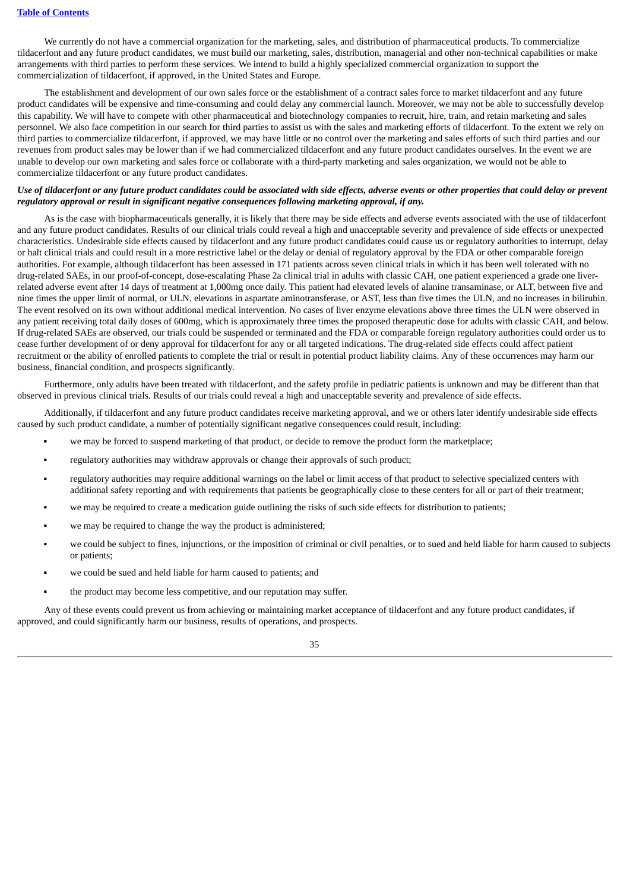We currently do not have a commercial organization for the marketing, sales, and distribution of pharmaceutical products. To commercialize tildacerfont and any future product candidates, we must build our marketing, sales, distribution, managerial and other non-technical capabilities or make arrangements with third parties to perform these services. We intend to build a highly specialized commercial organization to support the commercialization of tildacerfont, if approved, in the United States and Europe.

The establishment and development of our own sales force or the establishment of a contract sales force to market tildacerfont and any future product candidates will be expensive and time-consuming and could delay any commercial launch. Moreover, we may not be able to successfully develop this capability. We will have to compete with other pharmaceutical and biotechnology companies to recruit, hire, train, and retain marketing and sales personnel. We also face competition in our search for third parties to assist us with the sales and marketing efforts of tildacerfont. To the extent we rely on third parties to commercialize tildacerfont, if approved, we may have little or no control over the marketing and sales efforts of such third parties and our revenues from product sales may be lower than if we had commercialized tildacerfont and any future product candidates ourselves. In the event we are unable to develop our own marketing and sales force or collaborate with a third-party marketing and sales organization, we would not be able to commercialize tildacerfont or any future product candidates.

***Use of tildacerfont or any future product candidates could be associated with side effects, adverse events or other properties that could delay or prevent regulatory approval or result in significant negative consequences following marketing approval, if any.***

As is the case with biopharmaceuticals generally, it is likely that there may be side effects and adverse events associated with the use of tildacerfont and any future product candidates. Results of our clinical trials could reveal a high and unacceptable severity and prevalence of side effects or unexpected characteristics. Undesirable side effects caused by tildacerfont and any future product candidates could cause us or regulatory authorities to interrupt, delay or halt clinical trials and could result in a more restrictive label or the delay or denial of regulatory approval by the FDA or other comparable foreign authorities. For example, although tildacerfont has been assessed in 171 patients across seven clinical trials in which it has been well tolerated with no drug-related SAEs, in our proof-of-concept, dose-escalating Phase 2a clinical trial in adults with classic CAH, one patient experienced a grade one liver-related adverse event after 14 days of treatment at 1,000mg once daily. This patient had elevated levels of alanine transaminase, or ALT, between five and nine times the upper limit of normal, or ULN, elevations in aspartate aminotransferase, or AST, less than five times the ULN, and no increases in bilirubin. The event resolved on its own without additional medical intervention. No cases of liver enzyme elevations above three times the ULN were observed in any patient receiving total daily doses of 600mg, which is approximately three times the proposed therapeutic dose for adults with classic CAH, and below. If drug-related SAEs are observed, our trials could be suspended or terminated and the FDA or comparable foreign regulatory authorities could order us to cease further development of or deny approval for tildacerfont for any or all targeted indications. The drug-related side effects could affect patient recruitment or the ability of enrolled patients to complete the trial or result in potential product liability claims. Any of these occurrences may harm our business, financial condition, and prospects significantly.

Furthermore, only adults have been treated with tildacerfont, and the safety profile in pediatric patients is unknown and may be different than that observed in previous clinical trials. Results of our trials could reveal a high and unacceptable severity and prevalence of side effects.

Additionally, if tildacerfont and any future product candidates receive marketing approval, and we or others later identify undesirable side effects caused by such product candidate, a number of potentially significant negative consequences could result, including:

- we may be forced to suspend marketing of that product, or decide to remove the product form the marketplace;
- regulatory authorities may withdraw approvals or change their approvals of such product;
- regulatory authorities may require additional warnings on the label or limit access of that product to selective specialized centers with additional safety reporting and with requirements that patients be geographically close to these centers for all or part of their treatment;
- we may be required to create a medication guide outlining the risks of such side effects for distribution to patients;
- we may be required to change the way the product is administered;
- we could be subject to fines, injunctions, or the imposition of criminal or civil penalties, or to sued and held liable for harm caused to subjects or patients;
- we could be sued and held liable for harm caused to patients; and
- the product may become less competitive, and our reputation may suffer.

Any of these events could prevent us from achieving or maintaining market acceptance of tildacerfont and any future product candidates, if approved, and could significantly harm our business, results of operations, and prospects.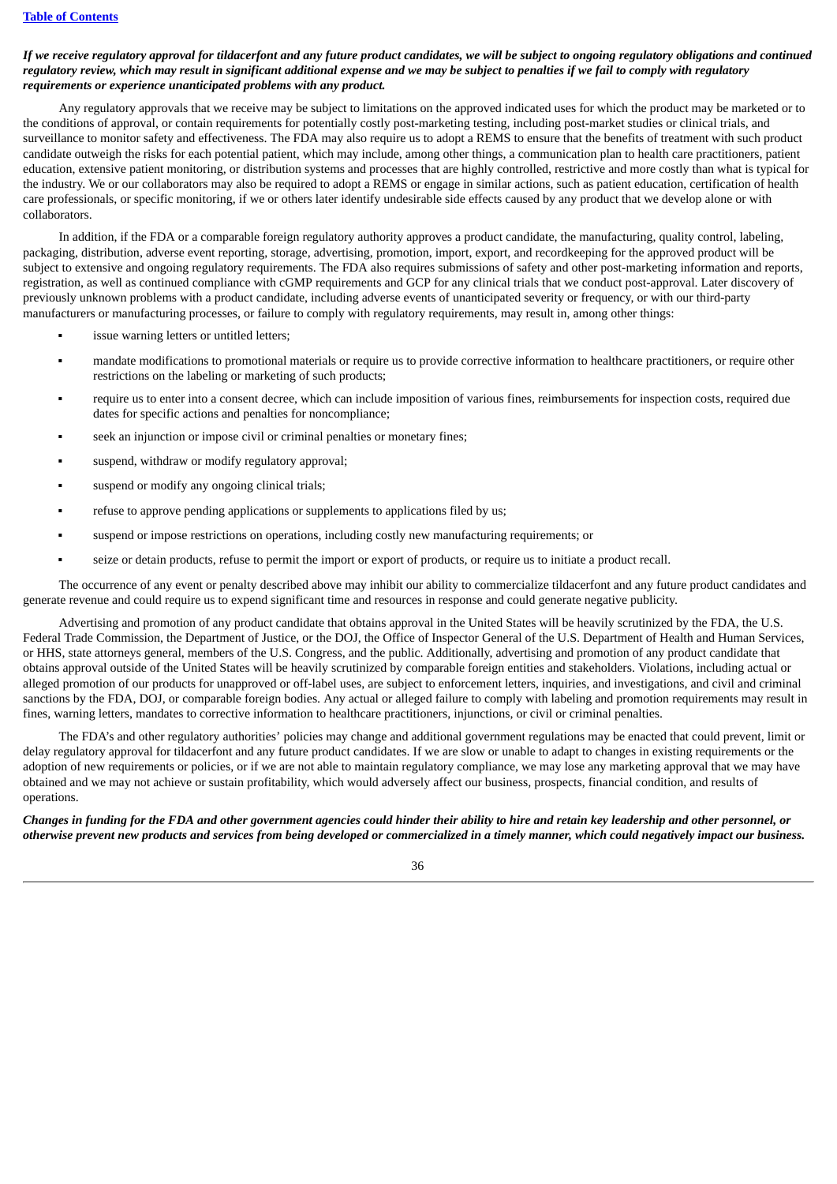***If we receive regulatory approval for tildacerfont and any future product candidates, we will be subject to ongoing regulatory obligations and continued regulatory review, which may result in significant additional expense and we may be subject to penalties if we fail to comply with regulatory requirements or experience unanticipated problems with any product.***

Any regulatory approvals that we receive may be subject to limitations on the approved indicated uses for which the product may be marketed or to the conditions of approval, or contain requirements for potentially costly post-marketing testing, including post-market studies or clinical trials, and surveillance to monitor safety and effectiveness. The FDA may also require us to adopt a REMS to ensure that the benefits of treatment with such product candidate outweigh the risks for each potential patient, which may include, among other things, a communication plan to health care practitioners, patient education, extensive patient monitoring, or distribution systems and processes that are highly controlled, restrictive and more costly than what is typical for the industry. We or our collaborators may also be required to adopt a REMS or engage in similar actions, such as patient education, certification of health care professionals, or specific monitoring, if we or others later identify undesirable side effects caused by any product that we develop alone or with collaborators.

In addition, if the FDA or a comparable foreign regulatory authority approves a product candidate, the manufacturing, quality control, labeling, packaging, distribution, adverse event reporting, storage, advertising, promotion, import, export, and recordkeeping for the approved product will be subject to extensive and ongoing regulatory requirements. The FDA also requires submissions of safety and other post-marketing information and reports, registration, as well as continued compliance with cGMP requirements and GCP for any clinical trials that we conduct post-approval. Later discovery of previously unknown problems with a product candidate, including adverse events of unanticipated severity or frequency, or with our third-party manufacturers or manufacturing processes, or failure to comply with regulatory requirements, may result in, among other things:

- issue warning letters or untitled letters;
- mandate modifications to promotional materials or require us to provide corrective information to healthcare practitioners, or require other restrictions on the labeling or marketing of such products;
- require us to enter into a consent decree, which can include imposition of various fines, reimbursements for inspection costs, required due dates for specific actions and penalties for noncompliance;
- seek an injunction or impose civil or criminal penalties or monetary fines;
- suspend, withdraw or modify regulatory approval;
- suspend or modify any ongoing clinical trials;
- refuse to approve pending applications or supplements to applications filed by us;
- suspend or impose restrictions on operations, including costly new manufacturing requirements; or
- seize or detain products, refuse to permit the import or export of products, or require us to initiate a product recall.

The occurrence of any event or penalty described above may inhibit our ability to commercialize tildacerfont and any future product candidates and generate revenue and could require us to expend significant time and resources in response and could generate negative publicity.

Advertising and promotion of any product candidate that obtains approval in the United States will be heavily scrutinized by the FDA, the U.S. Federal Trade Commission, the Department of Justice, or the DOJ, the Office of Inspector General of the U.S. Department of Health and Human Services, or HHS, state attorneys general, members of the U.S. Congress, and the public. Additionally, advertising and promotion of any product candidate that obtains approval outside of the United States will be heavily scrutinized by comparable foreign entities and stakeholders. Violations, including actual or alleged promotion of our products for unapproved or off-label uses, are subject to enforcement letters, inquiries, and investigations, and civil and criminal sanctions by the FDA, DOJ, or comparable foreign bodies. Any actual or alleged failure to comply with labeling and promotion requirements may result in fines, warning letters, mandates to corrective information to healthcare practitioners, injunctions, or civil or criminal penalties.

The FDA's and other regulatory authorities' policies may change and additional government regulations may be enacted that could prevent, limit or delay regulatory approval for tildacerfont and any future product candidates. If we are slow or unable to adapt to changes in existing requirements or the adoption of new requirements or policies, or if we are not able to maintain regulatory compliance, we may lose any marketing approval that we may have obtained and we may not achieve or sustain profitability, which would adversely affect our business, prospects, financial condition, and results of operations.

***Changes in funding for the FDA and other government agencies could hinder their ability to hire and retain key leadership and other personnel, or otherwise prevent new products and services from being developed or commercialized in a timely manner, which could negatively impact our business.***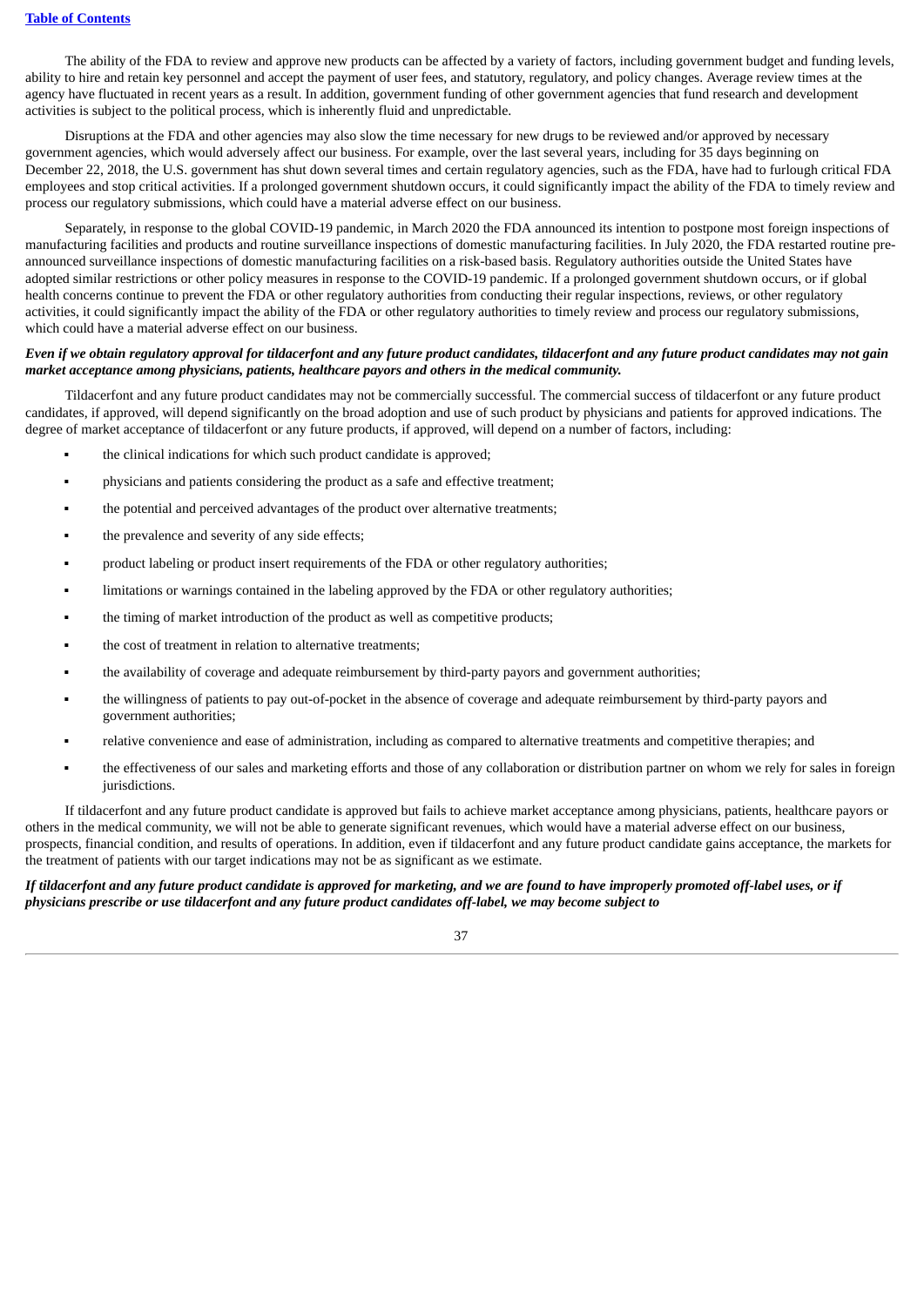The ability of the FDA to review and approve new products can be affected by a variety of factors, including government budget and funding levels, ability to hire and retain key personnel and accept the payment of user fees, and statutory, regulatory, and policy changes. Average review times at the agency have fluctuated in recent years as a result. In addition, government funding of other government agencies that fund research and development activities is subject to the political process, which is inherently fluid and unpredictable.

Disruptions at the FDA and other agencies may also slow the time necessary for new drugs to be reviewed and/or approved by necessary government agencies, which would adversely affect our business. For example, over the last several years, including for 35 days beginning on December 22, 2018, the U.S. government has shut down several times and certain regulatory agencies, such as the FDA, have had to furlough critical FDA employees and stop critical activities. If a prolonged government shutdown occurs, it could significantly impact the ability of the FDA to timely review and process our regulatory submissions, which could have a material adverse effect on our business.

Separately, in response to the global COVID-19 pandemic, in March 2020 the FDA announced its intention to postpone most foreign inspections of manufacturing facilities and products and routine surveillance inspections of domestic manufacturing facilities. In July 2020, the FDA restarted routine pre-announced surveillance inspections of domestic manufacturing facilities on a risk-based basis. Regulatory authorities outside the United States have adopted similar restrictions or other policy measures in response to the COVID-19 pandemic. If a prolonged government shutdown occurs, or if global health concerns continue to prevent the FDA or other regulatory authorities from conducting their regular inspections, reviews, or other regulatory activities, it could significantly impact the ability of the FDA or other regulatory authorities to timely review and process our regulatory submissions, which could have a material adverse effect on our business.

***Even if we obtain regulatory approval for tildacerfont and any future product candidates, tildacerfont and any future product candidates may not gain market acceptance among physicians, patients, healthcare payors and others in the medical community.***

Tildacerfont and any future product candidates may not be commercially successful. The commercial success of tildacerfont or any future product candidates, if approved, will depend significantly on the broad adoption and use of such product by physicians and patients for approved indications. The degree of market acceptance of tildacerfont or any future products, if approved, will depend on a number of factors, including:

- the clinical indications for which such product candidate is approved;
- physicians and patients considering the product as a safe and effective treatment;
- the potential and perceived advantages of the product over alternative treatments;
- the prevalence and severity of any side effects;
- product labeling or product insert requirements of the FDA or other regulatory authorities;
- limitations or warnings contained in the labeling approved by the FDA or other regulatory authorities;
- the timing of market introduction of the product as well as competitive products;
- the cost of treatment in relation to alternative treatments;
- the availability of coverage and adequate reimbursement by third-party payors and government authorities;
- the willingness of patients to pay out-of-pocket in the absence of coverage and adequate reimbursement by third-party payors and government authorities;
- relative convenience and ease of administration, including as compared to alternative treatments and competitive therapies; and
- the effectiveness of our sales and marketing efforts and those of any collaboration or distribution partner on whom we rely for sales in foreign jurisdictions.

If tildacerfont and any future product candidate is approved but fails to achieve market acceptance among physicians, patients, healthcare payors or others in the medical community, we will not be able to generate significant revenues, which would have a material adverse effect on our business, prospects, financial condition, and results of operations. In addition, even if tildacerfont and any future product candidate gains acceptance, the markets for the treatment of patients with our target indications may not be as significant as we estimate.

***If tildacerfont and any future product candidate is approved for marketing, and we are found to have improperly promoted off-label uses, or if physicians prescribe or use tildacerfont and any future product candidates off-label, we may become subject to***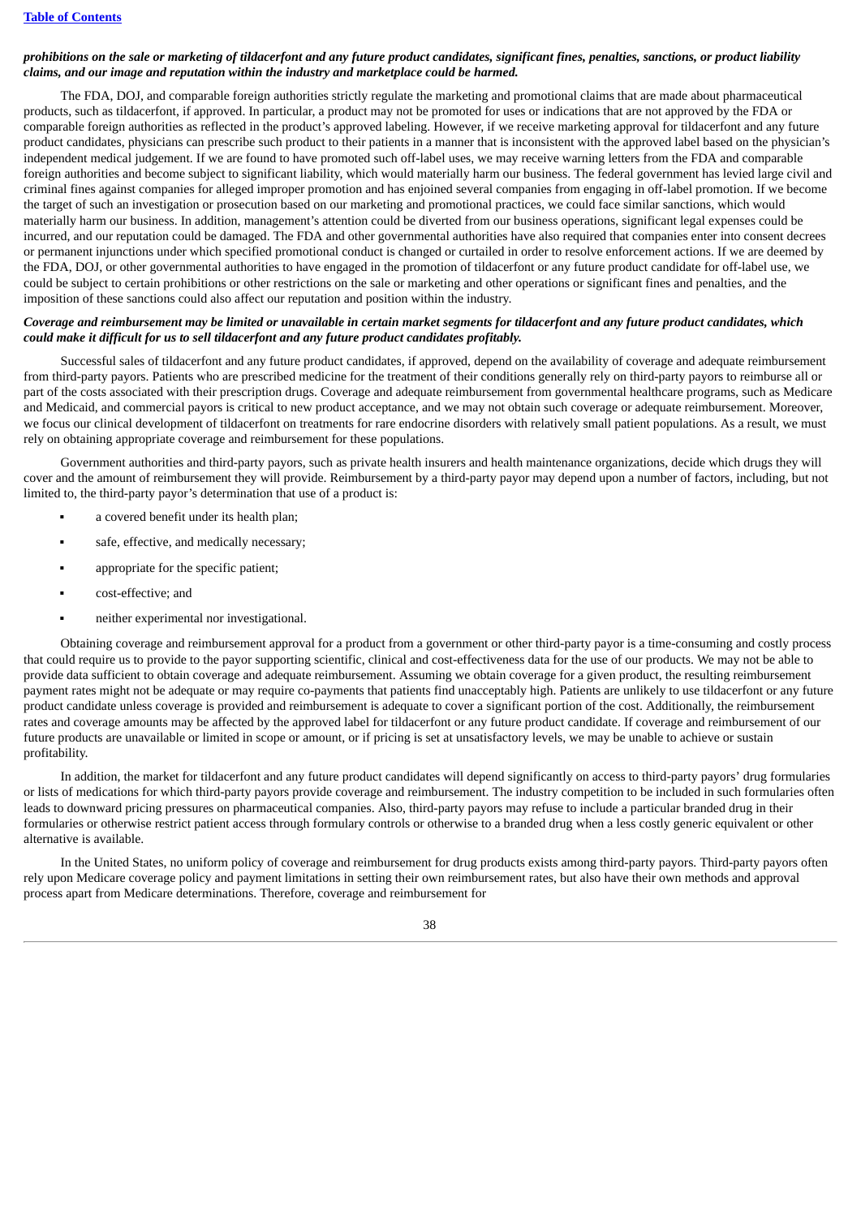***prohibitions on the sale or marketing of tildacerfont and any future product candidates, significant fines, penalties, sanctions, or product liability claims, and our image and reputation within the industry and marketplace could be harmed.***

The FDA, DOJ, and comparable foreign authorities strictly regulate the marketing and promotional claims that are made about pharmaceutical products, such as tildacerfont, if approved. In particular, a product may not be promoted for uses or indications that are not approved by the FDA or comparable foreign authorities as reflected in the product's approved labeling. However, if we receive marketing approval for tildacerfont and any future product candidates, physicians can prescribe such product to their patients in a manner that is inconsistent with the approved label based on the physician's independent medical judgement. If we are found to have promoted such off-label uses, we may receive warning letters from the FDA and comparable foreign authorities and become subject to significant liability, which would materially harm our business. The federal government has levied large civil and criminal fines against companies for alleged improper promotion and has enjoined several companies from engaging in off-label promotion. If we become the target of such an investigation or prosecution based on our marketing and promotional practices, we could face similar sanctions, which would materially harm our business. In addition, management's attention could be diverted from our business operations, significant legal expenses could be incurred, and our reputation could be damaged. The FDA and other governmental authorities have also required that companies enter into consent decrees or permanent injunctions under which specified promotional conduct is changed or curtailed in order to resolve enforcement actions. If we are deemed by the FDA, DOJ, or other governmental authorities to have engaged in the promotion of tildacerfont or any future product candidate for off-label use, we could be subject to certain prohibitions or other restrictions on the sale or marketing and other operations or significant fines and penalties, and the imposition of these sanctions could also affect our reputation and position within the industry.

***Coverage and reimbursement may be limited or unavailable in certain market segments for tildacerfont and any future product candidates, which could make it difficult for us to sell tildacerfont and any future product candidates profitably.***

Successful sales of tildacerfont and any future product candidates, if approved, depend on the availability of coverage and adequate reimbursement from third-party payors. Patients who are prescribed medicine for the treatment of their conditions generally rely on third-party payors to reimburse all or part of the costs associated with their prescription drugs. Coverage and adequate reimbursement from governmental healthcare programs, such as Medicare and Medicaid, and commercial payors is critical to new product acceptance, and we may not obtain such coverage or adequate reimbursement. Moreover, we focus our clinical development of tildacerfont on treatments for rare endocrine disorders with relatively small patient populations. As a result, we must rely on obtaining appropriate coverage and reimbursement for these populations.

Government authorities and third-party payors, such as private health insurers and health maintenance organizations, decide which drugs they will cover and the amount of reimbursement they will provide. Reimbursement by a third-party payor may depend upon a number of factors, including, but not limited to, the third-party payor's determination that use of a product is:

- a covered benefit under its health plan;
- safe, effective, and medically necessary;
- appropriate for the specific patient;
- cost-effective; and
- neither experimental nor investigational.

Obtaining coverage and reimbursement approval for a product from a government or other third-party payor is a time-consuming and costly process that could require us to provide to the payor supporting scientific, clinical and cost-effectiveness data for the use of our products. We may not be able to provide data sufficient to obtain coverage and adequate reimbursement. Assuming we obtain coverage for a given product, the resulting reimbursement payment rates might not be adequate or may require co-payments that patients find unacceptably high. Patients are unlikely to use tildacerfont or any future product candidate unless coverage is provided and reimbursement is adequate to cover a significant portion of the cost. Additionally, the reimbursement rates and coverage amounts may be affected by the approved label for tildacerfont or any future product candidate. If coverage and reimbursement of our future products are unavailable or limited in scope or amount, or if pricing is set at unsatisfactory levels, we may be unable to achieve or sustain profitability.

In addition, the market for tildacerfont and any future product candidates will depend significantly on access to third-party payors' drug formularies or lists of medications for which third-party payors provide coverage and reimbursement. The industry competition to be included in such formularies often leads to downward pricing pressures on pharmaceutical companies. Also, third-party payors may refuse to include a particular branded drug in their formularies or otherwise restrict patient access through formulary controls or otherwise to a branded drug when a less costly generic equivalent or other alternative is available.

In the United States, no uniform policy of coverage and reimbursement for drug products exists among third-party payors. Third-party payors often rely upon Medicare coverage policy and payment limitations in setting their own reimbursement rates, but also have their own methods and approval process apart from Medicare determinations. Therefore, coverage and reimbursement for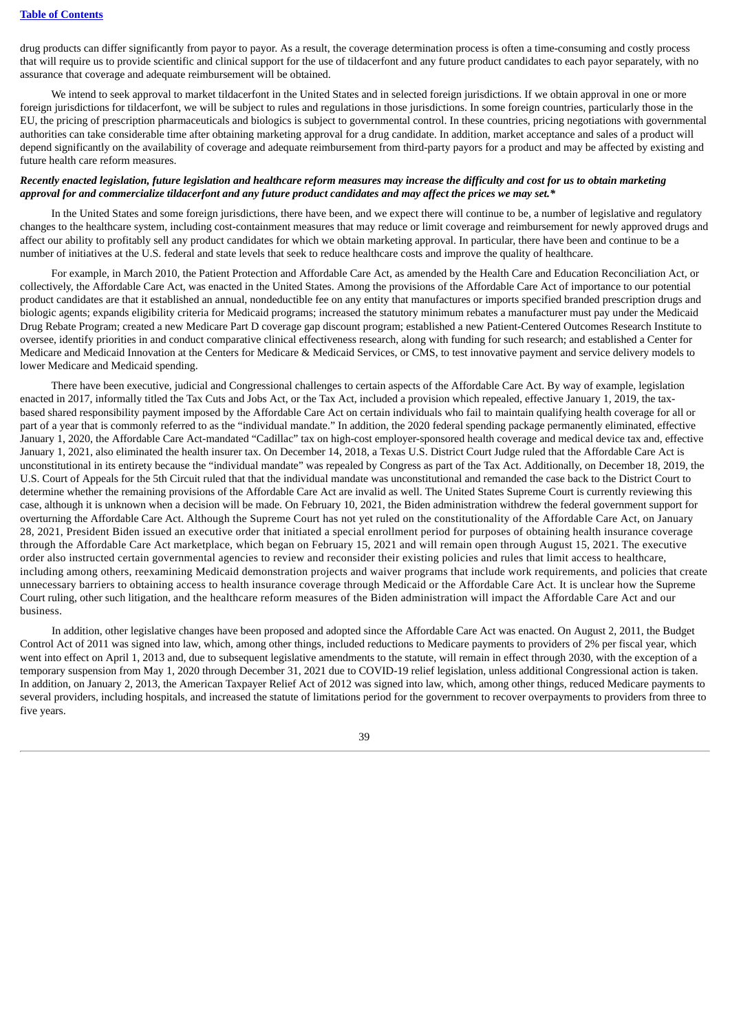drug products can differ significantly from payor to payor. As a result, the coverage determination process is often a time-consuming and costly process that will require us to provide scientific and clinical support for the use of tildacerfont and any future product candidates to each payor separately, with no assurance that coverage and adequate reimbursement will be obtained.

We intend to seek approval to market tildacerfont in the United States and in selected foreign jurisdictions. If we obtain approval in one or more foreign jurisdictions for tildacerfont, we will be subject to rules and regulations in those jurisdictions. In some foreign countries, particularly those in the EU, the pricing of prescription pharmaceuticals and biologics is subject to governmental control. In these countries, pricing negotiations with governmental authorities can take considerable time after obtaining marketing approval for a drug candidate. In addition, market acceptance and sales of a product will depend significantly on the availability of coverage and adequate reimbursement from third-party payors for a product and may be affected by existing and future health care reform measures.

***Recently enacted legislation, future legislation and healthcare reform measures may increase the difficulty and cost for us to obtain marketing approval for and commercialize tildacerfont and any future product candidates and may affect the prices we may set.****

In the United States and some foreign jurisdictions, there have been, and we expect there will continue to be, a number of legislative and regulatory changes to the healthcare system, including cost-containment measures that may reduce or limit coverage and reimbursement for newly approved drugs and affect our ability to profitably sell any product candidates for which we obtain marketing approval. In particular, there have been and continue to be a number of initiatives at the U.S. federal and state levels that seek to reduce healthcare costs and improve the quality of healthcare.

For example, in March 2010, the Patient Protection and Affordable Care Act, as amended by the Health Care and Education Reconciliation Act, or collectively, the Affordable Care Act, was enacted in the United States. Among the provisions of the Affordable Care Act of importance to our potential product candidates are that it established an annual, nondeductible fee on any entity that manufactures or imports specified branded prescription drugs and biologic agents; expands eligibility criteria for Medicaid programs; increased the statutory minimum rebates a manufacturer must pay under the Medicaid Drug Rebate Program; created a new Medicare Part D coverage gap discount program; established a new Patient-Centered Outcomes Research Institute to oversee, identify priorities in and conduct comparative clinical effectiveness research, along with funding for such research; and established a Center for Medicare and Medicaid Innovation at the Centers for Medicare & Medicaid Services, or CMS, to test innovative payment and service delivery models to lower Medicare and Medicaid spending.

There have been executive, judicial and Congressional challenges to certain aspects of the Affordable Care Act. By way of example, legislation enacted in 2017, informally titled the Tax Cuts and Jobs Act, or the Tax Act, included a provision which repealed, effective January 1, 2019, the tax-based shared responsibility payment imposed by the Affordable Care Act on certain individuals who fail to maintain qualifying health coverage for all or part of a year that is commonly referred to as the "individual mandate." In addition, the 2020 federal spending package permanently eliminated, effective January 1, 2020, the Affordable Care Act-mandated "Cadillac" tax on high-cost employer-sponsored health coverage and medical device tax and, effective January 1, 2021, also eliminated the health insurer tax. On December 14, 2018, a Texas U.S. District Court Judge ruled that the Affordable Care Act is unconstitutional in its entirety because the "individual mandate" was repealed by Congress as part of the Tax Act. Additionally, on December 18, 2019, the U.S. Court of Appeals for the 5th Circuit ruled that that the individual mandate was unconstitutional and remanded the case back to the District Court to determine whether the remaining provisions of the Affordable Care Act are invalid as well. The United States Supreme Court is currently reviewing this case, although it is unknown when a decision will be made. On February 10, 2021, the Biden administration withdrew the federal government support for overturning the Affordable Care Act. Although the Supreme Court has not yet ruled on the constitutionality of the Affordable Care Act, on January 28, 2021, President Biden issued an executive order that initiated a special enrollment period for purposes of obtaining health insurance coverage through the Affordable Care Act marketplace, which began on February 15, 2021 and will remain open through August 15, 2021. The executive order also instructed certain governmental agencies to review and reconsider their existing policies and rules that limit access to healthcare, including among others, reexamining Medicaid demonstration projects and waiver programs that include work requirements, and policies that create unnecessary barriers to obtaining access to health insurance coverage through Medicaid or the Affordable Care Act. It is unclear how the Supreme Court ruling, other such litigation, and the healthcare reform measures of the Biden administration will impact the Affordable Care Act and our business.

In addition, other legislative changes have been proposed and adopted since the Affordable Care Act was enacted. On August 2, 2011, the Budget Control Act of 2011 was signed into law, which, among other things, included reductions to Medicare payments to providers of 2% per fiscal year, which went into effect on April 1, 2013 and, due to subsequent legislative amendments to the statute, will remain in effect through 2030, with the exception of a temporary suspension from May 1, 2020 through December 31, 2021 due to COVID-19 relief legislation, unless additional Congressional action is taken. In addition, on January 2, 2013, the American Taxpayer Relief Act of 2012 was signed into law, which, among other things, reduced Medicare payments to several providers, including hospitals, and increased the statute of limitations period for the government to recover overpayments to providers from three to five years.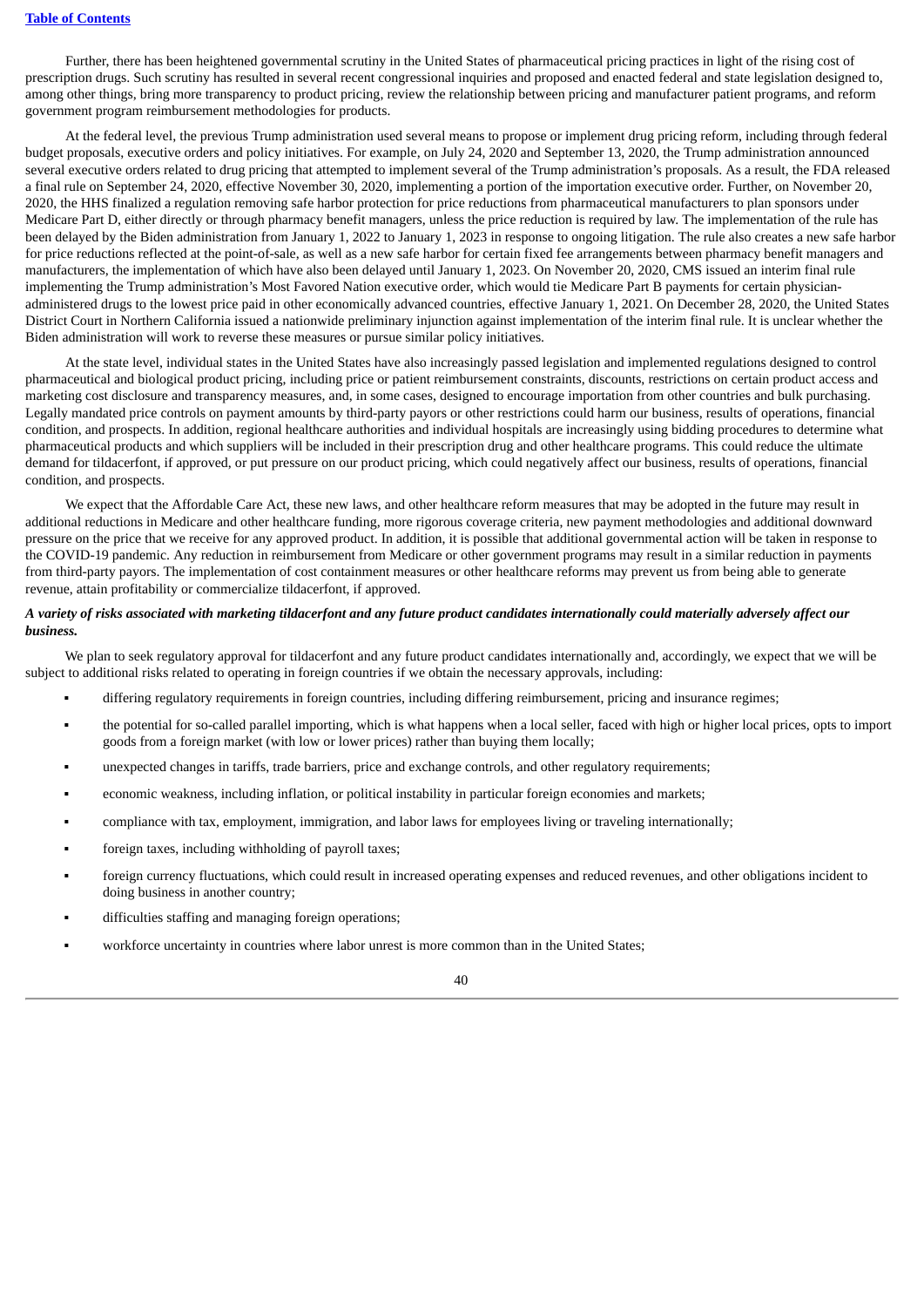Further, there has been heightened governmental scrutiny in the United States of pharmaceutical pricing practices in light of the rising cost of prescription drugs. Such scrutiny has resulted in several recent congressional inquiries and proposed and enacted federal and state legislation designed to, among other things, bring more transparency to product pricing, review the relationship between pricing and manufacturer patient programs, and reform government program reimbursement methodologies for products.

At the federal level, the previous Trump administration used several means to propose or implement drug pricing reform, including through federal budget proposals, executive orders and policy initiatives. For example, on July 24, 2020 and September 13, 2020, the Trump administration announced several executive orders related to drug pricing that attempted to implement several of the Trump administration's proposals. As a result, the FDA released a final rule on September 24, 2020, effective November 30, 2020, implementing a portion of the importation executive order. Further, on November 20, 2020, the HHS finalized a regulation removing safe harbor protection for price reductions from pharmaceutical manufacturers to plan sponsors under Medicare Part D, either directly or through pharmacy benefit managers, unless the price reduction is required by law. The implementation of the rule has been delayed by the Biden administration from January 1, 2022 to January 1, 2023 in response to ongoing litigation. The rule also creates a new safe harbor for price reductions reflected at the point-of-sale, as well as a new safe harbor for certain fixed fee arrangements between pharmacy benefit managers and manufacturers, the implementation of which have also been delayed until January 1, 2023. On November 20, 2020, CMS issued an interim final rule implementing the Trump administration's Most Favored Nation executive order, which would tie Medicare Part B payments for certain physician-administered drugs to the lowest price paid in other economically advanced countries, effective January 1, 2021. On December 28, 2020, the United States District Court in Northern California issued a nationwide preliminary injunction against implementation of the interim final rule. It is unclear whether the Biden administration will work to reverse these measures or pursue similar policy initiatives.

At the state level, individual states in the United States have also increasingly passed legislation and implemented regulations designed to control pharmaceutical and biological product pricing, including price or patient reimbursement constraints, discounts, restrictions on certain product access and marketing cost disclosure and transparency measures, and, in some cases, designed to encourage importation from other countries and bulk purchasing. Legally mandated price controls on payment amounts by third-party payors or other restrictions could harm our business, results of operations, financial condition, and prospects. In addition, regional healthcare authorities and individual hospitals are increasingly using bidding procedures to determine what pharmaceutical products and which suppliers will be included in their prescription drug and other healthcare programs. This could reduce the ultimate demand for tildacerfont, if approved, or put pressure on our product pricing, which could negatively affect our business, results of operations, financial condition, and prospects.

We expect that the Affordable Care Act, these new laws, and other healthcare reform measures that may be adopted in the future may result in additional reductions in Medicare and other healthcare funding, more rigorous coverage criteria, new payment methodologies and additional downward pressure on the price that we receive for any approved product. In addition, it is possible that additional governmental action will be taken in response to the COVID-19 pandemic. Any reduction in reimbursement from Medicare or other government programs may result in a similar reduction in payments from third-party payors. The implementation of cost containment measures or other healthcare reforms may prevent us from being able to generate revenue, attain profitability or commercialize tildacerfont, if approved.

***A variety of risks associated with marketing tildacerfont and any future product candidates internationally could materially adversely affect our business.***

We plan to seek regulatory approval for tildacerfont and any future product candidates internationally and, accordingly, we expect that we will be subject to additional risks related to operating in foreign countries if we obtain the necessary approvals, including:

- differing regulatory requirements in foreign countries, including differing reimbursement, pricing and insurance regimes;
- the potential for so-called parallel importing, which is what happens when a local seller, faced with high or higher local prices, opts to import goods from a foreign market (with low or lower prices) rather than buying them locally;
- unexpected changes in tariffs, trade barriers, price and exchange controls, and other regulatory requirements;
- economic weakness, including inflation, or political instability in particular foreign economies and markets;
- compliance with tax, employment, immigration, and labor laws for employees living or traveling internationally;
- foreign taxes, including withholding of payroll taxes;
- foreign currency fluctuations, which could result in increased operating expenses and reduced revenues, and other obligations incident to doing business in another country;
- difficulties staffing and managing foreign operations;
- workforce uncertainty in countries where labor unrest is more common than in the United States;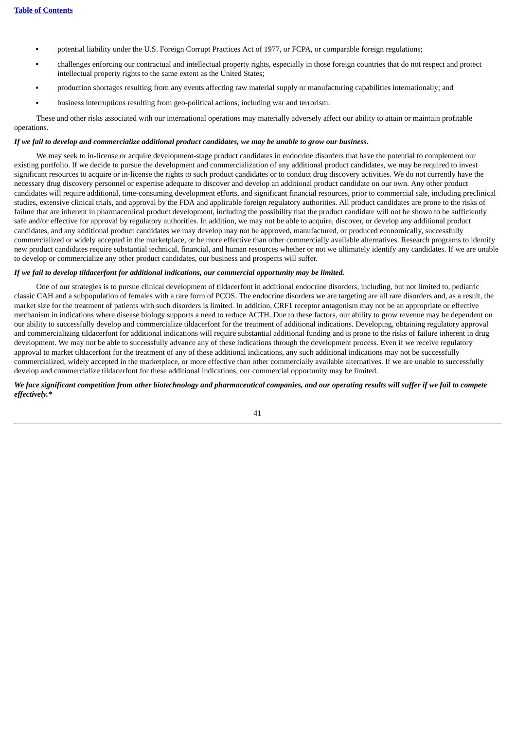- potential liability under the U.S. Foreign Corrupt Practices Act of 1977, or FCPA, or comparable foreign regulations;
- challenges enforcing our contractual and intellectual property rights, especially in those foreign countries that do not respect and protect intellectual property rights to the same extent as the United States;
- production shortages resulting from any events affecting raw material supply or manufacturing capabilities internationally; and
- business interruptions resulting from geo-political actions, including war and terrorism.

These and other risks associated with our international operations may materially adversely affect our ability to attain or maintain profitable operations.

***If we fail to develop and commercialize additional product candidates, we may be unable to grow our business.***

We may seek to in-license or acquire development-stage product candidates in endocrine disorders that have the potential to complement our existing portfolio. If we decide to pursue the development and commercialization of any additional product candidates, we may be required to invest significant resources to acquire or in-license the rights to such product candidates or to conduct drug discovery activities. We do not currently have the necessary drug discovery personnel or expertise adequate to discover and develop an additional product candidate on our own. Any other product candidates will require additional, time-consuming development efforts, and significant financial resources, prior to commercial sale, including preclinical studies, extensive clinical trials, and approval by the FDA and applicable foreign regulatory authorities. All product candidates are prone to the risks of failure that are inherent in pharmaceutical product development, including the possibility that the product candidate will not be shown to be sufficiently safe and/or effective for approval by regulatory authorities. In addition, we may not be able to acquire, discover, or develop any additional product candidates, and any additional product candidates we may develop may not be approved, manufactured, or produced economically, successfully commercialized or widely accepted in the marketplace, or be more effective than other commercially available alternatives. Research programs to identify new product candidates require substantial technical, financial, and human resources whether or not we ultimately identify any candidates. If we are unable to develop or commercialize any other product candidates, our business and prospects will suffer.

***If we fail to develop tildacerfont for additional indications, our commercial opportunity may be limited.***

One of our strategies is to pursue clinical development of tildacerfont in additional endocrine disorders, including, but not limited to, pediatric classic CAH and a subpopulation of females with a rare form of PCOS. The endocrine disorders we are targeting are all rare disorders and, as a result, the market size for the treatment of patients with such disorders is limited. In addition, CRF1 receptor antagonism may not be an appropriate or effective mechanism in indications where disease biology supports a need to reduce ACTH. Due to these factors, our ability to grow revenue may be dependent on our ability to successfully develop and commercialize tildacerfont for the treatment of additional indications. Developing, obtaining regulatory approval and commercializing tildacerfont for additional indications will require substantial additional funding and is prone to the risks of failure inherent in drug development. We may not be able to successfully advance any of these indications through the development process. Even if we receive regulatory approval to market tildacerfont for the treatment of any of these additional indications, any such additional indications may not be successfully commercialized, widely accepted in the marketplace, or more effective than other commercially available alternatives. If we are unable to successfully develop and commercialize tildacerfont for these additional indications, our commercial opportunity may be limited.

***We face significant competition from other biotechnology and pharmaceutical companies, and our operating results will suffer if we fail to compete effectively.****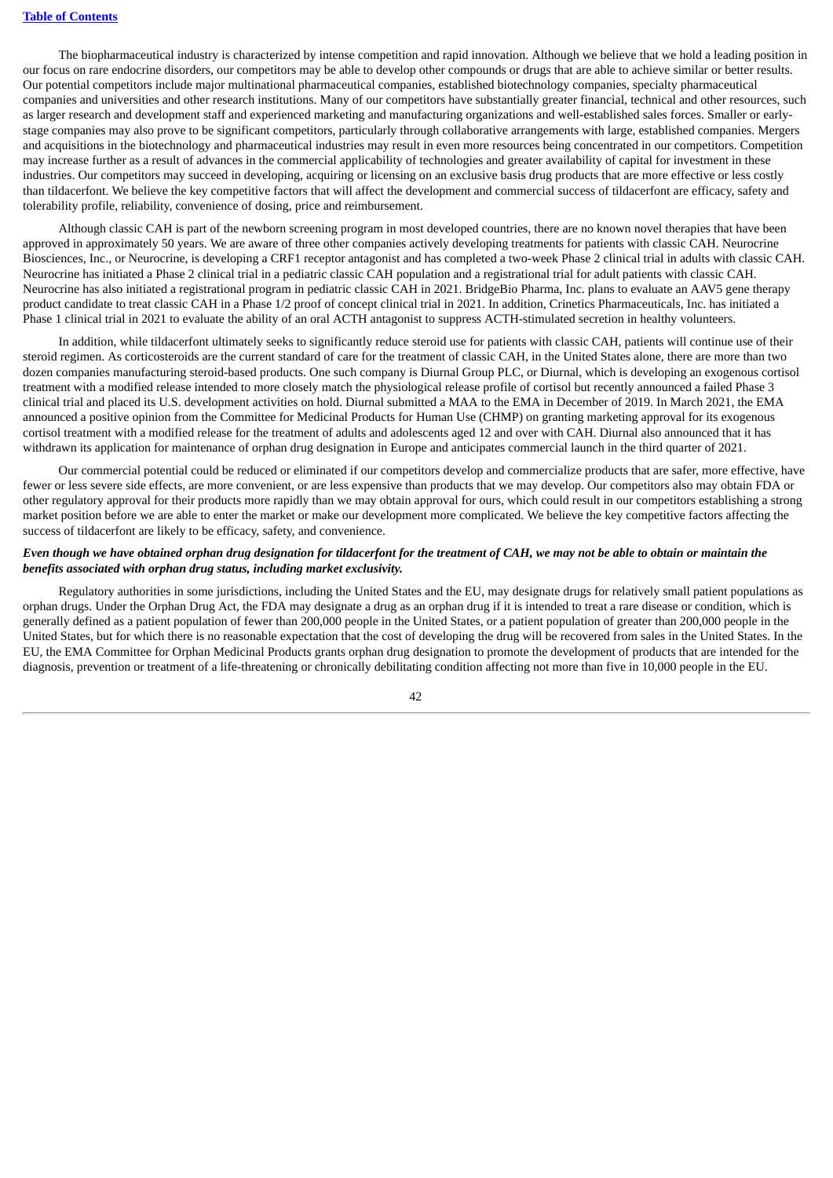The biopharmaceutical industry is characterized by intense competition and rapid innovation. Although we believe that we hold a leading position in our focus on rare endocrine disorders, our competitors may be able to develop other compounds or drugs that are able to achieve similar or better results. Our potential competitors include major multinational pharmaceutical companies, established biotechnology companies, specialty pharmaceutical companies and universities and other research institutions. Many of our competitors have substantially greater financial, technical and other resources, such as larger research and development staff and experienced marketing and manufacturing organizations and well-established sales forces. Smaller or early-stage companies may also prove to be significant competitors, particularly through collaborative arrangements with large, established companies. Mergers and acquisitions in the biotechnology and pharmaceutical industries may result in even more resources being concentrated in our competitors. Competition may increase further as a result of advances in the commercial applicability of technologies and greater availability of capital for investment in these industries. Our competitors may succeed in developing, acquiring or licensing on an exclusive basis drug products that are more effective or less costly than tildacerfont. We believe the key competitive factors that will affect the development and commercial success of tildacerfont are efficacy, safety and tolerability profile, reliability, convenience of dosing, price and reimbursement.

Although classic CAH is part of the newborn screening program in most developed countries, there are no known novel therapies that have been approved in approximately 50 years. We are aware of three other companies actively developing treatments for patients with classic CAH. Neurocrine Biosciences, Inc., or Neurocrine, is developing a CRF1 receptor antagonist and has completed a two-week Phase 2 clinical trial in adults with classic CAH. Neurocrine has initiated a Phase 2 clinical trial in a pediatric classic CAH population and a registrational trial for adult patients with classic CAH. Neurocrine has also initiated a registrational program in pediatric classic CAH in 2021. BridgeBio Pharma, Inc. plans to evaluate an AAV5 gene therapy product candidate to treat classic CAH in a Phase 1/2 proof of concept clinical trial in 2021. In addition, Crinetics Pharmaceuticals, Inc. has initiated a Phase 1 clinical trial in 2021 to evaluate the ability of an oral ACTH antagonist to suppress ACTH-stimulated secretion in healthy volunteers.

In addition, while tildacerfont ultimately seeks to significantly reduce steroid use for patients with classic CAH, patients will continue use of their steroid regimen. As corticosteroids are the current standard of care for the treatment of classic CAH, in the United States alone, there are more than two dozen companies manufacturing steroid-based products. One such company is Diurnal Group PLC, or Diurnal, which is developing an exogenous cortisol treatment with a modified release intended to more closely match the physiological release profile of cortisol but recently announced a failed Phase 3 clinical trial and placed its U.S. development activities on hold. Diurnal submitted a MAA to the EMA in December of 2019. In March 2021, the EMA announced a positive opinion from the Committee for Medicinal Products for Human Use (CHMP) on granting marketing approval for its exogenous cortisol treatment with a modified release for the treatment of adults and adolescents aged 12 and over with CAH. Diurnal also announced that it has withdrawn its application for maintenance of orphan drug designation in Europe and anticipates commercial launch in the third quarter of 2021.

Our commercial potential could be reduced or eliminated if our competitors develop and commercialize products that are safer, more effective, have fewer or less severe side effects, are more convenient, or are less expensive than products that we may develop. Our competitors also may obtain FDA or other regulatory approval for their products more rapidly than we may obtain approval for ours, which could result in our competitors establishing a strong market position before we are able to enter the market or make our development more complicated. We believe the key competitive factors affecting the success of tildacerfont are likely to be efficacy, safety, and convenience.

***Even though we have obtained orphan drug designation for tildacerfont for the treatment of CAH, we may not be able to obtain or maintain the benefits associated with orphan drug status, including market exclusivity.***

Regulatory authorities in some jurisdictions, including the United States and the EU, may designate drugs for relatively small patient populations as orphan drugs. Under the Orphan Drug Act, the FDA may designate a drug as an orphan drug if it is intended to treat a rare disease or condition, which is generally defined as a patient population of fewer than 200,000 people in the United States, or a patient population of greater than 200,000 people in the United States, but for which there is no reasonable expectation that the cost of developing the drug will be recovered from sales in the United States. In the EU, the EMA Committee for Orphan Medicinal Products grants orphan drug designation to promote the development of products that are intended for the diagnosis, prevention or treatment of a life-threatening or chronically debilitating condition affecting not more than five in 10,000 people in the EU.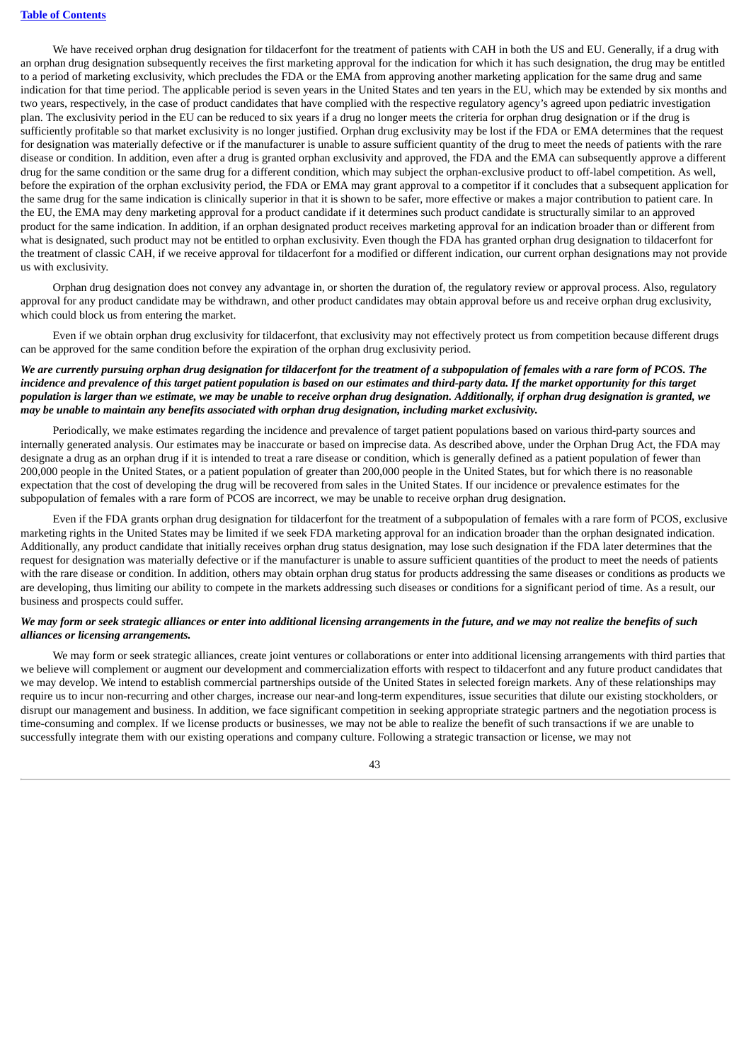We have received orphan drug designation for tildacerfont for the treatment of patients with CAH in both the US and EU. Generally, if a drug with an orphan drug designation subsequently receives the first marketing approval for the indication for which it has such designation, the drug may be entitled to a period of marketing exclusivity, which precludes the FDA or the EMA from approving another marketing application for the same drug and same indication for that time period. The applicable period is seven years in the United States and ten years in the EU, which may be extended by six months and two years, respectively, in the case of product candidates that have complied with the respective regulatory agency's agreed upon pediatric investigation plan. The exclusivity period in the EU can be reduced to six years if a drug no longer meets the criteria for orphan drug designation or if the drug is sufficiently profitable so that market exclusivity is no longer justified. Orphan drug exclusivity may be lost if the FDA or EMA determines that the request for designation was materially defective or if the manufacturer is unable to assure sufficient quantity of the drug to meet the needs of patients with the rare disease or condition. In addition, even after a drug is granted orphan exclusivity and approved, the FDA and the EMA can subsequently approve a different drug for the same condition or the same drug for a different condition, which may subject the orphan-exclusive product to off-label competition. As well, before the expiration of the orphan exclusivity period, the FDA or EMA may grant approval to a competitor if it concludes that a subsequent application for the same drug for the same indication is clinically superior in that it is shown to be safer, more effective or makes a major contribution to patient care. In the EU, the EMA may deny marketing approval for a product candidate if it determines such product candidate is structurally similar to an approved product for the same indication. In addition, if an orphan designated product receives marketing approval for an indication broader than or different from what is designated, such product may not be entitled to orphan exclusivity. Even though the FDA has granted orphan drug designation to tildacerfont for the treatment of classic CAH, if we receive approval for tildacerfont for a modified or different indication, our current orphan designations may not provide us with exclusivity.

Orphan drug designation does not convey any advantage in, or shorten the duration of, the regulatory review or approval process. Also, regulatory approval for any product candidate may be withdrawn, and other product candidates may obtain approval before us and receive orphan drug exclusivity, which could block us from entering the market.

Even if we obtain orphan drug exclusivity for tildacerfont, that exclusivity may not effectively protect us from competition because different drugs can be approved for the same condition before the expiration of the orphan drug exclusivity period.

***We are currently pursuing orphan drug designation for tildacerfont for the treatment of a subpopulation of females with a rare form of PCOS. The incidence and prevalence of this target patient population is based on our estimates and third-party data. If the market opportunity for this target population is larger than we estimate, we may be unable to receive orphan drug designation. Additionally, if orphan drug designation is granted, we may be unable to maintain any benefits associated with orphan drug designation, including market exclusivity.***

Periodically, we make estimates regarding the incidence and prevalence of target patient populations based on various third-party sources and internally generated analysis. Our estimates may be inaccurate or based on imprecise data. As described above, under the Orphan Drug Act, the FDA may designate a drug as an orphan drug if it is intended to treat a rare disease or condition, which is generally defined as a patient population of fewer than 200,000 people in the United States, or a patient population of greater than 200,000 people in the United States, but for which there is no reasonable expectation that the cost of developing the drug will be recovered from sales in the United States. If our incidence or prevalence estimates for the subpopulation of females with a rare form of PCOS are incorrect, we may be unable to receive orphan drug designation.

Even if the FDA grants orphan drug designation for tildacerfont for the treatment of a subpopulation of females with a rare form of PCOS, exclusive marketing rights in the United States may be limited if we seek FDA marketing approval for an indication broader than the orphan designated indication. Additionally, any product candidate that initially receives orphan drug status designation, may lose such designation if the FDA later determines that the request for designation was materially defective or if the manufacturer is unable to assure sufficient quantities of the product to meet the needs of patients with the rare disease or condition. In addition, others may obtain orphan drug status for products addressing the same diseases or conditions as products we are developing, thus limiting our ability to compete in the markets addressing such diseases or conditions for a significant period of time. As a result, our business and prospects could suffer.

***We may form or seek strategic alliances or enter into additional licensing arrangements in the future, and we may not realize the benefits of such alliances or licensing arrangements.***

We may form or seek strategic alliances, create joint ventures or collaborations or enter into additional licensing arrangements with third parties that we believe will complement or augment our development and commercialization efforts with respect to tildacerfont and any future product candidates that we may develop. We intend to establish commercial partnerships outside of the United States in selected foreign markets. Any of these relationships may require us to incur non-recurring and other charges, increase our near-and long-term expenditures, issue securities that dilute our existing stockholders, or disrupt our management and business. In addition, we face significant competition in seeking appropriate strategic partners and the negotiation process is time-consuming and complex. If we license products or businesses, we may not be able to realize the benefit of such transactions if we are unable to successfully integrate them with our existing operations and company culture. Following a strategic transaction or license, we may not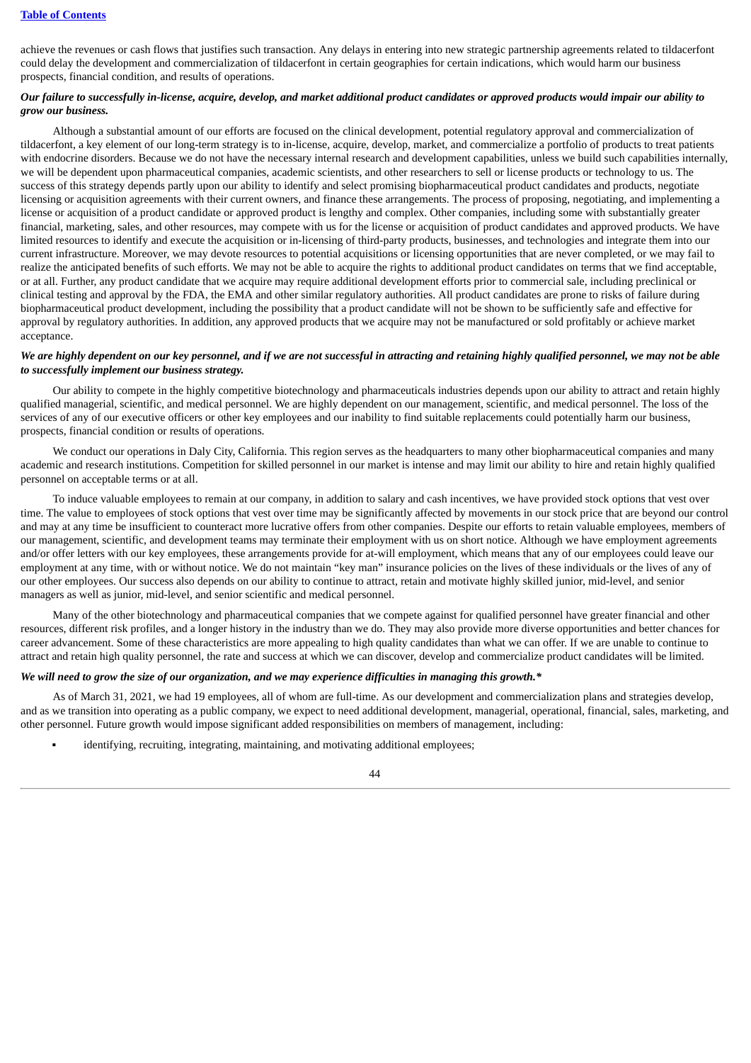achieve the revenues or cash flows that justifies such transaction. Any delays in entering into new strategic partnership agreements related to tildacerfont could delay the development and commercialization of tildacerfont in certain geographies for certain indications, which would harm our business prospects, financial condition, and results of operations.

***Our failure to successfully in-license, acquire, develop, and market additional product candidates or approved products would impair our ability to grow our business.***

Although a substantial amount of our efforts are focused on the clinical development, potential regulatory approval and commercialization of tildacerfont, a key element of our long-term strategy is to in-license, acquire, develop, market, and commercialize a portfolio of products to treat patients with endocrine disorders. Because we do not have the necessary internal research and development capabilities, unless we build such capabilities internally, we will be dependent upon pharmaceutical companies, academic scientists, and other researchers to sell or license products or technology to us. The success of this strategy depends partly upon our ability to identify and select promising biopharmaceutical product candidates and products, negotiate licensing or acquisition agreements with their current owners, and finance these arrangements. The process of proposing, negotiating, and implementing a license or acquisition of a product candidate or approved product is lengthy and complex. Other companies, including some with substantially greater financial, marketing, sales, and other resources, may compete with us for the license or acquisition of product candidates and approved products. We have limited resources to identify and execute the acquisition or in-licensing of third-party products, businesses, and technologies and integrate them into our current infrastructure. Moreover, we may devote resources to potential acquisitions or licensing opportunities that are never completed, or we may fail to realize the anticipated benefits of such efforts. We may not be able to acquire the rights to additional product candidates on terms that we find acceptable, or at all. Further, any product candidate that we acquire may require additional development efforts prior to commercial sale, including preclinical or clinical testing and approval by the FDA, the EMA and other similar regulatory authorities. All product candidates are prone to risks of failure during biopharmaceutical product development, including the possibility that a product candidate will not be shown to be sufficiently safe and effective for approval by regulatory authorities. In addition, any approved products that we acquire may not be manufactured or sold profitably or achieve market acceptance.

***We are highly dependent on our key personnel, and if we are not successful in attracting and retaining highly qualified personnel, we may not be able to successfully implement our business strategy.***

Our ability to compete in the highly competitive biotechnology and pharmaceuticals industries depends upon our ability to attract and retain highly qualified managerial, scientific, and medical personnel. We are highly dependent on our management, scientific, and medical personnel. The loss of the services of any of our executive officers or other key employees and our inability to find suitable replacements could potentially harm our business, prospects, financial condition or results of operations.

We conduct our operations in Daly City, California. This region serves as the headquarters to many other biopharmaceutical companies and many academic and research institutions. Competition for skilled personnel in our market is intense and may limit our ability to hire and retain highly qualified personnel on acceptable terms or at all.

To induce valuable employees to remain at our company, in addition to salary and cash incentives, we have provided stock options that vest over time. The value to employees of stock options that vest over time may be significantly affected by movements in our stock price that are beyond our control and may at any time be insufficient to counteract more lucrative offers from other companies. Despite our efforts to retain valuable employees, members of our management, scientific, and development teams may terminate their employment with us on short notice. Although we have employment agreements and/or offer letters with our key employees, these arrangements provide for at-will employment, which means that any of our employees could leave our employment at any time, with or without notice. We do not maintain "key man" insurance policies on the lives of these individuals or the lives of any of our other employees. Our success also depends on our ability to continue to attract, retain and motivate highly skilled junior, mid-level, and senior managers as well as junior, mid-level, and senior scientific and medical personnel.

Many of the other biotechnology and pharmaceutical companies that we compete against for qualified personnel have greater financial and other resources, different risk profiles, and a longer history in the industry than we do. They may also provide more diverse opportunities and better chances for career advancement. Some of these characteristics are more appealing to high quality candidates than what we can offer. If we are unable to continue to attract and retain high quality personnel, the rate and success at which we can discover, develop and commercialize product candidates will be limited.

***We will need to grow the size of our organization, and we may experience difficulties in managing this growth.****

As of March 31, 2021, we had 19 employees, all of whom are full-time. As our development and commercialization plans and strategies develop, and as we transition into operating as a public company, we expect to need additional development, managerial, operational, financial, sales, marketing, and other personnel. Future growth would impose significant added responsibilities on members of management, including:

- identifying, recruiting, integrating, maintaining, and motivating additional employees;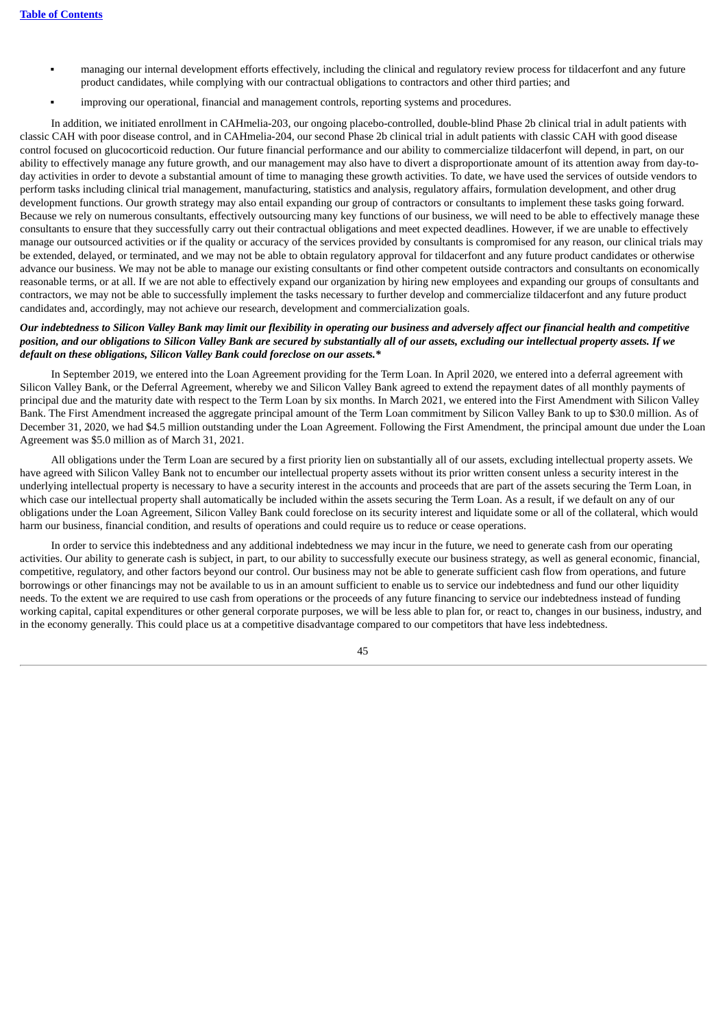- managing our internal development efforts effectively, including the clinical and regulatory review process for tildacerfont and any future product candidates, while complying with our contractual obligations to contractors and other third parties; and
- improving our operational, financial and management controls, reporting systems and procedures.

In addition, we initiated enrollment in CAHmelia-203, our ongoing placebo-controlled, double-blind Phase 2b clinical trial in adult patients with classic CAH with poor disease control, and in CAHmelia-204, our second Phase 2b clinical trial in adult patients with classic CAH with good disease control focused on glucocorticoid reduction. Our future financial performance and our ability to commercialize tildacerfont will depend, in part, on our ability to effectively manage any future growth, and our management may also have to divert a disproportionate amount of its attention away from day-to-day activities in order to devote a substantial amount of time to managing these growth activities. To date, we have used the services of outside vendors to perform tasks including clinical trial management, manufacturing, statistics and analysis, regulatory affairs, formulation development, and other drug development functions. Our growth strategy may also entail expanding our group of contractors or consultants to implement these tasks going forward. Because we rely on numerous consultants, effectively outsourcing many key functions of our business, we will need to be able to effectively manage these consultants to ensure that they successfully carry out their contractual obligations and meet expected deadlines. However, if we are unable to effectively manage our outsourced activities or if the quality or accuracy of the services provided by consultants is compromised for any reason, our clinical trials may be extended, delayed, or terminated, and we may not be able to obtain regulatory approval for tildacerfont and any future product candidates or otherwise advance our business. We may not be able to manage our existing consultants or find other competent outside contractors and consultants on economically reasonable terms, or at all. If we are not able to effectively expand our organization by hiring new employees and expanding our groups of consultants and contractors, we may not be able to successfully implement the tasks necessary to further develop and commercialize tildacerfont and any future product candidates and, accordingly, may not achieve our research, development and commercialization goals.

***Our indebtedness to Silicon Valley Bank may limit our flexibility in operating our business and adversely affect our financial health and competitive position, and our obligations to Silicon Valley Bank are secured by substantially all of our assets, excluding our intellectual property assets. If we default on these obligations, Silicon Valley Bank could foreclose on our assets.****

In September 2019, we entered into the Loan Agreement providing for the Term Loan. In April 2020, we entered into a deferral agreement with Silicon Valley Bank, or the Deferral Agreement, whereby we and Silicon Valley Bank agreed to extend the repayment dates of all monthly payments of principal due and the maturity date with respect to the Term Loan by six months. In March 2021, we entered into the First Amendment with Silicon Valley Bank. The First Amendment increased the aggregate principal amount of the Term Loan commitment by Silicon Valley Bank to up to $30.0 million. As of December 31, 2020, we had $4.5 million outstanding under the Loan Agreement. Following the First Amendment, the principal amount due under the Loan Agreement was $5.0 million as of March 31, 2021.

All obligations under the Term Loan are secured by a first priority lien on substantially all of our assets, excluding intellectual property assets. We have agreed with Silicon Valley Bank not to encumber our intellectual property assets without its prior written consent unless a security interest in the underlying intellectual property is necessary to have a security interest in the accounts and proceeds that are part of the assets securing the Term Loan, in which case our intellectual property shall automatically be included within the assets securing the Term Loan. As a result, if we default on any of our obligations under the Loan Agreement, Silicon Valley Bank could foreclose on its security interest and liquidate some or all of the collateral, which would harm our business, financial condition, and results of operations and could require us to reduce or cease operations.

In order to service this indebtedness and any additional indebtedness we may incur in the future, we need to generate cash from our operating activities. Our ability to generate cash is subject, in part, to our ability to successfully execute our business strategy, as well as general economic, financial, competitive, regulatory, and other factors beyond our control. Our business may not be able to generate sufficient cash flow from operations, and future borrowings or other financings may not be available to us in an amount sufficient to enable us to service our indebtedness and fund our other liquidity needs. To the extent we are required to use cash from operations or the proceeds of any future financing to service our indebtedness instead of funding working capital, capital expenditures or other general corporate purposes, we will be less able to plan for, or react to, changes in our business, industry, and in the economy generally. This could place us at a competitive disadvantage compared to our competitors that have less indebtedness.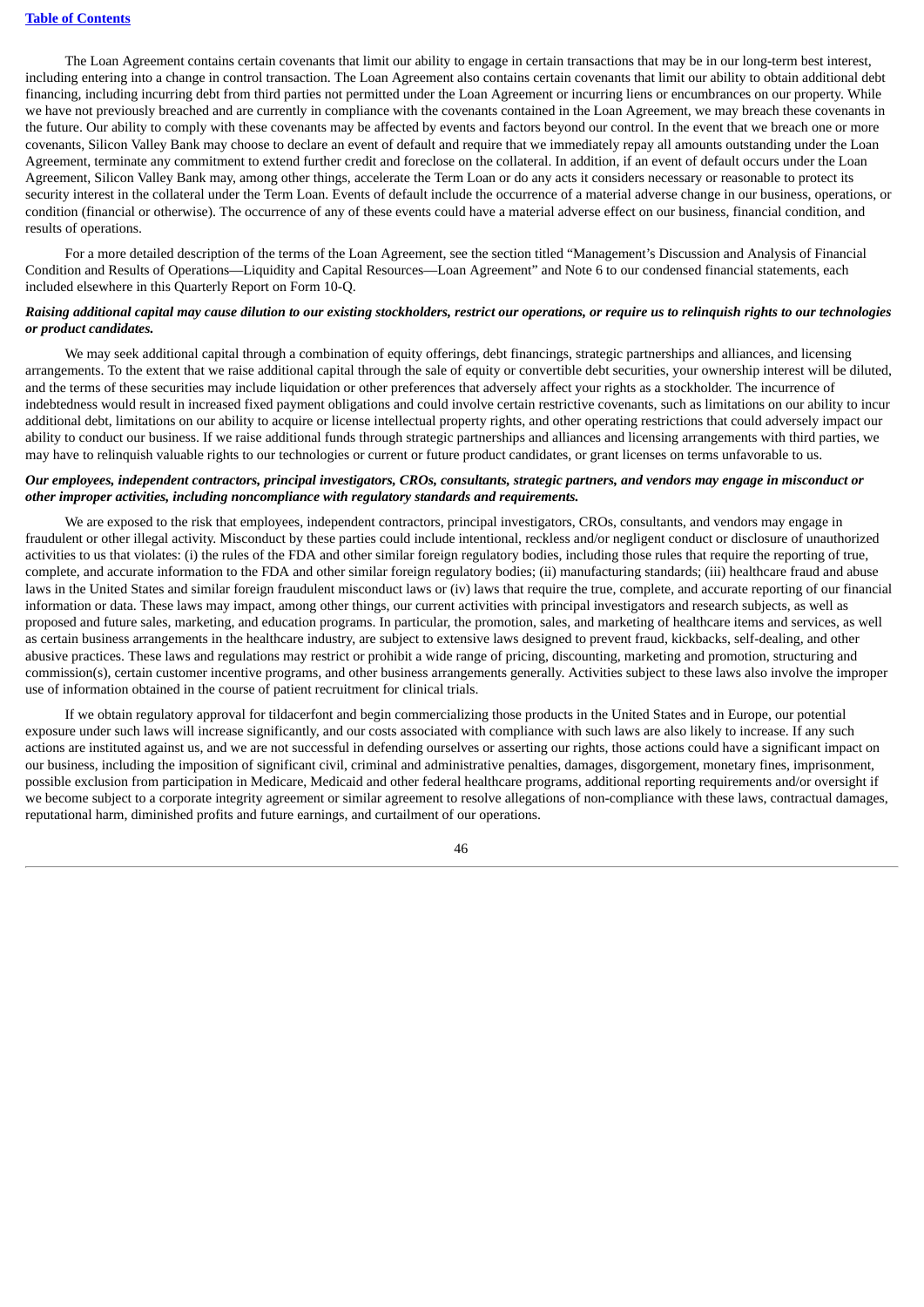The Loan Agreement contains certain covenants that limit our ability to engage in certain transactions that may be in our long-term best interest, including entering into a change in control transaction. The Loan Agreement also contains certain covenants that limit our ability to obtain additional debt financing, including incurring debt from third parties not permitted under the Loan Agreement or incurring liens or encumbrances on our property. While we have not previously breached and are currently in compliance with the covenants contained in the Loan Agreement, we may breach these covenants in the future. Our ability to comply with these covenants may be affected by events and factors beyond our control. In the event that we breach one or more covenants, Silicon Valley Bank may choose to declare an event of default and require that we immediately repay all amounts outstanding under the Loan Agreement, terminate any commitment to extend further credit and foreclose on the collateral. In addition, if an event of default occurs under the Loan Agreement, Silicon Valley Bank may, among other things, accelerate the Term Loan or do any acts it considers necessary or reasonable to protect its security interest in the collateral under the Term Loan. Events of default include the occurrence of a material adverse change in our business, operations, or condition (financial or otherwise). The occurrence of any of these events could have a material adverse effect on our business, financial condition, and results of operations.

For a more detailed description of the terms of the Loan Agreement, see the section titled "Management's Discussion and Analysis of Financial Condition and Results of Operations—Liquidity and Capital Resources—Loan Agreement" and Note 6 to our condensed financial statements, each included elsewhere in this Quarterly Report on Form 10-Q.

***Raising additional capital may cause dilution to our existing stockholders, restrict our operations, or require us to relinquish rights to our technologies or product candidates.***

We may seek additional capital through a combination of equity offerings, debt financings, strategic partnerships and alliances, and licensing arrangements. To the extent that we raise additional capital through the sale of equity or convertible debt securities, your ownership interest will be diluted, and the terms of these securities may include liquidation or other preferences that adversely affect your rights as a stockholder. The incurrence of indebtedness would result in increased fixed payment obligations and could involve certain restrictive covenants, such as limitations on our ability to incur additional debt, limitations on our ability to acquire or license intellectual property rights, and other operating restrictions that could adversely impact our ability to conduct our business. If we raise additional funds through strategic partnerships and alliances and licensing arrangements with third parties, we may have to relinquish valuable rights to our technologies or current or future product candidates, or grant licenses on terms unfavorable to us.

***Our employees, independent contractors, principal investigators, CROs, consultants, strategic partners, and vendors may engage in misconduct or other improper activities, including noncompliance with regulatory standards and requirements.***

We are exposed to the risk that employees, independent contractors, principal investigators, CROs, consultants, and vendors may engage in fraudulent or other illegal activity. Misconduct by these parties could include intentional, reckless and/or negligent conduct or disclosure of unauthorized activities to us that violates: (i) the rules of the FDA and other similar foreign regulatory bodies, including those rules that require the reporting of true, complete, and accurate information to the FDA and other similar foreign regulatory bodies; (ii) manufacturing standards; (iii) healthcare fraud and abuse laws in the United States and similar foreign fraudulent misconduct laws or (iv) laws that require the true, complete, and accurate reporting of our financial information or data. These laws may impact, among other things, our current activities with principal investigators and research subjects, as well as proposed and future sales, marketing, and education programs. In particular, the promotion, sales, and marketing of healthcare items and services, as well as certain business arrangements in the healthcare industry, are subject to extensive laws designed to prevent fraud, kickbacks, self-dealing, and other abusive practices. These laws and regulations may restrict or prohibit a wide range of pricing, discounting, marketing and promotion, structuring and commission(s), certain customer incentive programs, and other business arrangements generally. Activities subject to these laws also involve the improper use of information obtained in the course of patient recruitment for clinical trials.

If we obtain regulatory approval for tildacerfont and begin commercializing those products in the United States and in Europe, our potential exposure under such laws will increase significantly, and our costs associated with compliance with such laws are also likely to increase. If any such actions are instituted against us, and we are not successful in defending ourselves or asserting our rights, those actions could have a significant impact on our business, including the imposition of significant civil, criminal and administrative penalties, damages, disgorgement, monetary fines, imprisonment, possible exclusion from participation in Medicare, Medicaid and other federal healthcare programs, additional reporting requirements and/or oversight if we become subject to a corporate integrity agreement or similar agreement to resolve allegations of non-compliance with these laws, contractual damages, reputational harm, diminished profits and future earnings, and curtailment of our operations.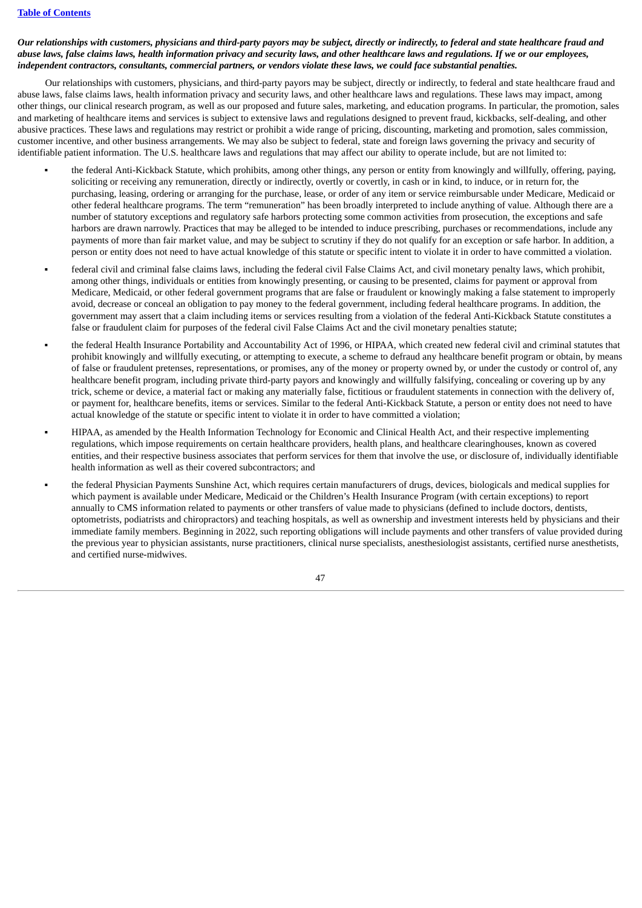***Our relationships with customers, physicians and third-party payors may be subject, directly or indirectly, to federal and state healthcare fraud and abuse laws, false claims laws, health information privacy and security laws, and other healthcare laws and regulations. If we or our employees, independent contractors, consultants, commercial partners, or vendors violate these laws, we could face substantial penalties.***

Our relationships with customers, physicians, and third-party payors may be subject, directly or indirectly, to federal and state healthcare fraud and abuse laws, false claims laws, health information privacy and security laws, and other healthcare laws and regulations. These laws may impact, among other things, our clinical research program, as well as our proposed and future sales, marketing, and education programs. In particular, the promotion, sales and marketing of healthcare items and services is subject to extensive laws and regulations designed to prevent fraud, kickbacks, self-dealing, and other abusive practices. These laws and regulations may restrict or prohibit a wide range of pricing, discounting, marketing and promotion, sales commission, customer incentive, and other business arrangements. We may also be subject to federal, state and foreign laws governing the privacy and security of identifiable patient information. The U.S. healthcare laws and regulations that may affect our ability to operate include, but are not limited to:

- the federal Anti-Kickback Statute, which prohibits, among other things, any person or entity from knowingly and willfully, offering, paying, soliciting or receiving any remuneration, directly or indirectly, overtly or covertly, in cash or in kind, to induce, or in return for, the purchasing, leasing, ordering or arranging for the purchase, lease, or order of any item or service reimbursable under Medicare, Medicaid or other federal healthcare programs. The term "remuneration" has been broadly interpreted to include anything of value. Although there are a number of statutory exceptions and regulatory safe harbors protecting some common activities from prosecution, the exceptions and safe harbors are drawn narrowly. Practices that may be alleged to be intended to induce prescribing, purchases or recommendations, include any payments of more than fair market value, and may be subject to scrutiny if they do not qualify for an exception or safe harbor. In addition, a person or entity does not need to have actual knowledge of this statute or specific intent to violate it in order to have committed a violation.

- federal civil and criminal false claims laws, including the federal civil False Claims Act, and civil monetary penalty laws, which prohibit, among other things, individuals or entities from knowingly presenting, or causing to be presented, claims for payment or approval from Medicare, Medicaid, or other federal government programs that are false or fraudulent or knowingly making a false statement to improperly avoid, decrease or conceal an obligation to pay money to the federal government, including federal healthcare programs. In addition, the government may assert that a claim including items or services resulting from a violation of the federal Anti-Kickback Statute constitutes a false or fraudulent claim for purposes of the federal civil False Claims Act and the civil monetary penalties statute;

- the federal Health Insurance Portability and Accountability Act of 1996, or HIPAA, which created new federal civil and criminal statutes that prohibit knowingly and willfully executing, or attempting to execute, a scheme to defraud any healthcare benefit program or obtain, by means of false or fraudulent pretenses, representations, or promises, any of the money or property owned by, or under the custody or control of, any healthcare benefit program, including private third-party payors and knowingly and willfully falsifying, concealing or covering up by any trick, scheme or device, a material fact or making any materially false, fictitious or fraudulent statements in connection with the delivery of, or payment for, healthcare benefits, items or services. Similar to the federal Anti-Kickback Statute, a person or entity does not need to have actual knowledge of the statute or specific intent to violate it in order to have committed a violation;

- HIPAA, as amended by the Health Information Technology for Economic and Clinical Health Act, and their respective implementing regulations, which impose requirements on certain healthcare providers, health plans, and healthcare clearinghouses, known as covered entities, and their respective business associates that perform services for them that involve the use, or disclosure of, individually identifiable health information as well as their covered subcontractors; and

- the federal Physician Payments Sunshine Act, which requires certain manufacturers of drugs, devices, biologicals and medical supplies for which payment is available under Medicare, Medicaid or the Children's Health Insurance Program (with certain exceptions) to report annually to CMS information related to payments or other transfers of value made to physicians (defined to include doctors, dentists, optometrists, podiatrists and chiropractors) and teaching hospitals, as well as ownership and investment interests held by physicians and their immediate family members. Beginning in 2022, such reporting obligations will include payments and other transfers of value provided during the previous year to physician assistants, nurse practitioners, clinical nurse specialists, anesthesiologist assistants, certified nurse anesthetists, and certified nurse-midwives.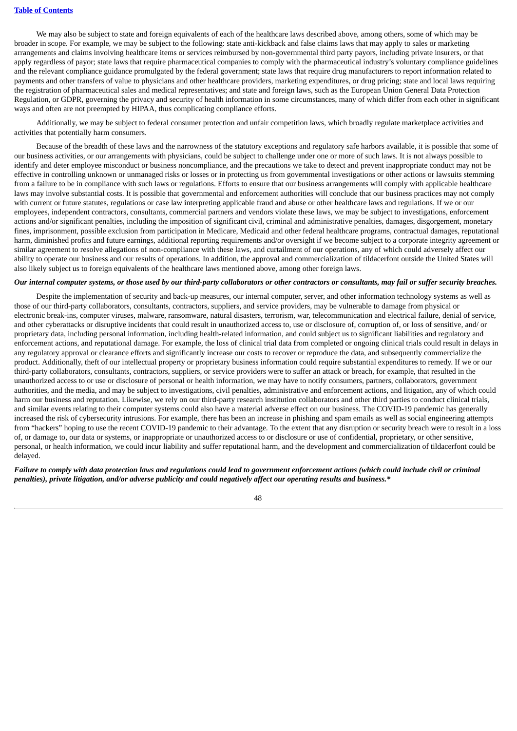We may also be subject to state and foreign equivalents of each of the healthcare laws described above, among others, some of which may be broader in scope. For example, we may be subject to the following: state anti-kickback and false claims laws that may apply to sales or marketing arrangements and claims involving healthcare items or services reimbursed by non-governmental third party payors, including private insurers, or that apply regardless of payor; state laws that require pharmaceutical companies to comply with the pharmaceutical industry's voluntary compliance guidelines and the relevant compliance guidance promulgated by the federal government; state laws that require drug manufacturers to report information related to payments and other transfers of value to physicians and other healthcare providers, marketing expenditures, or drug pricing; state and local laws requiring the registration of pharmaceutical sales and medical representatives; and state and foreign laws, such as the European Union General Data Protection Regulation, or GDPR, governing the privacy and security of health information in some circumstances, many of which differ from each other in significant ways and often are not preempted by HIPAA, thus complicating compliance efforts.

Additionally, we may be subject to federal consumer protection and unfair competition laws, which broadly regulate marketplace activities and activities that potentially harm consumers.

Because of the breadth of these laws and the narrowness of the statutory exceptions and regulatory safe harbors available, it is possible that some of our business activities, or our arrangements with physicians, could be subject to challenge under one or more of such laws. It is not always possible to identify and deter employee misconduct or business noncompliance, and the precautions we take to detect and prevent inappropriate conduct may not be effective in controlling unknown or unmanaged risks or losses or in protecting us from governmental investigations or other actions or lawsuits stemming from a failure to be in compliance with such laws or regulations. Efforts to ensure that our business arrangements will comply with applicable healthcare laws may involve substantial costs. It is possible that governmental and enforcement authorities will conclude that our business practices may not comply with current or future statutes, regulations or case law interpreting applicable fraud and abuse or other healthcare laws and regulations. If we or our employees, independent contractors, consultants, commercial partners and vendors violate these laws, we may be subject to investigations, enforcement actions and/or significant penalties, including the imposition of significant civil, criminal and administrative penalties, damages, disgorgement, monetary fines, imprisonment, possible exclusion from participation in Medicare, Medicaid and other federal healthcare programs, contractual damages, reputational harm, diminished profits and future earnings, additional reporting requirements and/or oversight if we become subject to a corporate integrity agreement or similar agreement to resolve allegations of non-compliance with these laws, and curtailment of our operations, any of which could adversely affect our ability to operate our business and our results of operations. In addition, the approval and commercialization of tildacerfont outside the United States will also likely subject us to foreign equivalents of the healthcare laws mentioned above, among other foreign laws.

***Our internal computer systems, or those used by our third-party collaborators or other contractors or consultants, may fail or suffer security breaches.***

Despite the implementation of security and back-up measures, our internal computer, server, and other information technology systems as well as those of our third-party collaborators, consultants, contractors, suppliers, and service providers, may be vulnerable to damage from physical or electronic break-ins, computer viruses, malware, ransomware, natural disasters, terrorism, war, telecommunication and electrical failure, denial of service, and other cyberattacks or disruptive incidents that could result in unauthorized access to, use or disclosure of, corruption of, or loss of sensitive, and/ or proprietary data, including personal information, including health-related information, and could subject us to significant liabilities and regulatory and enforcement actions, and reputational damage. For example, the loss of clinical trial data from completed or ongoing clinical trials could result in delays in any regulatory approval or clearance efforts and significantly increase our costs to recover or reproduce the data, and subsequently commercialize the product. Additionally, theft of our intellectual property or proprietary business information could require substantial expenditures to remedy. If we or our third-party collaborators, consultants, contractors, suppliers, or service providers were to suffer an attack or breach, for example, that resulted in the unauthorized access to or use or disclosure of personal or health information, we may have to notify consumers, partners, collaborators, government authorities, and the media, and may be subject to investigations, civil penalties, administrative and enforcement actions, and litigation, any of which could harm our business and reputation. Likewise, we rely on our third-party research institution collaborators and other third parties to conduct clinical trials, and similar events relating to their computer systems could also have a material adverse effect on our business. The COVID-19 pandemic has generally increased the risk of cybersecurity intrusions. For example, there has been an increase in phishing and spam emails as well as social engineering attempts from "hackers" hoping to use the recent COVID-19 pandemic to their advantage. To the extent that any disruption or security breach were to result in a loss of, or damage to, our data or systems, or inappropriate or unauthorized access to or disclosure or use of confidential, proprietary, or other sensitive, personal, or health information, we could incur liability and suffer reputational harm, and the development and commercialization of tildacerfont could be delayed.

***Failure to comply with data protection laws and regulations could lead to government enforcement actions (which could include civil or criminal penalties), private litigation, and/or adverse publicity and could negatively affect our operating results and business.****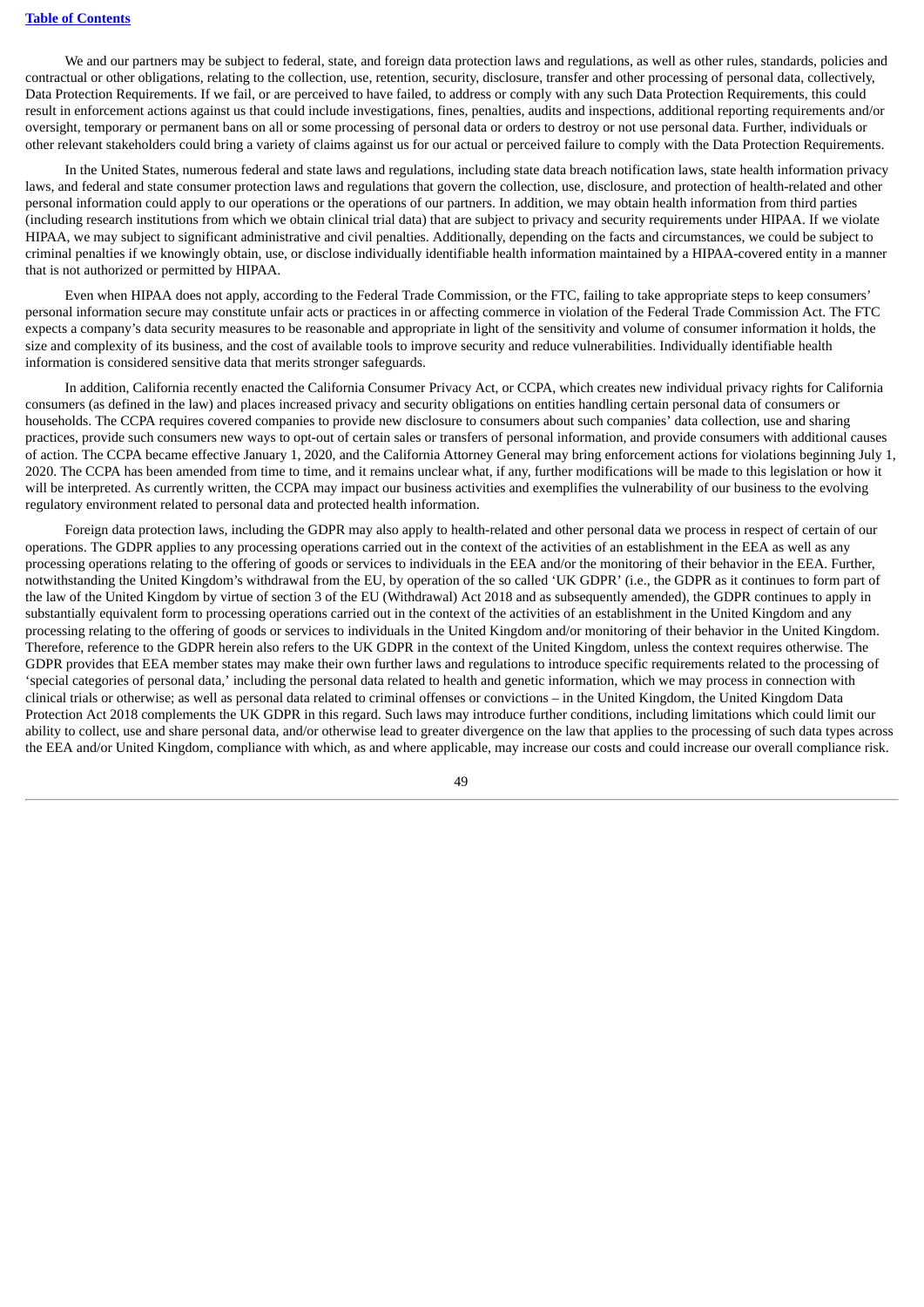We and our partners may be subject to federal, state, and foreign data protection laws and regulations, as well as other rules, standards, policies and contractual or other obligations, relating to the collection, use, retention, security, disclosure, transfer and other processing of personal data, collectively, Data Protection Requirements. If we fail, or are perceived to have failed, to address or comply with any such Data Protection Requirements, this could result in enforcement actions against us that could include investigations, fines, penalties, audits and inspections, additional reporting requirements and/or oversight, temporary or permanent bans on all or some processing of personal data or orders to destroy or not use personal data. Further, individuals or other relevant stakeholders could bring a variety of claims against us for our actual or perceived failure to comply with the Data Protection Requirements.

In the United States, numerous federal and state laws and regulations, including state data breach notification laws, state health information privacy laws, and federal and state consumer protection laws and regulations that govern the collection, use, disclosure, and protection of health-related and other personal information could apply to our operations or the operations of our partners. In addition, we may obtain health information from third parties (including research institutions from which we obtain clinical trial data) that are subject to privacy and security requirements under HIPAA. If we violate HIPAA, we may subject to significant administrative and civil penalties. Additionally, depending on the facts and circumstances, we could be subject to criminal penalties if we knowingly obtain, use, or disclose individually identifiable health information maintained by a HIPAA-covered entity in a manner that is not authorized or permitted by HIPAA.

Even when HIPAA does not apply, according to the Federal Trade Commission, or the FTC, failing to take appropriate steps to keep consumers' personal information secure may constitute unfair acts or practices in or affecting commerce in violation of the Federal Trade Commission Act. The FTC expects a company's data security measures to be reasonable and appropriate in light of the sensitivity and volume of consumer information it holds, the size and complexity of its business, and the cost of available tools to improve security and reduce vulnerabilities. Individually identifiable health information is considered sensitive data that merits stronger safeguards.

In addition, California recently enacted the California Consumer Privacy Act, or CCPA, which creates new individual privacy rights for California consumers (as defined in the law) and places increased privacy and security obligations on entities handling certain personal data of consumers or households. The CCPA requires covered companies to provide new disclosure to consumers about such companies' data collection, use and sharing practices, provide such consumers new ways to opt-out of certain sales or transfers of personal information, and provide consumers with additional causes of action. The CCPA became effective January 1, 2020, and the California Attorney General may bring enforcement actions for violations beginning July 1, 2020. The CCPA has been amended from time to time, and it remains unclear what, if any, further modifications will be made to this legislation or how it will be interpreted. As currently written, the CCPA may impact our business activities and exemplifies the vulnerability of our business to the evolving regulatory environment related to personal data and protected health information.

Foreign data protection laws, including the GDPR may also apply to health-related and other personal data we process in respect of certain of our operations. The GDPR applies to any processing operations carried out in the context of the activities of an establishment in the EEA as well as any processing operations relating to the offering of goods or services to individuals in the EEA and/or the monitoring of their behavior in the EEA. Further, notwithstanding the United Kingdom's withdrawal from the EU, by operation of the so called 'UK GDPR' (i.e., the GDPR as it continues to form part of the law of the United Kingdom by virtue of section 3 of the EU (Withdrawal) Act 2018 and as subsequently amended), the GDPR continues to apply in substantially equivalent form to processing operations carried out in the context of the activities of an establishment in the United Kingdom and any processing relating to the offering of goods or services to individuals in the United Kingdom and/or monitoring of their behavior in the United Kingdom. Therefore, reference to the GDPR herein also refers to the UK GDPR in the context of the United Kingdom, unless the context requires otherwise. The GDPR provides that EEA member states may make their own further laws and regulations to introduce specific requirements related to the processing of 'special categories of personal data,' including the personal data related to health and genetic information, which we may process in connection with clinical trials or otherwise; as well as personal data related to criminal offenses or convictions – in the United Kingdom, the United Kingdom Data Protection Act 2018 complements the UK GDPR in this regard. Such laws may introduce further conditions, including limitations which could limit our ability to collect, use and share personal data, and/or otherwise lead to greater divergence on the law that applies to the processing of such data types across the EEA and/or United Kingdom, compliance with which, as and where applicable, may increase our costs and could increase our overall compliance risk.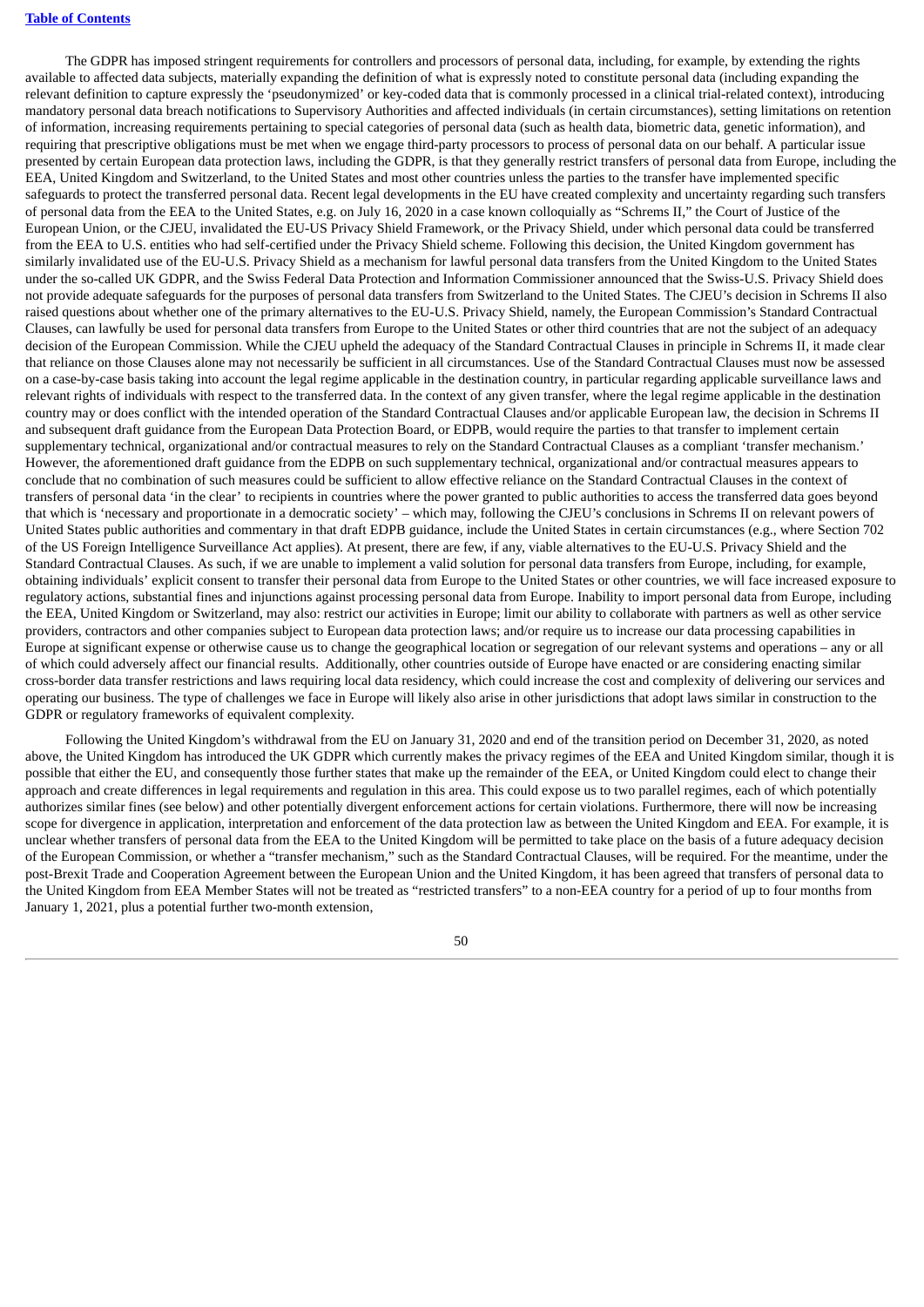The GDPR has imposed stringent requirements for controllers and processors of personal data, including, for example, by extending the rights available to affected data subjects, materially expanding the definition of what is expressly noted to constitute personal data (including expanding the relevant definition to capture expressly the 'pseudonymized' or key-coded data that is commonly processed in a clinical trial-related context), introducing mandatory personal data breach notifications to Supervisory Authorities and affected individuals (in certain circumstances), setting limitations on retention of information, increasing requirements pertaining to special categories of personal data (such as health data, biometric data, genetic information), and requiring that prescriptive obligations must be met when we engage third-party processors to process of personal data on our behalf. A particular issue presented by certain European data protection laws, including the GDPR, is that they generally restrict transfers of personal data from Europe, including the EEA, United Kingdom and Switzerland, to the United States and most other countries unless the parties to the transfer have implemented specific safeguards to protect the transferred personal data. Recent legal developments in the EU have created complexity and uncertainty regarding such transfers of personal data from the EEA to the United States, e.g. on July 16, 2020 in a case known colloquially as "Schrems II," the Court of Justice of the European Union, or the CJEU, invalidated the EU-US Privacy Shield Framework, or the Privacy Shield, under which personal data could be transferred from the EEA to U.S. entities who had self-certified under the Privacy Shield scheme. Following this decision, the United Kingdom government has similarly invalidated use of the EU-U.S. Privacy Shield as a mechanism for lawful personal data transfers from the United Kingdom to the United States under the so-called UK GDPR, and the Swiss Federal Data Protection and Information Commissioner announced that the Swiss-U.S. Privacy Shield does not provide adequate safeguards for the purposes of personal data transfers from Switzerland to the United States. The CJEU's decision in Schrems II also raised questions about whether one of the primary alternatives to the EU-U.S. Privacy Shield, namely, the European Commission's Standard Contractual Clauses, can lawfully be used for personal data transfers from Europe to the United States or other third countries that are not the subject of an adequacy decision of the European Commission. While the CJEU upheld the adequacy of the Standard Contractual Clauses in principle in Schrems II, it made clear that reliance on those Clauses alone may not necessarily be sufficient in all circumstances. Use of the Standard Contractual Clauses must now be assessed on a case-by-case basis taking into account the legal regime applicable in the destination country, in particular regarding applicable surveillance laws and relevant rights of individuals with respect to the transferred data. In the context of any given transfer, where the legal regime applicable in the destination country may or does conflict with the intended operation of the Standard Contractual Clauses and/or applicable European law, the decision in Schrems II and subsequent draft guidance from the European Data Protection Board, or EDPB, would require the parties to that transfer to implement certain supplementary technical, organizational and/or contractual measures to rely on the Standard Contractual Clauses as a compliant 'transfer mechanism.' However, the aforementioned draft guidance from the EDPB on such supplementary technical, organizational and/or contractual measures appears to conclude that no combination of such measures could be sufficient to allow effective reliance on the Standard Contractual Clauses in the context of transfers of personal data 'in the clear' to recipients in countries where the power granted to public authorities to access the transferred data goes beyond that which is 'necessary and proportionate in a democratic society' – which may, following the CJEU's conclusions in Schrems II on relevant powers of United States public authorities and commentary in that draft EDPB guidance, include the United States in certain circumstances (e.g., where Section 702 of the US Foreign Intelligence Surveillance Act applies). At present, there are few, if any, viable alternatives to the EU-U.S. Privacy Shield and the Standard Contractual Clauses. As such, if we are unable to implement a valid solution for personal data transfers from Europe, including, for example, obtaining individuals' explicit consent to transfer their personal data from Europe to the United States or other countries, we will face increased exposure to regulatory actions, substantial fines and injunctions against processing personal data from Europe. Inability to import personal data from Europe, including the EEA, United Kingdom or Switzerland, may also: restrict our activities in Europe; limit our ability to collaborate with partners as well as other service providers, contractors and other companies subject to European data protection laws; and/or require us to increase our data processing capabilities in Europe at significant expense or otherwise cause us to change the geographical location or segregation of our relevant systems and operations – any or all of which could adversely affect our financial results. Additionally, other countries outside of Europe have enacted or are considering enacting similar cross-border data transfer restrictions and laws requiring local data residency, which could increase the cost and complexity of delivering our services and operating our business. The type of challenges we face in Europe will likely also arise in other jurisdictions that adopt laws similar in construction to the GDPR or regulatory frameworks of equivalent complexity.

Following the United Kingdom's withdrawal from the EU on January 31, 2020 and end of the transition period on December 31, 2020, as noted above, the United Kingdom has introduced the UK GDPR which currently makes the privacy regimes of the EEA and United Kingdom similar, though it is possible that either the EU, and consequently those further states that make up the remainder of the EEA, or United Kingdom could elect to change their approach and create differences in legal requirements and regulation in this area. This could expose us to two parallel regimes, each of which potentially authorizes similar fines (see below) and other potentially divergent enforcement actions for certain violations. Furthermore, there will now be increasing scope for divergence in application, interpretation and enforcement of the data protection law as between the United Kingdom and EEA. For example, it is unclear whether transfers of personal data from the EEA to the United Kingdom will be permitted to take place on the basis of a future adequacy decision of the European Commission, or whether a "transfer mechanism," such as the Standard Contractual Clauses, will be required. For the meantime, under the post-Brexit Trade and Cooperation Agreement between the European Union and the United Kingdom, it has been agreed that transfers of personal data to the United Kingdom from EEA Member States will not be treated as "restricted transfers" to a non-EEA country for a period of up to four months from January 1, 2021, plus a potential further two-month extension,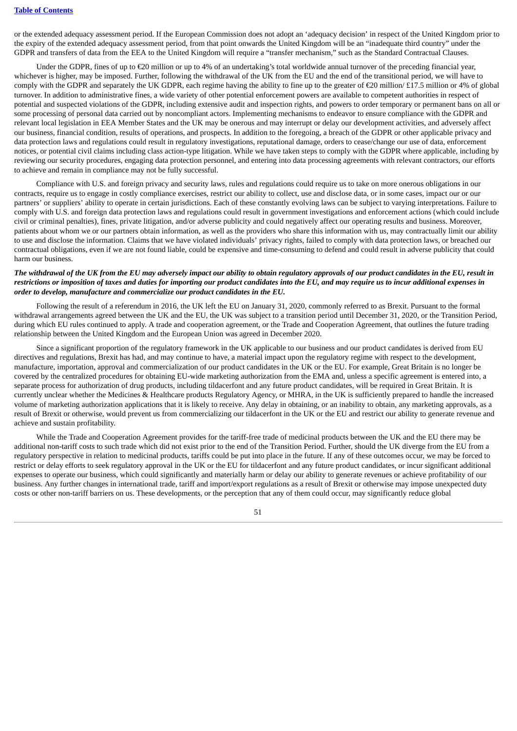or the extended adequacy assessment period. If the European Commission does not adopt an 'adequacy decision' in respect of the United Kingdom prior to the expiry of the extended adequacy assessment period, from that point onwards the United Kingdom will be an "inadequate third country" under the GDPR and transfers of data from the EEA to the United Kingdom will require a "transfer mechanism," such as the Standard Contractual Clauses.

Under the GDPR, fines of up to €20 million or up to 4% of an undertaking's total worldwide annual turnover of the preceding financial year, whichever is higher, may be imposed. Further, following the withdrawal of the UK from the EU and the end of the transitional period, we will have to comply with the GDPR and separately the UK GDPR, each regime having the ability to fine up to the greater of €20 million/ £17.5 million or 4% of global turnover. In addition to administrative fines, a wide variety of other potential enforcement powers are available to competent authorities in respect of potential and suspected violations of the GDPR, including extensive audit and inspection rights, and powers to order temporary or permanent bans on all or some processing of personal data carried out by noncompliant actors. Implementing mechanisms to endeavor to ensure compliance with the GDPR and relevant local legislation in EEA Member States and the UK may be onerous and may interrupt or delay our development activities, and adversely affect our business, financial condition, results of operations, and prospects. In addition to the foregoing, a breach of the GDPR or other applicable privacy and data protection laws and regulations could result in regulatory investigations, reputational damage, orders to cease/change our use of data, enforcement notices, or potential civil claims including class action-type litigation. While we have taken steps to comply with the GDPR where applicable, including by reviewing our security procedures, engaging data protection personnel, and entering into data processing agreements with relevant contractors, our efforts to achieve and remain in compliance may not be fully successful.

Compliance with U.S. and foreign privacy and security laws, rules and regulations could require us to take on more onerous obligations in our contracts, require us to engage in costly compliance exercises, restrict our ability to collect, use and disclose data, or in some cases, impact our or our partners' or suppliers' ability to operate in certain jurisdictions. Each of these constantly evolving laws can be subject to varying interpretations. Failure to comply with U.S. and foreign data protection laws and regulations could result in government investigations and enforcement actions (which could include civil or criminal penalties), fines, private litigation, and/or adverse publicity and could negatively affect our operating results and business. Moreover, patients about whom we or our partners obtain information, as well as the providers who share this information with us, may contractually limit our ability to use and disclose the information. Claims that we have violated individuals' privacy rights, failed to comply with data protection laws, or breached our contractual obligations, even if we are not found liable, could be expensive and time-consuming to defend and could result in adverse publicity that could harm our business.

***The withdrawal of the UK from the EU may adversely impact our ability to obtain regulatory approvals of our product candidates in the EU, result in restrictions or imposition of taxes and duties for importing our product candidates into the EU, and may require us to incur additional expenses in order to develop, manufacture and commercialize our product candidates in the EU.***

Following the result of a referendum in 2016, the UK left the EU on January 31, 2020, commonly referred to as Brexit. Pursuant to the formal withdrawal arrangements agreed between the UK and the EU, the UK was subject to a transition period until December 31, 2020, or the Transition Period, during which EU rules continued to apply. A trade and cooperation agreement, or the Trade and Cooperation Agreement, that outlines the future trading relationship between the United Kingdom and the European Union was agreed in December 2020.

Since a significant proportion of the regulatory framework in the UK applicable to our business and our product candidates is derived from EU directives and regulations, Brexit has had, and may continue to have, a material impact upon the regulatory regime with respect to the development, manufacture, importation, approval and commercialization of our product candidates in the UK or the EU. For example, Great Britain is no longer be covered by the centralized procedures for obtaining EU-wide marketing authorization from the EMA and, unless a specific agreement is entered into, a separate process for authorization of drug products, including tildacerfont and any future product candidates, will be required in Great Britain. It is currently unclear whether the Medicines & Healthcare products Regulatory Agency, or MHRA, in the UK is sufficiently prepared to handle the increased volume of marketing authorization applications that it is likely to receive. Any delay in obtaining, or an inability to obtain, any marketing approvals, as a result of Brexit or otherwise, would prevent us from commercializing our tildacerfont in the UK or the EU and restrict our ability to generate revenue and achieve and sustain profitability.

While the Trade and Cooperation Agreement provides for the tariff-free trade of medicinal products between the UK and the EU there may be additional non-tariff costs to such trade which did not exist prior to the end of the Transition Period. Further, should the UK diverge from the EU from a regulatory perspective in relation to medicinal products, tariffs could be put into place in the future. If any of these outcomes occur, we may be forced to restrict or delay efforts to seek regulatory approval in the UK or the EU for tildacerfont and any future product candidates, or incur significant additional expenses to operate our business, which could significantly and materially harm or delay our ability to generate revenues or achieve profitability of our business. Any further changes in international trade, tariff and import/export regulations as a result of Brexit or otherwise may impose unexpected duty costs or other non-tariff barriers on us. These developments, or the perception that any of them could occur, may significantly reduce global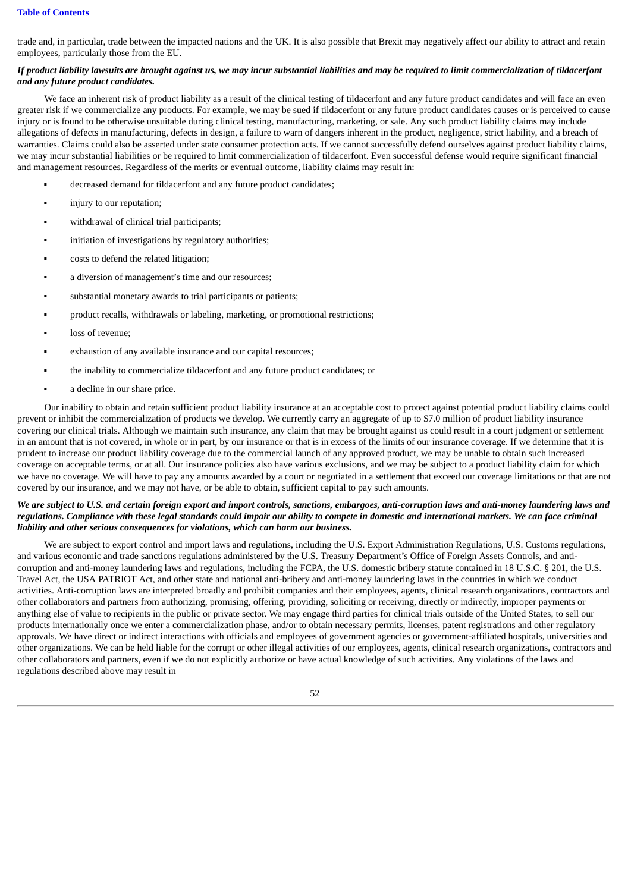trade and, in particular, trade between the impacted nations and the UK. It is also possible that Brexit may negatively affect our ability to attract and retain employees, particularly those from the EU.

***If product liability lawsuits are brought against us, we may incur substantial liabilities and may be required to limit commercialization of tildacerfont and any future product candidates.***

We face an inherent risk of product liability as a result of the clinical testing of tildacerfont and any future product candidates and will face an even greater risk if we commercialize any products. For example, we may be sued if tildacerfont or any future product candidates causes or is perceived to cause injury or is found to be otherwise unsuitable during clinical testing, manufacturing, marketing, or sale. Any such product liability claims may include allegations of defects in manufacturing, defects in design, a failure to warn of dangers inherent in the product, negligence, strict liability, and a breach of warranties. Claims could also be asserted under state consumer protection acts. If we cannot successfully defend ourselves against product liability claims, we may incur substantial liabilities or be required to limit commercialization of tildacerfont. Even successful defense would require significant financial and management resources. Regardless of the merits or eventual outcome, liability claims may result in:

- decreased demand for tildacerfont and any future product candidates;
- injury to our reputation;
- withdrawal of clinical trial participants;
- initiation of investigations by regulatory authorities;
- costs to defend the related litigation;
- a diversion of management's time and our resources;
- substantial monetary awards to trial participants or patients;
- product recalls, withdrawals or labeling, marketing, or promotional restrictions;
- loss of revenue;
- exhaustion of any available insurance and our capital resources;
- the inability to commercialize tildacerfont and any future product candidates; or
- a decline in our share price.

Our inability to obtain and retain sufficient product liability insurance at an acceptable cost to protect against potential product liability claims could prevent or inhibit the commercialization of products we develop. We currently carry an aggregate of up to $7.0 million of product liability insurance covering our clinical trials. Although we maintain such insurance, any claim that may be brought against us could result in a court judgment or settlement in an amount that is not covered, in whole or in part, by our insurance or that is in excess of the limits of our insurance coverage. If we determine that it is prudent to increase our product liability coverage due to the commercial launch of any approved product, we may be unable to obtain such increased coverage on acceptable terms, or at all. Our insurance policies also have various exclusions, and we may be subject to a product liability claim for which we have no coverage. We will have to pay any amounts awarded by a court or negotiated in a settlement that exceed our coverage limitations or that are not covered by our insurance, and we may not have, or be able to obtain, sufficient capital to pay such amounts.

***We are subject to U.S. and certain foreign export and import controls, sanctions, embargoes, anti-corruption laws and anti-money laundering laws and regulations. Compliance with these legal standards could impair our ability to compete in domestic and international markets. We can face criminal liability and other serious consequences for violations, which can harm our business.***

We are subject to export control and import laws and regulations, including the U.S. Export Administration Regulations, U.S. Customs regulations, and various economic and trade sanctions regulations administered by the U.S. Treasury Department's Office of Foreign Assets Controls, and anti-corruption and anti-money laundering laws and regulations, including the FCPA, the U.S. domestic bribery statute contained in 18 U.S.C. § 201, the U.S. Travel Act, the USA PATRIOT Act, and other state and national anti-bribery and anti-money laundering laws in the countries in which we conduct activities. Anti-corruption laws are interpreted broadly and prohibit companies and their employees, agents, clinical research organizations, contractors and other collaborators and partners from authorizing, promising, offering, providing, soliciting or receiving, directly or indirectly, improper payments or anything else of value to recipients in the public or private sector. We may engage third parties for clinical trials outside of the United States, to sell our products internationally once we enter a commercialization phase, and/or to obtain necessary permits, licenses, patent registrations and other regulatory approvals. We have direct or indirect interactions with officials and employees of government agencies or government-affiliated hospitals, universities and other organizations. We can be held liable for the corrupt or other illegal activities of our employees, agents, clinical research organizations, contractors and other collaborators and partners, even if we do not explicitly authorize or have actual knowledge of such activities. Any violations of the laws and regulations described above may result in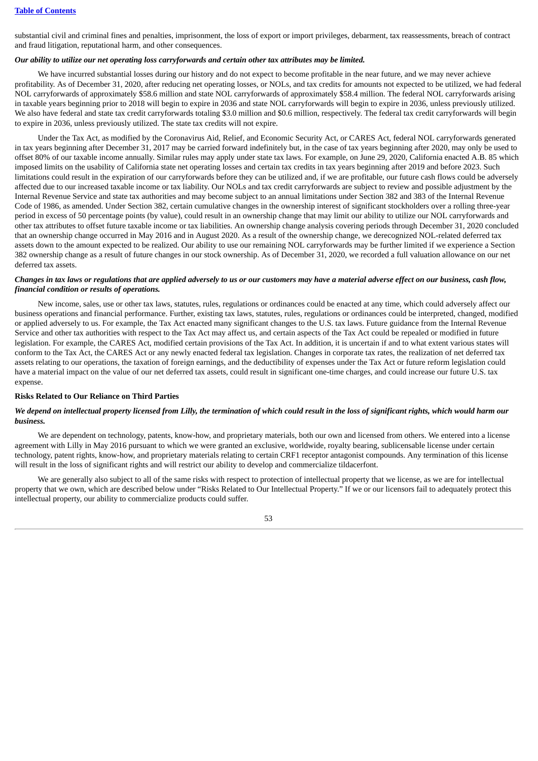substantial civil and criminal fines and penalties, imprisonment, the loss of export or import privileges, debarment, tax reassessments, breach of contract and fraud litigation, reputational harm, and other consequences.

***Our ability to utilize our net operating loss carryforwards and certain other tax attributes may be limited.***

We have incurred substantial losses during our history and do not expect to become profitable in the near future, and we may never achieve profitability. As of December 31, 2020, after reducing net operating losses, or NOLs, and tax credits for amounts not expected to be utilized, we had federal NOL carryforwards of approximately $58.6 million and state NOL carryforwards of approximately $58.4 million. The federal NOL carryforwards arising in taxable years beginning prior to 2018 will begin to expire in 2036 and state NOL carryforwards will begin to expire in 2036, unless previously utilized. We also have federal and state tax credit carryforwards totaling $3.0 million and $0.6 million, respectively. The federal tax credit carryforwards will begin to expire in 2036, unless previously utilized. The state tax credits will not expire.

Under the Tax Act, as modified by the Coronavirus Aid, Relief, and Economic Security Act, or CARES Act, federal NOL carryforwards generated in tax years beginning after December 31, 2017 may be carried forward indefinitely but, in the case of tax years beginning after 2020, may only be used to offset 80% of our taxable income annually. Similar rules may apply under state tax laws. For example, on June 29, 2020, California enacted A.B. 85 which imposed limits on the usability of California state net operating losses and certain tax credits in tax years beginning after 2019 and before 2023. Such limitations could result in the expiration of our carryforwards before they can be utilized and, if we are profitable, our future cash flows could be adversely affected due to our increased taxable income or tax liability. Our NOLs and tax credit carryforwards are subject to review and possible adjustment by the Internal Revenue Service and state tax authorities and may become subject to an annual limitations under Section 382 and 383 of the Internal Revenue Code of 1986, as amended. Under Section 382, certain cumulative changes in the ownership interest of significant stockholders over a rolling three-year period in excess of 50 percentage points (by value), could result in an ownership change that may limit our ability to utilize our NOL carryforwards and other tax attributes to offset future taxable income or tax liabilities. An ownership change analysis covering periods through December 31, 2020 concluded that an ownership change occurred in May 2016 and in August 2020. As a result of the ownership change, we derecognized NOL-related deferred tax assets down to the amount expected to be realized. Our ability to use our remaining NOL carryforwards may be further limited if we experience a Section 382 ownership change as a result of future changes in our stock ownership. As of December 31, 2020, we recorded a full valuation allowance on our net deferred tax assets.

***Changes in tax laws or regulations that are applied adversely to us or our customers may have a material adverse effect on our business, cash flow, financial condition or results of operations.***

New income, sales, use or other tax laws, statutes, rules, regulations or ordinances could be enacted at any time, which could adversely affect our business operations and financial performance. Further, existing tax laws, statutes, rules, regulations or ordinances could be interpreted, changed, modified or applied adversely to us. For example, the Tax Act enacted many significant changes to the U.S. tax laws. Future guidance from the Internal Revenue Service and other tax authorities with respect to the Tax Act may affect us, and certain aspects of the Tax Act could be repealed or modified in future legislation. For example, the CARES Act, modified certain provisions of the Tax Act. In addition, it is uncertain if and to what extent various states will conform to the Tax Act, the CARES Act or any newly enacted federal tax legislation. Changes in corporate tax rates, the realization of net deferred tax assets relating to our operations, the taxation of foreign earnings, and the deductibility of expenses under the Tax Act or future reform legislation could have a material impact on the value of our net deferred tax assets, could result in significant one-time charges, and could increase our future U.S. tax expense.

**Risks Related to Our Reliance on Third Parties**

***We depend on intellectual property licensed from Lilly, the termination of which could result in the loss of significant rights, which would harm our business.***

We are dependent on technology, patents, know-how, and proprietary materials, both our own and licensed from others. We entered into a license agreement with Lilly in May 2016 pursuant to which we were granted an exclusive, worldwide, royalty bearing, sublicensable license under certain technology, patent rights, know-how, and proprietary materials relating to certain CRF1 receptor antagonist compounds. Any termination of this license will result in the loss of significant rights and will restrict our ability to develop and commercialize tildacerfont.

We are generally also subject to all of the same risks with respect to protection of intellectual property that we license, as we are for intellectual property that we own, which are described below under "Risks Related to Our Intellectual Property." If we or our licensors fail to adequately protect this intellectual property, our ability to commercialize products could suffer.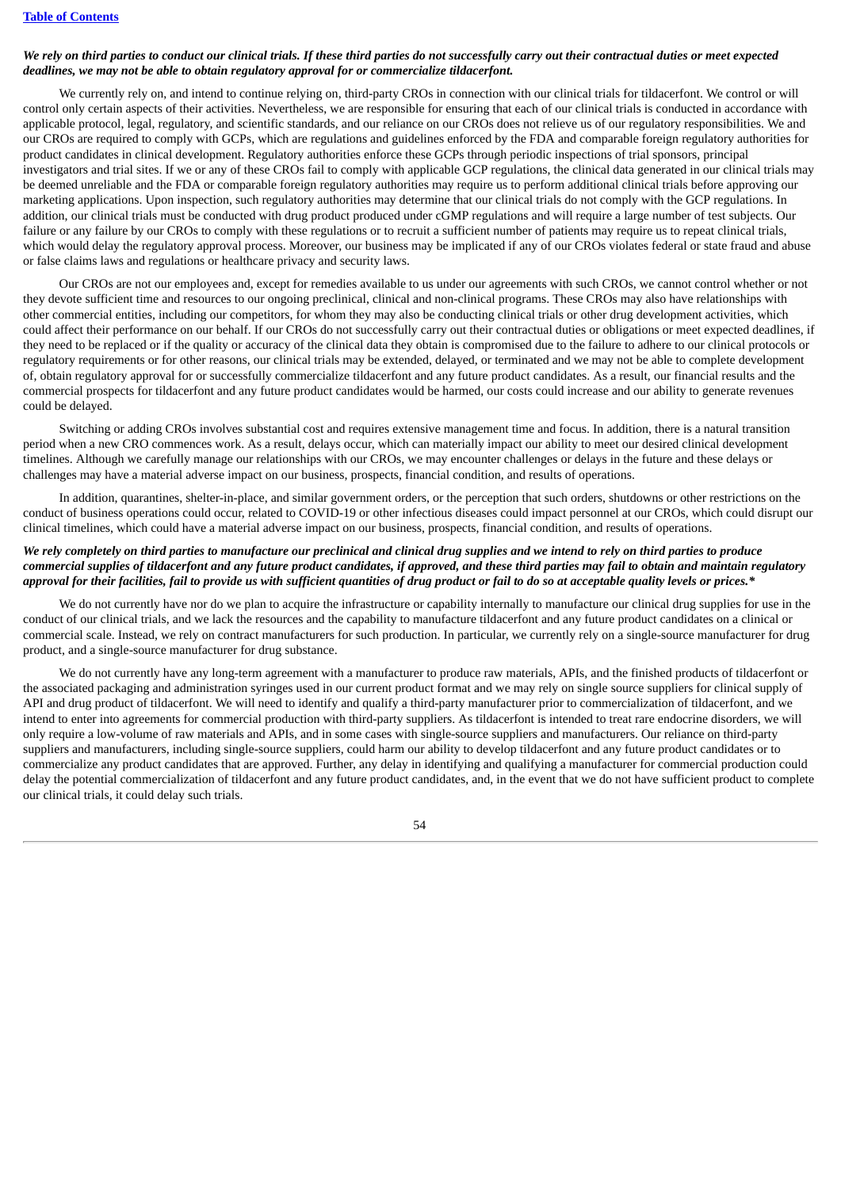***We rely on third parties to conduct our clinical trials. If these third parties do not successfully carry out their contractual duties or meet expected deadlines, we may not be able to obtain regulatory approval for or commercialize tildacerfont.***

We currently rely on, and intend to continue relying on, third-party CROs in connection with our clinical trials for tildacerfont. We control or will control only certain aspects of their activities. Nevertheless, we are responsible for ensuring that each of our clinical trials is conducted in accordance with applicable protocol, legal, regulatory, and scientific standards, and our reliance on our CROs does not relieve us of our regulatory responsibilities. We and our CROs are required to comply with GCPs, which are regulations and guidelines enforced by the FDA and comparable foreign regulatory authorities for product candidates in clinical development. Regulatory authorities enforce these GCPs through periodic inspections of trial sponsors, principal investigators and trial sites. If we or any of these CROs fail to comply with applicable GCP regulations, the clinical data generated in our clinical trials may be deemed unreliable and the FDA or comparable foreign regulatory authorities may require us to perform additional clinical trials before approving our marketing applications. Upon inspection, such regulatory authorities may determine that our clinical trials do not comply with the GCP regulations. In addition, our clinical trials must be conducted with drug product produced under cGMP regulations and will require a large number of test subjects. Our failure or any failure by our CROs to comply with these regulations or to recruit a sufficient number of patients may require us to repeat clinical trials, which would delay the regulatory approval process. Moreover, our business may be implicated if any of our CROs violates federal or state fraud and abuse or false claims laws and regulations or healthcare privacy and security laws.

Our CROs are not our employees and, except for remedies available to us under our agreements with such CROs, we cannot control whether or not they devote sufficient time and resources to our ongoing preclinical, clinical and non-clinical programs. These CROs may also have relationships with other commercial entities, including our competitors, for whom they may also be conducting clinical trials or other drug development activities, which could affect their performance on our behalf. If our CROs do not successfully carry out their contractual duties or obligations or meet expected deadlines, if they need to be replaced or if the quality or accuracy of the clinical data they obtain is compromised due to the failure to adhere to our clinical protocols or regulatory requirements or for other reasons, our clinical trials may be extended, delayed, or terminated and we may not be able to complete development of, obtain regulatory approval for or successfully commercialize tildacerfont and any future product candidates. As a result, our financial results and the commercial prospects for tildacerfont and any future product candidates would be harmed, our costs could increase and our ability to generate revenues could be delayed.

Switching or adding CROs involves substantial cost and requires extensive management time and focus. In addition, there is a natural transition period when a new CRO commences work. As a result, delays occur, which can materially impact our ability to meet our desired clinical development timelines. Although we carefully manage our relationships with our CROs, we may encounter challenges or delays in the future and these delays or challenges may have a material adverse impact on our business, prospects, financial condition, and results of operations.

In addition, quarantines, shelter-in-place, and similar government orders, or the perception that such orders, shutdowns or other restrictions on the conduct of business operations could occur, related to COVID-19 or other infectious diseases could impact personnel at our CROs, which could disrupt our clinical timelines, which could have a material adverse impact on our business, prospects, financial condition, and results of operations.

***We rely completely on third parties to manufacture our preclinical and clinical drug supplies and we intend to rely on third parties to produce commercial supplies of tildacerfont and any future product candidates, if approved, and these third parties may fail to obtain and maintain regulatory approval for their facilities, fail to provide us with sufficient quantities of drug product or fail to do so at acceptable quality levels or prices.****

We do not currently have nor do we plan to acquire the infrastructure or capability internally to manufacture our clinical drug supplies for use in the conduct of our clinical trials, and we lack the resources and the capability to manufacture tildacerfont and any future product candidates on a clinical or commercial scale. Instead, we rely on contract manufacturers for such production. In particular, we currently rely on a single-source manufacturer for drug product, and a single-source manufacturer for drug substance.

We do not currently have any long-term agreement with a manufacturer to produce raw materials, APIs, and the finished products of tildacerfont or the associated packaging and administration syringes used in our current product format and we may rely on single source suppliers for clinical supply of API and drug product of tildacerfont. We will need to identify and qualify a third-party manufacturer prior to commercialization of tildacerfont, and we intend to enter into agreements for commercial production with third-party suppliers. As tildacerfont is intended to treat rare endocrine disorders, we will only require a low-volume of raw materials and APIs, and in some cases with single-source suppliers and manufacturers. Our reliance on third-party suppliers and manufacturers, including single-source suppliers, could harm our ability to develop tildacerfont and any future product candidates or to commercialize any product candidates that are approved. Further, any delay in identifying and qualifying a manufacturer for commercial production could delay the potential commercialization of tildacerfont and any future product candidates, and, in the event that we do not have sufficient product to complete our clinical trials, it could delay such trials.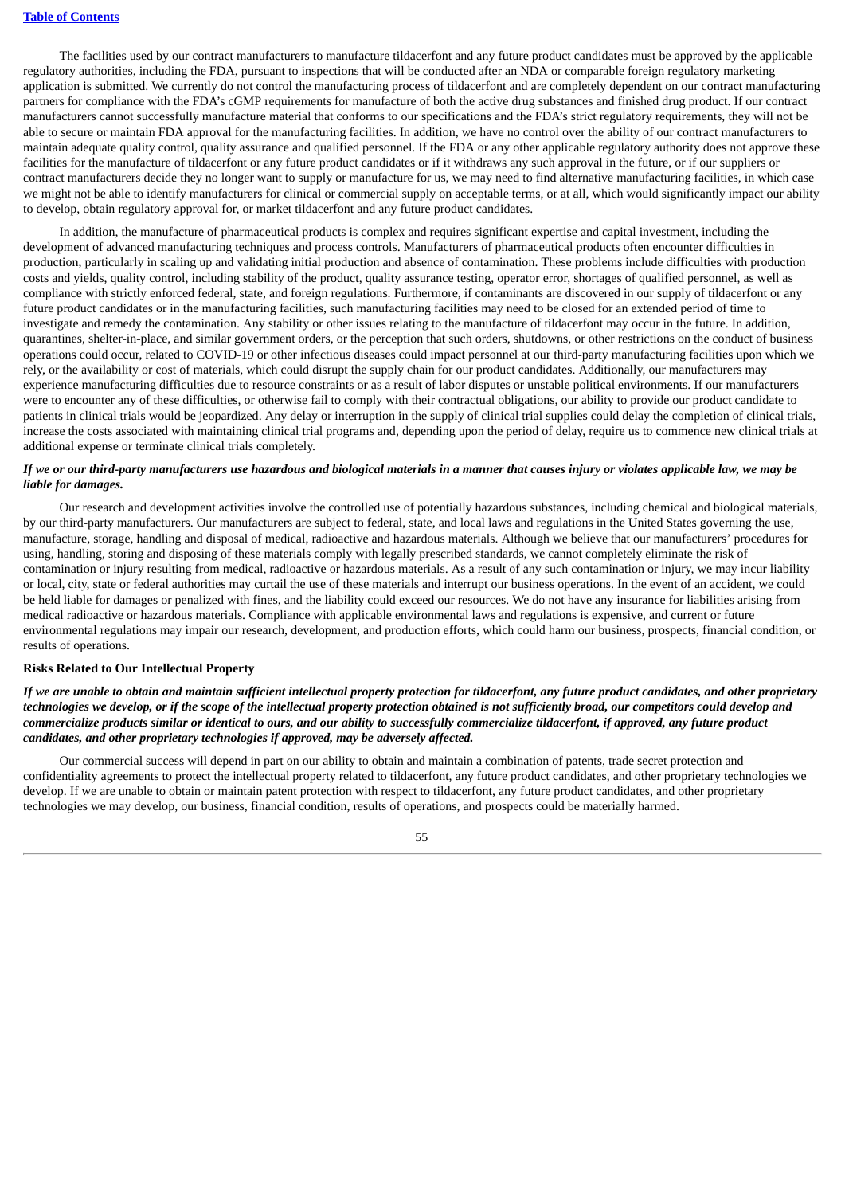The facilities used by our contract manufacturers to manufacture tildacerfont and any future product candidates must be approved by the applicable regulatory authorities, including the FDA, pursuant to inspections that will be conducted after an NDA or comparable foreign regulatory marketing application is submitted. We currently do not control the manufacturing process of tildacerfont and are completely dependent on our contract manufacturing partners for compliance with the FDA's cGMP requirements for manufacture of both the active drug substances and finished drug product. If our contract manufacturers cannot successfully manufacture material that conforms to our specifications and the FDA's strict regulatory requirements, they will not be able to secure or maintain FDA approval for the manufacturing facilities. In addition, we have no control over the ability of our contract manufacturers to maintain adequate quality control, quality assurance and qualified personnel. If the FDA or any other applicable regulatory authority does not approve these facilities for the manufacture of tildacerfont or any future product candidates or if it withdraws any such approval in the future, or if our suppliers or contract manufacturers decide they no longer want to supply or manufacture for us, we may need to find alternative manufacturing facilities, in which case we might not be able to identify manufacturers for clinical or commercial supply on acceptable terms, or at all, which would significantly impact our ability to develop, obtain regulatory approval for, or market tildacerfont and any future product candidates.

In addition, the manufacture of pharmaceutical products is complex and requires significant expertise and capital investment, including the development of advanced manufacturing techniques and process controls. Manufacturers of pharmaceutical products often encounter difficulties in production, particularly in scaling up and validating initial production and absence of contamination. These problems include difficulties with production costs and yields, quality control, including stability of the product, quality assurance testing, operator error, shortages of qualified personnel, as well as compliance with strictly enforced federal, state, and foreign regulations. Furthermore, if contaminants are discovered in our supply of tildacerfont or any future product candidates or in the manufacturing facilities, such manufacturing facilities may need to be closed for an extended period of time to investigate and remedy the contamination. Any stability or other issues relating to the manufacture of tildacerfont may occur in the future. In addition, quarantines, shelter-in-place, and similar government orders, or the perception that such orders, shutdowns, or other restrictions on the conduct of business operations could occur, related to COVID-19 or other infectious diseases could impact personnel at our third-party manufacturing facilities upon which we rely, or the availability or cost of materials, which could disrupt the supply chain for our product candidates. Additionally, our manufacturers may experience manufacturing difficulties due to resource constraints or as a result of labor disputes or unstable political environments. If our manufacturers were to encounter any of these difficulties, or otherwise fail to comply with their contractual obligations, our ability to provide our product candidate to patients in clinical trials would be jeopardized. Any delay or interruption in the supply of clinical trial supplies could delay the completion of clinical trials, increase the costs associated with maintaining clinical trial programs and, depending upon the period of delay, require us to commence new clinical trials at additional expense or terminate clinical trials completely.

***If we or our third-party manufacturers use hazardous and biological materials in a manner that causes injury or violates applicable law, we may be liable for damages.***

Our research and development activities involve the controlled use of potentially hazardous substances, including chemical and biological materials, by our third-party manufacturers. Our manufacturers are subject to federal, state, and local laws and regulations in the United States governing the use, manufacture, storage, handling and disposal of medical, radioactive and hazardous materials. Although we believe that our manufacturers' procedures for using, handling, storing and disposing of these materials comply with legally prescribed standards, we cannot completely eliminate the risk of contamination or injury resulting from medical, radioactive or hazardous materials. As a result of any such contamination or injury, we may incur liability or local, city, state or federal authorities may curtail the use of these materials and interrupt our business operations. In the event of an accident, we could be held liable for damages or penalized with fines, and the liability could exceed our resources. We do not have any insurance for liabilities arising from medical radioactive or hazardous materials. Compliance with applicable environmental laws and regulations is expensive, and current or future environmental regulations may impair our research, development, and production efforts, which could harm our business, prospects, financial condition, or results of operations.

**Risks Related to Our Intellectual Property**

***If we are unable to obtain and maintain sufficient intellectual property protection for tildacerfont, any future product candidates, and other proprietary technologies we develop, or if the scope of the intellectual property protection obtained is not sufficiently broad, our competitors could develop and commercialize products similar or identical to ours, and our ability to successfully commercialize tildacerfont, if approved, any future product candidates, and other proprietary technologies if approved, may be adversely affected.***

Our commercial success will depend in part on our ability to obtain and maintain a combination of patents, trade secret protection and confidentiality agreements to protect the intellectual property related to tildacerfont, any future product candidates, and other proprietary technologies we develop. If we are unable to obtain or maintain patent protection with respect to tildacerfont, any future product candidates, and other proprietary technologies we may develop, our business, financial condition, results of operations, and prospects could be materially harmed.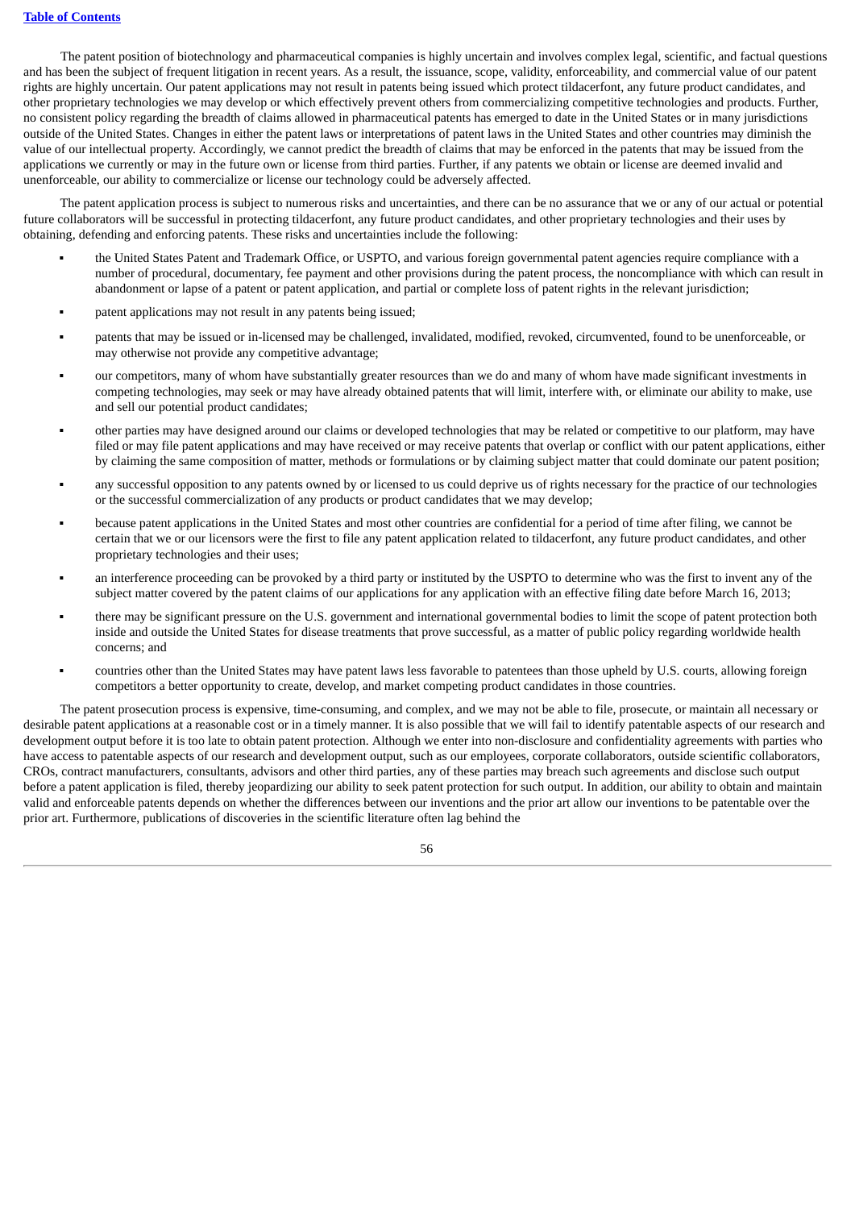The patent position of biotechnology and pharmaceutical companies is highly uncertain and involves complex legal, scientific, and factual questions and has been the subject of frequent litigation in recent years. As a result, the issuance, scope, validity, enforceability, and commercial value of our patent rights are highly uncertain. Our patent applications may not result in patents being issued which protect tildacerfont, any future product candidates, and other proprietary technologies we may develop or which effectively prevent others from commercializing competitive technologies and products. Further, no consistent policy regarding the breadth of claims allowed in pharmaceutical patents has emerged to date in the United States or in many jurisdictions outside of the United States. Changes in either the patent laws or interpretations of patent laws in the United States and other countries may diminish the value of our intellectual property. Accordingly, we cannot predict the breadth of claims that may be enforced in the patents that may be issued from the applications we currently or may in the future own or license from third parties. Further, if any patents we obtain or license are deemed invalid and unenforceable, our ability to commercialize or license our technology could be adversely affected.

The patent application process is subject to numerous risks and uncertainties, and there can be no assurance that we or any of our actual or potential future collaborators will be successful in protecting tildacerfont, any future product candidates, and other proprietary technologies and their uses by obtaining, defending and enforcing patents. These risks and uncertainties include the following:

- the United States Patent and Trademark Office, or USPTO, and various foreign governmental patent agencies require compliance with a number of procedural, documentary, fee payment and other provisions during the patent process, the noncompliance with which can result in abandonment or lapse of a patent or patent application, and partial or complete loss of patent rights in the relevant jurisdiction;
- patent applications may not result in any patents being issued;
- patents that may be issued or in-licensed may be challenged, invalidated, modified, revoked, circumvented, found to be unenforceable, or may otherwise not provide any competitive advantage;
- our competitors, many of whom have substantially greater resources than we do and many of whom have made significant investments in competing technologies, may seek or may have already obtained patents that will limit, interfere with, or eliminate our ability to make, use and sell our potential product candidates;
- other parties may have designed around our claims or developed technologies that may be related or competitive to our platform, may have filed or may file patent applications and may have received or may receive patents that overlap or conflict with our patent applications, either by claiming the same composition of matter, methods or formulations or by claiming subject matter that could dominate our patent position;
- any successful opposition to any patents owned by or licensed to us could deprive us of rights necessary for the practice of our technologies or the successful commercialization of any products or product candidates that we may develop;
- because patent applications in the United States and most other countries are confidential for a period of time after filing, we cannot be certain that we or our licensors were the first to file any patent application related to tildacerfont, any future product candidates, and other proprietary technologies and their uses;
- an interference proceeding can be provoked by a third party or instituted by the USPTO to determine who was the first to invent any of the subject matter covered by the patent claims of our applications for any application with an effective filing date before March 16, 2013;
- there may be significant pressure on the U.S. government and international governmental bodies to limit the scope of patent protection both inside and outside the United States for disease treatments that prove successful, as a matter of public policy regarding worldwide health concerns; and
- countries other than the United States may have patent laws less favorable to patentees than those upheld by U.S. courts, allowing foreign competitors a better opportunity to create, develop, and market competing product candidates in those countries.

The patent prosecution process is expensive, time-consuming, and complex, and we may not be able to file, prosecute, or maintain all necessary or desirable patent applications at a reasonable cost or in a timely manner. It is also possible that we will fail to identify patentable aspects of our research and development output before it is too late to obtain patent protection. Although we enter into non-disclosure and confidentiality agreements with parties who have access to patentable aspects of our research and development output, such as our employees, corporate collaborators, outside scientific collaborators, CROs, contract manufacturers, consultants, advisors and other third parties, any of these parties may breach such agreements and disclose such output before a patent application is filed, thereby jeopardizing our ability to seek patent protection for such output. In addition, our ability to obtain and maintain valid and enforceable patents depends on whether the differences between our inventions and the prior art allow our inventions to be patentable over the prior art. Furthermore, publications of discoveries in the scientific literature often lag behind the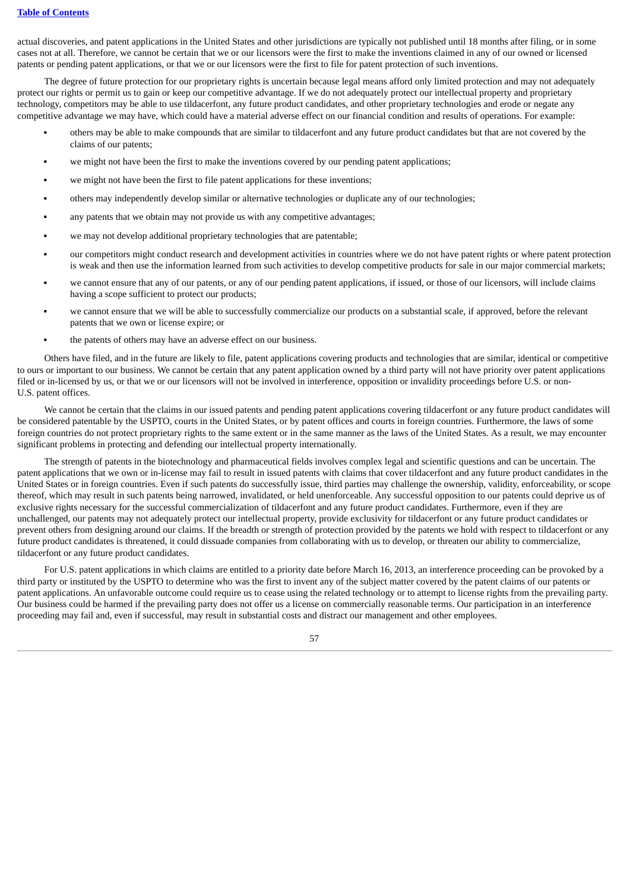actual discoveries, and patent applications in the United States and other jurisdictions are typically not published until 18 months after filing, or in some cases not at all. Therefore, we cannot be certain that we or our licensors were the first to make the inventions claimed in any of our owned or licensed patents or pending patent applications, or that we or our licensors were the first to file for patent protection of such inventions.

The degree of future protection for our proprietary rights is uncertain because legal means afford only limited protection and may not adequately protect our rights or permit us to gain or keep our competitive advantage. If we do not adequately protect our intellectual property and proprietary technology, competitors may be able to use tildacerfont, any future product candidates, and other proprietary technologies and erode or negate any competitive advantage we may have, which could have a material adverse effect on our financial condition and results of operations. For example:

- others may be able to make compounds that are similar to tildacerfont and any future product candidates but that are not covered by the claims of our patents;
- we might not have been the first to make the inventions covered by our pending patent applications;
- we might not have been the first to file patent applications for these inventions;
- others may independently develop similar or alternative technologies or duplicate any of our technologies;
- any patents that we obtain may not provide us with any competitive advantages;
- we may not develop additional proprietary technologies that are patentable;
- our competitors might conduct research and development activities in countries where we do not have patent rights or where patent protection is weak and then use the information learned from such activities to develop competitive products for sale in our major commercial markets;
- we cannot ensure that any of our patents, or any of our pending patent applications, if issued, or those of our licensors, will include claims having a scope sufficient to protect our products;
- we cannot ensure that we will be able to successfully commercialize our products on a substantial scale, if approved, before the relevant patents that we own or license expire; or
- the patents of others may have an adverse effect on our business.

Others have filed, and in the future are likely to file, patent applications covering products and technologies that are similar, identical or competitive to ours or important to our business. We cannot be certain that any patent application owned by a third party will not have priority over patent applications filed or in-licensed by us, or that we or our licensors will not be involved in interference, opposition or invalidity proceedings before U.S. or non-U.S. patent offices.

We cannot be certain that the claims in our issued patents and pending patent applications covering tildacerfont or any future product candidates will be considered patentable by the USPTO, courts in the United States, or by patent offices and courts in foreign countries. Furthermore, the laws of some foreign countries do not protect proprietary rights to the same extent or in the same manner as the laws of the United States. As a result, we may encounter significant problems in protecting and defending our intellectual property internationally.

The strength of patents in the biotechnology and pharmaceutical fields involves complex legal and scientific questions and can be uncertain. The patent applications that we own or in-license may fail to result in issued patents with claims that cover tildacerfont and any future product candidates in the United States or in foreign countries. Even if such patents do successfully issue, third parties may challenge the ownership, validity, enforceability, or scope thereof, which may result in such patents being narrowed, invalidated, or held unenforceable. Any successful opposition to our patents could deprive us of exclusive rights necessary for the successful commercialization of tildacerfont and any future product candidates. Furthermore, even if they are unchallenged, our patents may not adequately protect our intellectual property, provide exclusivity for tildacerfont or any future product candidates or prevent others from designing around our claims. If the breadth or strength of protection provided by the patents we hold with respect to tildacerfont or any future product candidates is threatened, it could dissuade companies from collaborating with us to develop, or threaten our ability to commercialize, tildacerfont or any future product candidates.

For U.S. patent applications in which claims are entitled to a priority date before March 16, 2013, an interference proceeding can be provoked by a third party or instituted by the USPTO to determine who was the first to invent any of the subject matter covered by the patent claims of our patents or patent applications. An unfavorable outcome could require us to cease using the related technology or to attempt to license rights from the prevailing party. Our business could be harmed if the prevailing party does not offer us a license on commercially reasonable terms. Our participation in an interference proceeding may fail and, even if successful, may result in substantial costs and distract our management and other employees.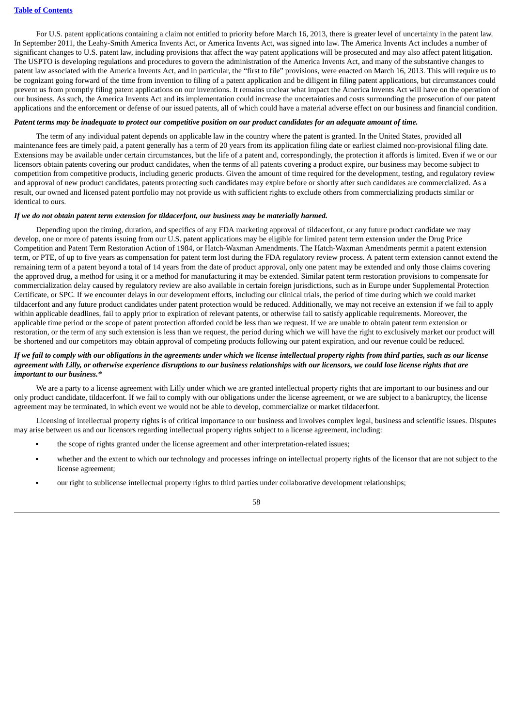For U.S. patent applications containing a claim not entitled to priority before March 16, 2013, there is greater level of uncertainty in the patent law. In September 2011, the Leahy-Smith America Invents Act, or America Invents Act, was signed into law. The America Invents Act includes a number of significant changes to U.S. patent law, including provisions that affect the way patent applications will be prosecuted and may also affect patent litigation. The USPTO is developing regulations and procedures to govern the administration of the America Invents Act, and many of the substantive changes to patent law associated with the America Invents Act, and in particular, the "first to file" provisions, were enacted on March 16, 2013. This will require us to be cognizant going forward of the time from invention to filing of a patent application and be diligent in filing patent applications, but circumstances could prevent us from promptly filing patent applications on our inventions. It remains unclear what impact the America Invents Act will have on the operation of our business. As such, the America Invents Act and its implementation could increase the uncertainties and costs surrounding the prosecution of our patent applications and the enforcement or defense of our issued patents, all of which could have a material adverse effect on our business and financial condition.

***Patent terms may be inadequate to protect our competitive position on our product candidates for an adequate amount of time.***

The term of any individual patent depends on applicable law in the country where the patent is granted. In the United States, provided all maintenance fees are timely paid, a patent generally has a term of 20 years from its application filing date or earliest claimed non-provisional filing date. Extensions may be available under certain circumstances, but the life of a patent and, correspondingly, the protection it affords is limited. Even if we or our licensors obtain patents covering our product candidates, when the terms of all patents covering a product expire, our business may become subject to competition from competitive products, including generic products. Given the amount of time required for the development, testing, and regulatory review and approval of new product candidates, patents protecting such candidates may expire before or shortly after such candidates are commercialized. As a result, our owned and licensed patent portfolio may not provide us with sufficient rights to exclude others from commercializing products similar or identical to ours.

***If we do not obtain patent term extension for tildacerfont, our business may be materially harmed.***

Depending upon the timing, duration, and specifics of any FDA marketing approval of tildacerfont, or any future product candidate we may develop, one or more of patents issuing from our U.S. patent applications may be eligible for limited patent term extension under the Drug Price Competition and Patent Term Restoration Action of 1984, or Hatch-Waxman Amendments. The Hatch-Waxman Amendments permit a patent extension term, or PTE, of up to five years as compensation for patent term lost during the FDA regulatory review process. A patent term extension cannot extend the remaining term of a patent beyond a total of 14 years from the date of product approval, only one patent may be extended and only those claims covering the approved drug, a method for using it or a method for manufacturing it may be extended. Similar patent term restoration provisions to compensate for commercialization delay caused by regulatory review are also available in certain foreign jurisdictions, such as in Europe under Supplemental Protection Certificate, or SPC. If we encounter delays in our development efforts, including our clinical trials, the period of time during which we could market tildacerfont and any future product candidates under patent protection would be reduced. Additionally, we may not receive an extension if we fail to apply within applicable deadlines, fail to apply prior to expiration of relevant patents, or otherwise fail to satisfy applicable requirements. Moreover, the applicable time period or the scope of patent protection afforded could be less than we request. If we are unable to obtain patent term extension or restoration, or the term of any such extension is less than we request, the period during which we will have the right to exclusively market our product will be shortened and our competitors may obtain approval of competing products following our patent expiration, and our revenue could be reduced.

***If we fail to comply with our obligations in the agreements under which we license intellectual property rights from third parties, such as our license agreement with Lilly, or otherwise experience disruptions to our business relationships with our licensors, we could lose license rights that are important to our business.****

We are a party to a license agreement with Lilly under which we are granted intellectual property rights that are important to our business and our only product candidate, tildacerfont. If we fail to comply with our obligations under the license agreement, or we are subject to a bankruptcy, the license agreement may be terminated, in which event we would not be able to develop, commercialize or market tildacerfont.

Licensing of intellectual property rights is of critical importance to our business and involves complex legal, business and scientific issues. Disputes may arise between us and our licensors regarding intellectual property rights subject to a license agreement, including:

- the scope of rights granted under the license agreement and other interpretation-related issues;
- whether and the extent to which our technology and processes infringe on intellectual property rights of the licensor that are not subject to the license agreement;
- our right to sublicense intellectual property rights to third parties under collaborative development relationships;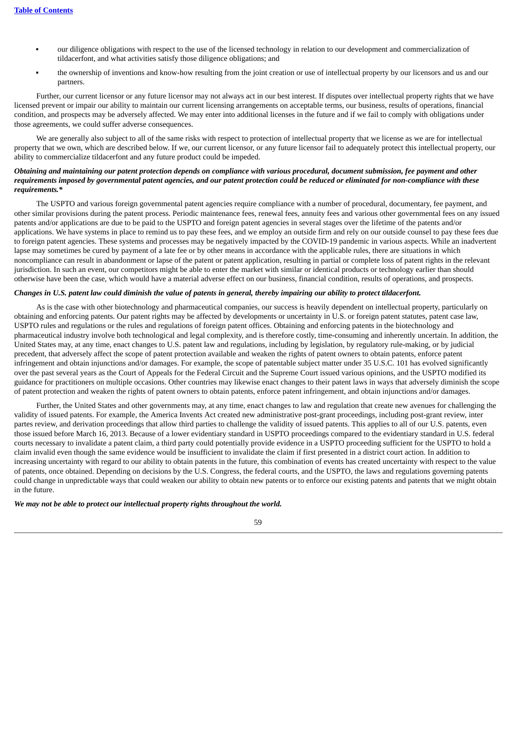- our diligence obligations with respect to the use of the licensed technology in relation to our development and commercialization of tildacerfont, and what activities satisfy those diligence obligations; and
- the ownership of inventions and know-how resulting from the joint creation or use of intellectual property by our licensors and us and our partners.

Further, our current licensor or any future licensor may not always act in our best interest. If disputes over intellectual property rights that we have licensed prevent or impair our ability to maintain our current licensing arrangements on acceptable terms, our business, results of operations, financial condition, and prospects may be adversely affected. We may enter into additional licenses in the future and if we fail to comply with obligations under those agreements, we could suffer adverse consequences.

We are generally also subject to all of the same risks with respect to protection of intellectual property that we license as we are for intellectual property that we own, which are described below. If we, our current licensor, or any future licensor fail to adequately protect this intellectual property, our ability to commercialize tildacerfont and any future product could be impeded.

***Obtaining and maintaining our patent protection depends on compliance with various procedural, document submission, fee payment and other requirements imposed by governmental patent agencies, and our patent protection could be reduced or eliminated for non-compliance with these requirements.****

The USPTO and various foreign governmental patent agencies require compliance with a number of procedural, documentary, fee payment, and other similar provisions during the patent process. Periodic maintenance fees, renewal fees, annuity fees and various other governmental fees on any issued patents and/or applications are due to be paid to the USPTO and foreign patent agencies in several stages over the lifetime of the patents and/or applications. We have systems in place to remind us to pay these fees, and we employ an outside firm and rely on our outside counsel to pay these fees due to foreign patent agencies. These systems and processes may be negatively impacted by the COVID-19 pandemic in various aspects. While an inadvertent lapse may sometimes be cured by payment of a late fee or by other means in accordance with the applicable rules, there are situations in which noncompliance can result in abandonment or lapse of the patent or patent application, resulting in partial or complete loss of patent rights in the relevant jurisdiction. In such an event, our competitors might be able to enter the market with similar or identical products or technology earlier than should otherwise have been the case, which would have a material adverse effect on our business, financial condition, results of operations, and prospects.

***Changes in U.S. patent law could diminish the value of patents in general, thereby impairing our ability to protect tildacerfont.***

As is the case with other biotechnology and pharmaceutical companies, our success is heavily dependent on intellectual property, particularly on obtaining and enforcing patents. Our patent rights may be affected by developments or uncertainty in U.S. or foreign patent statutes, patent case law, USPTO rules and regulations or the rules and regulations of foreign patent offices. Obtaining and enforcing patents in the biotechnology and pharmaceutical industry involve both technological and legal complexity, and is therefore costly, time-consuming and inherently uncertain. In addition, the United States may, at any time, enact changes to U.S. patent law and regulations, including by legislation, by regulatory rule-making, or by judicial precedent, that adversely affect the scope of patent protection available and weaken the rights of patent owners to obtain patents, enforce patent infringement and obtain injunctions and/or damages. For example, the scope of patentable subject matter under 35 U.S.C. 101 has evolved significantly over the past several years as the Court of Appeals for the Federal Circuit and the Supreme Court issued various opinions, and the USPTO modified its guidance for practitioners on multiple occasions. Other countries may likewise enact changes to their patent laws in ways that adversely diminish the scope of patent protection and weaken the rights of patent owners to obtain patents, enforce patent infringement, and obtain injunctions and/or damages.

Further, the United States and other governments may, at any time, enact changes to law and regulation that create new avenues for challenging the validity of issued patents. For example, the America Invents Act created new administrative post-grant proceedings, including post-grant review, inter partes review, and derivation proceedings that allow third parties to challenge the validity of issued patents. This applies to all of our U.S. patents, even those issued before March 16, 2013. Because of a lower evidentiary standard in USPTO proceedings compared to the evidentiary standard in U.S. federal courts necessary to invalidate a patent claim, a third party could potentially provide evidence in a USPTO proceeding sufficient for the USPTO to hold a claim invalid even though the same evidence would be insufficient to invalidate the claim if first presented in a district court action. In addition to increasing uncertainty with regard to our ability to obtain patents in the future, this combination of events has created uncertainty with respect to the value of patents, once obtained. Depending on decisions by the U.S. Congress, the federal courts, and the USPTO, the laws and regulations governing patents could change in unpredictable ways that could weaken our ability to obtain new patents or to enforce our existing patents and patents that we might obtain in the future.

***We may not be able to protect our intellectual property rights throughout the world.***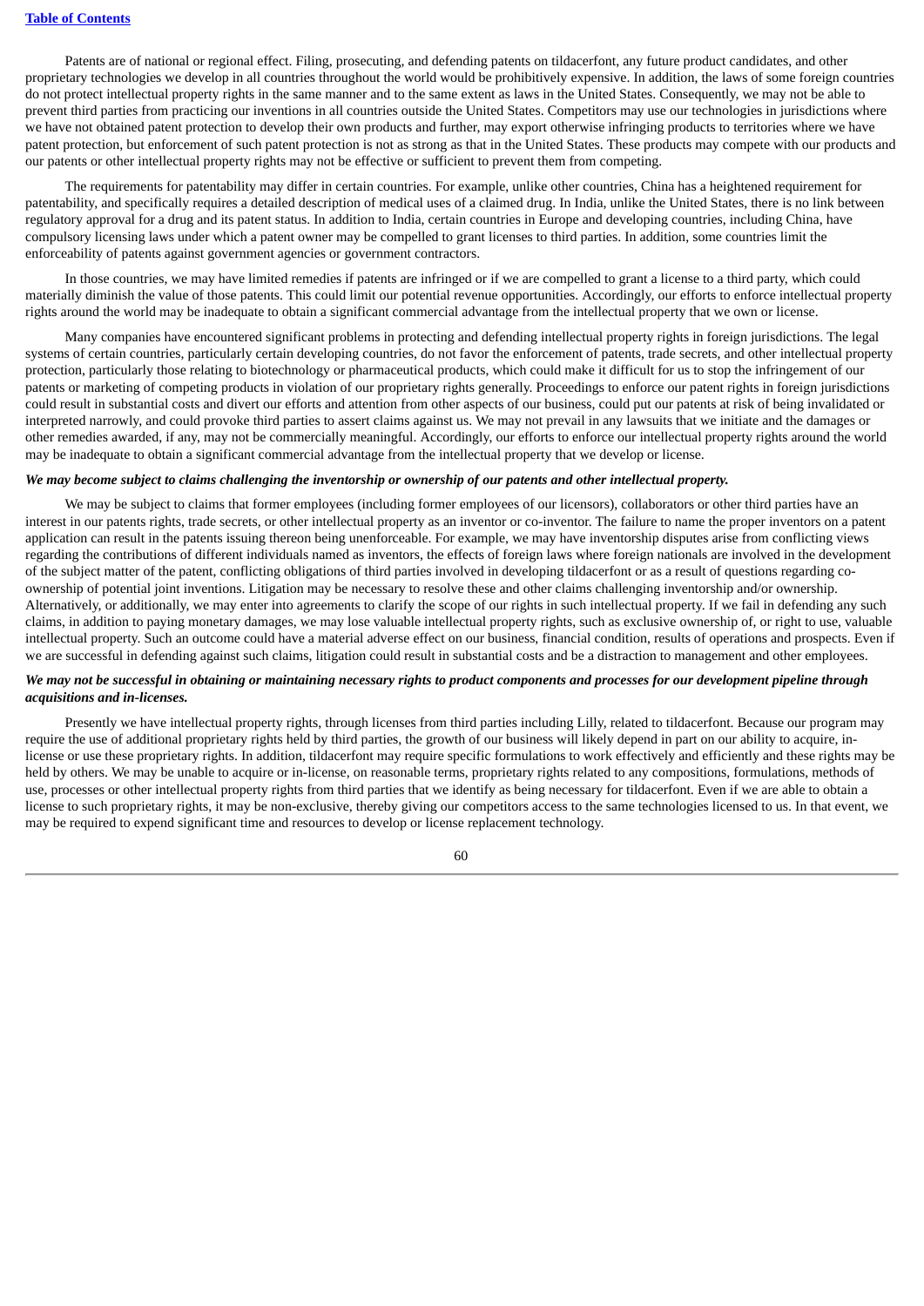Patents are of national or regional effect. Filing, prosecuting, and defending patents on tildacerfont, any future product candidates, and other proprietary technologies we develop in all countries throughout the world would be prohibitively expensive. In addition, the laws of some foreign countries do not protect intellectual property rights in the same manner and to the same extent as laws in the United States. Consequently, we may not be able to prevent third parties from practicing our inventions in all countries outside the United States. Competitors may use our technologies in jurisdictions where we have not obtained patent protection to develop their own products and further, may export otherwise infringing products to territories where we have patent protection, but enforcement of such patent protection is not as strong as that in the United States. These products may compete with our products and our patents or other intellectual property rights may not be effective or sufficient to prevent them from competing.

The requirements for patentability may differ in certain countries. For example, unlike other countries, China has a heightened requirement for patentability, and specifically requires a detailed description of medical uses of a claimed drug. In India, unlike the United States, there is no link between regulatory approval for a drug and its patent status. In addition to India, certain countries in Europe and developing countries, including China, have compulsory licensing laws under which a patent owner may be compelled to grant licenses to third parties. In addition, some countries limit the enforceability of patents against government agencies or government contractors.

In those countries, we may have limited remedies if patents are infringed or if we are compelled to grant a license to a third party, which could materially diminish the value of those patents. This could limit our potential revenue opportunities. Accordingly, our efforts to enforce intellectual property rights around the world may be inadequate to obtain a significant commercial advantage from the intellectual property that we own or license.

Many companies have encountered significant problems in protecting and defending intellectual property rights in foreign jurisdictions. The legal systems of certain countries, particularly certain developing countries, do not favor the enforcement of patents, trade secrets, and other intellectual property protection, particularly those relating to biotechnology or pharmaceutical products, which could make it difficult for us to stop the infringement of our patents or marketing of competing products in violation of our proprietary rights generally. Proceedings to enforce our patent rights in foreign jurisdictions could result in substantial costs and divert our efforts and attention from other aspects of our business, could put our patents at risk of being invalidated or interpreted narrowly, and could provoke third parties to assert claims against us. We may not prevail in any lawsuits that we initiate and the damages or other remedies awarded, if any, may not be commercially meaningful. Accordingly, our efforts to enforce our intellectual property rights around the world may be inadequate to obtain a significant commercial advantage from the intellectual property that we develop or license.

***We may become subject to claims challenging the inventorship or ownership of our patents and other intellectual property.***

We may be subject to claims that former employees (including former employees of our licensors), collaborators or other third parties have an interest in our patents rights, trade secrets, or other intellectual property as an inventor or co-inventor. The failure to name the proper inventors on a patent application can result in the patents issuing thereon being unenforceable. For example, we may have inventorship disputes arise from conflicting views regarding the contributions of different individuals named as inventors, the effects of foreign laws where foreign nationals are involved in the development of the subject matter of the patent, conflicting obligations of third parties involved in developing tildacerfont or as a result of questions regarding co-ownership of potential joint inventions. Litigation may be necessary to resolve these and other claims challenging inventorship and/or ownership. Alternatively, or additionally, we may enter into agreements to clarify the scope of our rights in such intellectual property. If we fail in defending any such claims, in addition to paying monetary damages, we may lose valuable intellectual property rights, such as exclusive ownership of, or right to use, valuable intellectual property. Such an outcome could have a material adverse effect on our business, financial condition, results of operations and prospects. Even if we are successful in defending against such claims, litigation could result in substantial costs and be a distraction to management and other employees.

***We may not be successful in obtaining or maintaining necessary rights to product components and processes for our development pipeline through acquisitions and in-licenses.***

Presently we have intellectual property rights, through licenses from third parties including Lilly, related to tildacerfont. Because our program may require the use of additional proprietary rights held by third parties, the growth of our business will likely depend in part on our ability to acquire, in-license or use these proprietary rights. In addition, tildacerfont may require specific formulations to work effectively and efficiently and these rights may be held by others. We may be unable to acquire or in-license, on reasonable terms, proprietary rights related to any compositions, formulations, methods of use, processes or other intellectual property rights from third parties that we identify as being necessary for tildacerfont. Even if we are able to obtain a license to such proprietary rights, it may be non-exclusive, thereby giving our competitors access to the same technologies licensed to us. In that event, we may be required to expend significant time and resources to develop or license replacement technology.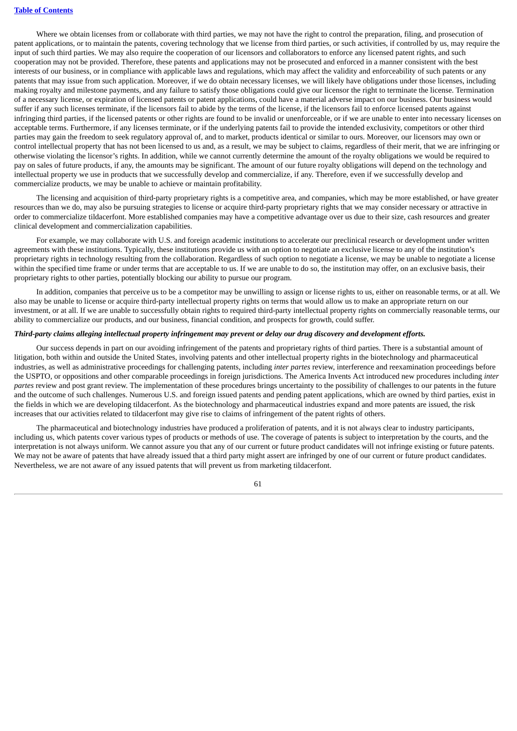Where we obtain licenses from or collaborate with third parties, we may not have the right to control the preparation, filing, and prosecution of patent applications, or to maintain the patents, covering technology that we license from third parties, or such activities, if controlled by us, may require the input of such third parties. We may also require the cooperation of our licensors and collaborators to enforce any licensed patent rights, and such cooperation may not be provided. Therefore, these patents and applications may not be prosecuted and enforced in a manner consistent with the best interests of our business, or in compliance with applicable laws and regulations, which may affect the validity and enforceability of such patents or any patents that may issue from such application. Moreover, if we do obtain necessary licenses, we will likely have obligations under those licenses, including making royalty and milestone payments, and any failure to satisfy those obligations could give our licensor the right to terminate the license. Termination of a necessary license, or expiration of licensed patents or patent applications, could have a material adverse impact on our business. Our business would suffer if any such licenses terminate, if the licensors fail to abide by the terms of the license, if the licensors fail to enforce licensed patents against infringing third parties, if the licensed patents or other rights are found to be invalid or unenforceable, or if we are unable to enter into necessary licenses on acceptable terms. Furthermore, if any licenses terminate, or if the underlying patents fail to provide the intended exclusivity, competitors or other third parties may gain the freedom to seek regulatory approval of, and to market, products identical or similar to ours. Moreover, our licensors may own or control intellectual property that has not been licensed to us and, as a result, we may be subject to claims, regardless of their merit, that we are infringing or otherwise violating the licensor's rights. In addition, while we cannot currently determine the amount of the royalty obligations we would be required to pay on sales of future products, if any, the amounts may be significant. The amount of our future royalty obligations will depend on the technology and intellectual property we use in products that we successfully develop and commercialize, if any. Therefore, even if we successfully develop and commercialize products, we may be unable to achieve or maintain profitability.

The licensing and acquisition of third-party proprietary rights is a competitive area, and companies, which may be more established, or have greater resources than we do, may also be pursuing strategies to license or acquire third-party proprietary rights that we may consider necessary or attractive in order to commercialize tildacerfont. More established companies may have a competitive advantage over us due to their size, cash resources and greater clinical development and commercialization capabilities.

For example, we may collaborate with U.S. and foreign academic institutions to accelerate our preclinical research or development under written agreements with these institutions. Typically, these institutions provide us with an option to negotiate an exclusive license to any of the institution's proprietary rights in technology resulting from the collaboration. Regardless of such option to negotiate a license, we may be unable to negotiate a license within the specified time frame or under terms that are acceptable to us. If we are unable to do so, the institution may offer, on an exclusive basis, their proprietary rights to other parties, potentially blocking our ability to pursue our program.

In addition, companies that perceive us to be a competitor may be unwilling to assign or license rights to us, either on reasonable terms, or at all. We also may be unable to license or acquire third-party intellectual property rights on terms that would allow us to make an appropriate return on our investment, or at all. If we are unable to successfully obtain rights to required third-party intellectual property rights on commercially reasonable terms, our ability to commercialize our products, and our business, financial condition, and prospects for growth, could suffer.

***Third-party claims alleging intellectual property infringement may prevent or delay our drug discovery and development efforts.***

Our success depends in part on our avoiding infringement of the patents and proprietary rights of third parties. There is a substantial amount of litigation, both within and outside the United States, involving patents and other intellectual property rights in the biotechnology and pharmaceutical industries, as well as administrative proceedings for challenging patents, including *inter partes* review, interference and reexamination proceedings before the USPTO, or oppositions and other comparable proceedings in foreign jurisdictions. The America Invents Act introduced new procedures including *inter partes* review and post grant review. The implementation of these procedures brings uncertainty to the possibility of challenges to our patents in the future and the outcome of such challenges. Numerous U.S. and foreign issued patents and pending patent applications, which are owned by third parties, exist in the fields in which we are developing tildacerfont. As the biotechnology and pharmaceutical industries expand and more patents are issued, the risk increases that our activities related to tildacerfont may give rise to claims of infringement of the patent rights of others.

The pharmaceutical and biotechnology industries have produced a proliferation of patents, and it is not always clear to industry participants, including us, which patents cover various types of products or methods of use. The coverage of patents is subject to interpretation by the courts, and the interpretation is not always uniform. We cannot assure you that any of our current or future product candidates will not infringe existing or future patents. We may not be aware of patents that have already issued that a third party might assert are infringed by one of our current or future product candidates. Nevertheless, we are not aware of any issued patents that will prevent us from marketing tildacerfont.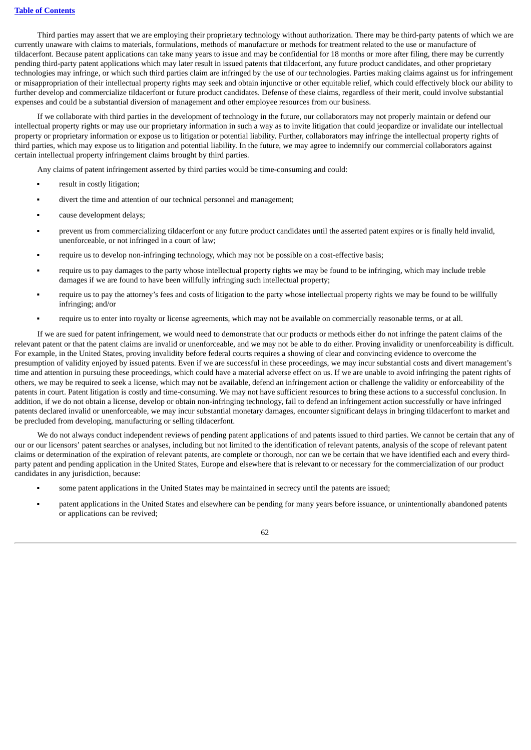Third parties may assert that we are employing their proprietary technology without authorization. There may be third-party patents of which we are currently unaware with claims to materials, formulations, methods of manufacture or methods for treatment related to the use or manufacture of tildacerfont. Because patent applications can take many years to issue and may be confidential for 18 months or more after filing, there may be currently pending third-party patent applications which may later result in issued patents that tildacerfont, any future product candidates, and other proprietary technologies may infringe, or which such third parties claim are infringed by the use of our technologies. Parties making claims against us for infringement or misappropriation of their intellectual property rights may seek and obtain injunctive or other equitable relief, which could effectively block our ability to further develop and commercialize tildacerfont or future product candidates. Defense of these claims, regardless of their merit, could involve substantial expenses and could be a substantial diversion of management and other employee resources from our business.

If we collaborate with third parties in the development of technology in the future, our collaborators may not properly maintain or defend our intellectual property rights or may use our proprietary information in such a way as to invite litigation that could jeopardize or invalidate our intellectual property or proprietary information or expose us to litigation or potential liability. Further, collaborators may infringe the intellectual property rights of third parties, which may expose us to litigation and potential liability. In the future, we may agree to indemnify our commercial collaborators against certain intellectual property infringement claims brought by third parties.

Any claims of patent infringement asserted by third parties would be time-consuming and could:

- result in costly litigation;
- divert the time and attention of our technical personnel and management;
- cause development delays;
- prevent us from commercializing tildacerfont or any future product candidates until the asserted patent expires or is finally held invalid, unenforceable, or not infringed in a court of law;
- require us to develop non-infringing technology, which may not be possible on a cost-effective basis;
- require us to pay damages to the party whose intellectual property rights we may be found to be infringing, which may include treble damages if we are found to have been willfully infringing such intellectual property;
- require us to pay the attorney's fees and costs of litigation to the party whose intellectual property rights we may be found to be willfully infringing; and/or
- require us to enter into royalty or license agreements, which may not be available on commercially reasonable terms, or at all.

If we are sued for patent infringement, we would need to demonstrate that our products or methods either do not infringe the patent claims of the relevant patent or that the patent claims are invalid or unenforceable, and we may not be able to do either. Proving invalidity or unenforceability is difficult. For example, in the United States, proving invalidity before federal courts requires a showing of clear and convincing evidence to overcome the presumption of validity enjoyed by issued patents. Even if we are successful in these proceedings, we may incur substantial costs and divert management's time and attention in pursuing these proceedings, which could have a material adverse effect on us. If we are unable to avoid infringing the patent rights of others, we may be required to seek a license, which may not be available, defend an infringement action or challenge the validity or enforceability of the patents in court. Patent litigation is costly and time-consuming. We may not have sufficient resources to bring these actions to a successful conclusion. In addition, if we do not obtain a license, develop or obtain non-infringing technology, fail to defend an infringement action successfully or have infringed patents declared invalid or unenforceable, we may incur substantial monetary damages, encounter significant delays in bringing tildacerfont to market and be precluded from developing, manufacturing or selling tildacerfont.

We do not always conduct independent reviews of pending patent applications of and patents issued to third parties. We cannot be certain that any of our or our licensors' patent searches or analyses, including but not limited to the identification of relevant patents, analysis of the scope of relevant patent claims or determination of the expiration of relevant patents, are complete or thorough, nor can we be certain that we have identified each and every third-party patent and pending application in the United States, Europe and elsewhere that is relevant to or necessary for the commercialization of our product candidates in any jurisdiction, because:

- some patent applications in the United States may be maintained in secrecy until the patents are issued;
- patent applications in the United States and elsewhere can be pending for many years before issuance, or unintentionally abandoned patents or applications can be revived;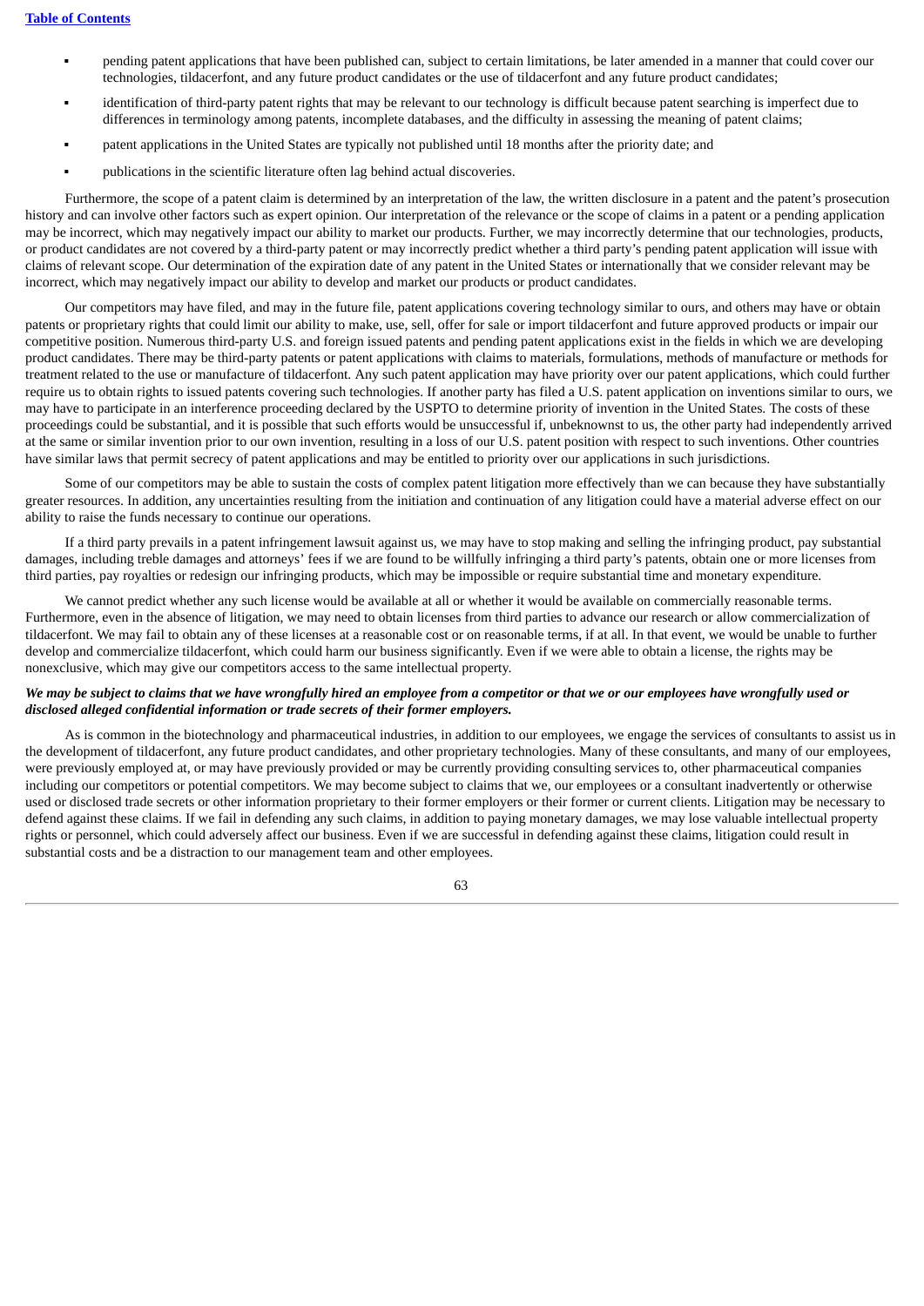- pending patent applications that have been published can, subject to certain limitations, be later amended in a manner that could cover our technologies, tildacerfont, and any future product candidates or the use of tildacerfont and any future product candidates;
- identification of third-party patent rights that may be relevant to our technology is difficult because patent searching is imperfect due to differences in terminology among patents, incomplete databases, and the difficulty in assessing the meaning of patent claims;
- patent applications in the United States are typically not published until 18 months after the priority date; and
- publications in the scientific literature often lag behind actual discoveries.

Furthermore, the scope of a patent claim is determined by an interpretation of the law, the written disclosure in a patent and the patent's prosecution history and can involve other factors such as expert opinion. Our interpretation of the relevance or the scope of claims in a patent or a pending application may be incorrect, which may negatively impact our ability to market our products. Further, we may incorrectly determine that our technologies, products, or product candidates are not covered by a third-party patent or may incorrectly predict whether a third party's pending patent application will issue with claims of relevant scope. Our determination of the expiration date of any patent in the United States or internationally that we consider relevant may be incorrect, which may negatively impact our ability to develop and market our products or product candidates.

Our competitors may have filed, and may in the future file, patent applications covering technology similar to ours, and others may have or obtain patents or proprietary rights that could limit our ability to make, use, sell, offer for sale or import tildacerfont and future approved products or impair our competitive position. Numerous third-party U.S. and foreign issued patents and pending patent applications exist in the fields in which we are developing product candidates. There may be third-party patents or patent applications with claims to materials, formulations, methods of manufacture or methods for treatment related to the use or manufacture of tildacerfont. Any such patent application may have priority over our patent applications, which could further require us to obtain rights to issued patents covering such technologies. If another party has filed a U.S. patent application on inventions similar to ours, we may have to participate in an interference proceeding declared by the USPTO to determine priority of invention in the United States. The costs of these proceedings could be substantial, and it is possible that such efforts would be unsuccessful if, unbeknownst to us, the other party had independently arrived at the same or similar invention prior to our own invention, resulting in a loss of our U.S. patent position with respect to such inventions. Other countries have similar laws that permit secrecy of patent applications and may be entitled to priority over our applications in such jurisdictions.

Some of our competitors may be able to sustain the costs of complex patent litigation more effectively than we can because they have substantially greater resources. In addition, any uncertainties resulting from the initiation and continuation of any litigation could have a material adverse effect on our ability to raise the funds necessary to continue our operations.

If a third party prevails in a patent infringement lawsuit against us, we may have to stop making and selling the infringing product, pay substantial damages, including treble damages and attorneys' fees if we are found to be willfully infringing a third party's patents, obtain one or more licenses from third parties, pay royalties or redesign our infringing products, which may be impossible or require substantial time and monetary expenditure.

We cannot predict whether any such license would be available at all or whether it would be available on commercially reasonable terms. Furthermore, even in the absence of litigation, we may need to obtain licenses from third parties to advance our research or allow commercialization of tildacerfont. We may fail to obtain any of these licenses at a reasonable cost or on reasonable terms, if at all. In that event, we would be unable to further develop and commercialize tildacerfont, which could harm our business significantly. Even if we were able to obtain a license, the rights may be nonexclusive, which may give our competitors access to the same intellectual property.

***We may be subject to claims that we have wrongfully hired an employee from a competitor or that we or our employees have wrongfully used or disclosed alleged confidential information or trade secrets of their former employers.***

As is common in the biotechnology and pharmaceutical industries, in addition to our employees, we engage the services of consultants to assist us in the development of tildacerfont, any future product candidates, and other proprietary technologies. Many of these consultants, and many of our employees, were previously employed at, or may have previously provided or may be currently providing consulting services to, other pharmaceutical companies including our competitors or potential competitors. We may become subject to claims that we, our employees or a consultant inadvertently or otherwise used or disclosed trade secrets or other information proprietary to their former employers or their former or current clients. Litigation may be necessary to defend against these claims. If we fail in defending any such claims, in addition to paying monetary damages, we may lose valuable intellectual property rights or personnel, which could adversely affect our business. Even if we are successful in defending against these claims, litigation could result in substantial costs and be a distraction to our management team and other employees.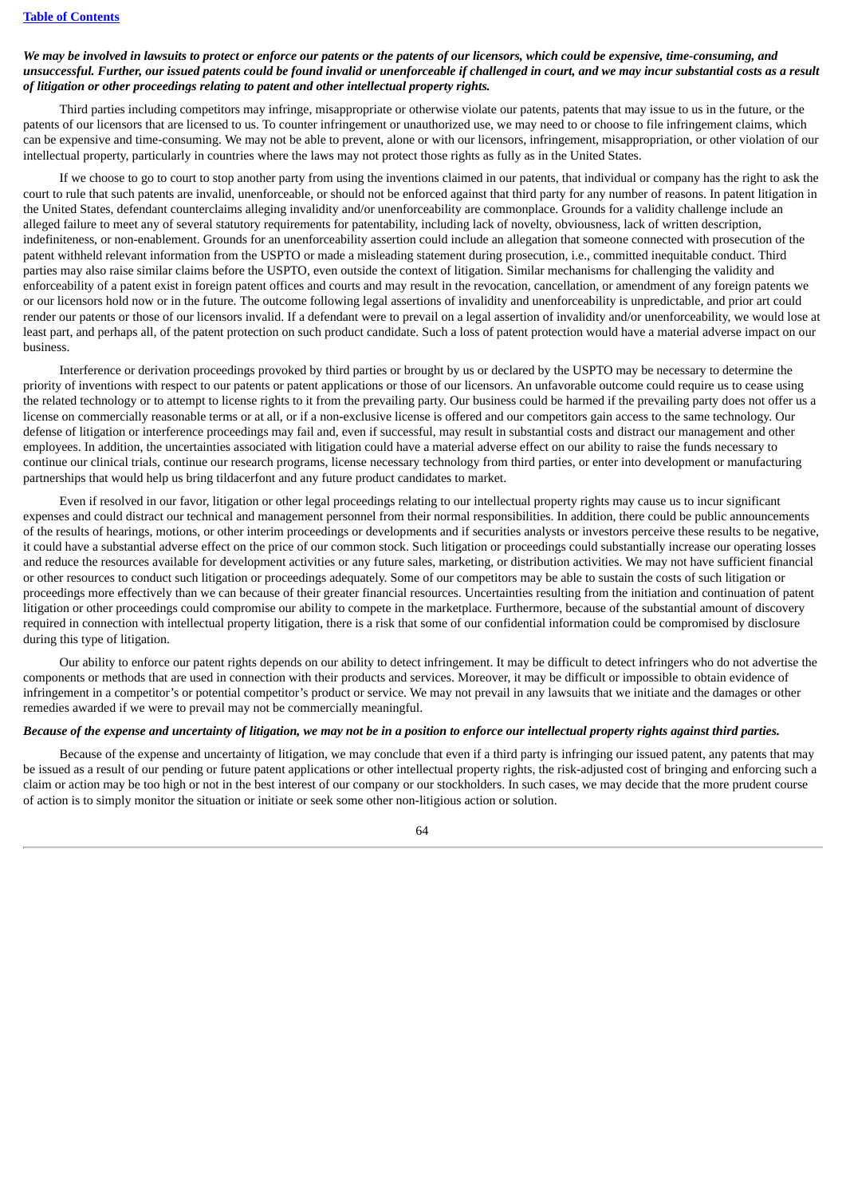*We may be involved in lawsuits to protect or enforce our patents or the patents of our licensors, which could be expensive, time-consuming, and unsuccessful. Further, our issued patents could be found invalid or unenforceable if challenged in court, and we may incur substantial costs as a result of litigation or other proceedings relating to patent and other intellectual property rights.*

Third parties including competitors may infringe, misappropriate or otherwise violate our patents, patents that may issue to us in the future, or the patents of our licensors that are licensed to us. To counter infringement or unauthorized use, we may need to or choose to file infringement claims, which can be expensive and time-consuming. We may not be able to prevent, alone or with our licensors, infringement, misappropriation, or other violation of our intellectual property, particularly in countries where the laws may not protect those rights as fully as in the United States.

If we choose to go to court to stop another party from using the inventions claimed in our patents, that individual or company has the right to ask the court to rule that such patents are invalid, unenforceable, or should not be enforced against that third party for any number of reasons. In patent litigation in the United States, defendant counterclaims alleging invalidity and/or unenforceability are commonplace. Grounds for a validity challenge include an alleged failure to meet any of several statutory requirements for patentability, including lack of novelty, obviousness, lack of written description, indefiniteness, or non-enablement. Grounds for an unenforceability assertion could include an allegation that someone connected with prosecution of the patent withheld relevant information from the USPTO or made a misleading statement during prosecution, i.e., committed inequitable conduct. Third parties may also raise similar claims before the USPTO, even outside the context of litigation. Similar mechanisms for challenging the validity and enforceability of a patent exist in foreign patent offices and courts and may result in the revocation, cancellation, or amendment of any foreign patents we or our licensors hold now or in the future. The outcome following legal assertions of invalidity and unenforceability is unpredictable, and prior art could render our patents or those of our licensors invalid. If a defendant were to prevail on a legal assertion of invalidity and/or unenforceability, we would lose at least part, and perhaps all, of the patent protection on such product candidate. Such a loss of patent protection would have a material adverse impact on our business.

Interference or derivation proceedings provoked by third parties or brought by us or declared by the USPTO may be necessary to determine the priority of inventions with respect to our patents or patent applications or those of our licensors. An unfavorable outcome could require us to cease using the related technology or to attempt to license rights to it from the prevailing party. Our business could be harmed if the prevailing party does not offer us a license on commercially reasonable terms or at all, or if a non-exclusive license is offered and our competitors gain access to the same technology. Our defense of litigation or interference proceedings may fail and, even if successful, may result in substantial costs and distract our management and other employees. In addition, the uncertainties associated with litigation could have a material adverse effect on our ability to raise the funds necessary to continue our clinical trials, continue our research programs, license necessary technology from third parties, or enter into development or manufacturing partnerships that would help us bring tildacerfont and any future product candidates to market.

Even if resolved in our favor, litigation or other legal proceedings relating to our intellectual property rights may cause us to incur significant expenses and could distract our technical and management personnel from their normal responsibilities. In addition, there could be public announcements of the results of hearings, motions, or other interim proceedings or developments and if securities analysts or investors perceive these results to be negative, it could have a substantial adverse effect on the price of our common stock. Such litigation or proceedings could substantially increase our operating losses and reduce the resources available for development activities or any future sales, marketing, or distribution activities. We may not have sufficient financial or other resources to conduct such litigation or proceedings adequately. Some of our competitors may be able to sustain the costs of such litigation or proceedings more effectively than we can because of their greater financial resources. Uncertainties resulting from the initiation and continuation of patent litigation or other proceedings could compromise our ability to compete in the marketplace. Furthermore, because of the substantial amount of discovery required in connection with intellectual property litigation, there is a risk that some of our confidential information could be compromised by disclosure during this type of litigation.

Our ability to enforce our patent rights depends on our ability to detect infringement. It may be difficult to detect infringers who do not advertise the components or methods that are used in connection with their products and services. Moreover, it may be difficult or impossible to obtain evidence of infringement in a competitor's or potential competitor's product or service. We may not prevail in any lawsuits that we initiate and the damages or other remedies awarded if we were to prevail may not be commercially meaningful.

*Because of the expense and uncertainty of litigation, we may not be in a position to enforce our intellectual property rights against third parties.*

Because of the expense and uncertainty of litigation, we may conclude that even if a third party is infringing our issued patent, any patents that may be issued as a result of our pending or future patent applications or other intellectual property rights, the risk-adjusted cost of bringing and enforcing such a claim or action may be too high or not in the best interest of our company or our stockholders. In such cases, we may decide that the more prudent course of action is to simply monitor the situation or initiate or seek some other non-litigious action or solution.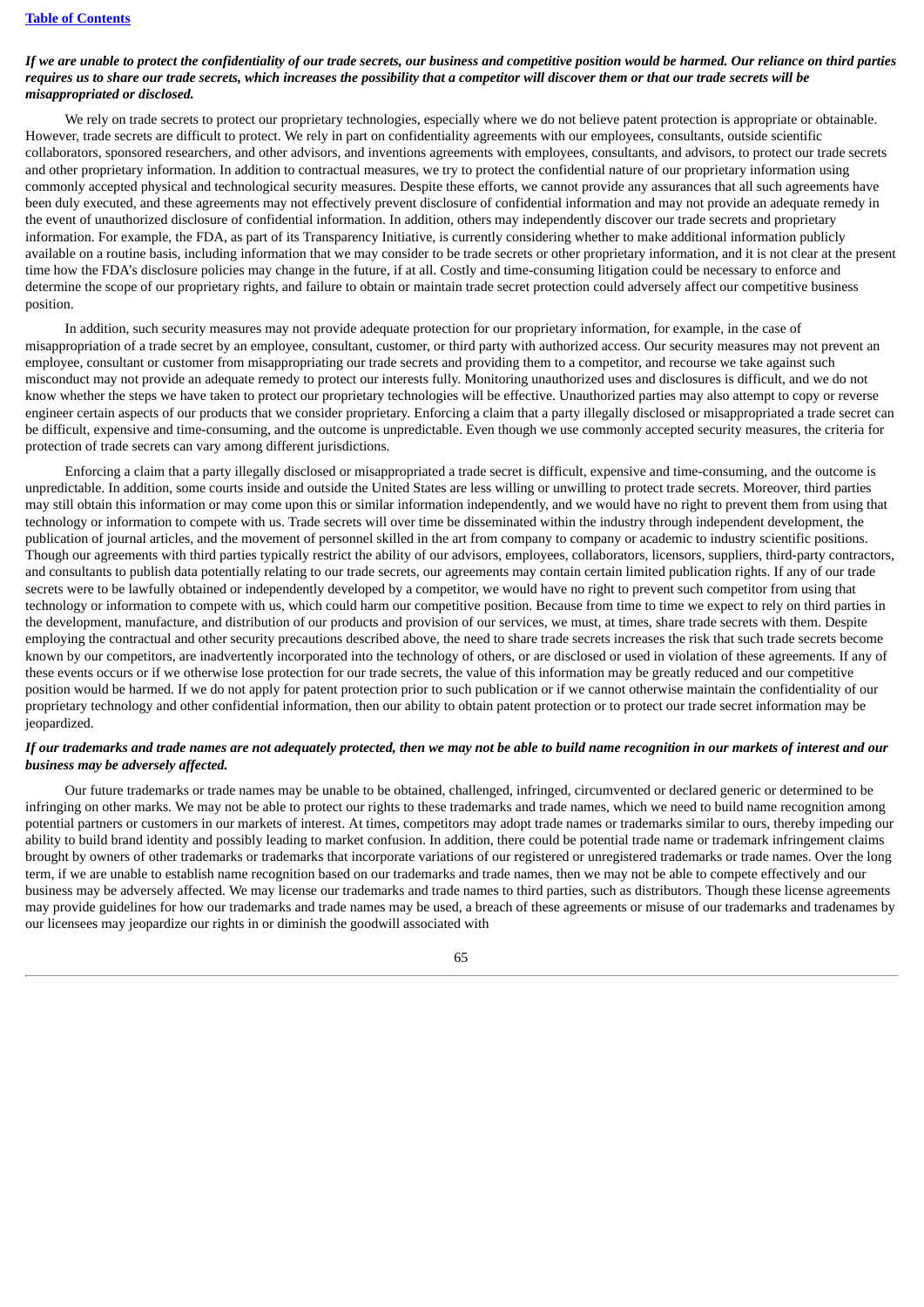***If we are unable to protect the confidentiality of our trade secrets, our business and competitive position would be harmed. Our reliance on third parties requires us to share our trade secrets, which increases the possibility that a competitor will discover them or that our trade secrets will be misappropriated or disclosed.***

We rely on trade secrets to protect our proprietary technologies, especially where we do not believe patent protection is appropriate or obtainable. However, trade secrets are difficult to protect. We rely in part on confidentiality agreements with our employees, consultants, outside scientific collaborators, sponsored researchers, and other advisors, and inventions agreements with employees, consultants, and advisors, to protect our trade secrets and other proprietary information. In addition to contractual measures, we try to protect the confidential nature of our proprietary information using commonly accepted physical and technological security measures. Despite these efforts, we cannot provide any assurances that all such agreements have been duly executed, and these agreements may not effectively prevent disclosure of confidential information and may not provide an adequate remedy in the event of unauthorized disclosure of confidential information. In addition, others may independently discover our trade secrets and proprietary information. For example, the FDA, as part of its Transparency Initiative, is currently considering whether to make additional information publicly available on a routine basis, including information that we may consider to be trade secrets or other proprietary information, and it is not clear at the present time how the FDA's disclosure policies may change in the future, if at all. Costly and time-consuming litigation could be necessary to enforce and determine the scope of our proprietary rights, and failure to obtain or maintain trade secret protection could adversely affect our competitive business position.

In addition, such security measures may not provide adequate protection for our proprietary information, for example, in the case of misappropriation of a trade secret by an employee, consultant, customer, or third party with authorized access. Our security measures may not prevent an employee, consultant or customer from misappropriating our trade secrets and providing them to a competitor, and recourse we take against such misconduct may not provide an adequate remedy to protect our interests fully. Monitoring unauthorized uses and disclosures is difficult, and we do not know whether the steps we have taken to protect our proprietary technologies will be effective. Unauthorized parties may also attempt to copy or reverse engineer certain aspects of our products that we consider proprietary. Enforcing a claim that a party illegally disclosed or misappropriated a trade secret can be difficult, expensive and time-consuming, and the outcome is unpredictable. Even though we use commonly accepted security measures, the criteria for protection of trade secrets can vary among different jurisdictions.

Enforcing a claim that a party illegally disclosed or misappropriated a trade secret is difficult, expensive and time-consuming, and the outcome is unpredictable. In addition, some courts inside and outside the United States are less willing or unwilling to protect trade secrets. Moreover, third parties may still obtain this information or may come upon this or similar information independently, and we would have no right to prevent them from using that technology or information to compete with us. Trade secrets will over time be disseminated within the industry through independent development, the publication of journal articles, and the movement of personnel skilled in the art from company to company or academic to industry scientific positions. Though our agreements with third parties typically restrict the ability of our advisors, employees, collaborators, licensors, suppliers, third-party contractors, and consultants to publish data potentially relating to our trade secrets, our agreements may contain certain limited publication rights. If any of our trade secrets were to be lawfully obtained or independently developed by a competitor, we would have no right to prevent such competitor from using that technology or information to compete with us, which could harm our competitive position. Because from time to time we expect to rely on third parties in the development, manufacture, and distribution of our products and provision of our services, we must, at times, share trade secrets with them. Despite employing the contractual and other security precautions described above, the need to share trade secrets increases the risk that such trade secrets become known by our competitors, are inadvertently incorporated into the technology of others, or are disclosed or used in violation of these agreements. If any of these events occurs or if we otherwise lose protection for our trade secrets, the value of this information may be greatly reduced and our competitive position would be harmed. If we do not apply for patent protection prior to such publication or if we cannot otherwise maintain the confidentiality of our proprietary technology and other confidential information, then our ability to obtain patent protection or to protect our trade secret information may be jeopardized.

***If our trademarks and trade names are not adequately protected, then we may not be able to build name recognition in our markets of interest and our business may be adversely affected.***

Our future trademarks or trade names may be unable to be obtained, challenged, infringed, circumvented or declared generic or determined to be infringing on other marks. We may not be able to protect our rights to these trademarks and trade names, which we need to build name recognition among potential partners or customers in our markets of interest. At times, competitors may adopt trade names or trademarks similar to ours, thereby impeding our ability to build brand identity and possibly leading to market confusion. In addition, there could be potential trade name or trademark infringement claims brought by owners of other trademarks or trademarks that incorporate variations of our registered or unregistered trademarks or trade names. Over the long term, if we are unable to establish name recognition based on our trademarks and trade names, then we may not be able to compete effectively and our business may be adversely affected. We may license our trademarks and trade names to third parties, such as distributors. Though these license agreements may provide guidelines for how our trademarks and trade names may be used, a breach of these agreements or misuse of our trademarks and tradenames by our licensees may jeopardize our rights in or diminish the goodwill associated with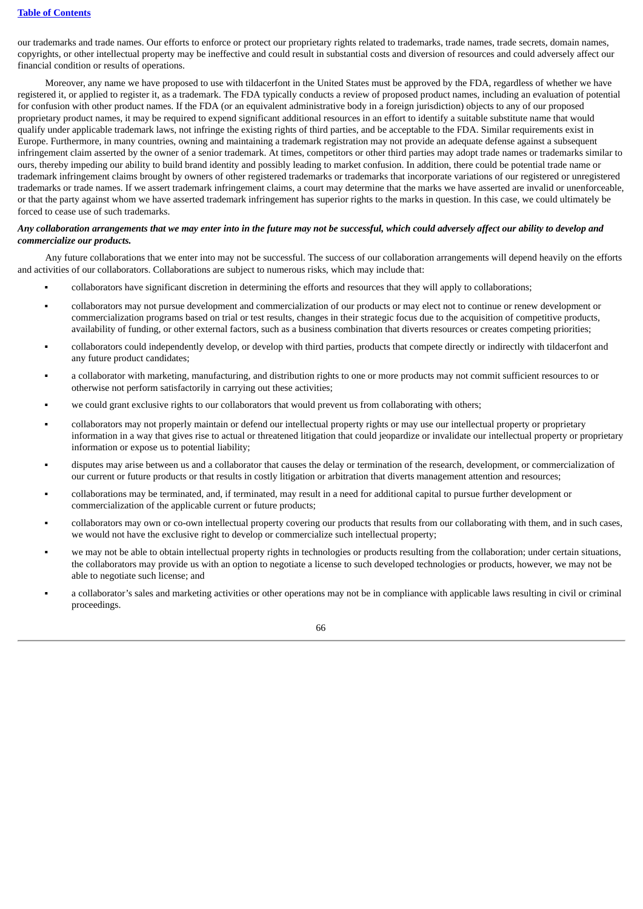our trademarks and trade names. Our efforts to enforce or protect our proprietary rights related to trademarks, trade names, trade secrets, domain names, copyrights, or other intellectual property may be ineffective and could result in substantial costs and diversion of resources and could adversely affect our financial condition or results of operations.

Moreover, any name we have proposed to use with tildacerfont in the United States must be approved by the FDA, regardless of whether we have registered it, or applied to register it, as a trademark. The FDA typically conducts a review of proposed product names, including an evaluation of potential for confusion with other product names. If the FDA (or an equivalent administrative body in a foreign jurisdiction) objects to any of our proposed proprietary product names, it may be required to expend significant additional resources in an effort to identify a suitable substitute name that would qualify under applicable trademark laws, not infringe the existing rights of third parties, and be acceptable to the FDA. Similar requirements exist in Europe. Furthermore, in many countries, owning and maintaining a trademark registration may not provide an adequate defense against a subsequent infringement claim asserted by the owner of a senior trademark. At times, competitors or other third parties may adopt trade names or trademarks similar to ours, thereby impeding our ability to build brand identity and possibly leading to market confusion. In addition, there could be potential trade name or trademark infringement claims brought by owners of other registered trademarks or trademarks that incorporate variations of our registered or unregistered trademarks or trade names. If we assert trademark infringement claims, a court may determine that the marks we have asserted are invalid or unenforceable, or that the party against whom we have asserted trademark infringement has superior rights to the marks in question. In this case, we could ultimately be forced to cease use of such trademarks.

***Any collaboration arrangements that we may enter into in the future may not be successful, which could adversely affect our ability to develop and commercialize our products.***

Any future collaborations that we enter into may not be successful. The success of our collaboration arrangements will depend heavily on the efforts and activities of our collaborators. Collaborations are subject to numerous risks, which may include that:

- collaborators have significant discretion in determining the efforts and resources that they will apply to collaborations;
- collaborators may not pursue development and commercialization of our products or may elect not to continue or renew development or commercialization programs based on trial or test results, changes in their strategic focus due to the acquisition of competitive products, availability of funding, or other external factors, such as a business combination that diverts resources or creates competing priorities;
- collaborators could independently develop, or develop with third parties, products that compete directly or indirectly with tildacerfont and any future product candidates;
- a collaborator with marketing, manufacturing, and distribution rights to one or more products may not commit sufficient resources to or otherwise not perform satisfactorily in carrying out these activities;
- we could grant exclusive rights to our collaborators that would prevent us from collaborating with others;
- collaborators may not properly maintain or defend our intellectual property rights or may use our intellectual property or proprietary information in a way that gives rise to actual or threatened litigation that could jeopardize or invalidate our intellectual property or proprietary information or expose us to potential liability;
- disputes may arise between us and a collaborator that causes the delay or termination of the research, development, or commercialization of our current or future products or that results in costly litigation or arbitration that diverts management attention and resources;
- collaborations may be terminated, and, if terminated, may result in a need for additional capital to pursue further development or commercialization of the applicable current or future products;
- collaborators may own or co-own intellectual property covering our products that results from our collaborating with them, and in such cases, we would not have the exclusive right to develop or commercialize such intellectual property;
- we may not be able to obtain intellectual property rights in technologies or products resulting from the collaboration; under certain situations, the collaborators may provide us with an option to negotiate a license to such developed technologies or products, however, we may not be able to negotiate such license; and
- a collaborator's sales and marketing activities or other operations may not be in compliance with applicable laws resulting in civil or criminal proceedings.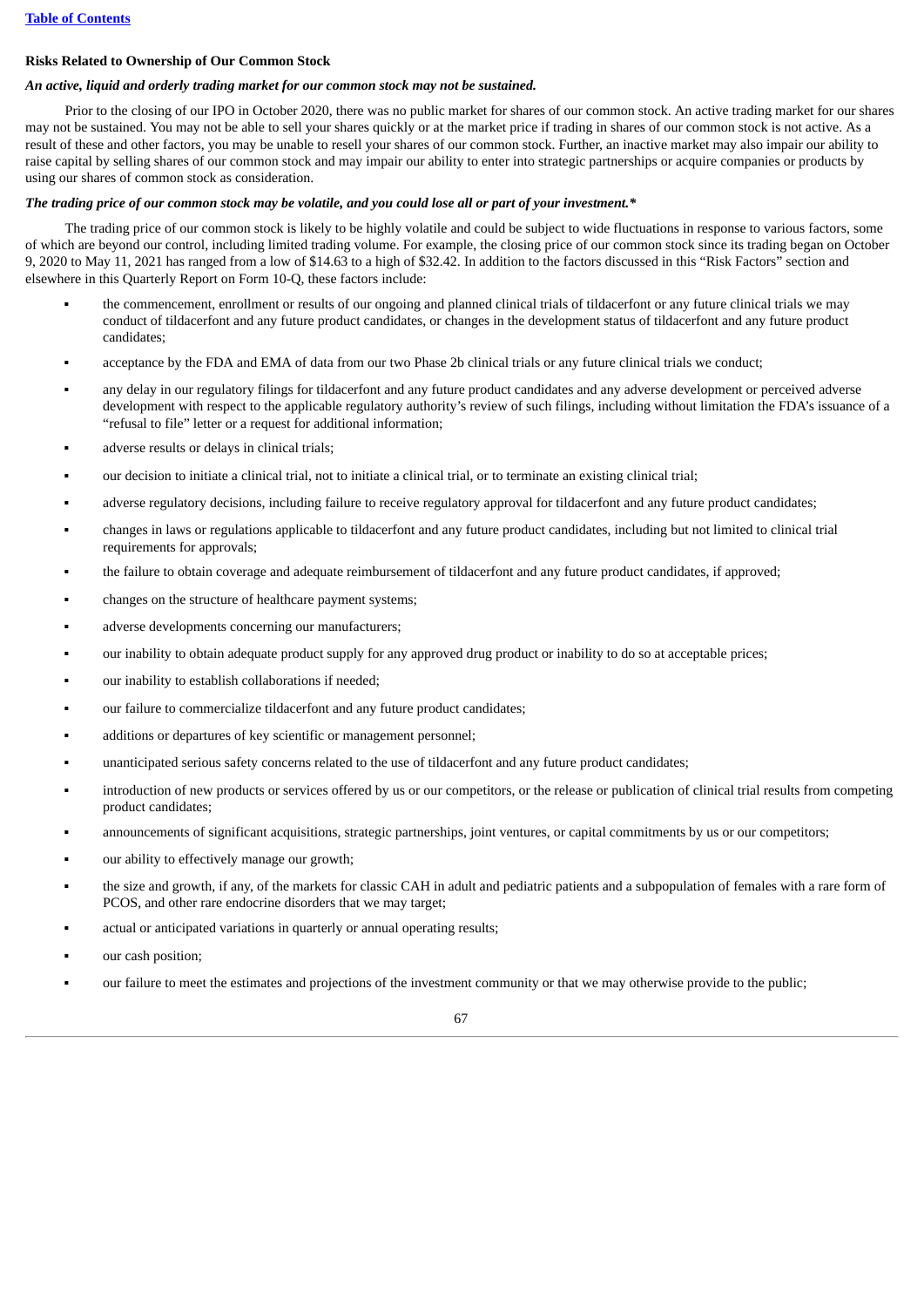### Risks Related to Ownership of Our Common Stock

***An active, liquid and orderly trading market for our common stock may not be sustained.***

Prior to the closing of our IPO in October 2020, there was no public market for shares of our common stock. An active trading market for our shares may not be sustained. You may not be able to sell your shares quickly or at the market price if trading in shares of our common stock is not active. As a result of these and other factors, you may be unable to resell your shares of our common stock. Further, an inactive market may also impair our ability to raise capital by selling shares of our common stock and may impair our ability to enter into strategic partnerships or acquire companies or products by using our shares of common stock as consideration.

***The trading price of our common stock may be volatile, and you could lose all or part of your investment.****

The trading price of our common stock is likely to be highly volatile and could be subject to wide fluctuations in response to various factors, some of which are beyond our control, including limited trading volume. For example, the closing price of our common stock since its trading began on October 9, 2020 to May 11, 2021 has ranged from a low of $14.63 to a high of $32.42. In addition to the factors discussed in this "Risk Factors" section and elsewhere in this Quarterly Report on Form 10-Q, these factors include:

- the commencement, enrollment or results of our ongoing and planned clinical trials of tildacerfont or any future clinical trials we may conduct of tildacerfont and any future product candidates, or changes in the development status of tildacerfont and any future product candidates;
- acceptance by the FDA and EMA of data from our two Phase 2b clinical trials or any future clinical trials we conduct;
- any delay in our regulatory filings for tildacerfont and any future product candidates and any adverse development or perceived adverse development with respect to the applicable regulatory authority's review of such filings, including without limitation the FDA's issuance of a "refusal to file" letter or a request for additional information;
- adverse results or delays in clinical trials;
- our decision to initiate a clinical trial, not to initiate a clinical trial, or to terminate an existing clinical trial;
- adverse regulatory decisions, including failure to receive regulatory approval for tildacerfont and any future product candidates;
- changes in laws or regulations applicable to tildacerfont and any future product candidates, including but not limited to clinical trial requirements for approvals;
- the failure to obtain coverage and adequate reimbursement of tildacerfont and any future product candidates, if approved;
- changes on the structure of healthcare payment systems;
- adverse developments concerning our manufacturers;
- our inability to obtain adequate product supply for any approved drug product or inability to do so at acceptable prices;
- our inability to establish collaborations if needed;
- our failure to commercialize tildacerfont and any future product candidates;
- additions or departures of key scientific or management personnel;
- unanticipated serious safety concerns related to the use of tildacerfont and any future product candidates;
- introduction of new products or services offered by us or our competitors, or the release or publication of clinical trial results from competing product candidates;
- announcements of significant acquisitions, strategic partnerships, joint ventures, or capital commitments by us or our competitors;
- our ability to effectively manage our growth;
- the size and growth, if any, of the markets for classic CAH in adult and pediatric patients and a subpopulation of females with a rare form of PCOS, and other rare endocrine disorders that we may target;
- actual or anticipated variations in quarterly or annual operating results;
- our cash position;
- our failure to meet the estimates and projections of the investment community or that we may otherwise provide to the public;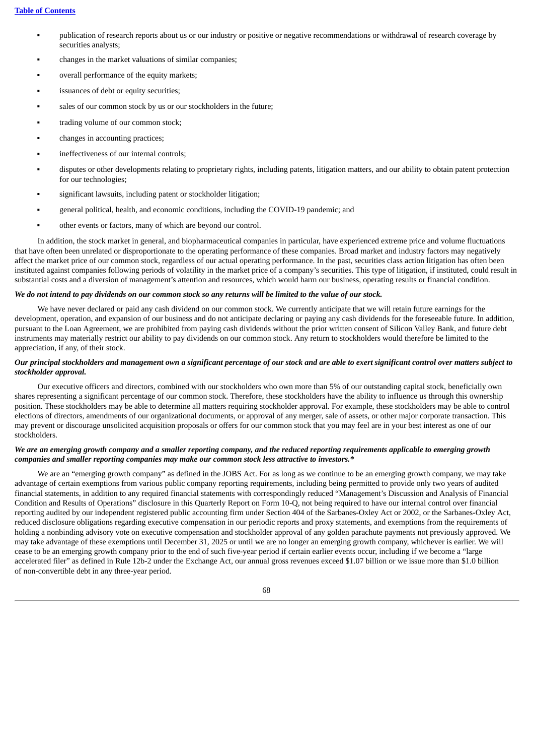- publication of research reports about us or our industry or positive or negative recommendations or withdrawal of research coverage by securities analysts;
- changes in the market valuations of similar companies;
- overall performance of the equity markets;
- issuances of debt or equity securities;
- sales of our common stock by us or our stockholders in the future;
- trading volume of our common stock;
- changes in accounting practices;
- ineffectiveness of our internal controls;
- disputes or other developments relating to proprietary rights, including patents, litigation matters, and our ability to obtain patent protection for our technologies;
- significant lawsuits, including patent or stockholder litigation;
- general political, health, and economic conditions, including the COVID-19 pandemic; and
- other events or factors, many of which are beyond our control.

In addition, the stock market in general, and biopharmaceutical companies in particular, have experienced extreme price and volume fluctuations that have often been unrelated or disproportionate to the operating performance of these companies. Broad market and industry factors may negatively affect the market price of our common stock, regardless of our actual operating performance. In the past, securities class action litigation has often been instituted against companies following periods of volatility in the market price of a company's securities. This type of litigation, if instituted, could result in substantial costs and a diversion of management's attention and resources, which would harm our business, operating results or financial condition.

***We do not intend to pay dividends on our common stock so any returns will be limited to the value of our stock.***

We have never declared or paid any cash dividend on our common stock. We currently anticipate that we will retain future earnings for the development, operation, and expansion of our business and do not anticipate declaring or paying any cash dividends for the foreseeable future. In addition, pursuant to the Loan Agreement, we are prohibited from paying cash dividends without the prior written consent of Silicon Valley Bank, and future debt instruments may materially restrict our ability to pay dividends on our common stock. Any return to stockholders would therefore be limited to the appreciation, if any, of their stock.

***Our principal stockholders and management own a significant percentage of our stock and are able to exert significant control over matters subject to stockholder approval.***

Our executive officers and directors, combined with our stockholders who own more than 5% of our outstanding capital stock, beneficially own shares representing a significant percentage of our common stock. Therefore, these stockholders have the ability to influence us through this ownership position. These stockholders may be able to determine all matters requiring stockholder approval. For example, these stockholders may be able to control elections of directors, amendments of our organizational documents, or approval of any merger, sale of assets, or other major corporate transaction. This may prevent or discourage unsolicited acquisition proposals or offers for our common stock that you may feel are in your best interest as one of our stockholders.

***We are an emerging growth company and a smaller reporting company, and the reduced reporting requirements applicable to emerging growth companies and smaller reporting companies may make our common stock less attractive to investors.****

We are an "emerging growth company" as defined in the JOBS Act. For as long as we continue to be an emerging growth company, we may take advantage of certain exemptions from various public company reporting requirements, including being permitted to provide only two years of audited financial statements, in addition to any required financial statements with correspondingly reduced "Management's Discussion and Analysis of Financial Condition and Results of Operations" disclosure in this Quarterly Report on Form 10-Q, not being required to have our internal control over financial reporting audited by our independent registered public accounting firm under Section 404 of the Sarbanes-Oxley Act or 2002, or the Sarbanes-Oxley Act, reduced disclosure obligations regarding executive compensation in our periodic reports and proxy statements, and exemptions from the requirements of holding a nonbinding advisory vote on executive compensation and stockholder approval of any golden parachute payments not previously approved. We may take advantage of these exemptions until December 31, 2025 or until we are no longer an emerging growth company, whichever is earlier. We will cease to be an emerging growth company prior to the end of such five-year period if certain earlier events occur, including if we become a "large accelerated filer" as defined in Rule 12b-2 under the Exchange Act, our annual gross revenues exceed $1.07 billion or we issue more than $1.0 billion of non-convertible debt in any three-year period.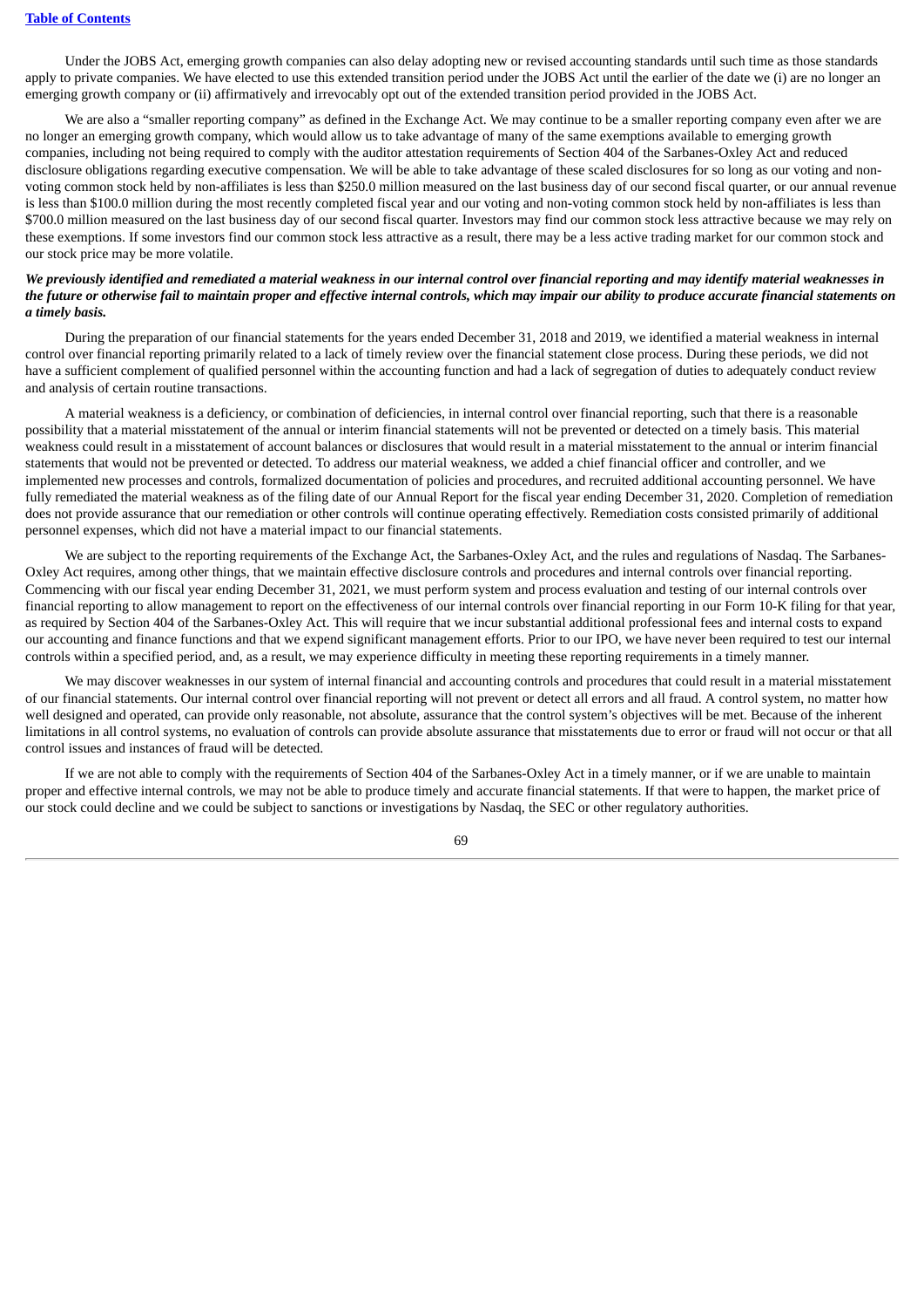Under the JOBS Act, emerging growth companies can also delay adopting new or revised accounting standards until such time as those standards apply to private companies. We have elected to use this extended transition period under the JOBS Act until the earlier of the date we (i) are no longer an emerging growth company or (ii) affirmatively and irrevocably opt out of the extended transition period provided in the JOBS Act.

We are also a "smaller reporting company" as defined in the Exchange Act. We may continue to be a smaller reporting company even after we are no longer an emerging growth company, which would allow us to take advantage of many of the same exemptions available to emerging growth companies, including not being required to comply with the auditor attestation requirements of Section 404 of the Sarbanes-Oxley Act and reduced disclosure obligations regarding executive compensation. We will be able to take advantage of these scaled disclosures for so long as our voting and non-voting common stock held by non-affiliates is less than $250.0 million measured on the last business day of our second fiscal quarter, or our annual revenue is less than $100.0 million during the most recently completed fiscal year and our voting and non-voting common stock held by non-affiliates is less than $700.0 million measured on the last business day of our second fiscal quarter. Investors may find our common stock less attractive because we may rely on these exemptions. If some investors find our common stock less attractive as a result, there may be a less active trading market for our common stock and our stock price may be more volatile.

***We previously identified and remediated a material weakness in our internal control over financial reporting and may identify material weaknesses in the future or otherwise fail to maintain proper and effective internal controls, which may impair our ability to produce accurate financial statements on a timely basis.***

During the preparation of our financial statements for the years ended December 31, 2018 and 2019, we identified a material weakness in internal control over financial reporting primarily related to a lack of timely review over the financial statement close process. During these periods, we did not have a sufficient complement of qualified personnel within the accounting function and had a lack of segregation of duties to adequately conduct review and analysis of certain routine transactions.

A material weakness is a deficiency, or combination of deficiencies, in internal control over financial reporting, such that there is a reasonable possibility that a material misstatement of the annual or interim financial statements will not be prevented or detected on a timely basis. This material weakness could result in a misstatement of account balances or disclosures that would result in a material misstatement to the annual or interim financial statements that would not be prevented or detected. To address our material weakness, we added a chief financial officer and controller, and we implemented new processes and controls, formalized documentation of policies and procedures, and recruited additional accounting personnel. We have fully remediated the material weakness as of the filing date of our Annual Report for the fiscal year ending December 31, 2020. Completion of remediation does not provide assurance that our remediation or other controls will continue operating effectively. Remediation costs consisted primarily of additional personnel expenses, which did not have a material impact to our financial statements.

We are subject to the reporting requirements of the Exchange Act, the Sarbanes-Oxley Act, and the rules and regulations of Nasdaq. The Sarbanes-Oxley Act requires, among other things, that we maintain effective disclosure controls and procedures and internal controls over financial reporting. Commencing with our fiscal year ending December 31, 2021, we must perform system and process evaluation and testing of our internal controls over financial reporting to allow management to report on the effectiveness of our internal controls over financial reporting in our Form 10-K filing for that year, as required by Section 404 of the Sarbanes-Oxley Act. This will require that we incur substantial additional professional fees and internal costs to expand our accounting and finance functions and that we expend significant management efforts. Prior to our IPO, we have never been required to test our internal controls within a specified period, and, as a result, we may experience difficulty in meeting these reporting requirements in a timely manner.

We may discover weaknesses in our system of internal financial and accounting controls and procedures that could result in a material misstatement of our financial statements. Our internal control over financial reporting will not prevent or detect all errors and all fraud. A control system, no matter how well designed and operated, can provide only reasonable, not absolute, assurance that the control system's objectives will be met. Because of the inherent limitations in all control systems, no evaluation of controls can provide absolute assurance that misstatements due to error or fraud will not occur or that all control issues and instances of fraud will be detected.

If we are not able to comply with the requirements of Section 404 of the Sarbanes-Oxley Act in a timely manner, or if we are unable to maintain proper and effective internal controls, we may not be able to produce timely and accurate financial statements. If that were to happen, the market price of our stock could decline and we could be subject to sanctions or investigations by Nasdaq, the SEC or other regulatory authorities.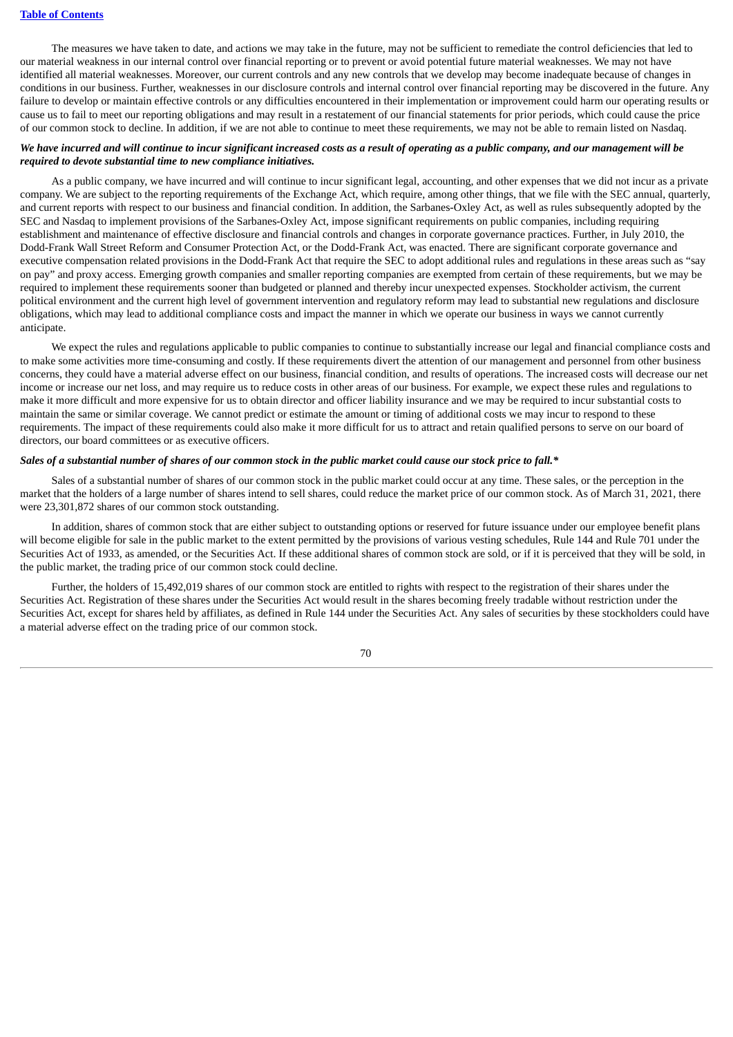The measures we have taken to date, and actions we may take in the future, may not be sufficient to remediate the control deficiencies that led to our material weakness in our internal control over financial reporting or to prevent or avoid potential future material weaknesses. We may not have identified all material weaknesses. Moreover, our current controls and any new controls that we develop may become inadequate because of changes in conditions in our business. Further, weaknesses in our disclosure controls and internal control over financial reporting may be discovered in the future. Any failure to develop or maintain effective controls or any difficulties encountered in their implementation or improvement could harm our operating results or cause us to fail to meet our reporting obligations and may result in a restatement of our financial statements for prior periods, which could cause the price of our common stock to decline. In addition, if we are not able to continue to meet these requirements, we may not be able to remain listed on Nasdaq.

***We have incurred and will continue to incur significant increased costs as a result of operating as a public company, and our management will be required to devote substantial time to new compliance initiatives.***

As a public company, we have incurred and will continue to incur significant legal, accounting, and other expenses that we did not incur as a private company. We are subject to the reporting requirements of the Exchange Act, which require, among other things, that we file with the SEC annual, quarterly, and current reports with respect to our business and financial condition. In addition, the Sarbanes-Oxley Act, as well as rules subsequently adopted by the SEC and Nasdaq to implement provisions of the Sarbanes-Oxley Act, impose significant requirements on public companies, including requiring establishment and maintenance of effective disclosure and financial controls and changes in corporate governance practices. Further, in July 2010, the Dodd-Frank Wall Street Reform and Consumer Protection Act, or the Dodd-Frank Act, was enacted. There are significant corporate governance and executive compensation related provisions in the Dodd-Frank Act that require the SEC to adopt additional rules and regulations in these areas such as "say on pay" and proxy access. Emerging growth companies and smaller reporting companies are exempted from certain of these requirements, but we may be required to implement these requirements sooner than budgeted or planned and thereby incur unexpected expenses. Stockholder activism, the current political environment and the current high level of government intervention and regulatory reform may lead to substantial new regulations and disclosure obligations, which may lead to additional compliance costs and impact the manner in which we operate our business in ways we cannot currently anticipate.

We expect the rules and regulations applicable to public companies to continue to substantially increase our legal and financial compliance costs and to make some activities more time-consuming and costly. If these requirements divert the attention of our management and personnel from other business concerns, they could have a material adverse effect on our business, financial condition, and results of operations. The increased costs will decrease our net income or increase our net loss, and may require us to reduce costs in other areas of our business. For example, we expect these rules and regulations to make it more difficult and more expensive for us to obtain director and officer liability insurance and we may be required to incur substantial costs to maintain the same or similar coverage. We cannot predict or estimate the amount or timing of additional costs we may incur to respond to these requirements. The impact of these requirements could also make it more difficult for us to attract and retain qualified persons to serve on our board of directors, our board committees or as executive officers.

***Sales of a substantial number of shares of our common stock in the public market could cause our stock price to fall.****

Sales of a substantial number of shares of our common stock in the public market could occur at any time. These sales, or the perception in the market that the holders of a large number of shares intend to sell shares, could reduce the market price of our common stock. As of March 31, 2021, there were 23,301,872 shares of our common stock outstanding.

In addition, shares of common stock that are either subject to outstanding options or reserved for future issuance under our employee benefit plans will become eligible for sale in the public market to the extent permitted by the provisions of various vesting schedules, Rule 144 and Rule 701 under the Securities Act of 1933, as amended, or the Securities Act. If these additional shares of common stock are sold, or if it is perceived that they will be sold, in the public market, the trading price of our common stock could decline.

Further, the holders of 15,492,019 shares of our common stock are entitled to rights with respect to the registration of their shares under the Securities Act. Registration of these shares under the Securities Act would result in the shares becoming freely tradable without restriction under the Securities Act, except for shares held by affiliates, as defined in Rule 144 under the Securities Act. Any sales of securities by these stockholders could have a material adverse effect on the trading price of our common stock.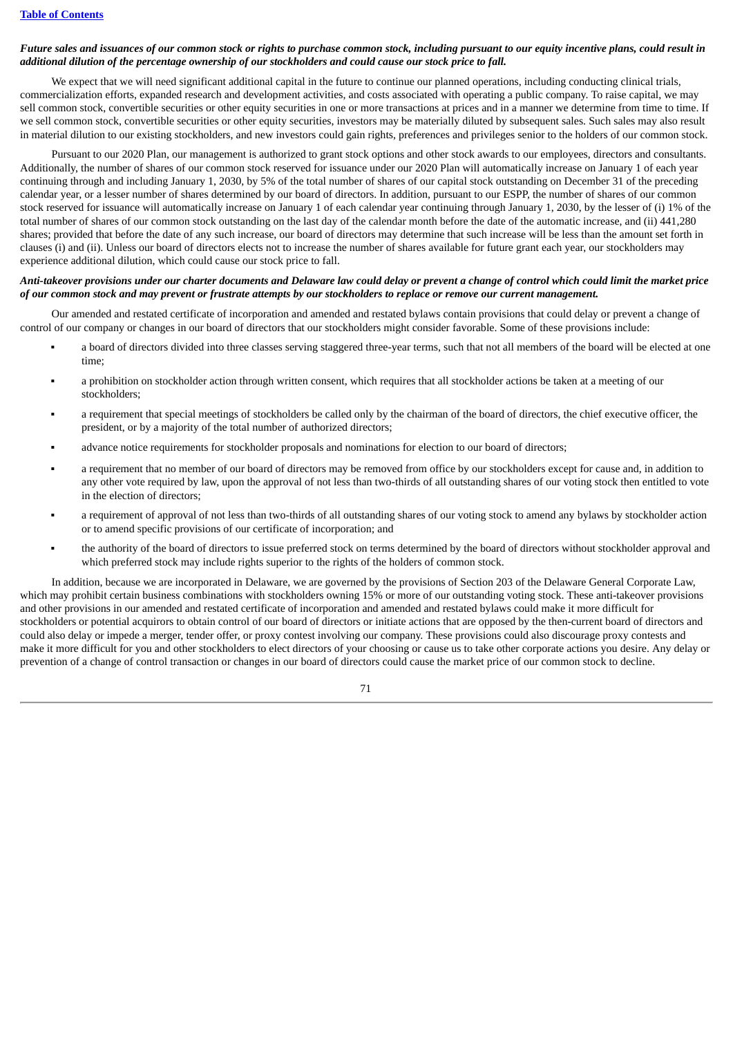***Future sales and issuances of our common stock or rights to purchase common stock, including pursuant to our equity incentive plans, could result in additional dilution of the percentage ownership of our stockholders and could cause our stock price to fall.***

We expect that we will need significant additional capital in the future to continue our planned operations, including conducting clinical trials, commercialization efforts, expanded research and development activities, and costs associated with operating a public company. To raise capital, we may sell common stock, convertible securities or other equity securities in one or more transactions at prices and in a manner we determine from time to time. If we sell common stock, convertible securities or other equity securities, investors may be materially diluted by subsequent sales. Such sales may also result in material dilution to our existing stockholders, and new investors could gain rights, preferences and privileges senior to the holders of our common stock.

Pursuant to our 2020 Plan, our management is authorized to grant stock options and other stock awards to our employees, directors and consultants. Additionally, the number of shares of our common stock reserved for issuance under our 2020 Plan will automatically increase on January 1 of each year continuing through and including January 1, 2030, by 5% of the total number of shares of our capital stock outstanding on December 31 of the preceding calendar year, or a lesser number of shares determined by our board of directors. In addition, pursuant to our ESPP, the number of shares of our common stock reserved for issuance will automatically increase on January 1 of each calendar year continuing through January 1, 2030, by the lesser of (i) 1% of the total number of shares of our common stock outstanding on the last day of the calendar month before the date of the automatic increase, and (ii) 441,280 shares; provided that before the date of any such increase, our board of directors may determine that such increase will be less than the amount set forth in clauses (i) and (ii). Unless our board of directors elects not to increase the number of shares available for future grant each year, our stockholders may experience additional dilution, which could cause our stock price to fall.

***Anti-takeover provisions under our charter documents and Delaware law could delay or prevent a change of control which could limit the market price of our common stock and may prevent or frustrate attempts by our stockholders to replace or remove our current management.***

Our amended and restated certificate of incorporation and amended and restated bylaws contain provisions that could delay or prevent a change of control of our company or changes in our board of directors that our stockholders might consider favorable. Some of these provisions include:

- a board of directors divided into three classes serving staggered three-year terms, such that not all members of the board will be elected at one time;
- a prohibition on stockholder action through written consent, which requires that all stockholder actions be taken at a meeting of our stockholders;
- a requirement that special meetings of stockholders be called only by the chairman of the board of directors, the chief executive officer, the president, or by a majority of the total number of authorized directors;
- advance notice requirements for stockholder proposals and nominations for election to our board of directors;
- a requirement that no member of our board of directors may be removed from office by our stockholders except for cause and, in addition to any other vote required by law, upon the approval of not less than two-thirds of all outstanding shares of our voting stock then entitled to vote in the election of directors;
- a requirement of approval of not less than two-thirds of all outstanding shares of our voting stock to amend any bylaws by stockholder action or to amend specific provisions of our certificate of incorporation; and
- the authority of the board of directors to issue preferred stock on terms determined by the board of directors without stockholder approval and which preferred stock may include rights superior to the rights of the holders of common stock.

In addition, because we are incorporated in Delaware, we are governed by the provisions of Section 203 of the Delaware General Corporate Law, which may prohibit certain business combinations with stockholders owning 15% or more of our outstanding voting stock. These anti-takeover provisions and other provisions in our amended and restated certificate of incorporation and amended and restated bylaws could make it more difficult for stockholders or potential acquirors to obtain control of our board of directors or initiate actions that are opposed by the then-current board of directors and could also delay or impede a merger, tender offer, or proxy contest involving our company. These provisions could also discourage proxy contests and make it more difficult for you and other stockholders to elect directors of your choosing or cause us to take other corporate actions you desire. Any delay or prevention of a change of control transaction or changes in our board of directors could cause the market price of our common stock to decline.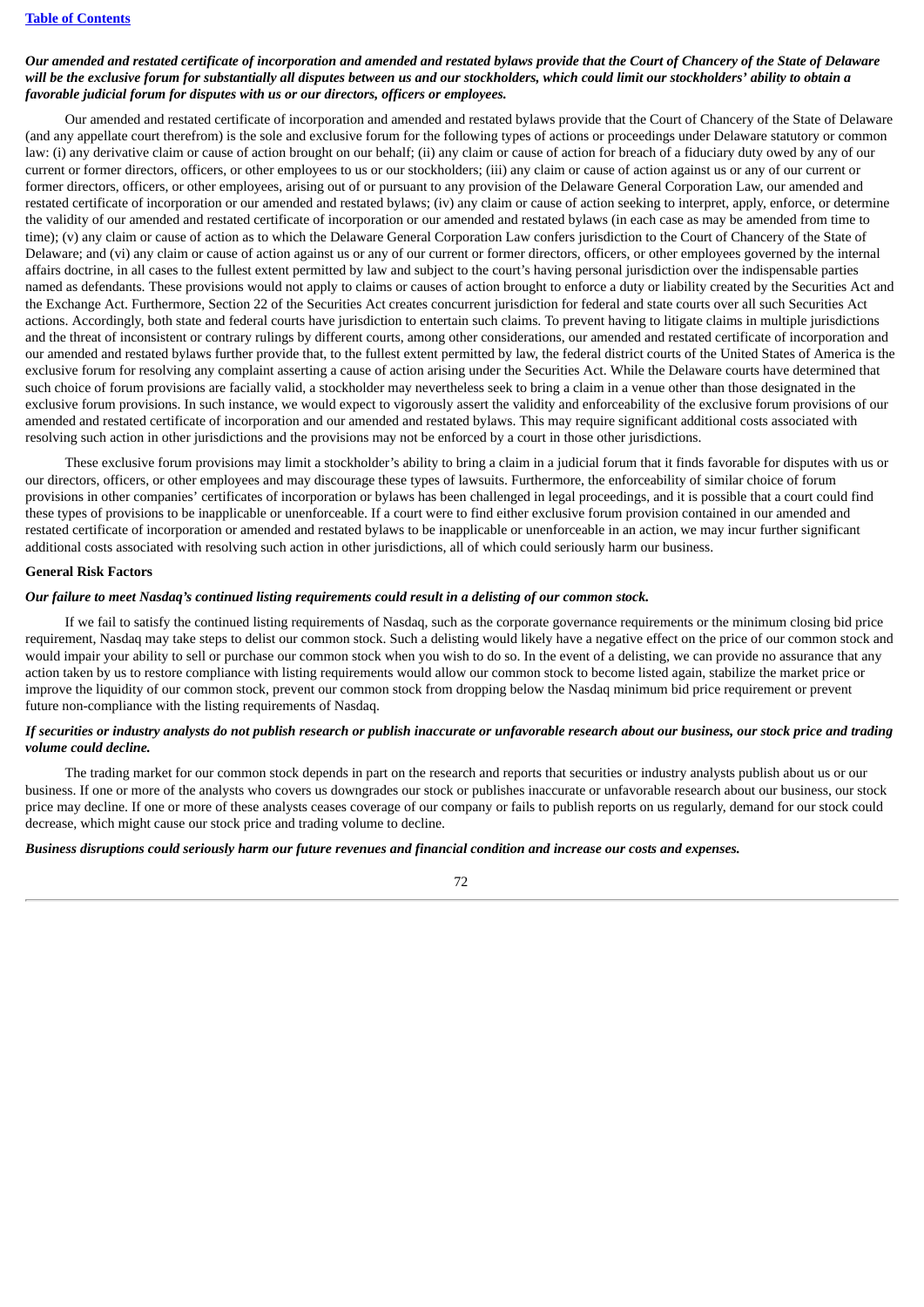***Our amended and restated certificate of incorporation and amended and restated bylaws provide that the Court of Chancery of the State of Delaware will be the exclusive forum for substantially all disputes between us and our stockholders, which could limit our stockholders' ability to obtain a favorable judicial forum for disputes with us or our directors, officers or employees.***

Our amended and restated certificate of incorporation and amended and restated bylaws provide that the Court of Chancery of the State of Delaware (and any appellate court therefrom) is the sole and exclusive forum for the following types of actions or proceedings under Delaware statutory or common law: (i) any derivative claim or cause of action brought on our behalf; (ii) any claim or cause of action for breach of a fiduciary duty owed by any of our current or former directors, officers, or other employees to us or our stockholders; (iii) any claim or cause of action against us or any of our current or former directors, officers, or other employees, arising out of or pursuant to any provision of the Delaware General Corporation Law, our amended and restated certificate of incorporation or our amended and restated bylaws; (iv) any claim or cause of action seeking to interpret, apply, enforce, or determine the validity of our amended and restated certificate of incorporation or our amended and restated bylaws (in each case as may be amended from time to time); (v) any claim or cause of action as to which the Delaware General Corporation Law confers jurisdiction to the Court of Chancery of the State of Delaware; and (vi) any claim or cause of action against us or any of our current or former directors, officers, or other employees governed by the internal affairs doctrine, in all cases to the fullest extent permitted by law and subject to the court's having personal jurisdiction over the indispensable parties named as defendants. These provisions would not apply to claims or causes of action brought to enforce a duty or liability created by the Securities Act and the Exchange Act. Furthermore, Section 22 of the Securities Act creates concurrent jurisdiction for federal and state courts over all such Securities Act actions. Accordingly, both state and federal courts have jurisdiction to entertain such claims. To prevent having to litigate claims in multiple jurisdictions and the threat of inconsistent or contrary rulings by different courts, among other considerations, our amended and restated certificate of incorporation and our amended and restated bylaws further provide that, to the fullest extent permitted by law, the federal district courts of the United States of America is the exclusive forum for resolving any complaint asserting a cause of action arising under the Securities Act. While the Delaware courts have determined that such choice of forum provisions are facially valid, a stockholder may nevertheless seek to bring a claim in a venue other than those designated in the exclusive forum provisions. In such instance, we would expect to vigorously assert the validity and enforceability of the exclusive forum provisions of our amended and restated certificate of incorporation and our amended and restated bylaws. This may require significant additional costs associated with resolving such action in other jurisdictions and the provisions may not be enforced by a court in those other jurisdictions.

These exclusive forum provisions may limit a stockholder's ability to bring a claim in a judicial forum that it finds favorable for disputes with us or our directors, officers, or other employees and may discourage these types of lawsuits. Furthermore, the enforceability of similar choice of forum provisions in other companies' certificates of incorporation or bylaws has been challenged in legal proceedings, and it is possible that a court could find these types of provisions to be inapplicable or unenforceable. If a court were to find either exclusive forum provision contained in our amended and restated certificate of incorporation or amended and restated bylaws to be inapplicable or unenforceable in an action, we may incur further significant additional costs associated with resolving such action in other jurisdictions, all of which could seriously harm our business.

**General Risk Factors**

***Our failure to meet Nasdaq's continued listing requirements could result in a delisting of our common stock.***

If we fail to satisfy the continued listing requirements of Nasdaq, such as the corporate governance requirements or the minimum closing bid price requirement, Nasdaq may take steps to delist our common stock. Such a delisting would likely have a negative effect on the price of our common stock and would impair your ability to sell or purchase our common stock when you wish to do so. In the event of a delisting, we can provide no assurance that any action taken by us to restore compliance with listing requirements would allow our common stock to become listed again, stabilize the market price or improve the liquidity of our common stock, prevent our common stock from dropping below the Nasdaq minimum bid price requirement or prevent future non-compliance with the listing requirements of Nasdaq.

***If securities or industry analysts do not publish research or publish inaccurate or unfavorable research about our business, our stock price and trading volume could decline.***

The trading market for our common stock depends in part on the research and reports that securities or industry analysts publish about us or our business. If one or more of the analysts who covers us downgrades our stock or publishes inaccurate or unfavorable research about our business, our stock price may decline. If one or more of these analysts ceases coverage of our company or fails to publish reports on us regularly, demand for our stock could decrease, which might cause our stock price and trading volume to decline.

***Business disruptions could seriously harm our future revenues and financial condition and increase our costs and expenses.***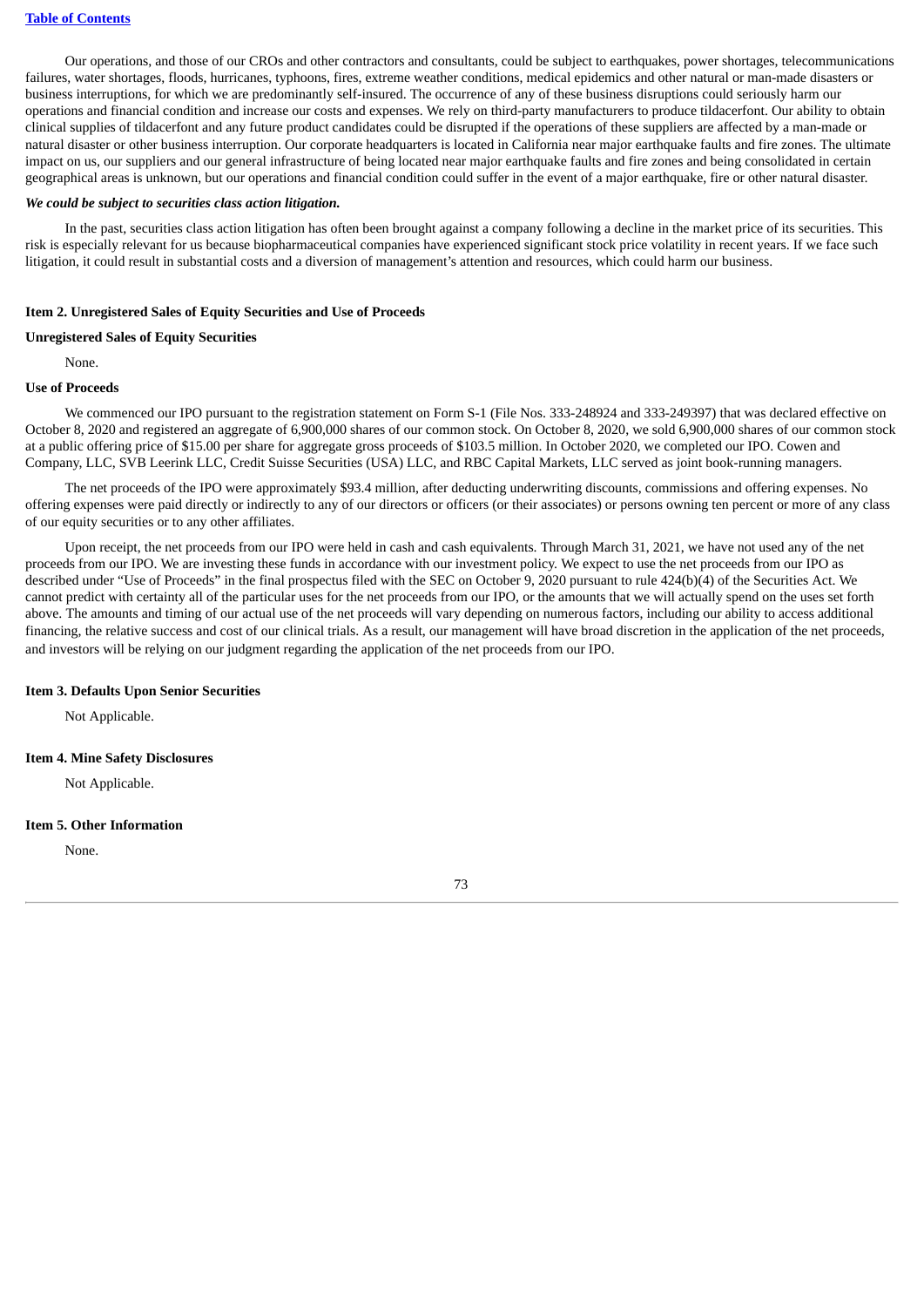Our operations, and those of our CROs and other contractors and consultants, could be subject to earthquakes, power shortages, telecommunications failures, water shortages, floods, hurricanes, typhoons, fires, extreme weather conditions, medical epidemics and other natural or man-made disasters or business interruptions, for which we are predominantly self-insured. The occurrence of any of these business disruptions could seriously harm our operations and financial condition and increase our costs and expenses. We rely on third-party manufacturers to produce tildacerfont. Our ability to obtain clinical supplies of tildacerfont and any future product candidates could be disrupted if the operations of these suppliers are affected by a man-made or natural disaster or other business interruption. Our corporate headquarters is located in California near major earthquake faults and fire zones. The ultimate impact on us, our suppliers and our general infrastructure of being located near major earthquake faults and fire zones and being consolidated in certain geographical areas is unknown, but our operations and financial condition could suffer in the event of a major earthquake, fire or other natural disaster.

***We could be subject to securities class action litigation.***

In the past, securities class action litigation has often been brought against a company following a decline in the market price of its securities. This risk is especially relevant for us because biopharmaceutical companies have experienced significant stock price volatility in recent years. If we face such litigation, it could result in substantial costs and a diversion of management's attention and resources, which could harm our business.

### Item 2. Unregistered Sales of Equity Securities and Use of Proceeds

**Unregistered Sales of Equity Securities**

None.

**Use of Proceeds**

We commenced our IPO pursuant to the registration statement on Form S-1 (File Nos. 333-248924 and 333-249397) that was declared effective on October 8, 2020 and registered an aggregate of 6,900,000 shares of our common stock. On October 8, 2020, we sold 6,900,000 shares of our common stock at a public offering price of $15.00 per share for aggregate gross proceeds of $103.5 million. In October 2020, we completed our IPO. Cowen and Company, LLC, SVB Leerink LLC, Credit Suisse Securities (USA) LLC, and RBC Capital Markets, LLC served as joint book-running managers.

The net proceeds of the IPO were approximately $93.4 million, after deducting underwriting discounts, commissions and offering expenses. No offering expenses were paid directly or indirectly to any of our directors or officers (or their associates) or persons owning ten percent or more of any class of our equity securities or to any other affiliates.

Upon receipt, the net proceeds from our IPO were held in cash and cash equivalents. Through March 31, 2021, we have not used any of the net proceeds from our IPO. We are investing these funds in accordance with our investment policy. We expect to use the net proceeds from our IPO as described under "Use of Proceeds" in the final prospectus filed with the SEC on October 9, 2020 pursuant to rule 424(b)(4) of the Securities Act. We cannot predict with certainty all of the particular uses for the net proceeds from our IPO, or the amounts that we will actually spend on the uses set forth above. The amounts and timing of our actual use of the net proceeds will vary depending on numerous factors, including our ability to access additional financing, the relative success and cost of our clinical trials. As a result, our management will have broad discretion in the application of the net proceeds, and investors will be relying on our judgment regarding the application of the net proceeds from our IPO.

### Item 3. Defaults Upon Senior Securities

Not Applicable.

### Item 4. Mine Safety Disclosures

Not Applicable.

### Item 5. Other Information

None.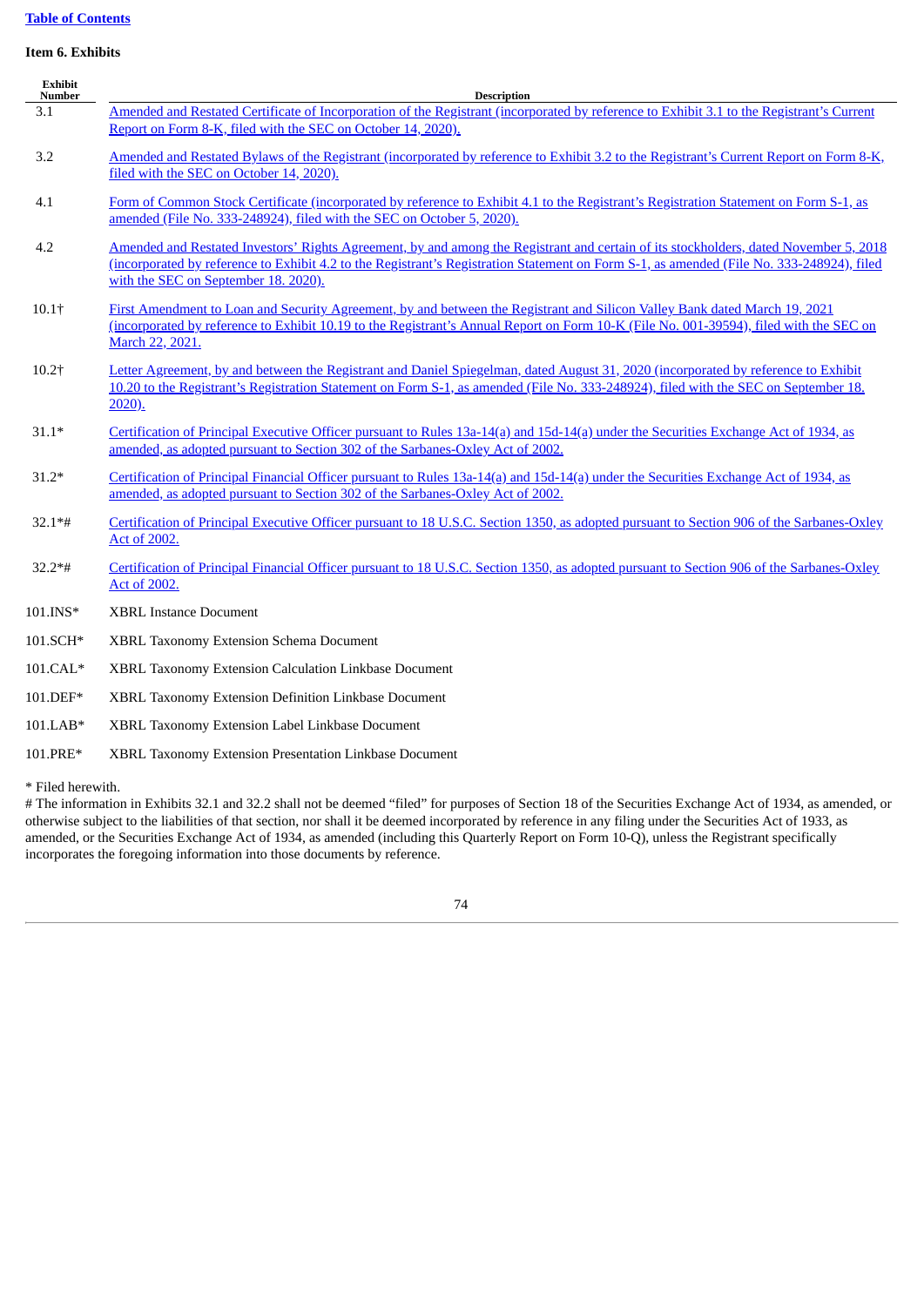[Table of Contents](#)

**Item 6. Exhibits**

| Exhibit Number | Description |
|---|---|
| 3.1 | [Amended and Restated Certificate of Incorporation of the Registrant (incorporated by reference to Exhibit 3.1 to the Registrant's Current Report on Form 8-K, filed with the SEC on October 14, 2020).](#) |
| 3.2 | [Amended and Restated Bylaws of the Registrant (incorporated by reference to Exhibit 3.2 to the Registrant's Current Report on Form 8-K, filed with the SEC on October 14, 2020).](#) |
| 4.1 | [Form of Common Stock Certificate (incorporated by reference to Exhibit 4.1 to the Registrant's Registration Statement on Form S-1, as amended (File No. 333-248924), filed with the SEC on October 5, 2020).](#) |
| 4.2 | [Amended and Restated Investors' Rights Agreement, by and among the Registrant and certain of its stockholders, dated November 5, 2018 (incorporated by reference to Exhibit 4.2 to the Registrant's Registration Statement on Form S-1, as amended (File No. 333-248924), filed with the SEC on September 18. 2020).](#) |
| 10.1† | [First Amendment to Loan and Security Agreement, by and between the Registrant and Silicon Valley Bank dated March 19, 2021 (incorporated by reference to Exhibit 10.19 to the Registrant's Annual Report on Form 10-K (File No. 001-39594), filed with the SEC on March 22, 2021.](#) |
| 10.2† | [Letter Agreement, by and between the Registrant and Daniel Spiegelman, dated August 31, 2020 (incorporated by reference to Exhibit 10.20 to the Registrant's Registration Statement on Form S-1, as amended (File No. 333-248924), filed with the SEC on September 18. 2020).](#) |
| 31.1* | [Certification of Principal Executive Officer pursuant to Rules 13a-14(a) and 15d-14(a) under the Securities Exchange Act of 1934, as amended, as adopted pursuant to Section 302 of the Sarbanes-Oxley Act of 2002.](#) |
| 31.2* | [Certification of Principal Financial Officer pursuant to Rules 13a-14(a) and 15d-14(a) under the Securities Exchange Act of 1934, as amended, as adopted pursuant to Section 302 of the Sarbanes-Oxley Act of 2002.](#) |
| 32.1*# | [Certification of Principal Executive Officer pursuant to 18 U.S.C. Section 1350, as adopted pursuant to Section 906 of the Sarbanes-Oxley Act of 2002.](#) |
| 32.2*# | [Certification of Principal Financial Officer pursuant to 18 U.S.C. Section 1350, as adopted pursuant to Section 906 of the Sarbanes-Oxley Act of 2002.](#) |
| 101.INS* | XBRL Instance Document |
| 101.SCH* | XBRL Taxonomy Extension Schema Document |
| 101.CAL* | XBRL Taxonomy Extension Calculation Linkbase Document |
| 101.DEF* | XBRL Taxonomy Extension Definition Linkbase Document |
| 101.LAB* | XBRL Taxonomy Extension Label Linkbase Document |
| 101.PRE* | XBRL Taxonomy Extension Presentation Linkbase Document |

* Filed herewith.

# The information in Exhibits 32.1 and 32.2 shall not be deemed "filed" for purposes of Section 18 of the Securities Exchange Act of 1934, as amended, or otherwise subject to the liabilities of that section, nor shall it be deemed incorporated by reference in any filing under the Securities Act of 1933, as amended, or the Securities Exchange Act of 1934, as amended (including this Quarterly Report on Form 10-Q), unless the Registrant specifically incorporates the foregoing information into those documents by reference.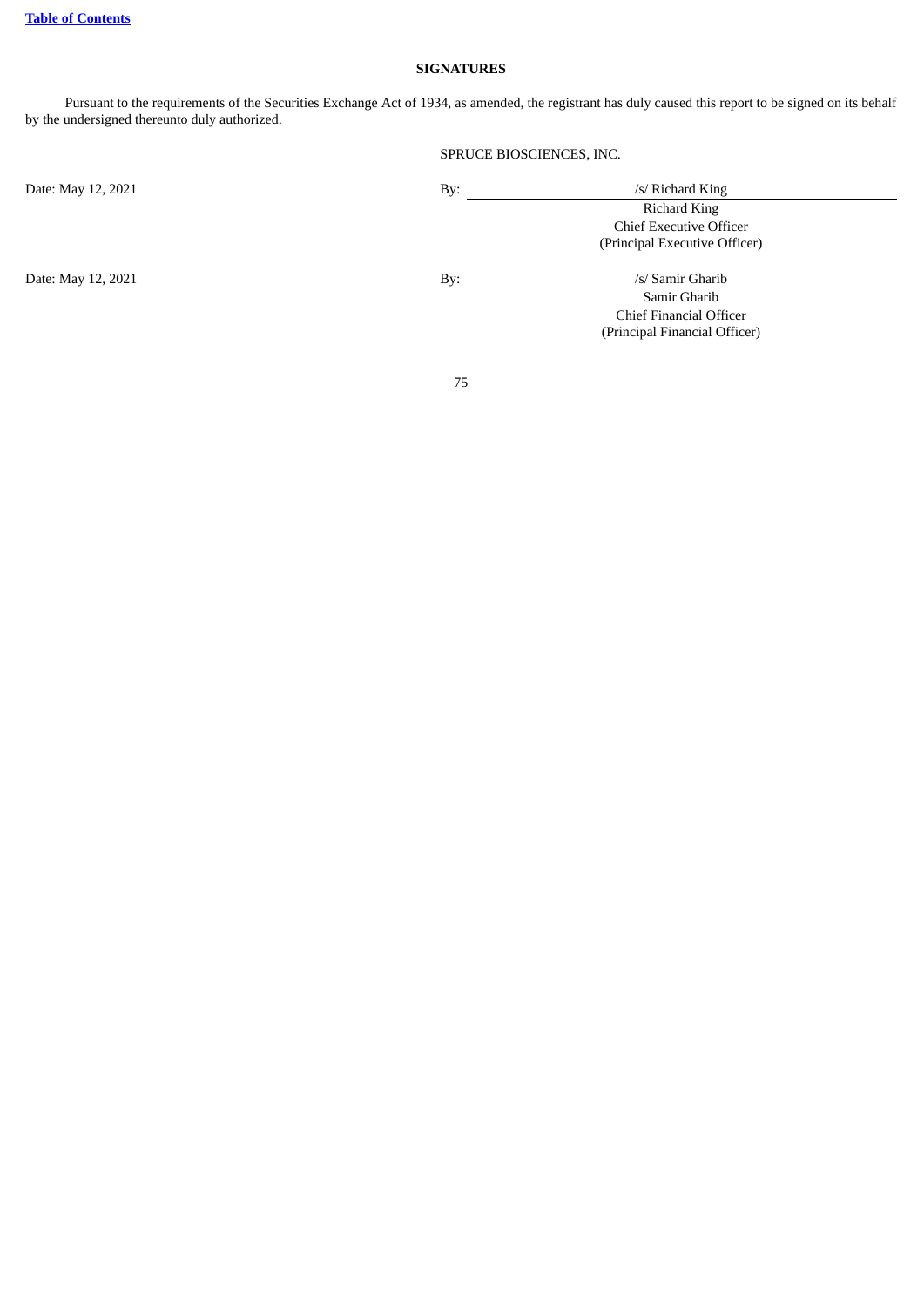**SIGNATURES**

Pursuant to the requirements of the Securities Exchange Act of 1934, as amended, the registrant has duly caused this report to be signed on its behalf by the undersigned thereunto duly authorized.

SPRUCE BIOSCIENCES, INC.

| | | |
|---|---|---|
| Date: May 12, 2021 | By: | /s/ Richard King |
| | | Richard King |
| | | Chief Executive Officer |
| | | (Principal Executive Officer) |
| Date: May 12, 2021 | By: | /s/ Samir Gharib |
| | | Samir Gharib |
| | | Chief Financial Officer |
| | | (Principal Financial Officer) |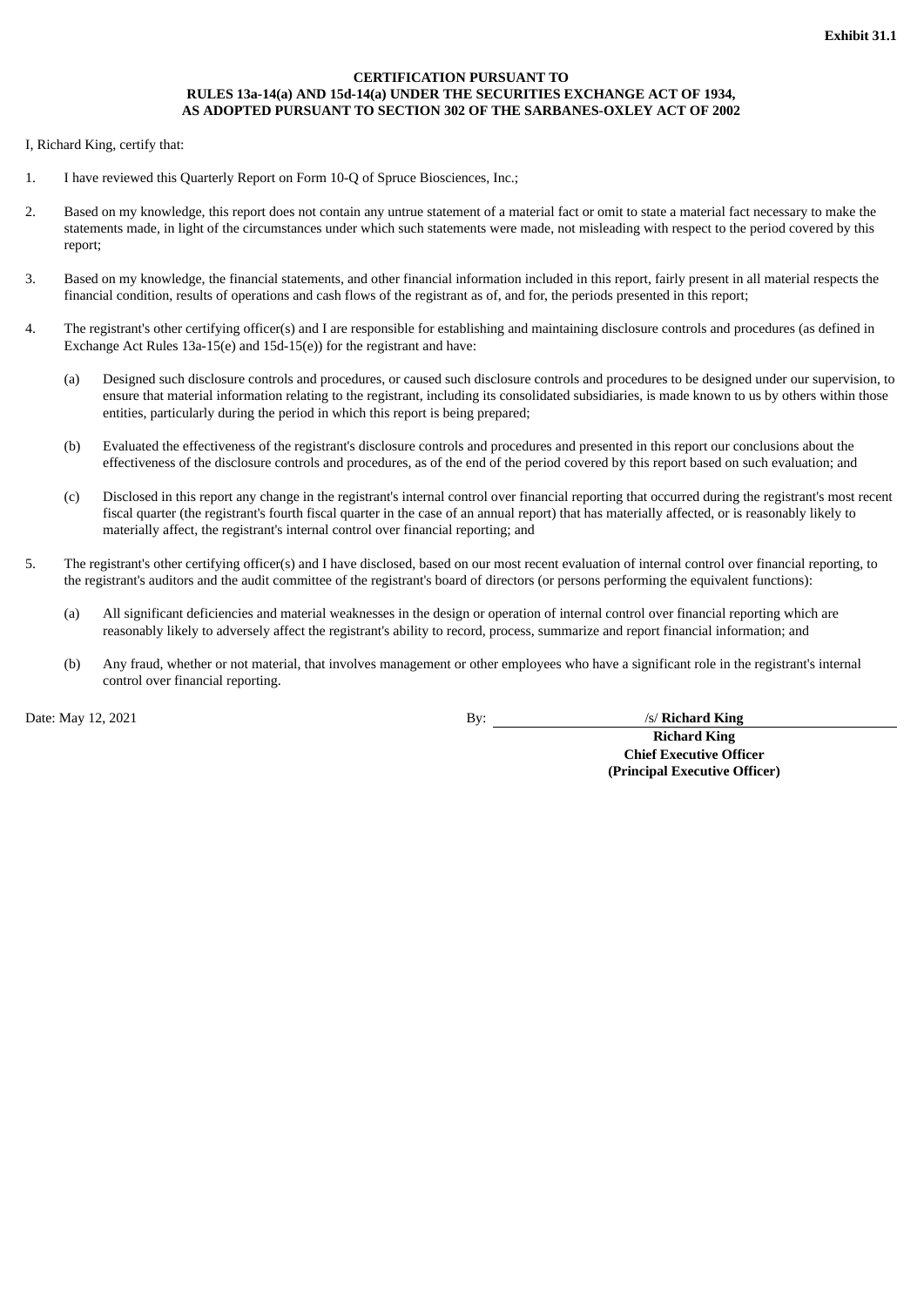**Exhibit 31.1**

**CERTIFICATION PURSUANT TO**
**RULES 13a-14(a) AND 15d-14(a) UNDER THE SECURITIES EXCHANGE ACT OF 1934,**
**AS ADOPTED PURSUANT TO SECTION 302 OF THE SARBANES-OXLEY ACT OF 2002**

I, Richard King, certify that:

1. I have reviewed this Quarterly Report on Form 10-Q of Spruce Biosciences, Inc.;

2. Based on my knowledge, this report does not contain any untrue statement of a material fact or omit to state a material fact necessary to make the statements made, in light of the circumstances under which such statements were made, not misleading with respect to the period covered by this report;

3. Based on my knowledge, the financial statements, and other financial information included in this report, fairly present in all material respects the financial condition, results of operations and cash flows of the registrant as of, and for, the periods presented in this report;

4. The registrant's other certifying officer(s) and I are responsible for establishing and maintaining disclosure controls and procedures (as defined in Exchange Act Rules 13a-15(e) and 15d-15(e)) for the registrant and have:

   (a) Designed such disclosure controls and procedures, or caused such disclosure controls and procedures to be designed under our supervision, to ensure that material information relating to the registrant, including its consolidated subsidiaries, is made known to us by others within those entities, particularly during the period in which this report is being prepared;

   (b) Evaluated the effectiveness of the registrant's disclosure controls and procedures and presented in this report our conclusions about the effectiveness of the disclosure controls and procedures, as of the end of the period covered by this report based on such evaluation; and

   (c) Disclosed in this report any change in the registrant's internal control over financial reporting that occurred during the registrant's most recent fiscal quarter (the registrant's fourth fiscal quarter in the case of an annual report) that has materially affected, or is reasonably likely to materially affect, the registrant's internal control over financial reporting; and

5. The registrant's other certifying officer(s) and I have disclosed, based on our most recent evaluation of internal control over financial reporting, to the registrant's auditors and the audit committee of the registrant's board of directors (or persons performing the equivalent functions):

   (a) All significant deficiencies and material weaknesses in the design or operation of internal control over financial reporting which are reasonably likely to adversely affect the registrant's ability to record, process, summarize and report financial information; and

   (b) Any fraud, whether or not material, that involves management or other employees who have a significant role in the registrant's internal control over financial reporting.

Date: May 12, 2021

By: /s/ **Richard King**

**Richard King**
**Chief Executive Officer**
**(Principal Executive Officer)**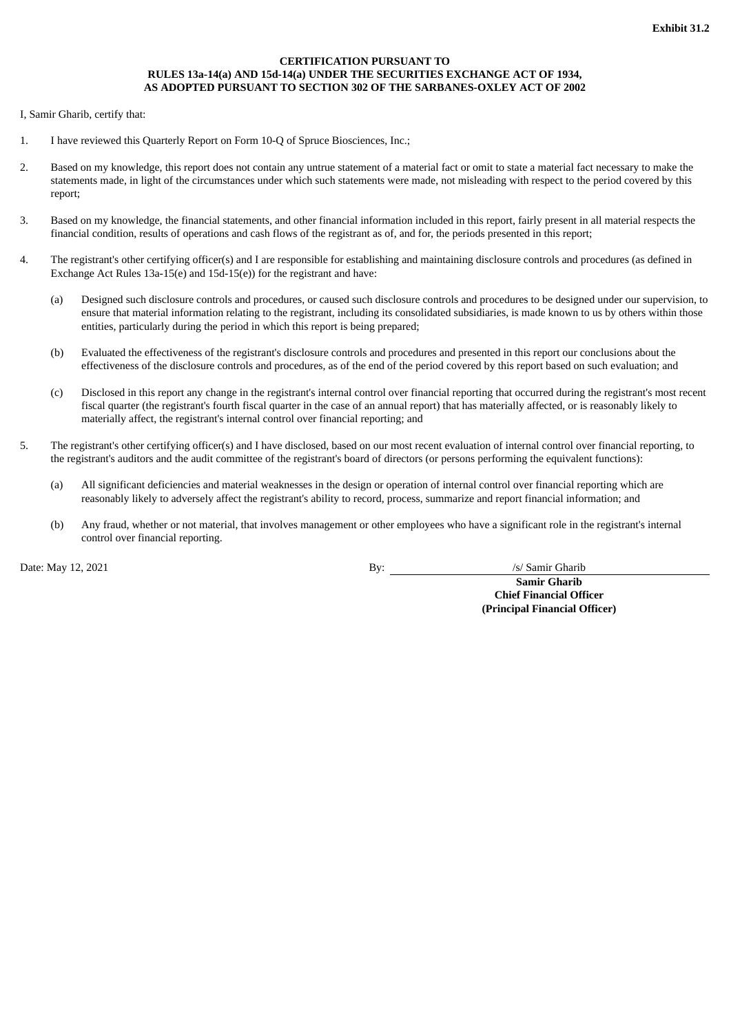**Exhibit 31.2**

**CERTIFICATION PURSUANT TO RULES 13a-14(a) AND 15d-14(a) UNDER THE SECURITIES EXCHANGE ACT OF 1934, AS ADOPTED PURSUANT TO SECTION 302 OF THE SARBANES-OXLEY ACT OF 2002**

I, Samir Gharib, certify that:

1. I have reviewed this Quarterly Report on Form 10-Q of Spruce Biosciences, Inc.;

2. Based on my knowledge, this report does not contain any untrue statement of a material fact or omit to state a material fact necessary to make the statements made, in light of the circumstances under which such statements were made, not misleading with respect to the period covered by this report;

3. Based on my knowledge, the financial statements, and other financial information included in this report, fairly present in all material respects the financial condition, results of operations and cash flows of the registrant as of, and for, the periods presented in this report;

4. The registrant's other certifying officer(s) and I are responsible for establishing and maintaining disclosure controls and procedures (as defined in Exchange Act Rules 13a-15(e) and 15d-15(e)) for the registrant and have:

   (a) Designed such disclosure controls and procedures, or caused such disclosure controls and procedures to be designed under our supervision, to ensure that material information relating to the registrant, including its consolidated subsidiaries, is made known to us by others within those entities, particularly during the period in which this report is being prepared;

   (b) Evaluated the effectiveness of the registrant's disclosure controls and procedures and presented in this report our conclusions about the effectiveness of the disclosure controls and procedures, as of the end of the period covered by this report based on such evaluation; and

   (c) Disclosed in this report any change in the registrant's internal control over financial reporting that occurred during the registrant's most recent fiscal quarter (the registrant's fourth fiscal quarter in the case of an annual report) that has materially affected, or is reasonably likely to materially affect, the registrant's internal control over financial reporting; and

5. The registrant's other certifying officer(s) and I have disclosed, based on our most recent evaluation of internal control over financial reporting, to the registrant's auditors and the audit committee of the registrant's board of directors (or persons performing the equivalent functions):

   (a) All significant deficiencies and material weaknesses in the design or operation of internal control over financial reporting which are reasonably likely to adversely affect the registrant's ability to record, process, summarize and report financial information; and

   (b) Any fraud, whether or not material, that involves management or other employees who have a significant role in the registrant's internal control over financial reporting.

Date: May 12, 2021

By: /s/ Samir Gharib

**Samir Gharib**
**Chief Financial Officer**
**(Principal Financial Officer)**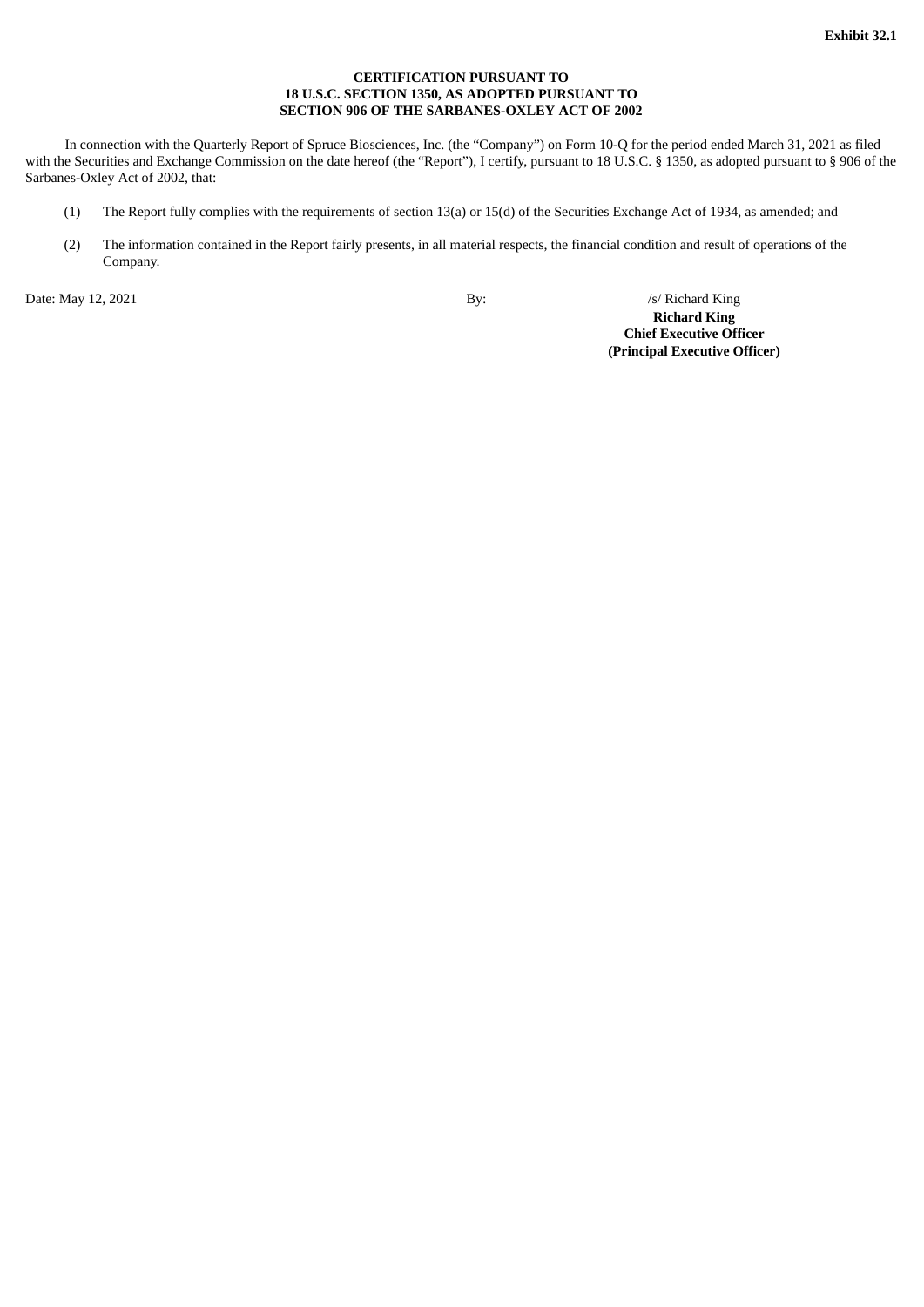**Exhibit 32.1**

**CERTIFICATION PURSUANT TO**
**18 U.S.C. SECTION 1350, AS ADOPTED PURSUANT TO**
**SECTION 906 OF THE SARBANES-OXLEY ACT OF 2002**

In connection with the Quarterly Report of Spruce Biosciences, Inc. (the "Company") on Form 10-Q for the period ended March 31, 2021 as filed with the Securities and Exchange Commission on the date hereof (the "Report"), I certify, pursuant to 18 U.S.C. § 1350, as adopted pursuant to § 906 of the Sarbanes-Oxley Act of 2002, that:

(1) The Report fully complies with the requirements of section 13(a) or 15(d) of the Securities Exchange Act of 1934, as amended; and

(2) The information contained in the Report fairly presents, in all material respects, the financial condition and result of operations of the Company.

Date: May 12, 2021

By: /s/ Richard King

**Richard King**
**Chief Executive Officer**
**(Principal Executive Officer)**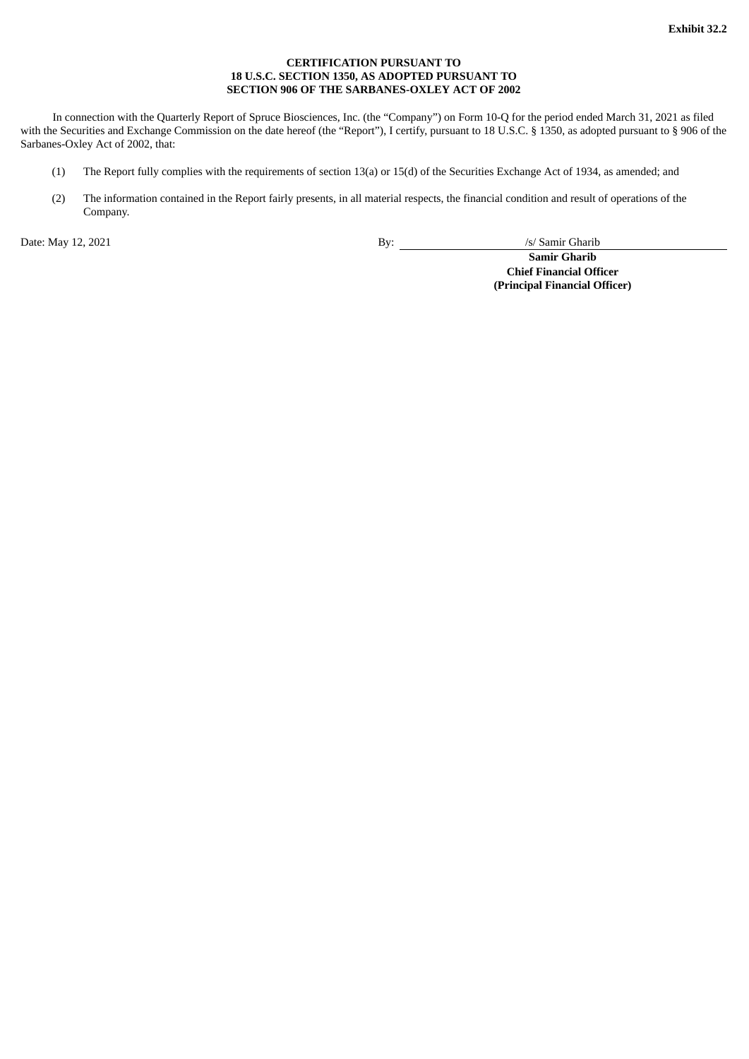**Exhibit 32.2**

**CERTIFICATION PURSUANT TO**
**18 U.S.C. SECTION 1350, AS ADOPTED PURSUANT TO**
**SECTION 906 OF THE SARBANES-OXLEY ACT OF 2002**

In connection with the Quarterly Report of Spruce Biosciences, Inc. (the "Company") on Form 10-Q for the period ended March 31, 2021 as filed with the Securities and Exchange Commission on the date hereof (the "Report"), I certify, pursuant to 18 U.S.C. § 1350, as adopted pursuant to § 906 of the Sarbanes-Oxley Act of 2002, that:

(1) The Report fully complies with the requirements of section 13(a) or 15(d) of the Securities Exchange Act of 1934, as amended; and

(2) The information contained in the Report fairly presents, in all material respects, the financial condition and result of operations of the Company.

Date: May 12, 2021

By: /s/ Samir Gharib

**Samir Gharib**
**Chief Financial Officer**
**(Principal Financial Officer)**